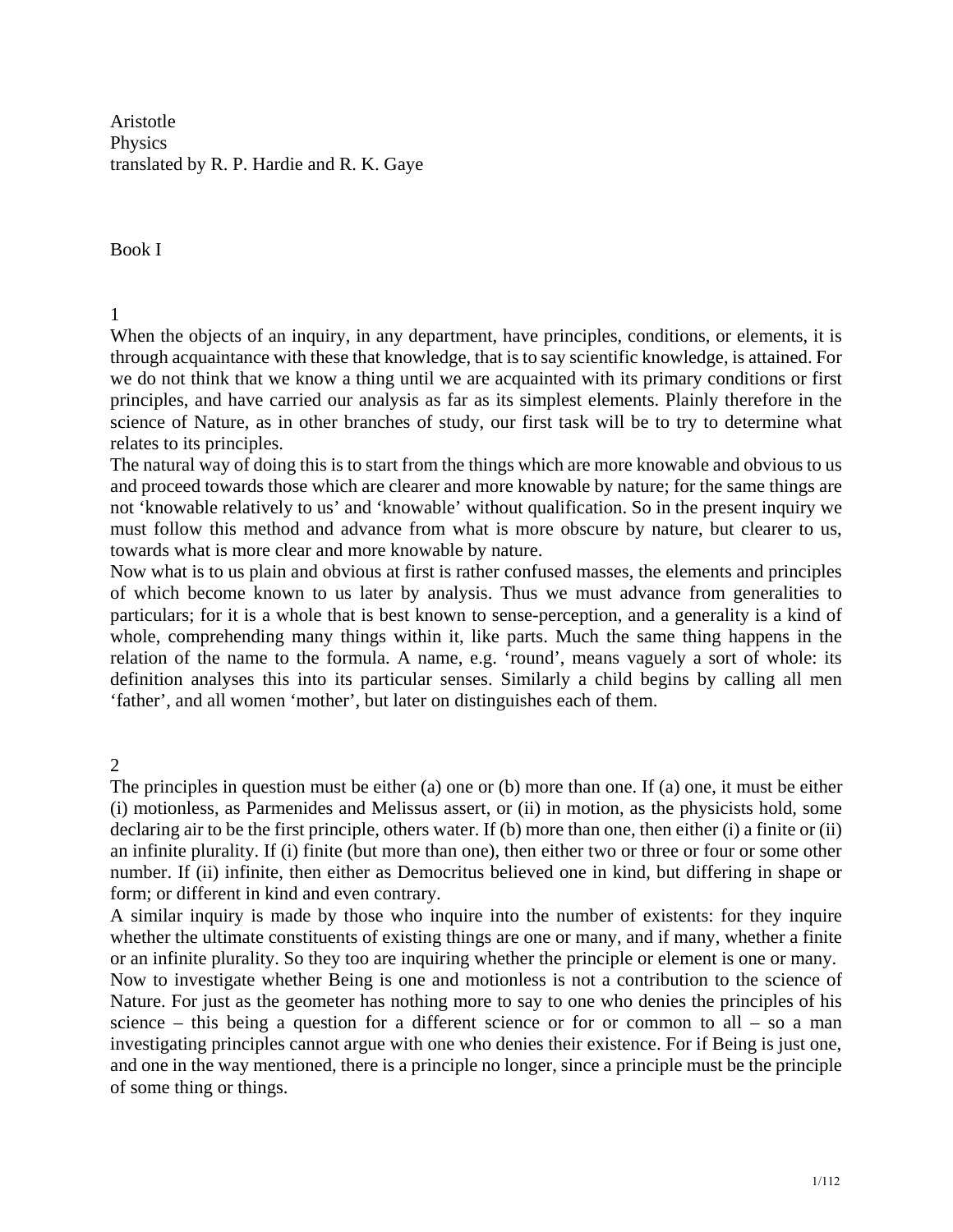Aristotle
Physics
translated by R. P. Hardie and R. K. Gaye

# Book I

## 1

When the objects of an inquiry, in any department, have principles, conditions, or elements, it is through acquaintance with these that knowledge, that is to say scientific knowledge, is attained. For we do not think that we know a thing until we are acquainted with its primary conditions or first principles, and have carried our analysis as far as its simplest elements. Plainly therefore in the science of Nature, as in other branches of study, our first task will be to try to determine what relates to its principles.

The natural way of doing this is to start from the things which are more knowable and obvious to us and proceed towards those which are clearer and more knowable by nature; for the same things are not 'knowable relatively to us' and 'knowable' without qualification. So in the present inquiry we must follow this method and advance from what is more obscure by nature, but clearer to us, towards what is more clear and more knowable by nature.

Now what is to us plain and obvious at first is rather confused masses, the elements and principles of which become known to us later by analysis. Thus we must advance from generalities to particulars; for it is a whole that is best known to sense-perception, and a generality is a kind of whole, comprehending many things within it, like parts. Much the same thing happens in the relation of the name to the formula. A name, e.g. 'round', means vaguely a sort of whole: its definition analyses this into its particular senses. Similarly a child begins by calling all men 'father', and all women 'mother', but later on distinguishes each of them.

## 2

The principles in question must be either (a) one or (b) more than one. If (a) one, it must be either (i) motionless, as Parmenides and Melissus assert, or (ii) in motion, as the physicists hold, some declaring air to be the first principle, others water. If (b) more than one, then either (i) a finite or (ii) an infinite plurality. If (i) finite (but more than one), then either two or three or four or some other number. If (ii) infinite, then either as Democritus believed one in kind, but differing in shape or form; or different in kind and even contrary.

A similar inquiry is made by those who inquire into the number of existents: for they inquire whether the ultimate constituents of existing things are one or many, and if many, whether a finite or an infinite plurality. So they too are inquiring whether the principle or element is one or many.

Now to investigate whether Being is one and motionless is not a contribution to the science of Nature. For just as the geometer has nothing more to say to one who denies the principles of his science – this being a question for a different science or for or common to all – so a man investigating principles cannot argue with one who denies their existence. For if Being is just one, and one in the way mentioned, there is a principle no longer, since a principle must be the principle of some thing or things.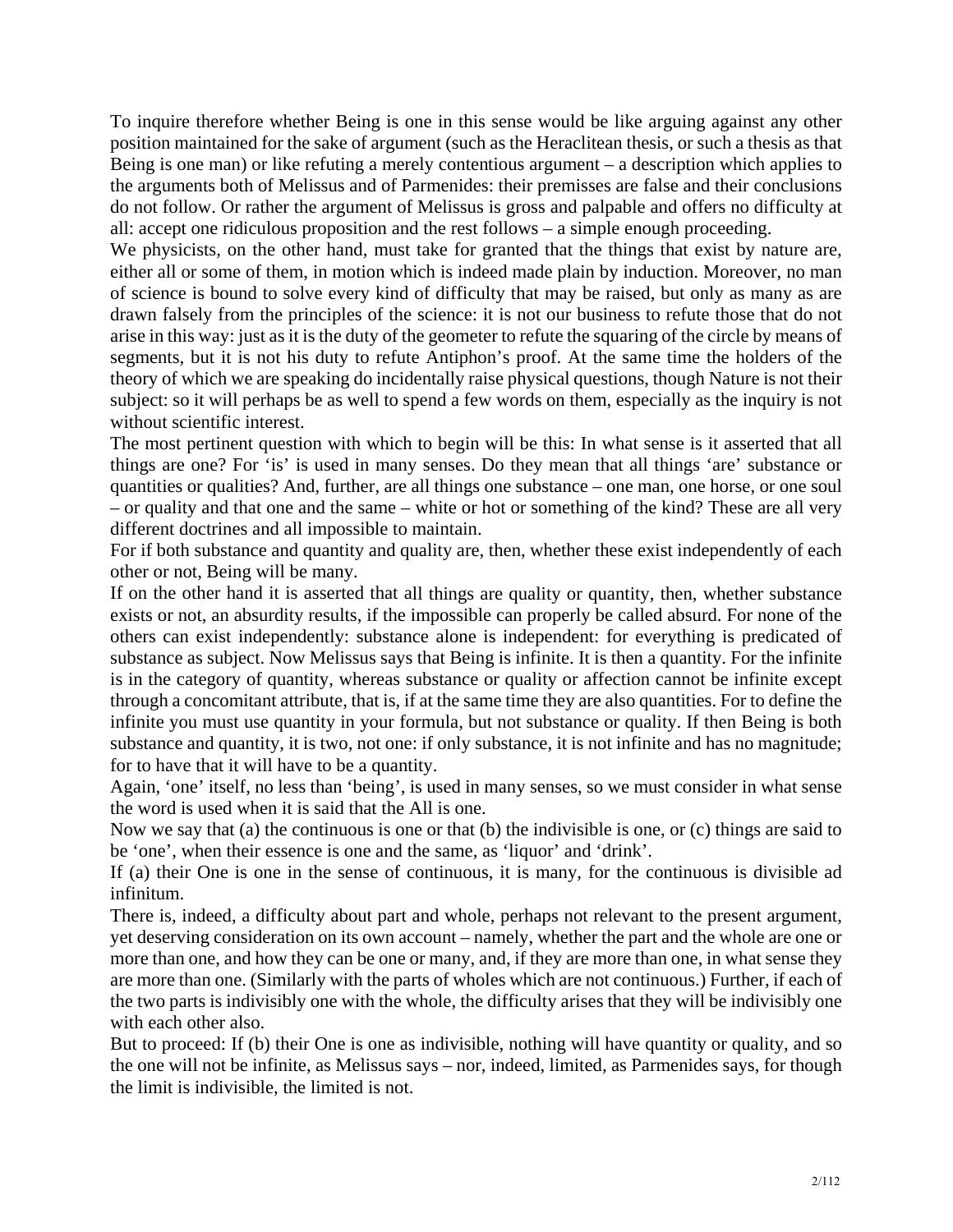To inquire therefore whether Being is one in this sense would be like arguing against any other position maintained for the sake of argument (such as the Heraclitean thesis, or such a thesis as that Being is one man) or like refuting a merely contentious argument – a description which applies to the arguments both of Melissus and of Parmenides: their premisses are false and their conclusions do not follow. Or rather the argument of Melissus is gross and palpable and offers no difficulty at all: accept one ridiculous proposition and the rest follows – a simple enough proceeding.

We physicists, on the other hand, must take for granted that the things that exist by nature are, either all or some of them, in motion which is indeed made plain by induction. Moreover, no man of science is bound to solve every kind of difficulty that may be raised, but only as many as are drawn falsely from the principles of the science: it is not our business to refute those that do not arise in this way: just as it is the duty of the geometer to refute the squaring of the circle by means of segments, but it is not his duty to refute Antiphon's proof. At the same time the holders of the theory of which we are speaking do incidentally raise physical questions, though Nature is not their subject: so it will perhaps be as well to spend a few words on them, especially as the inquiry is not without scientific interest.

The most pertinent question with which to begin will be this: In what sense is it asserted that all things are one? For 'is' is used in many senses. Do they mean that all things 'are' substance or quantities or qualities? And, further, are all things one substance – one man, one horse, or one soul – or quality and that one and the same – white or hot or something of the kind? These are all very different doctrines and all impossible to maintain.

For if both substance and quantity and quality are, then, whether these exist independently of each other or not, Being will be many.

If on the other hand it is asserted that all things are quality or quantity, then, whether substance exists or not, an absurdity results, if the impossible can properly be called absurd. For none of the others can exist independently: substance alone is independent: for everything is predicated of substance as subject. Now Melissus says that Being is infinite. It is then a quantity. For the infinite is in the category of quantity, whereas substance or quality or affection cannot be infinite except through a concomitant attribute, that is, if at the same time they are also quantities. For to define the infinite you must use quantity in your formula, but not substance or quality. If then Being is both substance and quantity, it is two, not one: if only substance, it is not infinite and has no magnitude; for to have that it will have to be a quantity.

Again, 'one' itself, no less than 'being', is used in many senses, so we must consider in what sense the word is used when it is said that the All is one.

Now we say that (a) the continuous is one or that (b) the indivisible is one, or (c) things are said to be 'one', when their essence is one and the same, as 'liquor' and 'drink'.

If (a) their One is one in the sense of continuous, it is many, for the continuous is divisible ad infinitum.

There is, indeed, a difficulty about part and whole, perhaps not relevant to the present argument, yet deserving consideration on its own account – namely, whether the part and the whole are one or more than one, and how they can be one or many, and, if they are more than one, in what sense they are more than one. (Similarly with the parts of wholes which are not continuous.) Further, if each of the two parts is indivisibly one with the whole, the difficulty arises that they will be indivisibly one with each other also.

But to proceed: If (b) their One is one as indivisible, nothing will have quantity or quality, and so the one will not be infinite, as Melissus says – nor, indeed, limited, as Parmenides says, for though the limit is indivisible, the limited is not.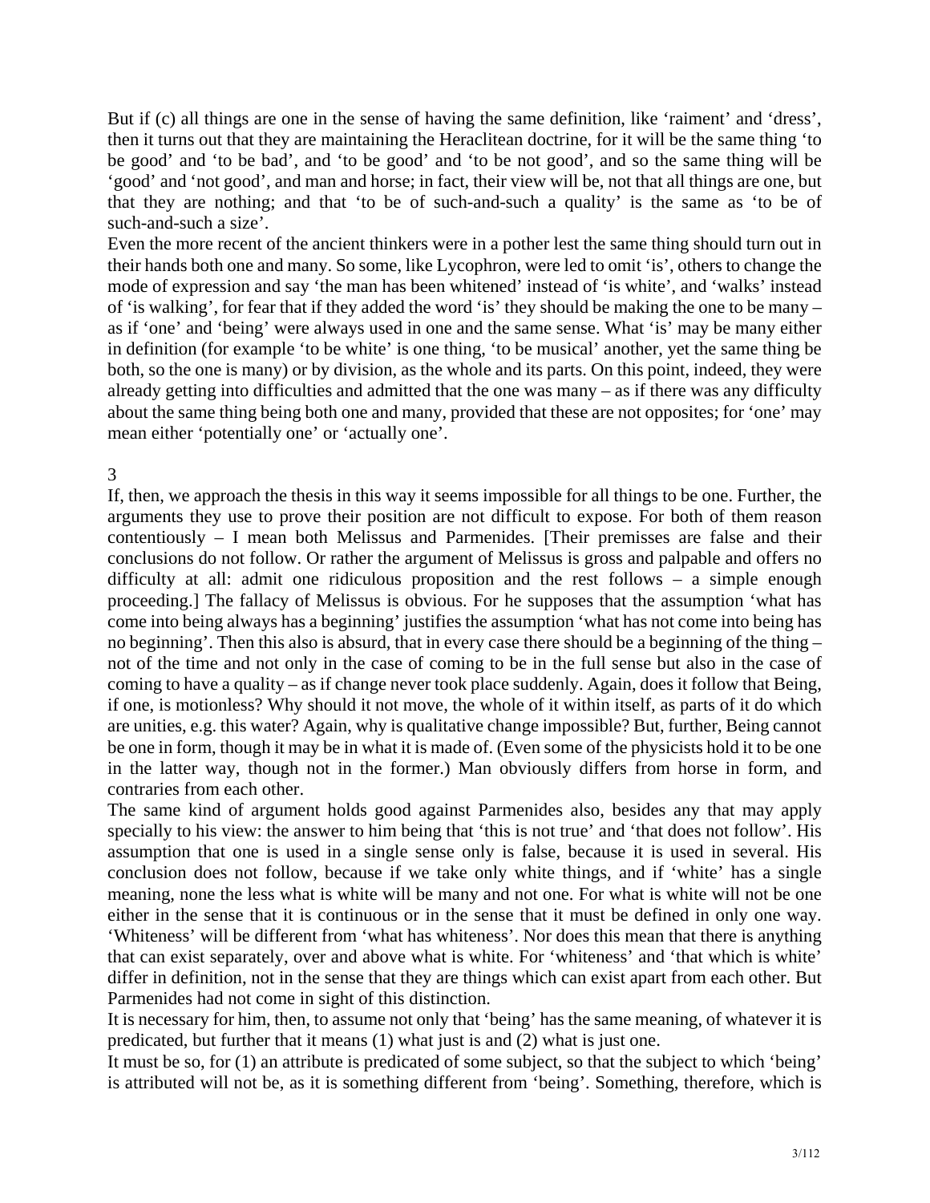But if (c) all things are one in the sense of having the same definition, like 'raiment' and 'dress', then it turns out that they are maintaining the Heraclitean doctrine, for it will be the same thing 'to be good' and 'to be bad', and 'to be good' and 'to be not good', and so the same thing will be 'good' and 'not good', and man and horse; in fact, their view will be, not that all things are one, but that they are nothing; and that 'to be of such-and-such a quality' is the same as 'to be of such-and-such a size'.

Even the more recent of the ancient thinkers were in a pother lest the same thing should turn out in their hands both one and many. So some, like Lycophron, were led to omit 'is', others to change the mode of expression and say 'the man has been whitened' instead of 'is white', and 'walks' instead of 'is walking', for fear that if they added the word 'is' they should be making the one to be many – as if 'one' and 'being' were always used in one and the same sense. What 'is' may be many either in definition (for example 'to be white' is one thing, 'to be musical' another, yet the same thing be both, so the one is many) or by division, as the whole and its parts. On this point, indeed, they were already getting into difficulties and admitted that the one was many – as if there was any difficulty about the same thing being both one and many, provided that these are not opposites; for 'one' may mean either 'potentially one' or 'actually one'.

## 3

If, then, we approach the thesis in this way it seems impossible for all things to be one. Further, the arguments they use to prove their position are not difficult to expose. For both of them reason contentiously – I mean both Melissus and Parmenides. [Their premisses are false and their conclusions do not follow. Or rather the argument of Melissus is gross and palpable and offers no difficulty at all: admit one ridiculous proposition and the rest follows – a simple enough proceeding.] The fallacy of Melissus is obvious. For he supposes that the assumption 'what has come into being always has a beginning' justifies the assumption 'what has not come into being has no beginning'. Then this also is absurd, that in every case there should be a beginning of the thing – not of the time and not only in the case of coming to be in the full sense but also in the case of coming to have a quality – as if change never took place suddenly. Again, does it follow that Being, if one, is motionless? Why should it not move, the whole of it within itself, as parts of it do which are unities, e.g. this water? Again, why is qualitative change impossible? But, further, Being cannot be one in form, though it may be in what it is made of. (Even some of the physicists hold it to be one in the latter way, though not in the former.) Man obviously differs from horse in form, and contraries from each other.

The same kind of argument holds good against Parmenides also, besides any that may apply specially to his view: the answer to him being that 'this is not true' and 'that does not follow'. His assumption that one is used in a single sense only is false, because it is used in several. His conclusion does not follow, because if we take only white things, and if 'white' has a single meaning, none the less what is white will be many and not one. For what is white will not be one either in the sense that it is continuous or in the sense that it must be defined in only one way. 'Whiteness' will be different from 'what has whiteness'. Nor does this mean that there is anything that can exist separately, over and above what is white. For 'whiteness' and 'that which is white' differ in definition, not in the sense that they are things which can exist apart from each other. But Parmenides had not come in sight of this distinction.

It is necessary for him, then, to assume not only that 'being' has the same meaning, of whatever it is predicated, but further that it means (1) what just is and (2) what is just one.

It must be so, for (1) an attribute is predicated of some subject, so that the subject to which 'being' is attributed will not be, as it is something different from 'being'. Something, therefore, which is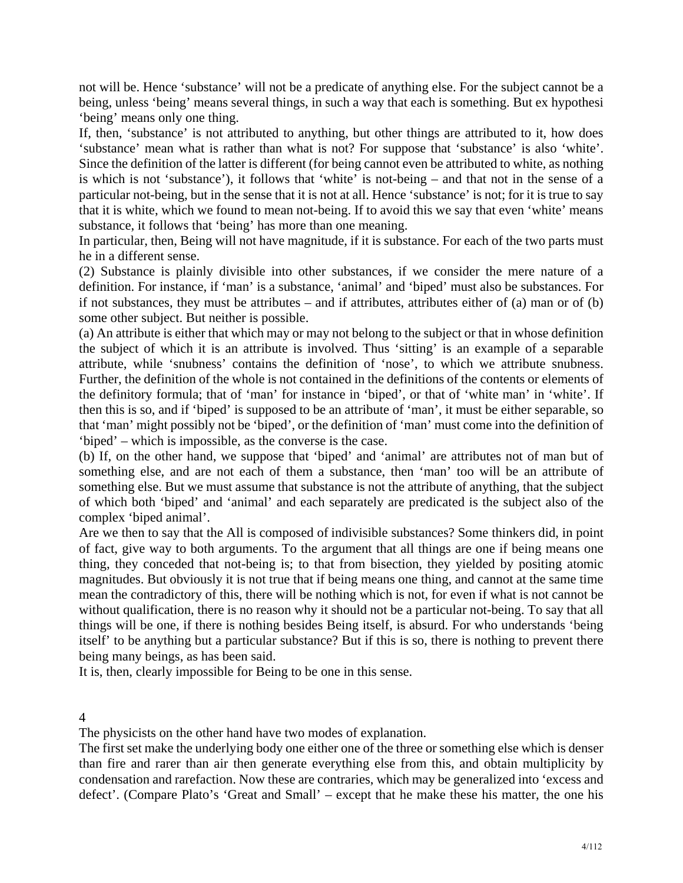not will be. Hence 'substance' will not be a predicate of anything else. For the subject cannot be a being, unless 'being' means several things, in such a way that each is something. But ex hypothesi 'being' means only one thing.

If, then, 'substance' is not attributed to anything, but other things are attributed to it, how does 'substance' mean what is rather than what is not? For suppose that 'substance' is also 'white'. Since the definition of the latter is different (for being cannot even be attributed to white, as nothing is which is not 'substance'), it follows that 'white' is not-being – and that not in the sense of a particular not-being, but in the sense that it is not at all. Hence 'substance' is not; for it is true to say that it is white, which we found to mean not-being. If to avoid this we say that even 'white' means substance, it follows that 'being' has more than one meaning.

In particular, then, Being will not have magnitude, if it is substance. For each of the two parts must he in a different sense.

(2) Substance is plainly divisible into other substances, if we consider the mere nature of a definition. For instance, if 'man' is a substance, 'animal' and 'biped' must also be substances. For if not substances, they must be attributes – and if attributes, attributes either of (a) man or of (b) some other subject. But neither is possible.

(a) An attribute is either that which may or may not belong to the subject or that in whose definition the subject of which it is an attribute is involved. Thus 'sitting' is an example of a separable attribute, while 'snubness' contains the definition of 'nose', to which we attribute snubness. Further, the definition of the whole is not contained in the definitions of the contents or elements of the definitory formula; that of 'man' for instance in 'biped', or that of 'white man' in 'white'. If then this is so, and if 'biped' is supposed to be an attribute of 'man', it must be either separable, so that 'man' might possibly not be 'biped', or the definition of 'man' must come into the definition of 'biped' – which is impossible, as the converse is the case.

(b) If, on the other hand, we suppose that 'biped' and 'animal' are attributes not of man but of something else, and are not each of them a substance, then 'man' too will be an attribute of something else. But we must assume that substance is not the attribute of anything, that the subject of which both 'biped' and 'animal' and each separately are predicated is the subject also of the complex 'biped animal'.

Are we then to say that the All is composed of indivisible substances? Some thinkers did, in point of fact, give way to both arguments. To the argument that all things are one if being means one thing, they conceded that not-being is; to that from bisection, they yielded by positing atomic magnitudes. But obviously it is not true that if being means one thing, and cannot at the same time mean the contradictory of this, there will be nothing which is not, for even if what is not cannot be without qualification, there is no reason why it should not be a particular not-being. To say that all things will be one, if there is nothing besides Being itself, is absurd. For who understands 'being itself' to be anything but a particular substance? But if this is so, there is nothing to prevent there being many beings, as has been said.

It is, then, clearly impossible for Being to be one in this sense.

## 4

The physicists on the other hand have two modes of explanation.

The first set make the underlying body one either one of the three or something else which is denser than fire and rarer than air then generate everything else from this, and obtain multiplicity by condensation and rarefaction. Now these are contraries, which may be generalized into 'excess and defect'. (Compare Plato's 'Great and Small' – except that he make these his matter, the one his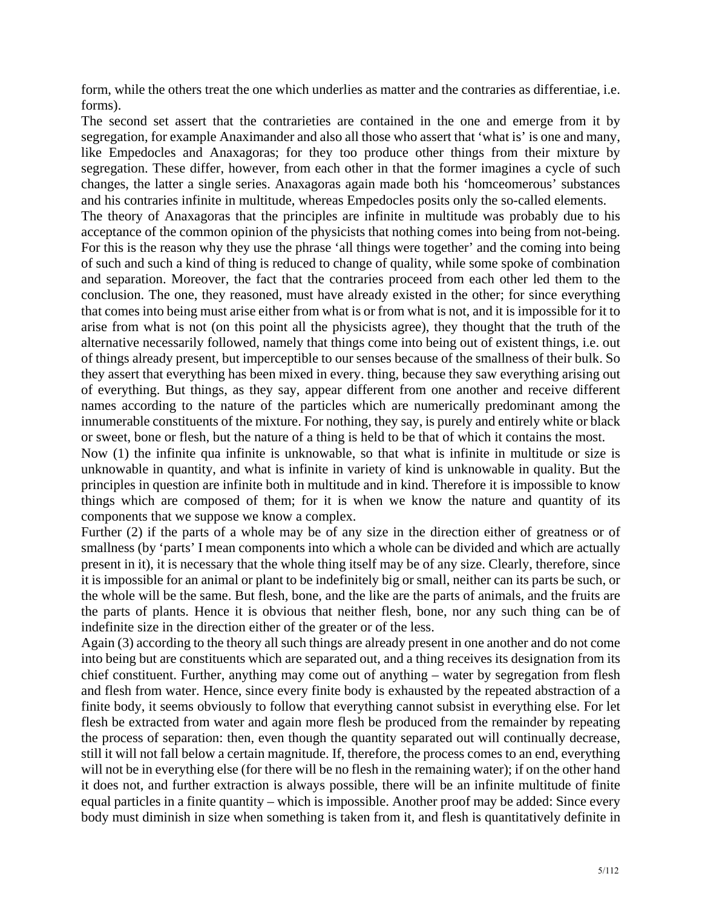form, while the others treat the one which underlies as matter and the contraries as differentiae, i.e. forms).

The second set assert that the contrarieties are contained in the one and emerge from it by segregation, for example Anaximander and also all those who assert that 'what is' is one and many, like Empedocles and Anaxagoras; for they too produce other things from their mixture by segregation. These differ, however, from each other in that the former imagines a cycle of such changes, the latter a single series. Anaxagoras again made both his 'homceomerous' substances and his contraries infinite in multitude, whereas Empedocles posits only the so-called elements.

The theory of Anaxagoras that the principles are infinite in multitude was probably due to his acceptance of the common opinion of the physicists that nothing comes into being from not-being. For this is the reason why they use the phrase 'all things were together' and the coming into being of such and such a kind of thing is reduced to change of quality, while some spoke of combination and separation. Moreover, the fact that the contraries proceed from each other led them to the conclusion. The one, they reasoned, must have already existed in the other; for since everything that comes into being must arise either from what is or from what is not, and it is impossible for it to arise from what is not (on this point all the physicists agree), they thought that the truth of the alternative necessarily followed, namely that things come into being out of existent things, i.e. out of things already present, but imperceptible to our senses because of the smallness of their bulk. So they assert that everything has been mixed in every. thing, because they saw everything arising out of everything. But things, as they say, appear different from one another and receive different names according to the nature of the particles which are numerically predominant among the innumerable constituents of the mixture. For nothing, they say, is purely and entirely white or black or sweet, bone or flesh, but the nature of a thing is held to be that of which it contains the most.

Now (1) the infinite qua infinite is unknowable, so that what is infinite in multitude or size is unknowable in quantity, and what is infinite in variety of kind is unknowable in quality. But the principles in question are infinite both in multitude and in kind. Therefore it is impossible to know things which are composed of them; for it is when we know the nature and quantity of its components that we suppose we know a complex.

Further (2) if the parts of a whole may be of any size in the direction either of greatness or of smallness (by 'parts' I mean components into which a whole can be divided and which are actually present in it), it is necessary that the whole thing itself may be of any size. Clearly, therefore, since it is impossible for an animal or plant to be indefinitely big or small, neither can its parts be such, or the whole will be the same. But flesh, bone, and the like are the parts of animals, and the fruits are the parts of plants. Hence it is obvious that neither flesh, bone, nor any such thing can be of indefinite size in the direction either of the greater or of the less.

Again (3) according to the theory all such things are already present in one another and do not come into being but are constituents which are separated out, and a thing receives its designation from its chief constituent. Further, anything may come out of anything – water by segregation from flesh and flesh from water. Hence, since every finite body is exhausted by the repeated abstraction of a finite body, it seems obviously to follow that everything cannot subsist in everything else. For let flesh be extracted from water and again more flesh be produced from the remainder by repeating the process of separation: then, even though the quantity separated out will continually decrease, still it will not fall below a certain magnitude. If, therefore, the process comes to an end, everything will not be in everything else (for there will be no flesh in the remaining water); if on the other hand it does not, and further extraction is always possible, there will be an infinite multitude of finite equal particles in a finite quantity – which is impossible. Another proof may be added: Since every body must diminish in size when something is taken from it, and flesh is quantitatively definite in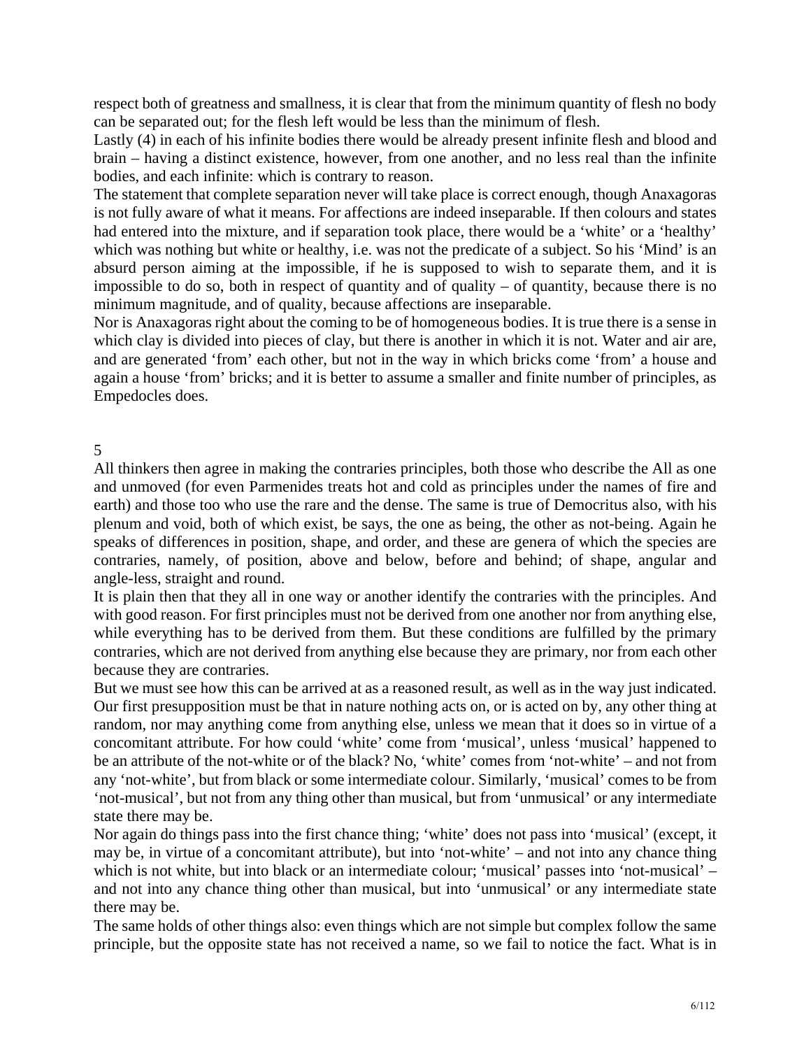respect both of greatness and smallness, it is clear that from the minimum quantity of flesh no body can be separated out; for the flesh left would be less than the minimum of flesh.

Lastly (4) in each of his infinite bodies there would be already present infinite flesh and blood and brain – having a distinct existence, however, from one another, and no less real than the infinite bodies, and each infinite: which is contrary to reason.

The statement that complete separation never will take place is correct enough, though Anaxagoras is not fully aware of what it means. For affections are indeed inseparable. If then colours and states had entered into the mixture, and if separation took place, there would be a 'white' or a 'healthy' which was nothing but white or healthy, i.e. was not the predicate of a subject. So his 'Mind' is an absurd person aiming at the impossible, if he is supposed to wish to separate them, and it is impossible to do so, both in respect of quantity and of quality – of quantity, because there is no minimum magnitude, and of quality, because affections are inseparable.

Nor is Anaxagoras right about the coming to be of homogeneous bodies. It is true there is a sense in which clay is divided into pieces of clay, but there is another in which it is not. Water and air are, and are generated 'from' each other, but not in the way in which bricks come 'from' a house and again a house 'from' bricks; and it is better to assume a smaller and finite number of principles, as Empedocles does.

## 5

All thinkers then agree in making the contraries principles, both those who describe the All as one and unmoved (for even Parmenides treats hot and cold as principles under the names of fire and earth) and those too who use the rare and the dense. The same is true of Democritus also, with his plenum and void, both of which exist, be says, the one as being, the other as not-being. Again he speaks of differences in position, shape, and order, and these are genera of which the species are contraries, namely, of position, above and below, before and behind; of shape, angular and angle-less, straight and round.

It is plain then that they all in one way or another identify the contraries with the principles. And with good reason. For first principles must not be derived from one another nor from anything else, while everything has to be derived from them. But these conditions are fulfilled by the primary contraries, which are not derived from anything else because they are primary, nor from each other because they are contraries.

But we must see how this can be arrived at as a reasoned result, as well as in the way just indicated. Our first presupposition must be that in nature nothing acts on, or is acted on by, any other thing at random, nor may anything come from anything else, unless we mean that it does so in virtue of a concomitant attribute. For how could 'white' come from 'musical', unless 'musical' happened to be an attribute of the not-white or of the black? No, 'white' comes from 'not-white' – and not from any 'not-white', but from black or some intermediate colour. Similarly, 'musical' comes to be from 'not-musical', but not from any thing other than musical, but from 'unmusical' or any intermediate state there may be.

Nor again do things pass into the first chance thing; 'white' does not pass into 'musical' (except, it may be, in virtue of a concomitant attribute), but into 'not-white' – and not into any chance thing which is not white, but into black or an intermediate colour; 'musical' passes into 'not-musical' – and not into any chance thing other than musical, but into 'unmusical' or any intermediate state there may be.

The same holds of other things also: even things which are not simple but complex follow the same principle, but the opposite state has not received a name, so we fail to notice the fact. What is in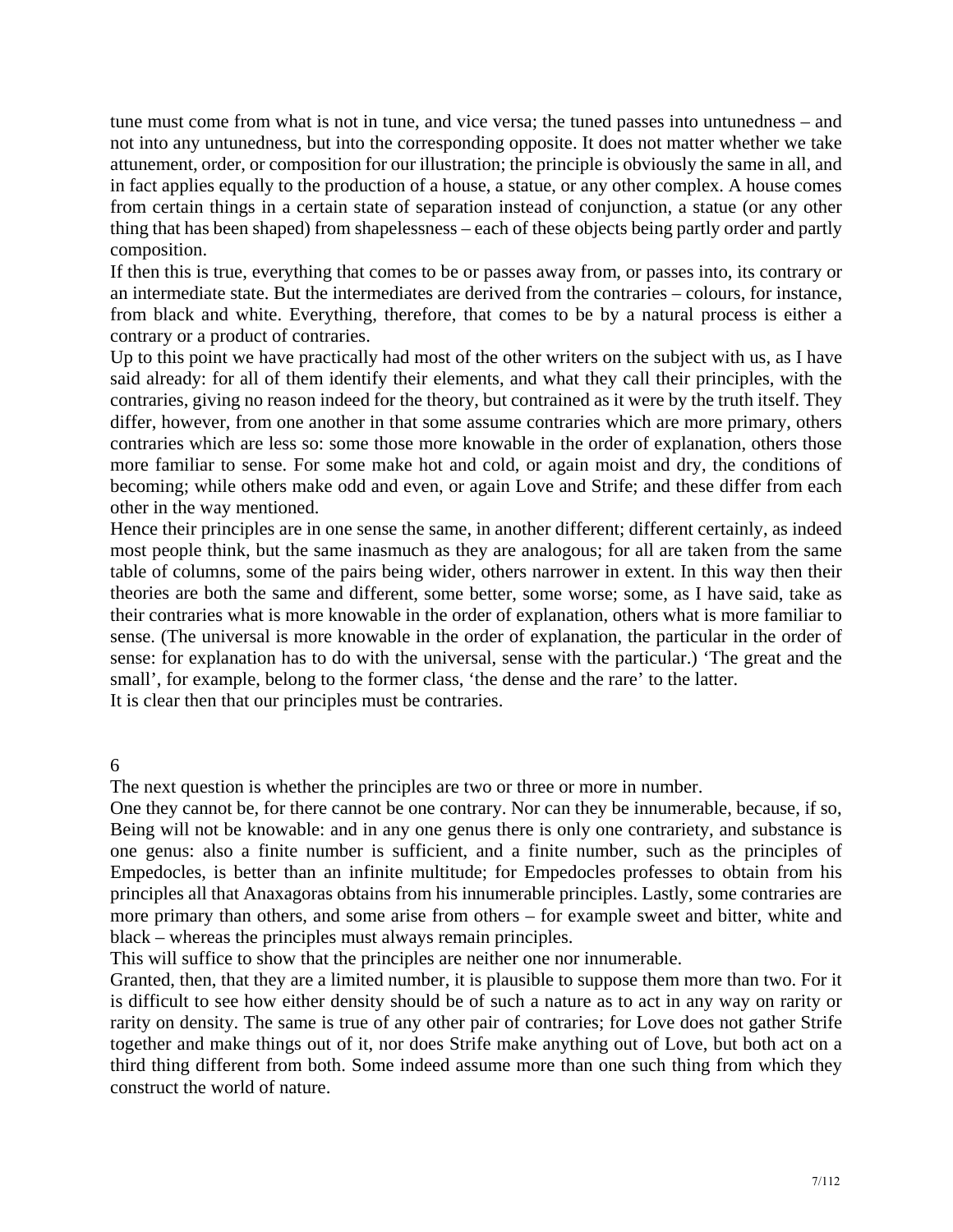tune must come from what is not in tune, and vice versa; the tuned passes into untunedness – and not into any untunedness, but into the corresponding opposite. It does not matter whether we take attunement, order, or composition for our illustration; the principle is obviously the same in all, and in fact applies equally to the production of a house, a statue, or any other complex. A house comes from certain things in a certain state of separation instead of conjunction, a statue (or any other thing that has been shaped) from shapelessness – each of these objects being partly order and partly composition.

If then this is true, everything that comes to be or passes away from, or passes into, its contrary or an intermediate state. But the intermediates are derived from the contraries – colours, for instance, from black and white. Everything, therefore, that comes to be by a natural process is either a contrary or a product of contraries.

Up to this point we have practically had most of the other writers on the subject with us, as I have said already: for all of them identify their elements, and what they call their principles, with the contraries, giving no reason indeed for the theory, but contrained as it were by the truth itself. They differ, however, from one another in that some assume contraries which are more primary, others contraries which are less so: some those more knowable in the order of explanation, others those more familiar to sense. For some make hot and cold, or again moist and dry, the conditions of becoming; while others make odd and even, or again Love and Strife; and these differ from each other in the way mentioned.

Hence their principles are in one sense the same, in another different; different certainly, as indeed most people think, but the same inasmuch as they are analogous; for all are taken from the same table of columns, some of the pairs being wider, others narrower in extent. In this way then their theories are both the same and different, some better, some worse; some, as I have said, take as their contraries what is more knowable in the order of explanation, others what is more familiar to sense. (The universal is more knowable in the order of explanation, the particular in the order of sense: for explanation has to do with the universal, sense with the particular.) 'The great and the small', for example, belong to the former class, 'the dense and the rare' to the latter.

It is clear then that our principles must be contraries.

## 6

The next question is whether the principles are two or three or more in number.

One they cannot be, for there cannot be one contrary. Nor can they be innumerable, because, if so, Being will not be knowable: and in any one genus there is only one contrariety, and substance is one genus: also a finite number is sufficient, and a finite number, such as the principles of Empedocles, is better than an infinite multitude; for Empedocles professes to obtain from his principles all that Anaxagoras obtains from his innumerable principles. Lastly, some contraries are more primary than others, and some arise from others – for example sweet and bitter, white and black – whereas the principles must always remain principles.

This will suffice to show that the principles are neither one nor innumerable.

Granted, then, that they are a limited number, it is plausible to suppose them more than two. For it is difficult to see how either density should be of such a nature as to act in any way on rarity or rarity on density. The same is true of any other pair of contraries; for Love does not gather Strife together and make things out of it, nor does Strife make anything out of Love, but both act on a third thing different from both. Some indeed assume more than one such thing from which they construct the world of nature.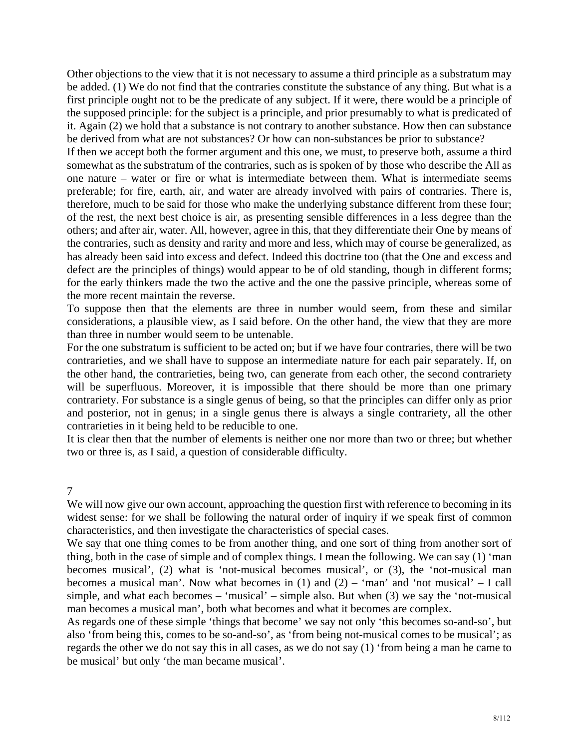Other objections to the view that it is not necessary to assume a third principle as a substratum may be added. (1) We do not find that the contraries constitute the substance of any thing. But what is a first principle ought not to be the predicate of any subject. If it were, there would be a principle of the supposed principle: for the subject is a principle, and prior presumably to what is predicated of it. Again (2) we hold that a substance is not contrary to another substance. How then can substance be derived from what are not substances? Or how can non-substances be prior to substance?

If then we accept both the former argument and this one, we must, to preserve both, assume a third somewhat as the substratum of the contraries, such as is spoken of by those who describe the All as one nature – water or fire or what is intermediate between them. What is intermediate seems preferable; for fire, earth, air, and water are already involved with pairs of contraries. There is, therefore, much to be said for those who make the underlying substance different from these four; of the rest, the next best choice is air, as presenting sensible differences in a less degree than the others; and after air, water. All, however, agree in this, that they differentiate their One by means of the contraries, such as density and rarity and more and less, which may of course be generalized, as has already been said into excess and defect. Indeed this doctrine too (that the One and excess and defect are the principles of things) would appear to be of old standing, though in different forms; for the early thinkers made the two the active and the one the passive principle, whereas some of the more recent maintain the reverse.

To suppose then that the elements are three in number would seem, from these and similar considerations, a plausible view, as I said before. On the other hand, the view that they are more than three in number would seem to be untenable.

For the one substratum is sufficient to be acted on; but if we have four contraries, there will be two contrarieties, and we shall have to suppose an intermediate nature for each pair separately. If, on the other hand, the contrarieties, being two, can generate from each other, the second contrariety will be superfluous. Moreover, it is impossible that there should be more than one primary contrariety. For substance is a single genus of being, so that the principles can differ only as prior and posterior, not in genus; in a single genus there is always a single contrariety, all the other contrarieties in it being held to be reducible to one.

It is clear then that the number of elements is neither one nor more than two or three; but whether two or three is, as I said, a question of considerable difficulty.

## 7

We will now give our own account, approaching the question first with reference to becoming in its widest sense: for we shall be following the natural order of inquiry if we speak first of common characteristics, and then investigate the characteristics of special cases.

We say that one thing comes to be from another thing, and one sort of thing from another sort of thing, both in the case of simple and of complex things. I mean the following. We can say (1) 'man becomes musical', (2) what is 'not-musical becomes musical', or (3), the 'not-musical man becomes a musical man'. Now what becomes in (1) and (2) – 'man' and 'not musical' – I call simple, and what each becomes – 'musical' – simple also. But when (3) we say the 'not-musical man becomes a musical man', both what becomes and what it becomes are complex.

As regards one of these simple 'things that become' we say not only 'this becomes so-and-so', but also 'from being this, comes to be so-and-so', as 'from being not-musical comes to be musical'; as regards the other we do not say this in all cases, as we do not say (1) 'from being a man he came to be musical' but only 'the man became musical'.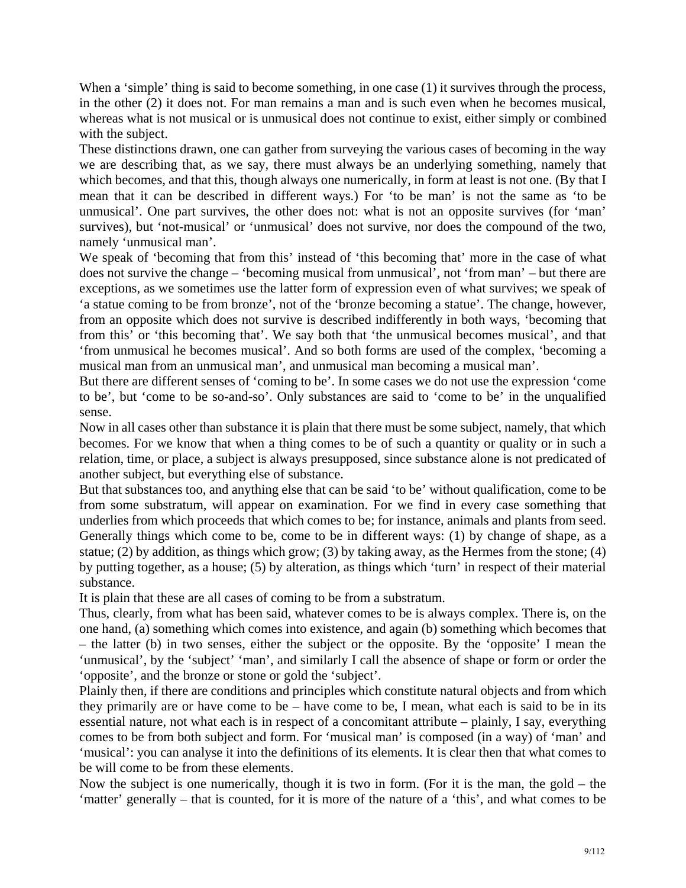When a 'simple' thing is said to become something, in one case (1) it survives through the process, in the other (2) it does not. For man remains a man and is such even when he becomes musical, whereas what is not musical or is unmusical does not continue to exist, either simply or combined with the subject.

These distinctions drawn, one can gather from surveying the various cases of becoming in the way we are describing that, as we say, there must always be an underlying something, namely that which becomes, and that this, though always one numerically, in form at least is not one. (By that I mean that it can be described in different ways.) For 'to be man' is not the same as 'to be unmusical'. One part survives, the other does not: what is not an opposite survives (for 'man' survives), but 'not-musical' or 'unmusical' does not survive, nor does the compound of the two, namely 'unmusical man'.

We speak of 'becoming that from this' instead of 'this becoming that' more in the case of what does not survive the change – 'becoming musical from unmusical', not 'from man' – but there are exceptions, as we sometimes use the latter form of expression even of what survives; we speak of 'a statue coming to be from bronze', not of the 'bronze becoming a statue'. The change, however, from an opposite which does not survive is described indifferently in both ways, 'becoming that from this' or 'this becoming that'. We say both that 'the unmusical becomes musical', and that 'from unmusical he becomes musical'. And so both forms are used of the complex, 'becoming a musical man from an unmusical man', and unmusical man becoming a musical man'.

But there are different senses of 'coming to be'. In some cases we do not use the expression 'come to be', but 'come to be so-and-so'. Only substances are said to 'come to be' in the unqualified sense.

Now in all cases other than substance it is plain that there must be some subject, namely, that which becomes. For we know that when a thing comes to be of such a quantity or quality or in such a relation, time, or place, a subject is always presupposed, since substance alone is not predicated of another subject, but everything else of substance.

But that substances too, and anything else that can be said 'to be' without qualification, come to be from some substratum, will appear on examination. For we find in every case something that underlies from which proceeds that which comes to be; for instance, animals and plants from seed. Generally things which come to be, come to be in different ways: (1) by change of shape, as a statue; (2) by addition, as things which grow; (3) by taking away, as the Hermes from the stone; (4) by putting together, as a house; (5) by alteration, as things which 'turn' in respect of their material substance.

It is plain that these are all cases of coming to be from a substratum.

Thus, clearly, from what has been said, whatever comes to be is always complex. There is, on the one hand, (a) something which comes into existence, and again (b) something which becomes that – the latter (b) in two senses, either the subject or the opposite. By the 'opposite' I mean the 'unmusical', by the 'subject' 'man', and similarly I call the absence of shape or form or order the 'opposite', and the bronze or stone or gold the 'subject'.

Plainly then, if there are conditions and principles which constitute natural objects and from which they primarily are or have come to be – have come to be, I mean, what each is said to be in its essential nature, not what each is in respect of a concomitant attribute – plainly, I say, everything comes to be from both subject and form. For 'musical man' is composed (in a way) of 'man' and 'musical': you can analyse it into the definitions of its elements. It is clear then that what comes to be will come to be from these elements.

Now the subject is one numerically, though it is two in form. (For it is the man, the gold – the 'matter' generally – that is counted, for it is more of the nature of a 'this', and what comes to be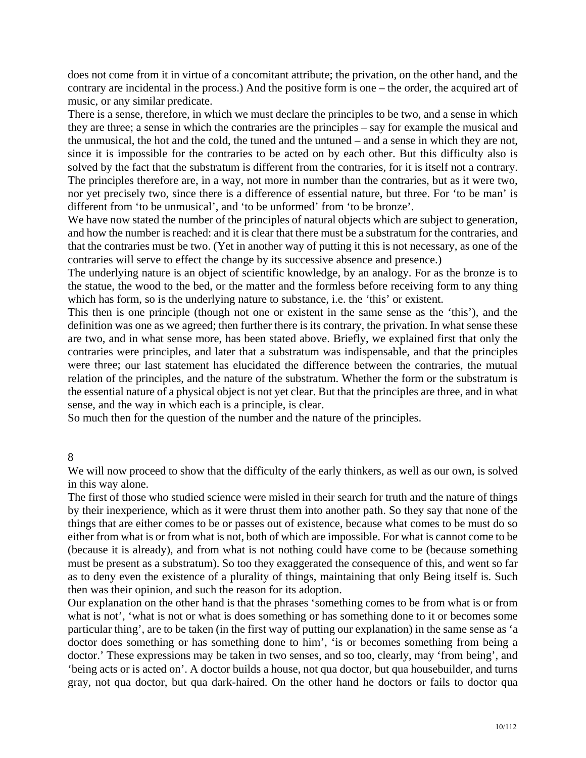does not come from it in virtue of a concomitant attribute; the privation, on the other hand, and the contrary are incidental in the process.) And the positive form is one – the order, the acquired art of music, or any similar predicate.

There is a sense, therefore, in which we must declare the principles to be two, and a sense in which they are three; a sense in which the contraries are the principles – say for example the musical and the unmusical, the hot and the cold, the tuned and the untuned – and a sense in which they are not, since it is impossible for the contraries to be acted on by each other. But this difficulty also is solved by the fact that the substratum is different from the contraries, for it is itself not a contrary. The principles therefore are, in a way, not more in number than the contraries, but as it were two, nor yet precisely two, since there is a difference of essential nature, but three. For 'to be man' is different from 'to be unmusical', and 'to be unformed' from 'to be bronze'.

We have now stated the number of the principles of natural objects which are subject to generation, and how the number is reached: and it is clear that there must be a substratum for the contraries, and that the contraries must be two. (Yet in another way of putting it this is not necessary, as one of the contraries will serve to effect the change by its successive absence and presence.)

The underlying nature is an object of scientific knowledge, by an analogy. For as the bronze is to the statue, the wood to the bed, or the matter and the formless before receiving form to any thing which has form, so is the underlying nature to substance, i.e. the 'this' or existent.

This then is one principle (though not one or existent in the same sense as the 'this'), and the definition was one as we agreed; then further there is its contrary, the privation. In what sense these are two, and in what sense more, has been stated above. Briefly, we explained first that only the contraries were principles, and later that a substratum was indispensable, and that the principles were three; our last statement has elucidated the difference between the contraries, the mutual relation of the principles, and the nature of the substratum. Whether the form or the substratum is the essential nature of a physical object is not yet clear. But that the principles are three, and in what sense, and the way in which each is a principle, is clear.

So much then for the question of the number and the nature of the principles.

## 8

We will now proceed to show that the difficulty of the early thinkers, as well as our own, is solved in this way alone.

The first of those who studied science were misled in their search for truth and the nature of things by their inexperience, which as it were thrust them into another path. So they say that none of the things that are either comes to be or passes out of existence, because what comes to be must do so either from what is or from what is not, both of which are impossible. For what is cannot come to be (because it is already), and from what is not nothing could have come to be (because something must be present as a substratum). So too they exaggerated the consequence of this, and went so far as to deny even the existence of a plurality of things, maintaining that only Being itself is. Such then was their opinion, and such the reason for its adoption.

Our explanation on the other hand is that the phrases 'something comes to be from what is or from what is not', 'what is not or what is does something or has something done to it or becomes some particular thing', are to be taken (in the first way of putting our explanation) in the same sense as 'a doctor does something or has something done to him', 'is or becomes something from being a doctor.' These expressions may be taken in two senses, and so too, clearly, may 'from being', and 'being acts or is acted on'. A doctor builds a house, not qua doctor, but qua housebuilder, and turns gray, not qua doctor, but qua dark-haired. On the other hand he doctors or fails to doctor qua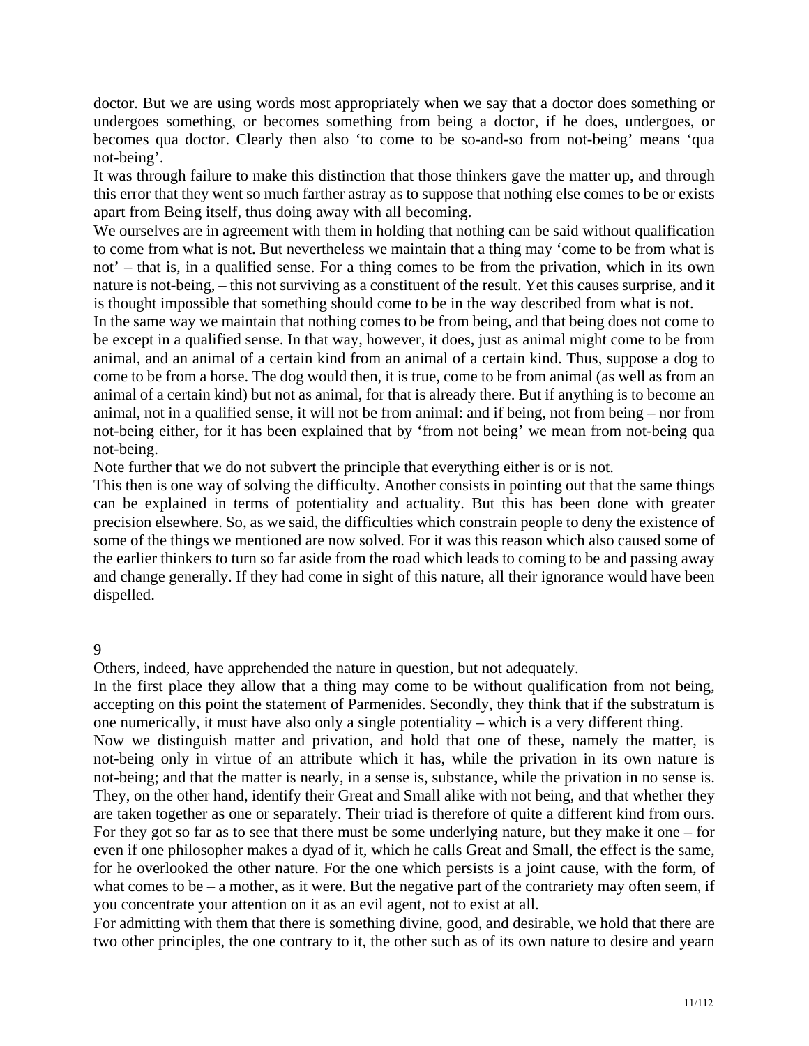doctor. But we are using words most appropriately when we say that a doctor does something or undergoes something, or becomes something from being a doctor, if he does, undergoes, or becomes qua doctor. Clearly then also 'to come to be so-and-so from not-being' means 'qua not-being'.

It was through failure to make this distinction that those thinkers gave the matter up, and through this error that they went so much farther astray as to suppose that nothing else comes to be or exists apart from Being itself, thus doing away with all becoming.

We ourselves are in agreement with them in holding that nothing can be said without qualification to come from what is not. But nevertheless we maintain that a thing may 'come to be from what is not' – that is, in a qualified sense. For a thing comes to be from the privation, which in its own nature is not-being, – this not surviving as a constituent of the result. Yet this causes surprise, and it is thought impossible that something should come to be in the way described from what is not.

In the same way we maintain that nothing comes to be from being, and that being does not come to be except in a qualified sense. In that way, however, it does, just as animal might come to be from animal, and an animal of a certain kind from an animal of a certain kind. Thus, suppose a dog to come to be from a horse. The dog would then, it is true, come to be from animal (as well as from an animal of a certain kind) but not as animal, for that is already there. But if anything is to become an animal, not in a qualified sense, it will not be from animal: and if being, not from being – nor from not-being either, for it has been explained that by 'from not being' we mean from not-being qua not-being.

Note further that we do not subvert the principle that everything either is or is not.

This then is one way of solving the difficulty. Another consists in pointing out that the same things can be explained in terms of potentiality and actuality. But this has been done with greater precision elsewhere. So, as we said, the difficulties which constrain people to deny the existence of some of the things we mentioned are now solved. For it was this reason which also caused some of the earlier thinkers to turn so far aside from the road which leads to coming to be and passing away and change generally. If they had come in sight of this nature, all their ignorance would have been dispelled.

## 9

Others, indeed, have apprehended the nature in question, but not adequately.

In the first place they allow that a thing may come to be without qualification from not being, accepting on this point the statement of Parmenides. Secondly, they think that if the substratum is one numerically, it must have also only a single potentiality – which is a very different thing.

Now we distinguish matter and privation, and hold that one of these, namely the matter, is not-being only in virtue of an attribute which it has, while the privation in its own nature is not-being; and that the matter is nearly, in a sense is, substance, while the privation in no sense is. They, on the other hand, identify their Great and Small alike with not being, and that whether they are taken together as one or separately. Their triad is therefore of quite a different kind from ours. For they got so far as to see that there must be some underlying nature, but they make it one – for even if one philosopher makes a dyad of it, which he calls Great and Small, the effect is the same, for he overlooked the other nature. For the one which persists is a joint cause, with the form, of what comes to be – a mother, as it were. But the negative part of the contrariety may often seem, if you concentrate your attention on it as an evil agent, not to exist at all.

For admitting with them that there is something divine, good, and desirable, we hold that there are two other principles, the one contrary to it, the other such as of its own nature to desire and yearn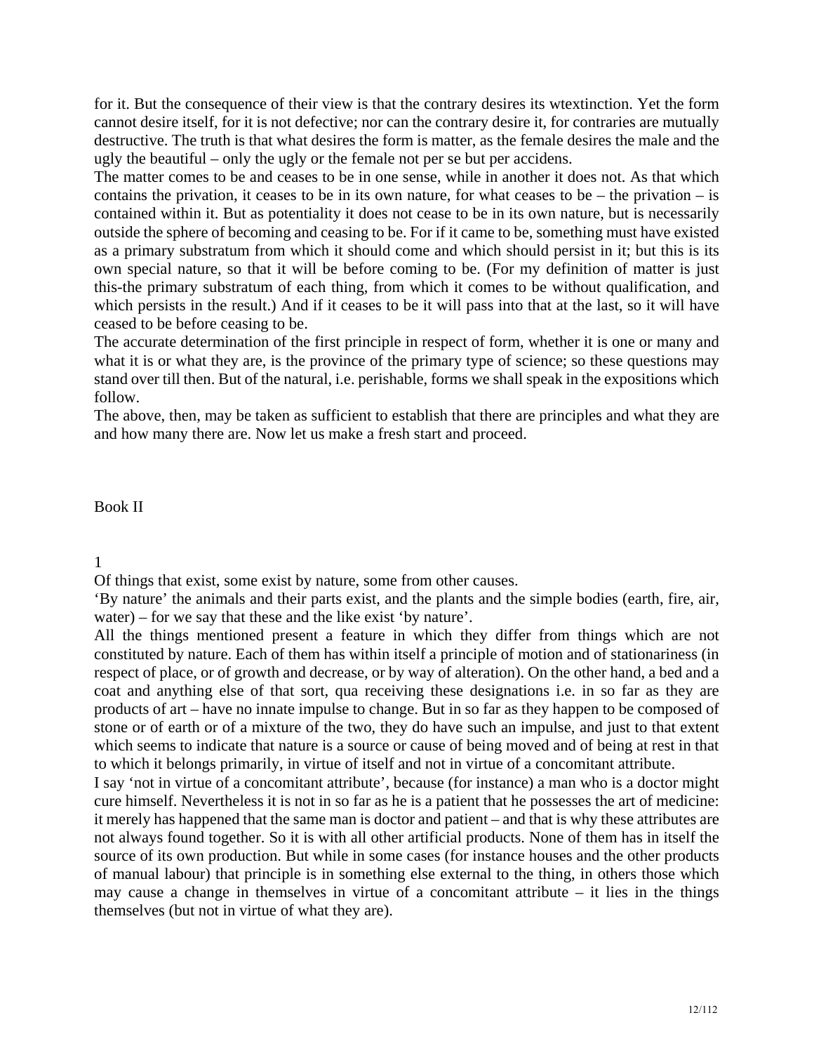for it. But the consequence of their view is that the contrary desires its wtextinction. Yet the form cannot desire itself, for it is not defective; nor can the contrary desire it, for contraries are mutually destructive. The truth is that what desires the form is matter, as the female desires the male and the ugly the beautiful – only the ugly or the female not per se but per accidens.

The matter comes to be and ceases to be in one sense, while in another it does not. As that which contains the privation, it ceases to be in its own nature, for what ceases to be – the privation – is contained within it. But as potentiality it does not cease to be in its own nature, but is necessarily outside the sphere of becoming and ceasing to be. For if it came to be, something must have existed as a primary substratum from which it should come and which should persist in it; but this is its own special nature, so that it will be before coming to be. (For my definition of matter is just this-the primary substratum of each thing, from which it comes to be without qualification, and which persists in the result.) And if it ceases to be it will pass into that at the last, so it will have ceased to be before ceasing to be.

The accurate determination of the first principle in respect of form, whether it is one or many and what it is or what they are, is the province of the primary type of science; so these questions may stand over till then. But of the natural, i.e. perishable, forms we shall speak in the expositions which follow.

The above, then, may be taken as sufficient to establish that there are principles and what they are and how many there are. Now let us make a fresh start and proceed.

# Book II

## 1

Of things that exist, some exist by nature, some from other causes.

'By nature' the animals and their parts exist, and the plants and the simple bodies (earth, fire, air, water) – for we say that these and the like exist 'by nature'.

All the things mentioned present a feature in which they differ from things which are not constituted by nature. Each of them has within itself a principle of motion and of stationariness (in respect of place, or of growth and decrease, or by way of alteration). On the other hand, a bed and a coat and anything else of that sort, qua receiving these designations i.e. in so far as they are products of art – have no innate impulse to change. But in so far as they happen to be composed of stone or of earth or of a mixture of the two, they do have such an impulse, and just to that extent which seems to indicate that nature is a source or cause of being moved and of being at rest in that to which it belongs primarily, in virtue of itself and not in virtue of a concomitant attribute.

I say 'not in virtue of a concomitant attribute', because (for instance) a man who is a doctor might cure himself. Nevertheless it is not in so far as he is a patient that he possesses the art of medicine: it merely has happened that the same man is doctor and patient – and that is why these attributes are not always found together. So it is with all other artificial products. None of them has in itself the source of its own production. But while in some cases (for instance houses and the other products of manual labour) that principle is in something else external to the thing, in others those which may cause a change in themselves in virtue of a concomitant attribute – it lies in the things themselves (but not in virtue of what they are).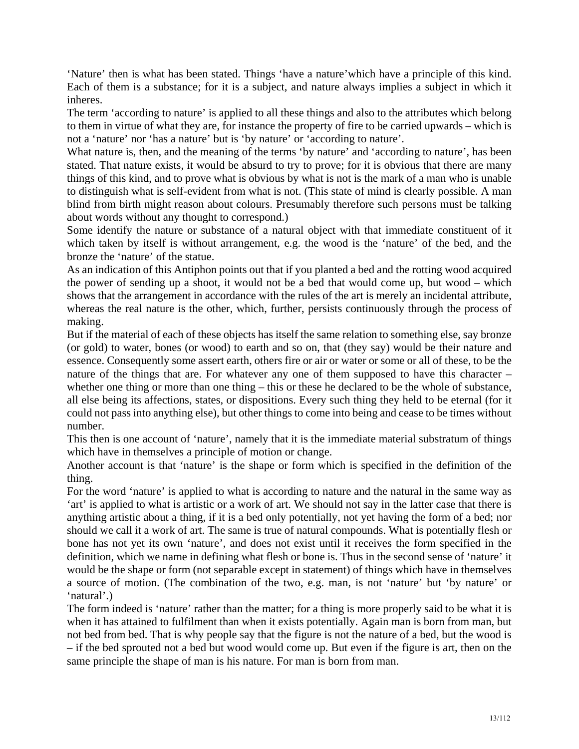'Nature' then is what has been stated. Things 'have a nature'which have a principle of this kind. Each of them is a substance; for it is a subject, and nature always implies a subject in which it inheres.

The term 'according to nature' is applied to all these things and also to the attributes which belong to them in virtue of what they are, for instance the property of fire to be carried upwards – which is not a 'nature' nor 'has a nature' but is 'by nature' or 'according to nature'.

What nature is, then, and the meaning of the terms 'by nature' and 'according to nature', has been stated. That nature exists, it would be absurd to try to prove; for it is obvious that there are many things of this kind, and to prove what is obvious by what is not is the mark of a man who is unable to distinguish what is self-evident from what is not. (This state of mind is clearly possible. A man blind from birth might reason about colours. Presumably therefore such persons must be talking about words without any thought to correspond.)

Some identify the nature or substance of a natural object with that immediate constituent of it which taken by itself is without arrangement, e.g. the wood is the 'nature' of the bed, and the bronze the 'nature' of the statue.

As an indication of this Antiphon points out that if you planted a bed and the rotting wood acquired the power of sending up a shoot, it would not be a bed that would come up, but wood – which shows that the arrangement in accordance with the rules of the art is merely an incidental attribute, whereas the real nature is the other, which, further, persists continuously through the process of making.

But if the material of each of these objects has itself the same relation to something else, say bronze (or gold) to water, bones (or wood) to earth and so on, that (they say) would be their nature and essence. Consequently some assert earth, others fire or air or water or some or all of these, to be the nature of the things that are. For whatever any one of them supposed to have this character – whether one thing or more than one thing – this or these he declared to be the whole of substance, all else being its affections, states, or dispositions. Every such thing they held to be eternal (for it could not pass into anything else), but other things to come into being and cease to be times without number.

This then is one account of 'nature', namely that it is the immediate material substratum of things which have in themselves a principle of motion or change.

Another account is that 'nature' is the shape or form which is specified in the definition of the thing.

For the word 'nature' is applied to what is according to nature and the natural in the same way as 'art' is applied to what is artistic or a work of art. We should not say in the latter case that there is anything artistic about a thing, if it is a bed only potentially, not yet having the form of a bed; nor should we call it a work of art. The same is true of natural compounds. What is potentially flesh or bone has not yet its own 'nature', and does not exist until it receives the form specified in the definition, which we name in defining what flesh or bone is. Thus in the second sense of 'nature' it would be the shape or form (not separable except in statement) of things which have in themselves a source of motion. (The combination of the two, e.g. man, is not 'nature' but 'by nature' or 'natural'.)

The form indeed is 'nature' rather than the matter; for a thing is more properly said to be what it is when it has attained to fulfilment than when it exists potentially. Again man is born from man, but not bed from bed. That is why people say that the figure is not the nature of a bed, but the wood is – if the bed sprouted not a bed but wood would come up. But even if the figure is art, then on the same principle the shape of man is his nature. For man is born from man.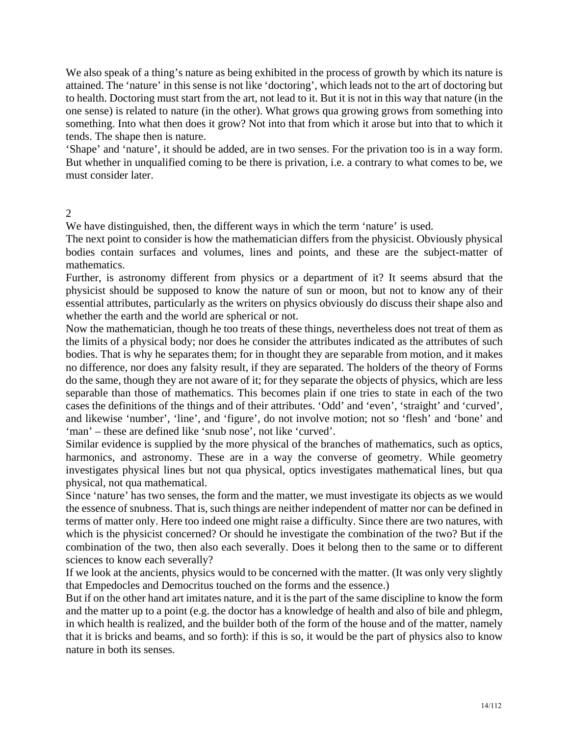We also speak of a thing's nature as being exhibited in the process of growth by which its nature is attained. The 'nature' in this sense is not like 'doctoring', which leads not to the art of doctoring but to health. Doctoring must start from the art, not lead to it. But it is not in this way that nature (in the one sense) is related to nature (in the other). What grows qua growing grows from something into something. Into what then does it grow? Not into that from which it arose but into that to which it tends. The shape then is nature.

'Shape' and 'nature', it should be added, are in two senses. For the privation too is in a way form. But whether in unqualified coming to be there is privation, i.e. a contrary to what comes to be, we must consider later.

## 2

We have distinguished, then, the different ways in which the term 'nature' is used.

The next point to consider is how the mathematician differs from the physicist. Obviously physical bodies contain surfaces and volumes, lines and points, and these are the subject-matter of mathematics.

Further, is astronomy different from physics or a department of it? It seems absurd that the physicist should be supposed to know the nature of sun or moon, but not to know any of their essential attributes, particularly as the writers on physics obviously do discuss their shape also and whether the earth and the world are spherical or not.

Now the mathematician, though he too treats of these things, nevertheless does not treat of them as the limits of a physical body; nor does he consider the attributes indicated as the attributes of such bodies. That is why he separates them; for in thought they are separable from motion, and it makes no difference, nor does any falsity result, if they are separated. The holders of the theory of Forms do the same, though they are not aware of it; for they separate the objects of physics, which are less separable than those of mathematics. This becomes plain if one tries to state in each of the two cases the definitions of the things and of their attributes. 'Odd' and 'even', 'straight' and 'curved', and likewise 'number', 'line', and 'figure', do not involve motion; not so 'flesh' and 'bone' and 'man' – these are defined like 'snub nose', not like 'curved'.

Similar evidence is supplied by the more physical of the branches of mathematics, such as optics, harmonics, and astronomy. These are in a way the converse of geometry. While geometry investigates physical lines but not qua physical, optics investigates mathematical lines, but qua physical, not qua mathematical.

Since 'nature' has two senses, the form and the matter, we must investigate its objects as we would the essence of snubness. That is, such things are neither independent of matter nor can be defined in terms of matter only. Here too indeed one might raise a difficulty. Since there are two natures, with which is the physicist concerned? Or should he investigate the combination of the two? But if the combination of the two, then also each severally. Does it belong then to the same or to different sciences to know each severally?

If we look at the ancients, physics would to be concerned with the matter. (It was only very slightly that Empedocles and Democritus touched on the forms and the essence.)

But if on the other hand art imitates nature, and it is the part of the same discipline to know the form and the matter up to a point (e.g. the doctor has a knowledge of health and also of bile and phlegm, in which health is realized, and the builder both of the form of the house and of the matter, namely that it is bricks and beams, and so forth): if this is so, it would be the part of physics also to know nature in both its senses.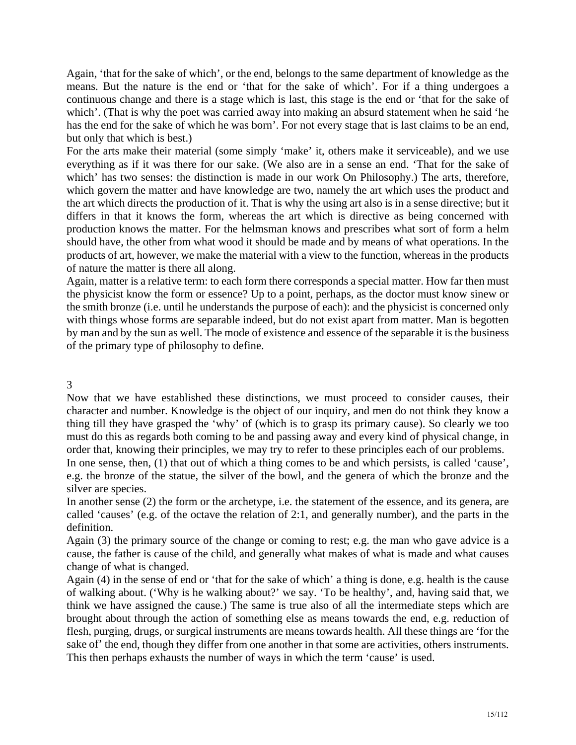Again, 'that for the sake of which', or the end, belongs to the same department of knowledge as the means. But the nature is the end or 'that for the sake of which'. For if a thing undergoes a continuous change and there is a stage which is last, this stage is the end or 'that for the sake of which'. (That is why the poet was carried away into making an absurd statement when he said 'he has the end for the sake of which he was born'. For not every stage that is last claims to be an end, but only that which is best.)

For the arts make their material (some simply 'make' it, others make it serviceable), and we use everything as if it was there for our sake. (We also are in a sense an end. 'That for the sake of which' has two senses: the distinction is made in our work On Philosophy.) The arts, therefore, which govern the matter and have knowledge are two, namely the art which uses the product and the art which directs the production of it. That is why the using art also is in a sense directive; but it differs in that it knows the form, whereas the art which is directive as being concerned with production knows the matter. For the helmsman knows and prescribes what sort of form a helm should have, the other from what wood it should be made and by means of what operations. In the products of art, however, we make the material with a view to the function, whereas in the products of nature the matter is there all along.

Again, matter is a relative term: to each form there corresponds a special matter. How far then must the physicist know the form or essence? Up to a point, perhaps, as the doctor must know sinew or the smith bronze (i.e. until he understands the purpose of each): and the physicist is concerned only with things whose forms are separable indeed, but do not exist apart from matter. Man is begotten by man and by the sun as well. The mode of existence and essence of the separable it is the business of the primary type of philosophy to define.

## 3

Now that we have established these distinctions, we must proceed to consider causes, their character and number. Knowledge is the object of our inquiry, and men do not think they know a thing till they have grasped the 'why' of (which is to grasp its primary cause). So clearly we too must do this as regards both coming to be and passing away and every kind of physical change, in order that, knowing their principles, we may try to refer to these principles each of our problems.

In one sense, then, (1) that out of which a thing comes to be and which persists, is called 'cause', e.g. the bronze of the statue, the silver of the bowl, and the genera of which the bronze and the silver are species.

In another sense (2) the form or the archetype, i.e. the statement of the essence, and its genera, are called 'causes' (e.g. of the octave the relation of 2:1, and generally number), and the parts in the definition.

Again (3) the primary source of the change or coming to rest; e.g. the man who gave advice is a cause, the father is cause of the child, and generally what makes of what is made and what causes change of what is changed.

Again (4) in the sense of end or 'that for the sake of which' a thing is done, e.g. health is the cause of walking about. ('Why is he walking about?' we say. 'To be healthy', and, having said that, we think we have assigned the cause.) The same is true also of all the intermediate steps which are brought about through the action of something else as means towards the end, e.g. reduction of flesh, purging, drugs, or surgical instruments are means towards health. All these things are 'for the sake of' the end, though they differ from one another in that some are activities, others instruments. This then perhaps exhausts the number of ways in which the term 'cause' is used.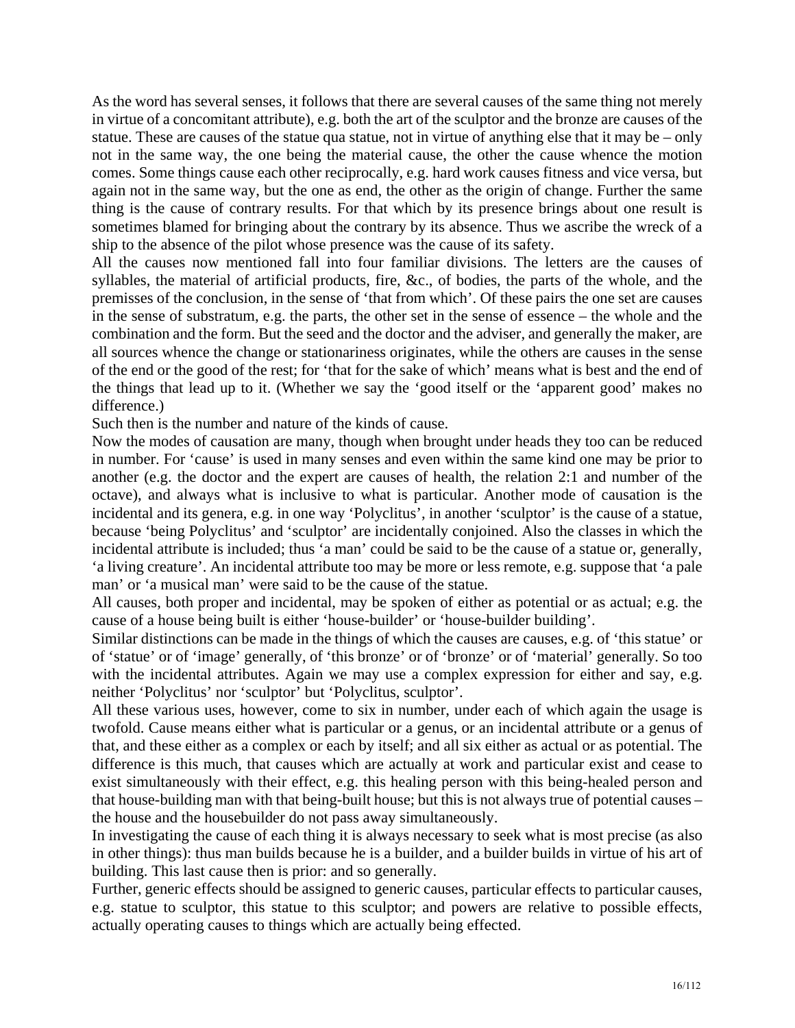As the word has several senses, it follows that there are several causes of the same thing not merely in virtue of a concomitant attribute), e.g. both the art of the sculptor and the bronze are causes of the statue. These are causes of the statue qua statue, not in virtue of anything else that it may be – only not in the same way, the one being the material cause, the other the cause whence the motion comes. Some things cause each other reciprocally, e.g. hard work causes fitness and vice versa, but again not in the same way, but the one as end, the other as the origin of change. Further the same thing is the cause of contrary results. For that which by its presence brings about one result is sometimes blamed for bringing about the contrary by its absence. Thus we ascribe the wreck of a ship to the absence of the pilot whose presence was the cause of its safety.

All the causes now mentioned fall into four familiar divisions. The letters are the causes of syllables, the material of artificial products, fire, &c., of bodies, the parts of the whole, and the premisses of the conclusion, in the sense of 'that from which'. Of these pairs the one set are causes in the sense of substratum, e.g. the parts, the other set in the sense of essence – the whole and the combination and the form. But the seed and the doctor and the adviser, and generally the maker, are all sources whence the change or stationariness originates, while the others are causes in the sense of the end or the good of the rest; for 'that for the sake of which' means what is best and the end of the things that lead up to it. (Whether we say the 'good itself or the 'apparent good' makes no difference.)

Such then is the number and nature of the kinds of cause.

Now the modes of causation are many, though when brought under heads they too can be reduced in number. For 'cause' is used in many senses and even within the same kind one may be prior to another (e.g. the doctor and the expert are causes of health, the relation 2:1 and number of the octave), and always what is inclusive to what is particular. Another mode of causation is the incidental and its genera, e.g. in one way 'Polyclitus', in another 'sculptor' is the cause of a statue, because 'being Polyclitus' and 'sculptor' are incidentally conjoined. Also the classes in which the incidental attribute is included; thus 'a man' could be said to be the cause of a statue or, generally, 'a living creature'. An incidental attribute too may be more or less remote, e.g. suppose that 'a pale man' or 'a musical man' were said to be the cause of the statue.

All causes, both proper and incidental, may be spoken of either as potential or as actual; e.g. the cause of a house being built is either 'house-builder' or 'house-builder building'.

Similar distinctions can be made in the things of which the causes are causes, e.g. of 'this statue' or of 'statue' or of 'image' generally, of 'this bronze' or of 'bronze' or of 'material' generally. So too with the incidental attributes. Again we may use a complex expression for either and say, e.g. neither 'Polyclitus' nor 'sculptor' but 'Polyclitus, sculptor'.

All these various uses, however, come to six in number, under each of which again the usage is twofold. Cause means either what is particular or a genus, or an incidental attribute or a genus of that, and these either as a complex or each by itself; and all six either as actual or as potential. The difference is this much, that causes which are actually at work and particular exist and cease to exist simultaneously with their effect, e.g. this healing person with this being-healed person and that house-building man with that being-built house; but this is not always true of potential causes – the house and the housebuilder do not pass away simultaneously.

In investigating the cause of each thing it is always necessary to seek what is most precise (as also in other things): thus man builds because he is a builder, and a builder builds in virtue of his art of building. This last cause then is prior: and so generally.

Further, generic effects should be assigned to generic causes, particular effects to particular causes, e.g. statue to sculptor, this statue to this sculptor; and powers are relative to possible effects, actually operating causes to things which are actually being effected.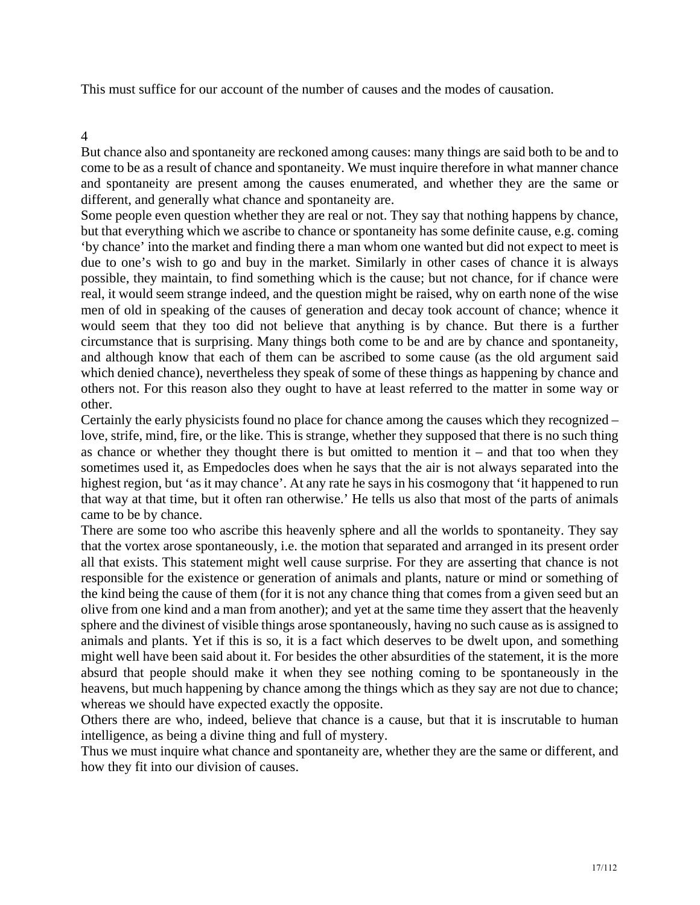This must suffice for our account of the number of causes and the modes of causation.

## 4

But chance also and spontaneity are reckoned among causes: many things are said both to be and to come to be as a result of chance and spontaneity. We must inquire therefore in what manner chance and spontaneity are present among the causes enumerated, and whether they are the same or different, and generally what chance and spontaneity are.

Some people even question whether they are real or not. They say that nothing happens by chance, but that everything which we ascribe to chance or spontaneity has some definite cause, e.g. coming 'by chance' into the market and finding there a man whom one wanted but did not expect to meet is due to one's wish to go and buy in the market. Similarly in other cases of chance it is always possible, they maintain, to find something which is the cause; but not chance, for if chance were real, it would seem strange indeed, and the question might be raised, why on earth none of the wise men of old in speaking of the causes of generation and decay took account of chance; whence it would seem that they too did not believe that anything is by chance. But there is a further circumstance that is surprising. Many things both come to be and are by chance and spontaneity, and although know that each of them can be ascribed to some cause (as the old argument said which denied chance), nevertheless they speak of some of these things as happening by chance and others not. For this reason also they ought to have at least referred to the matter in some way or other.

Certainly the early physicists found no place for chance among the causes which they recognized – love, strife, mind, fire, or the like. This is strange, whether they supposed that there is no such thing as chance or whether they thought there is but omitted to mention it – and that too when they sometimes used it, as Empedocles does when he says that the air is not always separated into the highest region, but 'as it may chance'. At any rate he says in his cosmogony that 'it happened to run that way at that time, but it often ran otherwise.' He tells us also that most of the parts of animals came to be by chance.

There are some too who ascribe this heavenly sphere and all the worlds to spontaneity. They say that the vortex arose spontaneously, i.e. the motion that separated and arranged in its present order all that exists. This statement might well cause surprise. For they are asserting that chance is not responsible for the existence or generation of animals and plants, nature or mind or something of the kind being the cause of them (for it is not any chance thing that comes from a given seed but an olive from one kind and a man from another); and yet at the same time they assert that the heavenly sphere and the divinest of visible things arose spontaneously, having no such cause as is assigned to animals and plants. Yet if this is so, it is a fact which deserves to be dwelt upon, and something might well have been said about it. For besides the other absurdities of the statement, it is the more absurd that people should make it when they see nothing coming to be spontaneously in the heavens, but much happening by chance among the things which as they say are not due to chance; whereas we should have expected exactly the opposite.

Others there are who, indeed, believe that chance is a cause, but that it is inscrutable to human intelligence, as being a divine thing and full of mystery.

Thus we must inquire what chance and spontaneity are, whether they are the same or different, and how they fit into our division of causes.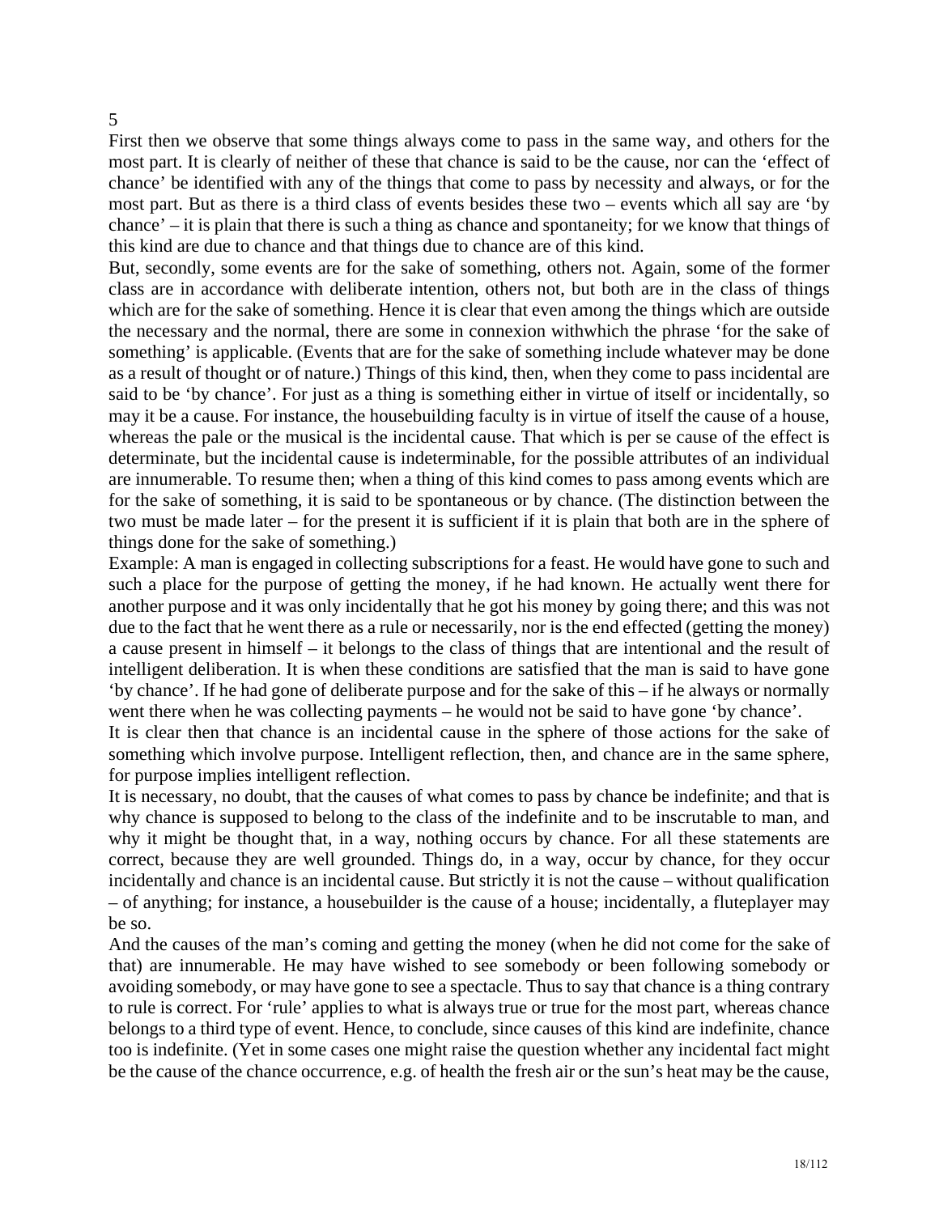5

First then we observe that some things always come to pass in the same way, and others for the most part. It is clearly of neither of these that chance is said to be the cause, nor can the 'effect of chance' be identified with any of the things that come to pass by necessity and always, or for the most part. But as there is a third class of events besides these two – events which all say are 'by chance' – it is plain that there is such a thing as chance and spontaneity; for we know that things of this kind are due to chance and that things due to chance are of this kind.

But, secondly, some events are for the sake of something, others not. Again, some of the former class are in accordance with deliberate intention, others not, but both are in the class of things which are for the sake of something. Hence it is clear that even among the things which are outside the necessary and the normal, there are some in connexion withwhich the phrase 'for the sake of something' is applicable. (Events that are for the sake of something include whatever may be done as a result of thought or of nature.) Things of this kind, then, when they come to pass incidental are said to be 'by chance'. For just as a thing is something either in virtue of itself or incidentally, so may it be a cause. For instance, the housebuilding faculty is in virtue of itself the cause of a house, whereas the pale or the musical is the incidental cause. That which is per se cause of the effect is determinate, but the incidental cause is indeterminable, for the possible attributes of an individual are innumerable. To resume then; when a thing of this kind comes to pass among events which are for the sake of something, it is said to be spontaneous or by chance. (The distinction between the two must be made later – for the present it is sufficient if it is plain that both are in the sphere of things done for the sake of something.)

Example: A man is engaged in collecting subscriptions for a feast. He would have gone to such and such a place for the purpose of getting the money, if he had known. He actually went there for another purpose and it was only incidentally that he got his money by going there; and this was not due to the fact that he went there as a rule or necessarily, nor is the end effected (getting the money) a cause present in himself – it belongs to the class of things that are intentional and the result of intelligent deliberation. It is when these conditions are satisfied that the man is said to have gone 'by chance'. If he had gone of deliberate purpose and for the sake of this – if he always or normally went there when he was collecting payments – he would not be said to have gone 'by chance'.

It is clear then that chance is an incidental cause in the sphere of those actions for the sake of something which involve purpose. Intelligent reflection, then, and chance are in the same sphere, for purpose implies intelligent reflection.

It is necessary, no doubt, that the causes of what comes to pass by chance be indefinite; and that is why chance is supposed to belong to the class of the indefinite and to be inscrutable to man, and why it might be thought that, in a way, nothing occurs by chance. For all these statements are correct, because they are well grounded. Things do, in a way, occur by chance, for they occur incidentally and chance is an incidental cause. But strictly it is not the cause – without qualification – of anything; for instance, a housebuilder is the cause of a house; incidentally, a fluteplayer may be so.

And the causes of the man's coming and getting the money (when he did not come for the sake of that) are innumerable. He may have wished to see somebody or been following somebody or avoiding somebody, or may have gone to see a spectacle. Thus to say that chance is a thing contrary to rule is correct. For 'rule' applies to what is always true or true for the most part, whereas chance belongs to a third type of event. Hence, to conclude, since causes of this kind are indefinite, chance too is indefinite. (Yet in some cases one might raise the question whether any incidental fact might be the cause of the chance occurrence, e.g. of health the fresh air or the sun's heat may be the cause,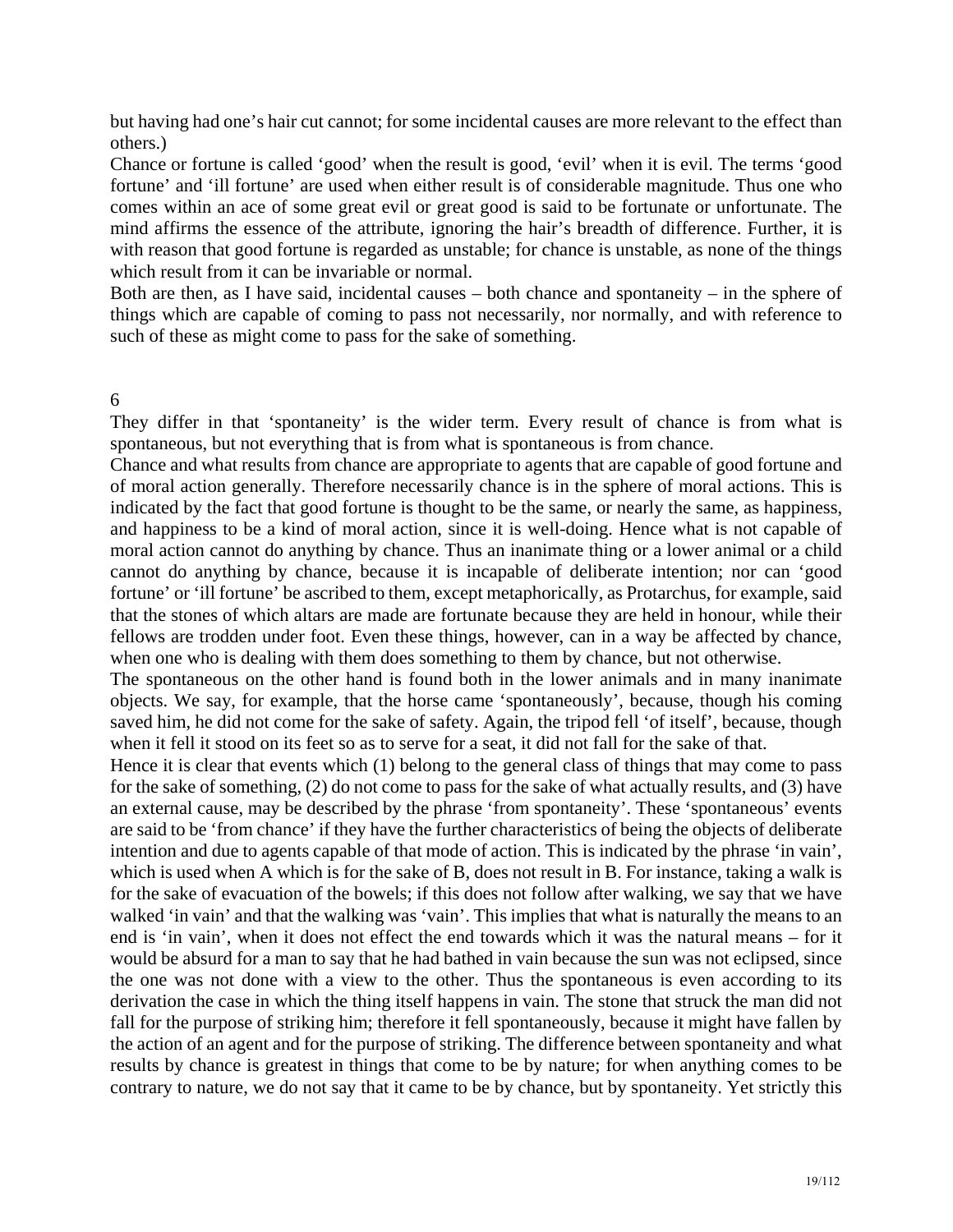but having had one's hair cut cannot; for some incidental causes are more relevant to the effect than others.)

Chance or fortune is called 'good' when the result is good, 'evil' when it is evil. The terms 'good fortune' and 'ill fortune' are used when either result is of considerable magnitude. Thus one who comes within an ace of some great evil or great good is said to be fortunate or unfortunate. The mind affirms the essence of the attribute, ignoring the hair's breadth of difference. Further, it is with reason that good fortune is regarded as unstable; for chance is unstable, as none of the things which result from it can be invariable or normal.

Both are then, as I have said, incidental causes – both chance and spontaneity – in the sphere of things which are capable of coming to pass not necessarily, nor normally, and with reference to such of these as might come to pass for the sake of something.

## 6

They differ in that 'spontaneity' is the wider term. Every result of chance is from what is spontaneous, but not everything that is from what is spontaneous is from chance.

Chance and what results from chance are appropriate to agents that are capable of good fortune and of moral action generally. Therefore necessarily chance is in the sphere of moral actions. This is indicated by the fact that good fortune is thought to be the same, or nearly the same, as happiness, and happiness to be a kind of moral action, since it is well-doing. Hence what is not capable of moral action cannot do anything by chance. Thus an inanimate thing or a lower animal or a child cannot do anything by chance, because it is incapable of deliberate intention; nor can 'good fortune' or 'ill fortune' be ascribed to them, except metaphorically, as Protarchus, for example, said that the stones of which altars are made are fortunate because they are held in honour, while their fellows are trodden under foot. Even these things, however, can in a way be affected by chance, when one who is dealing with them does something to them by chance, but not otherwise.

The spontaneous on the other hand is found both in the lower animals and in many inanimate objects. We say, for example, that the horse came 'spontaneously', because, though his coming saved him, he did not come for the sake of safety. Again, the tripod fell 'of itself', because, though when it fell it stood on its feet so as to serve for a seat, it did not fall for the sake of that.

Hence it is clear that events which (1) belong to the general class of things that may come to pass for the sake of something, (2) do not come to pass for the sake of what actually results, and (3) have an external cause, may be described by the phrase 'from spontaneity'. These 'spontaneous' events are said to be 'from chance' if they have the further characteristics of being the objects of deliberate intention and due to agents capable of that mode of action. This is indicated by the phrase 'in vain', which is used when A which is for the sake of B, does not result in B. For instance, taking a walk is for the sake of evacuation of the bowels; if this does not follow after walking, we say that we have walked 'in vain' and that the walking was 'vain'. This implies that what is naturally the means to an end is 'in vain', when it does not effect the end towards which it was the natural means – for it would be absurd for a man to say that he had bathed in vain because the sun was not eclipsed, since the one was not done with a view to the other. Thus the spontaneous is even according to its derivation the case in which the thing itself happens in vain. The stone that struck the man did not fall for the purpose of striking him; therefore it fell spontaneously, because it might have fallen by the action of an agent and for the purpose of striking. The difference between spontaneity and what results by chance is greatest in things that come to be by nature; for when anything comes to be contrary to nature, we do not say that it came to be by chance, but by spontaneity. Yet strictly this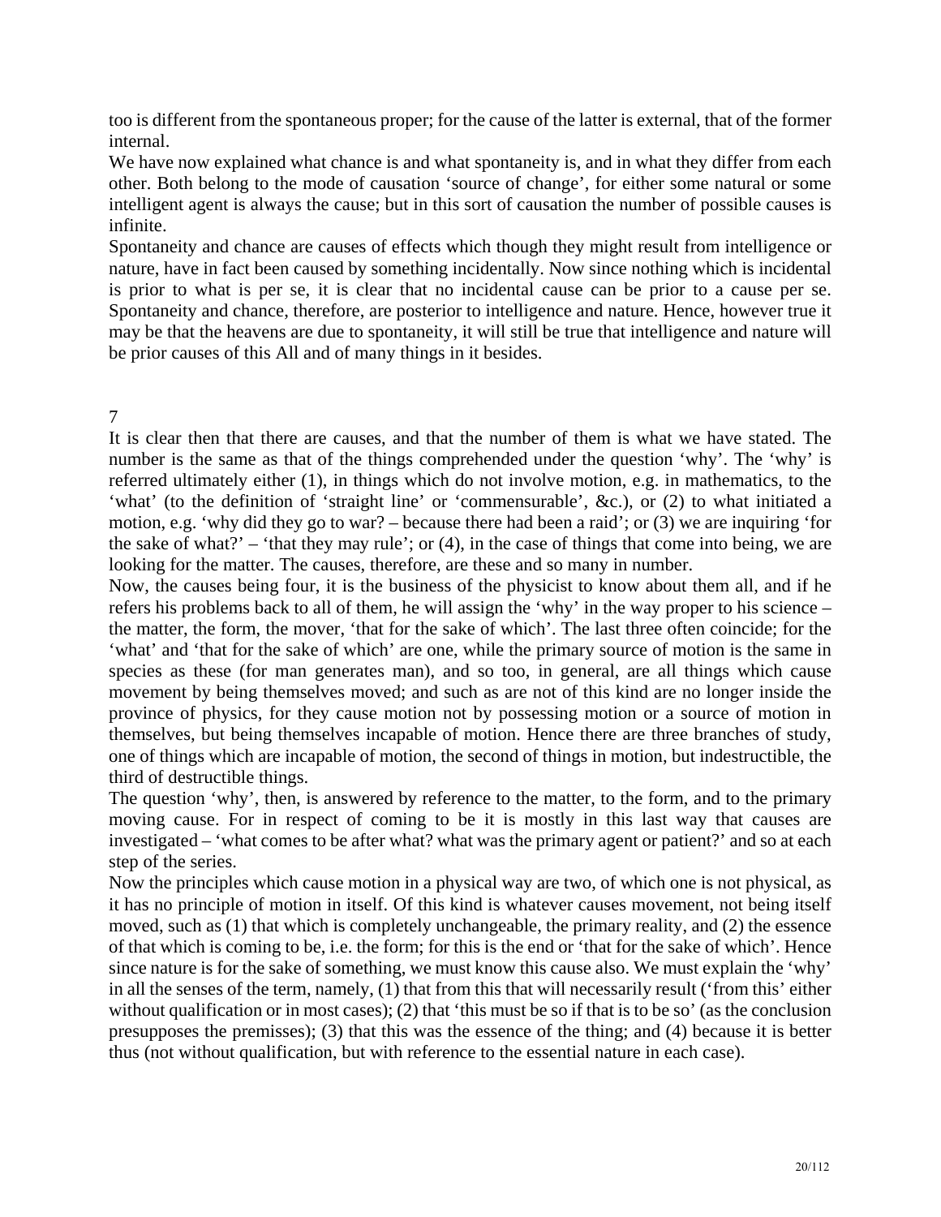too is different from the spontaneous proper; for the cause of the latter is external, that of the former internal.

We have now explained what chance is and what spontaneity is, and in what they differ from each other. Both belong to the mode of causation 'source of change', for either some natural or some intelligent agent is always the cause; but in this sort of causation the number of possible causes is infinite.

Spontaneity and chance are causes of effects which though they might result from intelligence or nature, have in fact been caused by something incidentally. Now since nothing which is incidental is prior to what is per se, it is clear that no incidental cause can be prior to a cause per se. Spontaneity and chance, therefore, are posterior to intelligence and nature. Hence, however true it may be that the heavens are due to spontaneity, it will still be true that intelligence and nature will be prior causes of this All and of many things in it besides.

## 7

It is clear then that there are causes, and that the number of them is what we have stated. The number is the same as that of the things comprehended under the question 'why'. The 'why' is referred ultimately either (1), in things which do not involve motion, e.g. in mathematics, to the 'what' (to the definition of 'straight line' or 'commensurable', &c.), or (2) to what initiated a motion, e.g. 'why did they go to war? – because there had been a raid'; or (3) we are inquiring 'for the sake of what?' – 'that they may rule'; or (4), in the case of things that come into being, we are looking for the matter. The causes, therefore, are these and so many in number.

Now, the causes being four, it is the business of the physicist to know about them all, and if he refers his problems back to all of them, he will assign the 'why' in the way proper to his science – the matter, the form, the mover, 'that for the sake of which'. The last three often coincide; for the 'what' and 'that for the sake of which' are one, while the primary source of motion is the same in species as these (for man generates man), and so too, in general, are all things which cause movement by being themselves moved; and such as are not of this kind are no longer inside the province of physics, for they cause motion not by possessing motion or a source of motion in themselves, but being themselves incapable of motion. Hence there are three branches of study, one of things which are incapable of motion, the second of things in motion, but indestructible, the third of destructible things.

The question 'why', then, is answered by reference to the matter, to the form, and to the primary moving cause. For in respect of coming to be it is mostly in this last way that causes are investigated – 'what comes to be after what? what was the primary agent or patient?' and so at each step of the series.

Now the principles which cause motion in a physical way are two, of which one is not physical, as it has no principle of motion in itself. Of this kind is whatever causes movement, not being itself moved, such as (1) that which is completely unchangeable, the primary reality, and (2) the essence of that which is coming to be, i.e. the form; for this is the end or 'that for the sake of which'. Hence since nature is for the sake of something, we must know this cause also. We must explain the 'why' in all the senses of the term, namely, (1) that from this that will necessarily result ('from this' either without qualification or in most cases); (2) that 'this must be so if that is to be so' (as the conclusion presupposes the premisses); (3) that this was the essence of the thing; and (4) because it is better thus (not without qualification, but with reference to the essential nature in each case).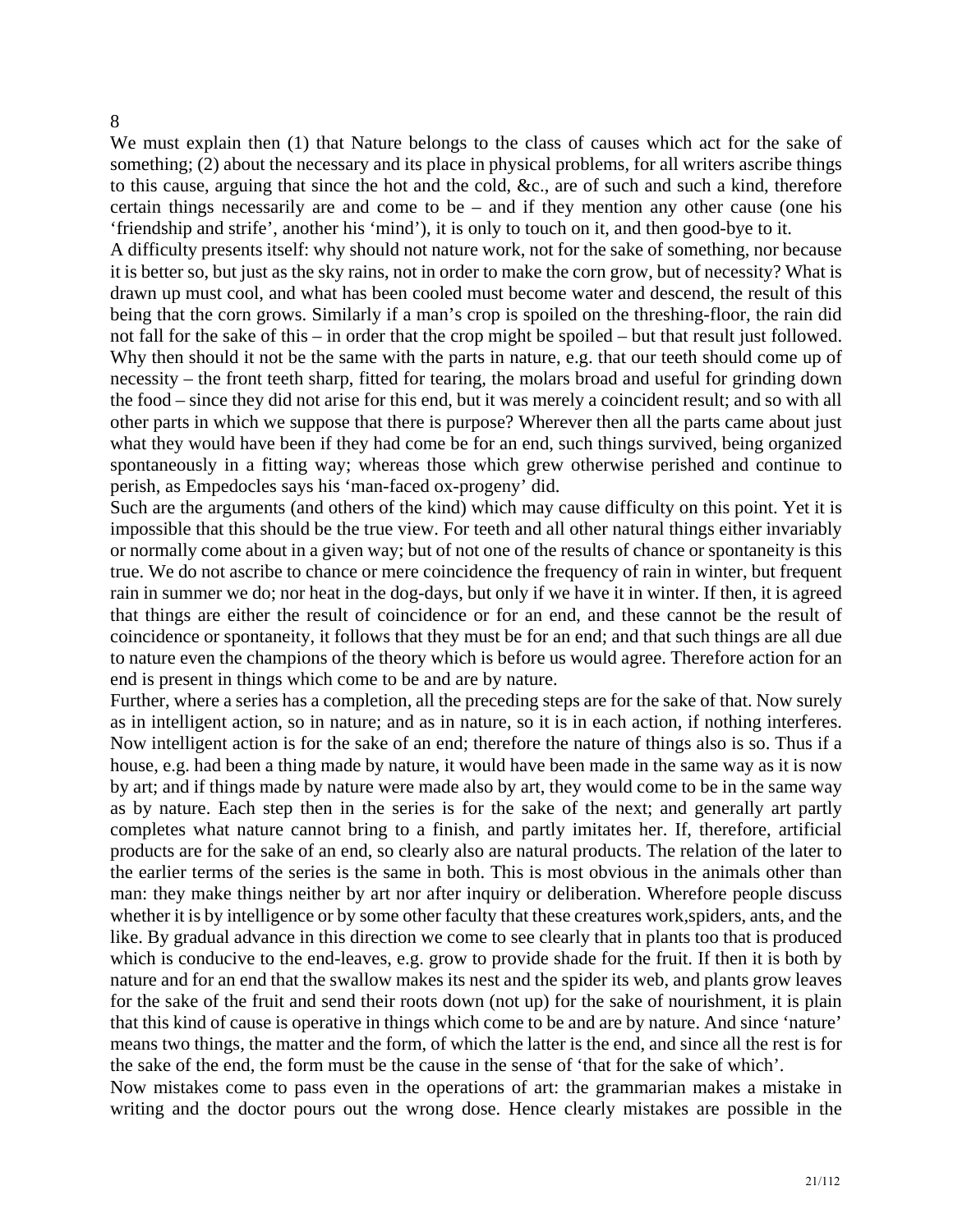8

We must explain then (1) that Nature belongs to the class of causes which act for the sake of something; (2) about the necessary and its place in physical problems, for all writers ascribe things to this cause, arguing that since the hot and the cold, &c., are of such and such a kind, therefore certain things necessarily are and come to be – and if they mention any other cause (one his 'friendship and strife', another his 'mind'), it is only to touch on it, and then good-bye to it.

A difficulty presents itself: why should not nature work, not for the sake of something, nor because it is better so, but just as the sky rains, not in order to make the corn grow, but of necessity? What is drawn up must cool, and what has been cooled must become water and descend, the result of this being that the corn grows. Similarly if a man's crop is spoiled on the threshing-floor, the rain did not fall for the sake of this – in order that the crop might be spoiled – but that result just followed. Why then should it not be the same with the parts in nature, e.g. that our teeth should come up of necessity – the front teeth sharp, fitted for tearing, the molars broad and useful for grinding down the food – since they did not arise for this end, but it was merely a coincident result; and so with all other parts in which we suppose that there is purpose? Wherever then all the parts came about just what they would have been if they had come be for an end, such things survived, being organized spontaneously in a fitting way; whereas those which grew otherwise perished and continue to perish, as Empedocles says his 'man-faced ox-progeny' did.

Such are the arguments (and others of the kind) which may cause difficulty on this point. Yet it is impossible that this should be the true view. For teeth and all other natural things either invariably or normally come about in a given way; but of not one of the results of chance or spontaneity is this true. We do not ascribe to chance or mere coincidence the frequency of rain in winter, but frequent rain in summer we do; nor heat in the dog-days, but only if we have it in winter. If then, it is agreed that things are either the result of coincidence or for an end, and these cannot be the result of coincidence or spontaneity, it follows that they must be for an end; and that such things are all due to nature even the champions of the theory which is before us would agree. Therefore action for an end is present in things which come to be and are by nature.

Further, where a series has a completion, all the preceding steps are for the sake of that. Now surely as in intelligent action, so in nature; and as in nature, so it is in each action, if nothing interferes. Now intelligent action is for the sake of an end; therefore the nature of things also is so. Thus if a house, e.g. had been a thing made by nature, it would have been made in the same way as it is now by art; and if things made by nature were made also by art, they would come to be in the same way as by nature. Each step then in the series is for the sake of the next; and generally art partly completes what nature cannot bring to a finish, and partly imitates her. If, therefore, artificial products are for the sake of an end, so clearly also are natural products. The relation of the later to the earlier terms of the series is the same in both. This is most obvious in the animals other than man: they make things neither by art nor after inquiry or deliberation. Wherefore people discuss whether it is by intelligence or by some other faculty that these creatures work,spiders, ants, and the like. By gradual advance in this direction we come to see clearly that in plants too that is produced which is conducive to the end-leaves, e.g. grow to provide shade for the fruit. If then it is both by nature and for an end that the swallow makes its nest and the spider its web, and plants grow leaves for the sake of the fruit and send their roots down (not up) for the sake of nourishment, it is plain that this kind of cause is operative in things which come to be and are by nature. And since 'nature' means two things, the matter and the form, of which the latter is the end, and since all the rest is for the sake of the end, the form must be the cause in the sense of 'that for the sake of which'.

Now mistakes come to pass even in the operations of art: the grammarian makes a mistake in writing and the doctor pours out the wrong dose. Hence clearly mistakes are possible in the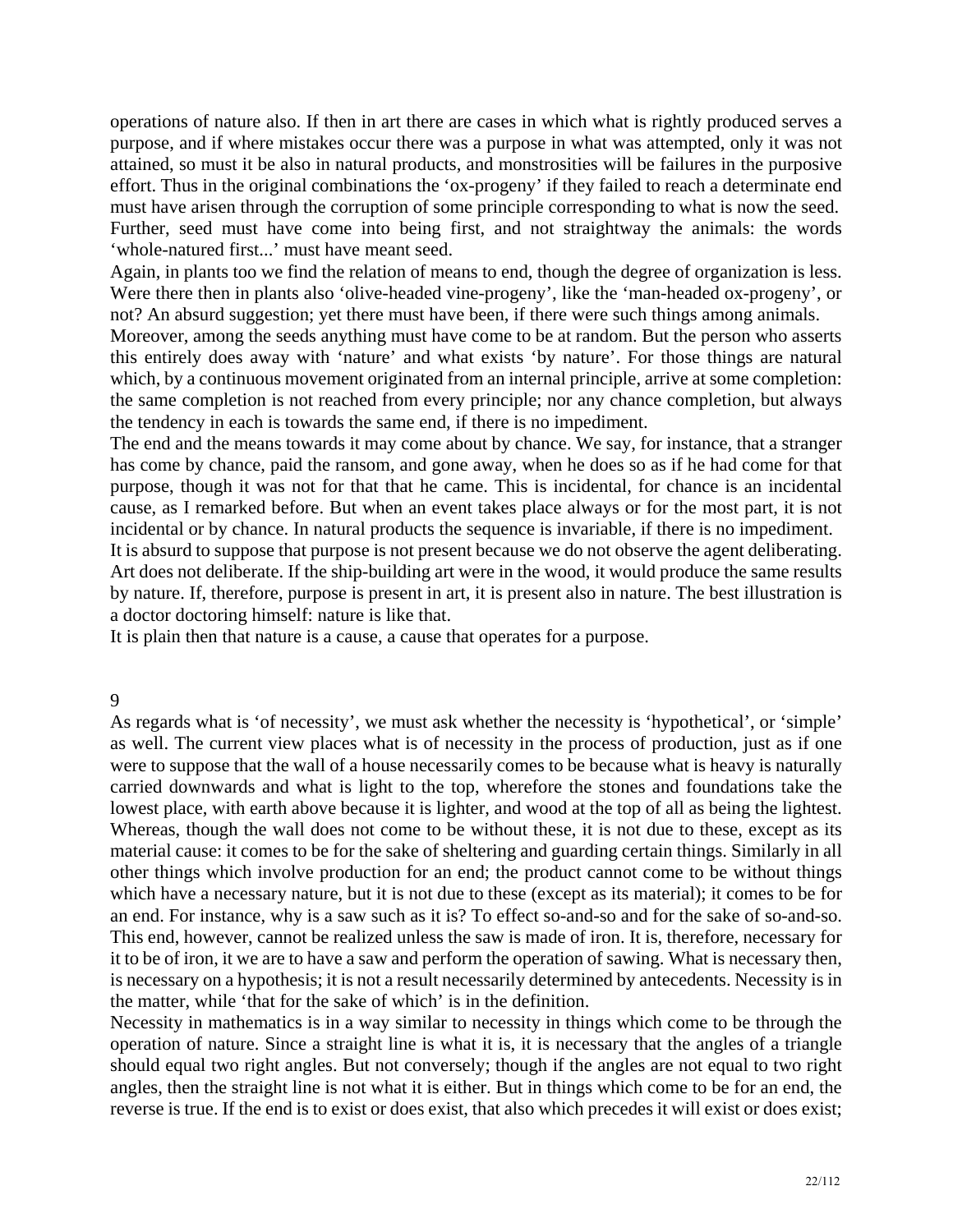operations of nature also. If then in art there are cases in which what is rightly produced serves a purpose, and if where mistakes occur there was a purpose in what was attempted, only it was not attained, so must it be also in natural products, and monstrosities will be failures in the purposive effort. Thus in the original combinations the 'ox-progeny' if they failed to reach a determinate end must have arisen through the corruption of some principle corresponding to what is now the seed. Further, seed must have come into being first, and not straightway the animals: the words 'whole-natured first...' must have meant seed.

Again, in plants too we find the relation of means to end, though the degree of organization is less. Were there then in plants also 'olive-headed vine-progeny', like the 'man-headed ox-progeny', or not? An absurd suggestion; yet there must have been, if there were such things among animals.

Moreover, among the seeds anything must have come to be at random. But the person who asserts this entirely does away with 'nature' and what exists 'by nature'. For those things are natural which, by a continuous movement originated from an internal principle, arrive at some completion: the same completion is not reached from every principle; nor any chance completion, but always the tendency in each is towards the same end, if there is no impediment.

The end and the means towards it may come about by chance. We say, for instance, that a stranger has come by chance, paid the ransom, and gone away, when he does so as if he had come for that purpose, though it was not for that that he came. This is incidental, for chance is an incidental cause, as I remarked before. But when an event takes place always or for the most part, it is not incidental or by chance. In natural products the sequence is invariable, if there is no impediment.

It is absurd to suppose that purpose is not present because we do not observe the agent deliberating. Art does not deliberate. If the ship-building art were in the wood, it would produce the same results by nature. If, therefore, purpose is present in art, it is present also in nature. The best illustration is a doctor doctoring himself: nature is like that.

It is plain then that nature is a cause, a cause that operates for a purpose.

## 9

As regards what is 'of necessity', we must ask whether the necessity is 'hypothetical', or 'simple' as well. The current view places what is of necessity in the process of production, just as if one were to suppose that the wall of a house necessarily comes to be because what is heavy is naturally carried downwards and what is light to the top, wherefore the stones and foundations take the lowest place, with earth above because it is lighter, and wood at the top of all as being the lightest. Whereas, though the wall does not come to be without these, it is not due to these, except as its material cause: it comes to be for the sake of sheltering and guarding certain things. Similarly in all other things which involve production for an end; the product cannot come to be without things which have a necessary nature, but it is not due to these (except as its material); it comes to be for an end. For instance, why is a saw such as it is? To effect so-and-so and for the sake of so-and-so. This end, however, cannot be realized unless the saw is made of iron. It is, therefore, necessary for it to be of iron, it we are to have a saw and perform the operation of sawing. What is necessary then, is necessary on a hypothesis; it is not a result necessarily determined by antecedents. Necessity is in the matter, while 'that for the sake of which' is in the definition.

Necessity in mathematics is in a way similar to necessity in things which come to be through the operation of nature. Since a straight line is what it is, it is necessary that the angles of a triangle should equal two right angles. But not conversely; though if the angles are not equal to two right angles, then the straight line is not what it is either. But in things which come to be for an end, the reverse is true. If the end is to exist or does exist, that also which precedes it will exist or does exist;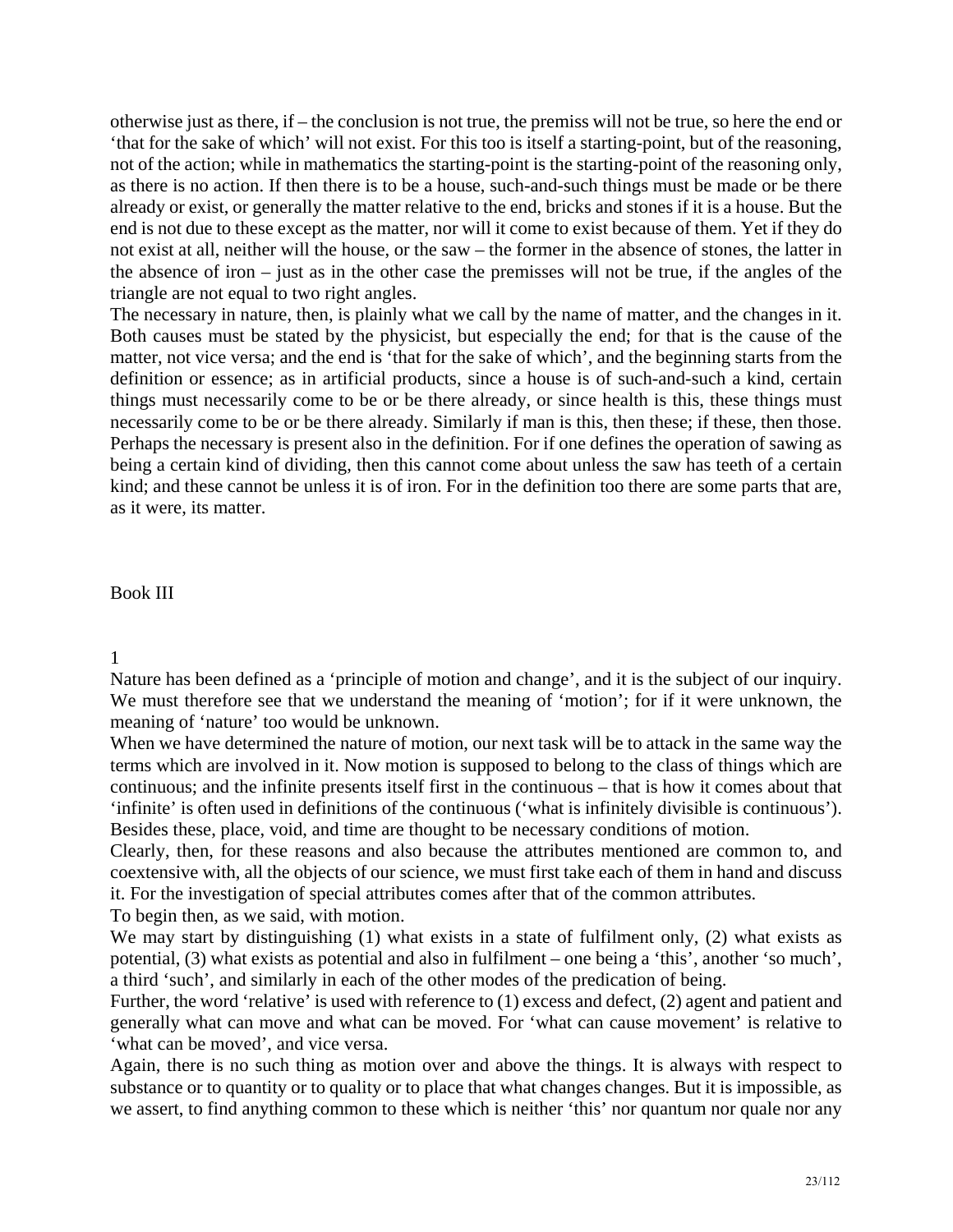otherwise just as there, if – the conclusion is not true, the premiss will not be true, so here the end or 'that for the sake of which' will not exist. For this too is itself a starting-point, but of the reasoning, not of the action; while in mathematics the starting-point is the starting-point of the reasoning only, as there is no action. If then there is to be a house, such-and-such things must be made or be there already or exist, or generally the matter relative to the end, bricks and stones if it is a house. But the end is not due to these except as the matter, nor will it come to exist because of them. Yet if they do not exist at all, neither will the house, or the saw – the former in the absence of stones, the latter in the absence of iron – just as in the other case the premisses will not be true, if the angles of the triangle are not equal to two right angles.

The necessary in nature, then, is plainly what we call by the name of matter, and the changes in it. Both causes must be stated by the physicist, but especially the end; for that is the cause of the matter, not vice versa; and the end is 'that for the sake of which', and the beginning starts from the definition or essence; as in artificial products, since a house is of such-and-such a kind, certain things must necessarily come to be or be there already, or since health is this, these things must necessarily come to be or be there already. Similarly if man is this, then these; if these, then those. Perhaps the necessary is present also in the definition. For if one defines the operation of sawing as being a certain kind of dividing, then this cannot come about unless the saw has teeth of a certain kind; and these cannot be unless it is of iron. For in the definition too there are some parts that are, as it were, its matter.

# Book III

## 1

Nature has been defined as a 'principle of motion and change', and it is the subject of our inquiry. We must therefore see that we understand the meaning of 'motion'; for if it were unknown, the meaning of 'nature' too would be unknown.

When we have determined the nature of motion, our next task will be to attack in the same way the terms which are involved in it. Now motion is supposed to belong to the class of things which are continuous; and the infinite presents itself first in the continuous – that is how it comes about that 'infinite' is often used in definitions of the continuous ('what is infinitely divisible is continuous'). Besides these, place, void, and time are thought to be necessary conditions of motion.

Clearly, then, for these reasons and also because the attributes mentioned are common to, and coextensive with, all the objects of our science, we must first take each of them in hand and discuss it. For the investigation of special attributes comes after that of the common attributes.

To begin then, as we said, with motion.

We may start by distinguishing (1) what exists in a state of fulfilment only, (2) what exists as potential, (3) what exists as potential and also in fulfilment – one being a 'this', another 'so much', a third 'such', and similarly in each of the other modes of the predication of being.

Further, the word 'relative' is used with reference to (1) excess and defect, (2) agent and patient and generally what can move and what can be moved. For 'what can cause movement' is relative to 'what can be moved', and vice versa.

Again, there is no such thing as motion over and above the things. It is always with respect to substance or to quantity or to quality or to place that what changes changes. But it is impossible, as we assert, to find anything common to these which is neither 'this' nor quantum nor quale nor any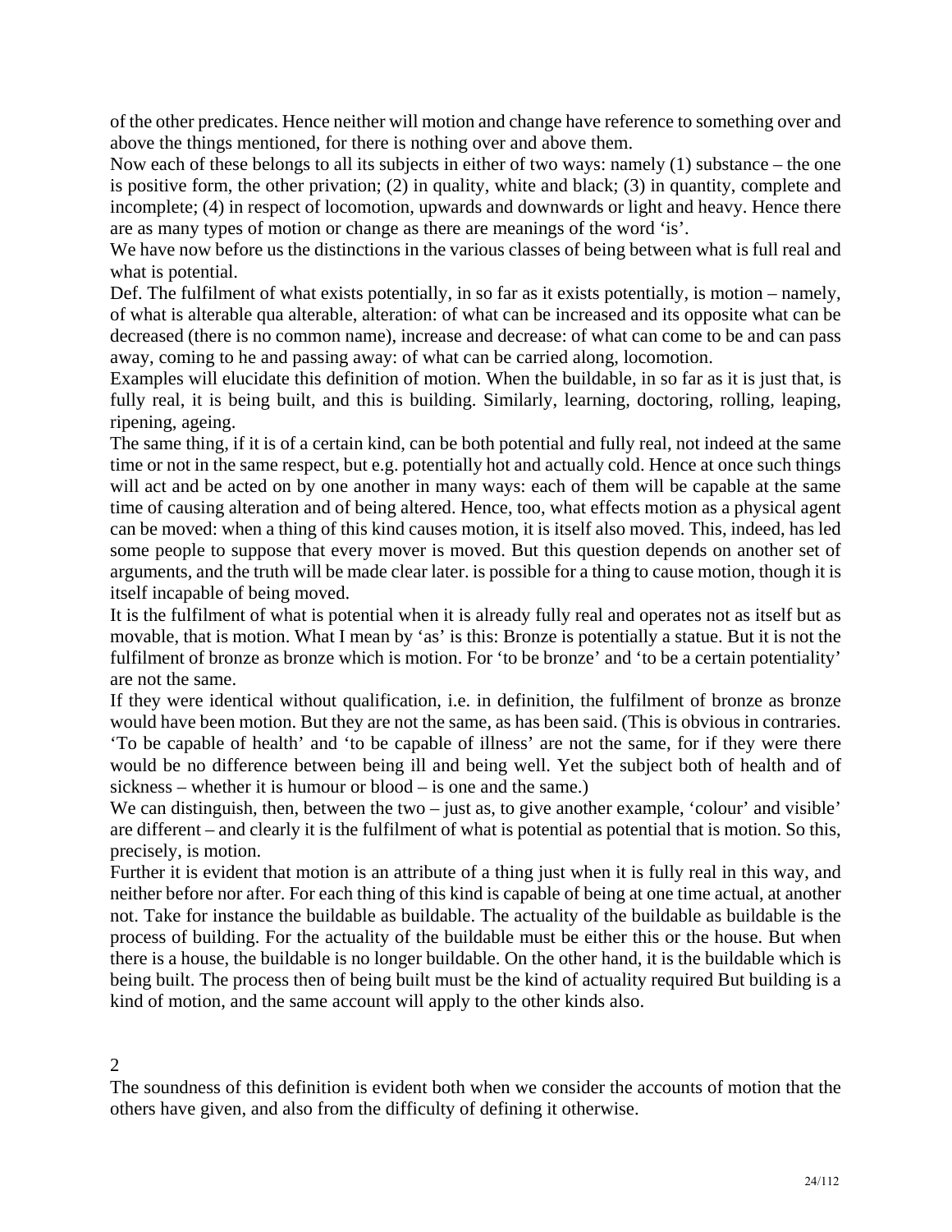of the other predicates. Hence neither will motion and change have reference to something over and above the things mentioned, for there is nothing over and above them.

Now each of these belongs to all its subjects in either of two ways: namely (1) substance – the one is positive form, the other privation; (2) in quality, white and black; (3) in quantity, complete and incomplete; (4) in respect of locomotion, upwards and downwards or light and heavy. Hence there are as many types of motion or change as there are meanings of the word 'is'.

We have now before us the distinctions in the various classes of being between what is full real and what is potential.

Def. The fulfilment of what exists potentially, in so far as it exists potentially, is motion – namely, of what is alterable qua alterable, alteration: of what can be increased and its opposite what can be decreased (there is no common name), increase and decrease: of what can come to be and can pass away, coming to he and passing away: of what can be carried along, locomotion.

Examples will elucidate this definition of motion. When the buildable, in so far as it is just that, is fully real, it is being built, and this is building. Similarly, learning, doctoring, rolling, leaping, ripening, ageing.

The same thing, if it is of a certain kind, can be both potential and fully real, not indeed at the same time or not in the same respect, but e.g. potentially hot and actually cold. Hence at once such things will act and be acted on by one another in many ways: each of them will be capable at the same time of causing alteration and of being altered. Hence, too, what effects motion as a physical agent can be moved: when a thing of this kind causes motion, it is itself also moved. This, indeed, has led some people to suppose that every mover is moved. But this question depends on another set of arguments, and the truth will be made clear later. is possible for a thing to cause motion, though it is itself incapable of being moved.

It is the fulfilment of what is potential when it is already fully real and operates not as itself but as movable, that is motion. What I mean by 'as' is this: Bronze is potentially a statue. But it is not the fulfilment of bronze as bronze which is motion. For 'to be bronze' and 'to be a certain potentiality' are not the same.

If they were identical without qualification, i.e. in definition, the fulfilment of bronze as bronze would have been motion. But they are not the same, as has been said. (This is obvious in contraries. 'To be capable of health' and 'to be capable of illness' are not the same, for if they were there would be no difference between being ill and being well. Yet the subject both of health and of sickness – whether it is humour or blood – is one and the same.)

We can distinguish, then, between the two – just as, to give another example, 'colour' and visible' are different – and clearly it is the fulfilment of what is potential as potential that is motion. So this, precisely, is motion.

Further it is evident that motion is an attribute of a thing just when it is fully real in this way, and neither before nor after. For each thing of this kind is capable of being at one time actual, at another not. Take for instance the buildable as buildable. The actuality of the buildable as buildable is the process of building. For the actuality of the buildable must be either this or the house. But when there is a house, the buildable is no longer buildable. On the other hand, it is the buildable which is being built. The process then of being built must be the kind of actuality required But building is a kind of motion, and the same account will apply to the other kinds also.

2

The soundness of this definition is evident both when we consider the accounts of motion that the others have given, and also from the difficulty of defining it otherwise.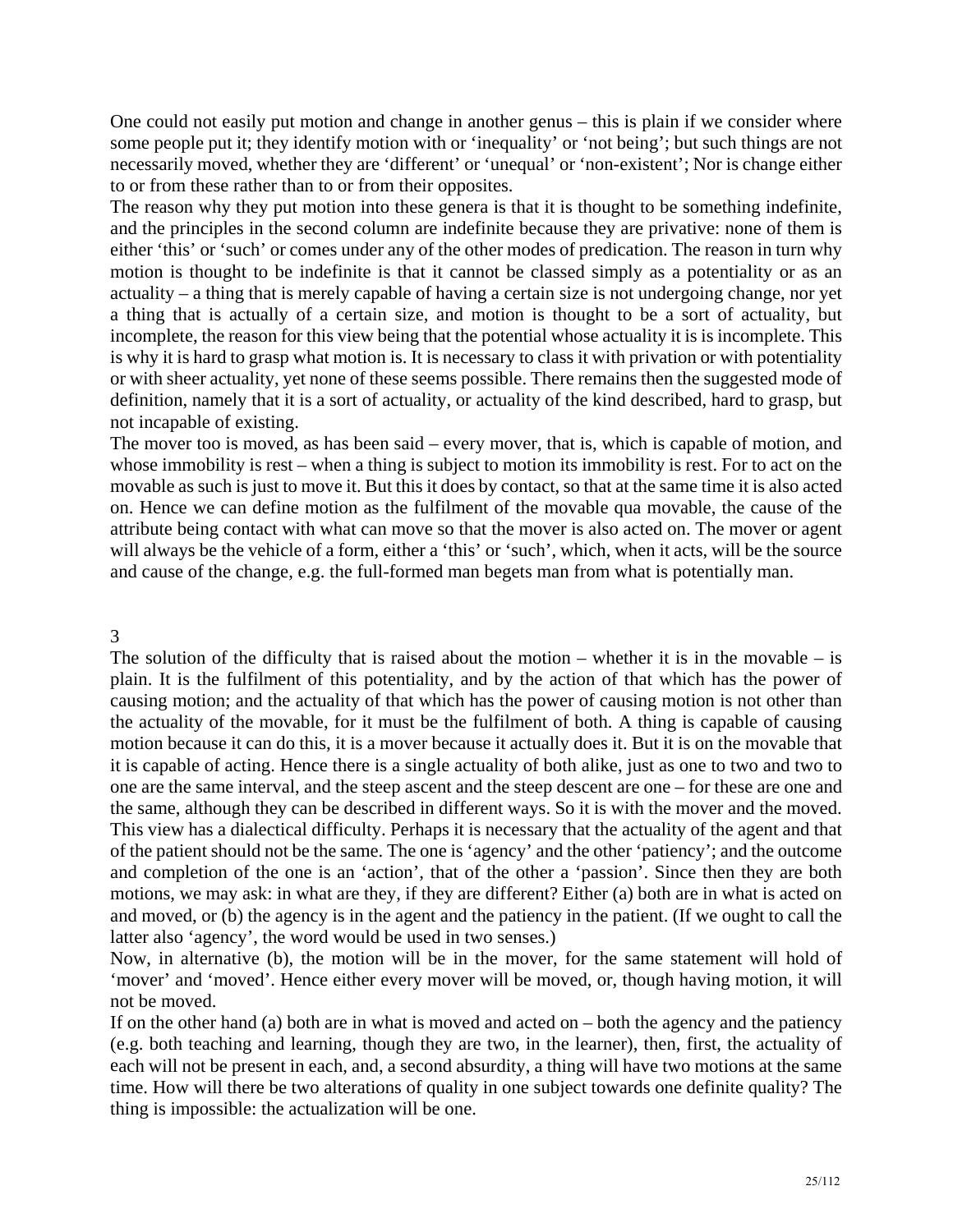One could not easily put motion and change in another genus – this is plain if we consider where some people put it; they identify motion with or 'inequality' or 'not being'; but such things are not necessarily moved, whether they are 'different' or 'unequal' or 'non-existent'; Nor is change either to or from these rather than to or from their opposites.

The reason why they put motion into these genera is that it is thought to be something indefinite, and the principles in the second column are indefinite because they are privative: none of them is either 'this' or 'such' or comes under any of the other modes of predication. The reason in turn why motion is thought to be indefinite is that it cannot be classed simply as a potentiality or as an actuality – a thing that is merely capable of having a certain size is not undergoing change, nor yet a thing that is actually of a certain size, and motion is thought to be a sort of actuality, but incomplete, the reason for this view being that the potential whose actuality it is is incomplete. This is why it is hard to grasp what motion is. It is necessary to class it with privation or with potentiality or with sheer actuality, yet none of these seems possible. There remains then the suggested mode of definition, namely that it is a sort of actuality, or actuality of the kind described, hard to grasp, but not incapable of existing.

The mover too is moved, as has been said – every mover, that is, which is capable of motion, and whose immobility is rest – when a thing is subject to motion its immobility is rest. For to act on the movable as such is just to move it. But this it does by contact, so that at the same time it is also acted on. Hence we can define motion as the fulfilment of the movable qua movable, the cause of the attribute being contact with what can move so that the mover is also acted on. The mover or agent will always be the vehicle of a form, either a 'this' or 'such', which, when it acts, will be the source and cause of the change, e.g. the full-formed man begets man from what is potentially man.

## 3

The solution of the difficulty that is raised about the motion – whether it is in the movable – is plain. It is the fulfilment of this potentiality, and by the action of that which has the power of causing motion; and the actuality of that which has the power of causing motion is not other than the actuality of the movable, for it must be the fulfilment of both. A thing is capable of causing motion because it can do this, it is a mover because it actually does it. But it is on the movable that it is capable of acting. Hence there is a single actuality of both alike, just as one to two and two to one are the same interval, and the steep ascent and the steep descent are one – for these are one and the same, although they can be described in different ways. So it is with the mover and the moved.

This view has a dialectical difficulty. Perhaps it is necessary that the actuality of the agent and that of the patient should not be the same. The one is 'agency' and the other 'patiency'; and the outcome and completion of the one is an 'action', that of the other a 'passion'. Since then they are both motions, we may ask: in what are they, if they are different? Either (a) both are in what is acted on and moved, or (b) the agency is in the agent and the patiency in the patient. (If we ought to call the latter also 'agency', the word would be used in two senses.)

Now, in alternative (b), the motion will be in the mover, for the same statement will hold of 'mover' and 'moved'. Hence either every mover will be moved, or, though having motion, it will not be moved.

If on the other hand (a) both are in what is moved and acted on – both the agency and the patiency (e.g. both teaching and learning, though they are two, in the learner), then, first, the actuality of each will not be present in each, and, a second absurdity, a thing will have two motions at the same time. How will there be two alterations of quality in one subject towards one definite quality? The thing is impossible: the actualization will be one.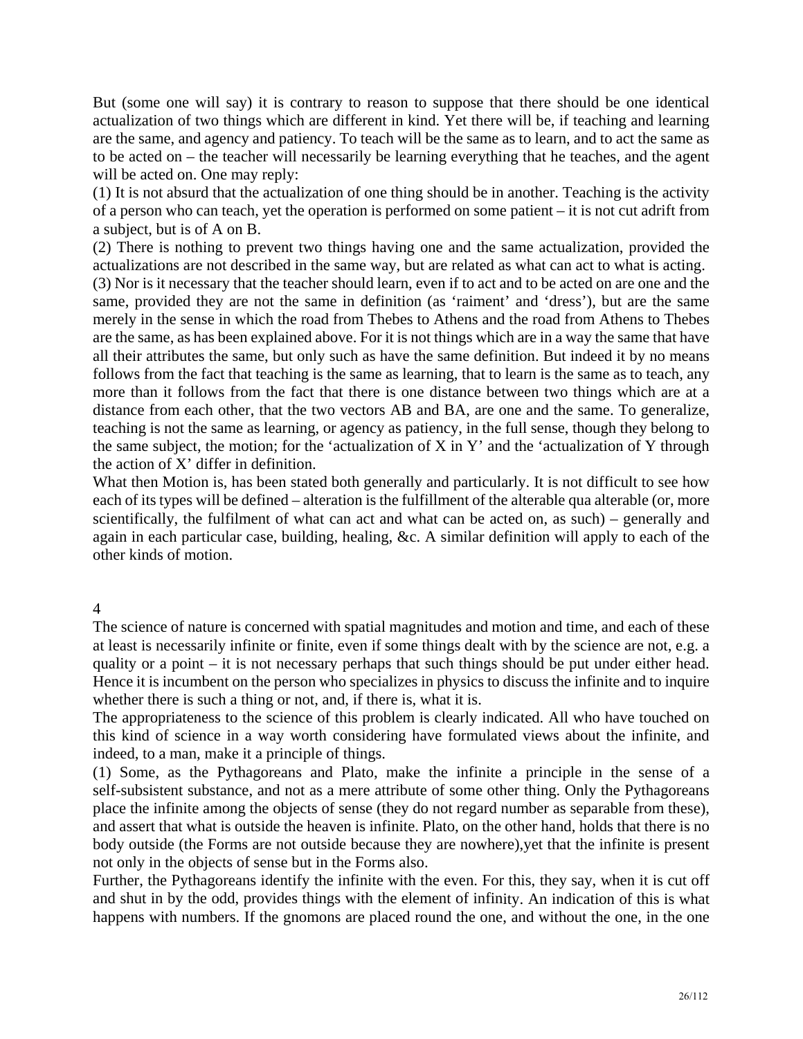But (some one will say) it is contrary to reason to suppose that there should be one identical actualization of two things which are different in kind. Yet there will be, if teaching and learning are the same, and agency and patiency. To teach will be the same as to learn, and to act the same as to be acted on – the teacher will necessarily be learning everything that he teaches, and the agent will be acted on. One may reply:

(1) It is not absurd that the actualization of one thing should be in another. Teaching is the activity of a person who can teach, yet the operation is performed on some patient – it is not cut adrift from a subject, but is of A on B.

(2) There is nothing to prevent two things having one and the same actualization, provided the actualizations are not described in the same way, but are related as what can act to what is acting.

(3) Nor is it necessary that the teacher should learn, even if to act and to be acted on are one and the same, provided they are not the same in definition (as 'raiment' and 'dress'), but are the same merely in the sense in which the road from Thebes to Athens and the road from Athens to Thebes are the same, as has been explained above. For it is not things which are in a way the same that have all their attributes the same, but only such as have the same definition. But indeed it by no means follows from the fact that teaching is the same as learning, that to learn is the same as to teach, any more than it follows from the fact that there is one distance between two things which are at a distance from each other, that the two vectors AB and BA, are one and the same. To generalize, teaching is not the same as learning, or agency as patiency, in the full sense, though they belong to the same subject, the motion; for the 'actualization of X in Y' and the 'actualization of Y through the action of X' differ in definition.

What then Motion is, has been stated both generally and particularly. It is not difficult to see how each of its types will be defined – alteration is the fulfillment of the alterable qua alterable (or, more scientifically, the fulfilment of what can act and what can be acted on, as such) – generally and again in each particular case, building, healing, &c. A similar definition will apply to each of the other kinds of motion.

## 4

The science of nature is concerned with spatial magnitudes and motion and time, and each of these at least is necessarily infinite or finite, even if some things dealt with by the science are not, e.g. a quality or a point – it is not necessary perhaps that such things should be put under either head. Hence it is incumbent on the person who specializes in physics to discuss the infinite and to inquire whether there is such a thing or not, and, if there is, what it is.

The appropriateness to the science of this problem is clearly indicated. All who have touched on this kind of science in a way worth considering have formulated views about the infinite, and indeed, to a man, make it a principle of things.

(1) Some, as the Pythagoreans and Plato, make the infinite a principle in the sense of a self-subsistent substance, and not as a mere attribute of some other thing. Only the Pythagoreans place the infinite among the objects of sense (they do not regard number as separable from these), and assert that what is outside the heaven is infinite. Plato, on the other hand, holds that there is no body outside (the Forms are not outside because they are nowhere),yet that the infinite is present not only in the objects of sense but in the Forms also.

Further, the Pythagoreans identify the infinite with the even. For this, they say, when it is cut off and shut in by the odd, provides things with the element of infinity. An indication of this is what happens with numbers. If the gnomons are placed round the one, and without the one, in the one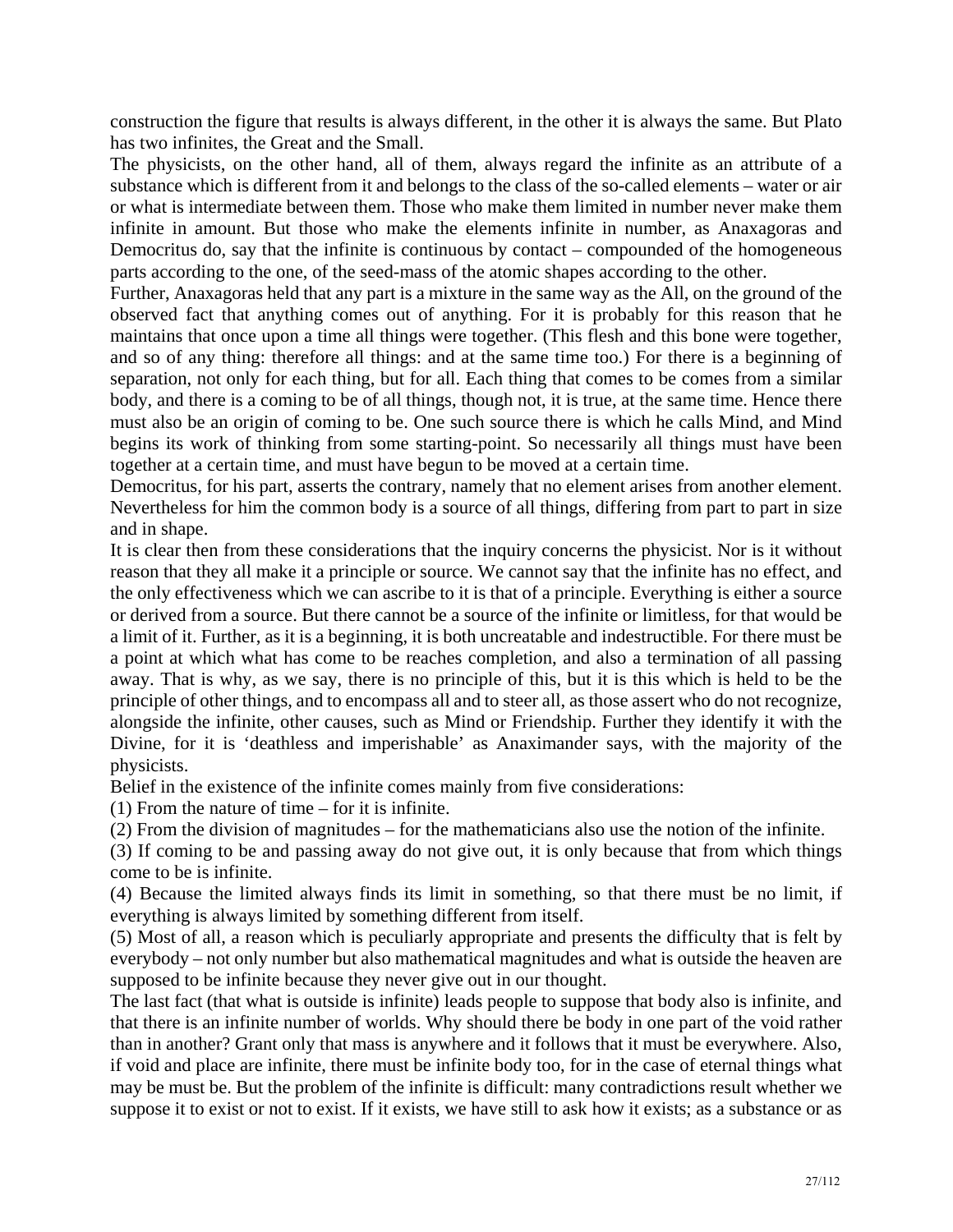construction the figure that results is always different, in the other it is always the same. But Plato has two infinites, the Great and the Small.

The physicists, on the other hand, all of them, always regard the infinite as an attribute of a substance which is different from it and belongs to the class of the so-called elements – water or air or what is intermediate between them. Those who make them limited in number never make them infinite in amount. But those who make the elements infinite in number, as Anaxagoras and Democritus do, say that the infinite is continuous by contact – compounded of the homogeneous parts according to the one, of the seed-mass of the atomic shapes according to the other.

Further, Anaxagoras held that any part is a mixture in the same way as the All, on the ground of the observed fact that anything comes out of anything. For it is probably for this reason that he maintains that once upon a time all things were together. (This flesh and this bone were together, and so of any thing: therefore all things: and at the same time too.) For there is a beginning of separation, not only for each thing, but for all. Each thing that comes to be comes from a similar body, and there is a coming to be of all things, though not, it is true, at the same time. Hence there must also be an origin of coming to be. One such source there is which he calls Mind, and Mind begins its work of thinking from some starting-point. So necessarily all things must have been together at a certain time, and must have begun to be moved at a certain time.

Democritus, for his part, asserts the contrary, namely that no element arises from another element. Nevertheless for him the common body is a source of all things, differing from part to part in size and in shape.

It is clear then from these considerations that the inquiry concerns the physicist. Nor is it without reason that they all make it a principle or source. We cannot say that the infinite has no effect, and the only effectiveness which we can ascribe to it is that of a principle. Everything is either a source or derived from a source. But there cannot be a source of the infinite or limitless, for that would be a limit of it. Further, as it is a beginning, it is both uncreatable and indestructible. For there must be a point at which what has come to be reaches completion, and also a termination of all passing away. That is why, as we say, there is no principle of this, but it is this which is held to be the principle of other things, and to encompass all and to steer all, as those assert who do not recognize, alongside the infinite, other causes, such as Mind or Friendship. Further they identify it with the Divine, for it is 'deathless and imperishable' as Anaximander says, with the majority of the physicists.

Belief in the existence of the infinite comes mainly from five considerations:

(1) From the nature of time – for it is infinite.

(2) From the division of magnitudes – for the mathematicians also use the notion of the infinite.

(3) If coming to be and passing away do not give out, it is only because that from which things come to be is infinite.

(4) Because the limited always finds its limit in something, so that there must be no limit, if everything is always limited by something different from itself.

(5) Most of all, a reason which is peculiarly appropriate and presents the difficulty that is felt by everybody – not only number but also mathematical magnitudes and what is outside the heaven are supposed to be infinite because they never give out in our thought.

The last fact (that what is outside is infinite) leads people to suppose that body also is infinite, and that there is an infinite number of worlds. Why should there be body in one part of the void rather than in another? Grant only that mass is anywhere and it follows that it must be everywhere. Also, if void and place are infinite, there must be infinite body too, for in the case of eternal things what may be must be. But the problem of the infinite is difficult: many contradictions result whether we suppose it to exist or not to exist. If it exists, we have still to ask how it exists; as a substance or as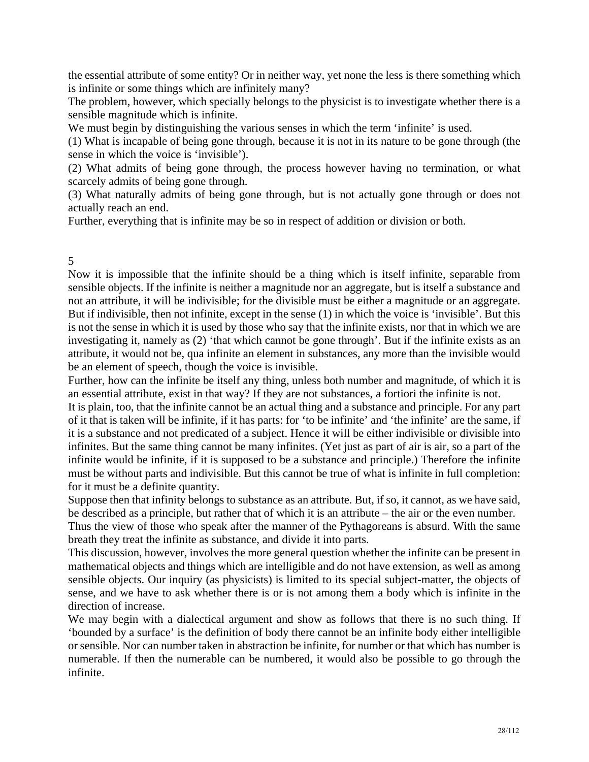the essential attribute of some entity? Or in neither way, yet none the less is there something which is infinite or some things which are infinitely many?

The problem, however, which specially belongs to the physicist is to investigate whether there is a sensible magnitude which is infinite.

We must begin by distinguishing the various senses in which the term 'infinite' is used.

(1) What is incapable of being gone through, because it is not in its nature to be gone through (the sense in which the voice is 'invisible').

(2) What admits of being gone through, the process however having no termination, or what scarcely admits of being gone through.

(3) What naturally admits of being gone through, but is not actually gone through or does not actually reach an end.

Further, everything that is infinite may be so in respect of addition or division or both.

## 5

Now it is impossible that the infinite should be a thing which is itself infinite, separable from sensible objects. If the infinite is neither a magnitude nor an aggregate, but is itself a substance and not an attribute, it will be indivisible; for the divisible must be either a magnitude or an aggregate. But if indivisible, then not infinite, except in the sense (1) in which the voice is 'invisible'. But this is not the sense in which it is used by those who say that the infinite exists, nor that in which we are investigating it, namely as (2) 'that which cannot be gone through'. But if the infinite exists as an attribute, it would not be, qua infinite an element in substances, any more than the invisible would be an element of speech, though the voice is invisible.

Further, how can the infinite be itself any thing, unless both number and magnitude, of which it is an essential attribute, exist in that way? If they are not substances, a fortiori the infinite is not.

It is plain, too, that the infinite cannot be an actual thing and a substance and principle. For any part of it that is taken will be infinite, if it has parts: for 'to be infinite' and 'the infinite' are the same, if it is a substance and not predicated of a subject. Hence it will be either indivisible or divisible into infinites. But the same thing cannot be many infinites. (Yet just as part of air is air, so a part of the infinite would be infinite, if it is supposed to be a substance and principle.) Therefore the infinite must be without parts and indivisible. But this cannot be true of what is infinite in full completion: for it must be a definite quantity.

Suppose then that infinity belongs to substance as an attribute. But, if so, it cannot, as we have said, be described as a principle, but rather that of which it is an attribute – the air or the even number.

Thus the view of those who speak after the manner of the Pythagoreans is absurd. With the same breath they treat the infinite as substance, and divide it into parts.

This discussion, however, involves the more general question whether the infinite can be present in mathematical objects and things which are intelligible and do not have extension, as well as among sensible objects. Our inquiry (as physicists) is limited to its special subject-matter, the objects of sense, and we have to ask whether there is or is not among them a body which is infinite in the direction of increase.

We may begin with a dialectical argument and show as follows that there is no such thing. If 'bounded by a surface' is the definition of body there cannot be an infinite body either intelligible or sensible. Nor can number taken in abstraction be infinite, for number or that which has number is numerable. If then the numerable can be numbered, it would also be possible to go through the infinite.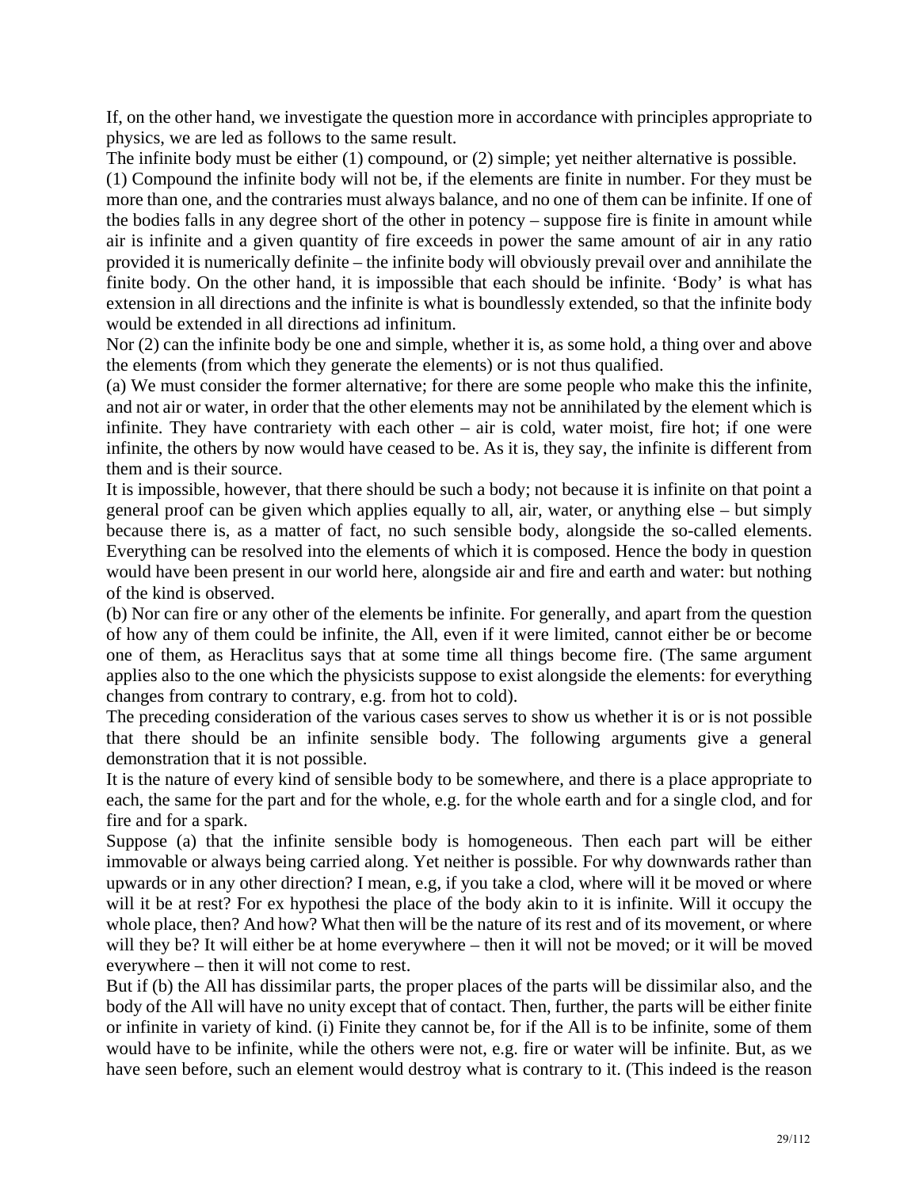If, on the other hand, we investigate the question more in accordance with principles appropriate to physics, we are led as follows to the same result.

The infinite body must be either (1) compound, or (2) simple; yet neither alternative is possible.

(1) Compound the infinite body will not be, if the elements are finite in number. For they must be more than one, and the contraries must always balance, and no one of them can be infinite. If one of the bodies falls in any degree short of the other in potency – suppose fire is finite in amount while air is infinite and a given quantity of fire exceeds in power the same amount of air in any ratio provided it is numerically definite – the infinite body will obviously prevail over and annihilate the finite body. On the other hand, it is impossible that each should be infinite. 'Body' is what has extension in all directions and the infinite is what is boundlessly extended, so that the infinite body would be extended in all directions ad infinitum.

Nor (2) can the infinite body be one and simple, whether it is, as some hold, a thing over and above the elements (from which they generate the elements) or is not thus qualified.

(a) We must consider the former alternative; for there are some people who make this the infinite, and not air or water, in order that the other elements may not be annihilated by the element which is infinite. They have contrariety with each other – air is cold, water moist, fire hot; if one were infinite, the others by now would have ceased to be. As it is, they say, the infinite is different from them and is their source.

It is impossible, however, that there should be such a body; not because it is infinite on that point a general proof can be given which applies equally to all, air, water, or anything else – but simply because there is, as a matter of fact, no such sensible body, alongside the so-called elements. Everything can be resolved into the elements of which it is composed. Hence the body in question would have been present in our world here, alongside air and fire and earth and water: but nothing of the kind is observed.

(b) Nor can fire or any other of the elements be infinite. For generally, and apart from the question of how any of them could be infinite, the All, even if it were limited, cannot either be or become one of them, as Heraclitus says that at some time all things become fire. (The same argument applies also to the one which the physicists suppose to exist alongside the elements: for everything changes from contrary to contrary, e.g. from hot to cold).

The preceding consideration of the various cases serves to show us whether it is or is not possible that there should be an infinite sensible body. The following arguments give a general demonstration that it is not possible.

It is the nature of every kind of sensible body to be somewhere, and there is a place appropriate to each, the same for the part and for the whole, e.g. for the whole earth and for a single clod, and for fire and for a spark.

Suppose (a) that the infinite sensible body is homogeneous. Then each part will be either immovable or always being carried along. Yet neither is possible. For why downwards rather than upwards or in any other direction? I mean, e.g, if you take a clod, where will it be moved or where will it be at rest? For ex hypothesi the place of the body akin to it is infinite. Will it occupy the whole place, then? And how? What then will be the nature of its rest and of its movement, or where will they be? It will either be at home everywhere – then it will not be moved; or it will be moved everywhere – then it will not come to rest.

But if (b) the All has dissimilar parts, the proper places of the parts will be dissimilar also, and the body of the All will have no unity except that of contact. Then, further, the parts will be either finite or infinite in variety of kind. (i) Finite they cannot be, for if the All is to be infinite, some of them would have to be infinite, while the others were not, e.g. fire or water will be infinite. But, as we have seen before, such an element would destroy what is contrary to it. (This indeed is the reason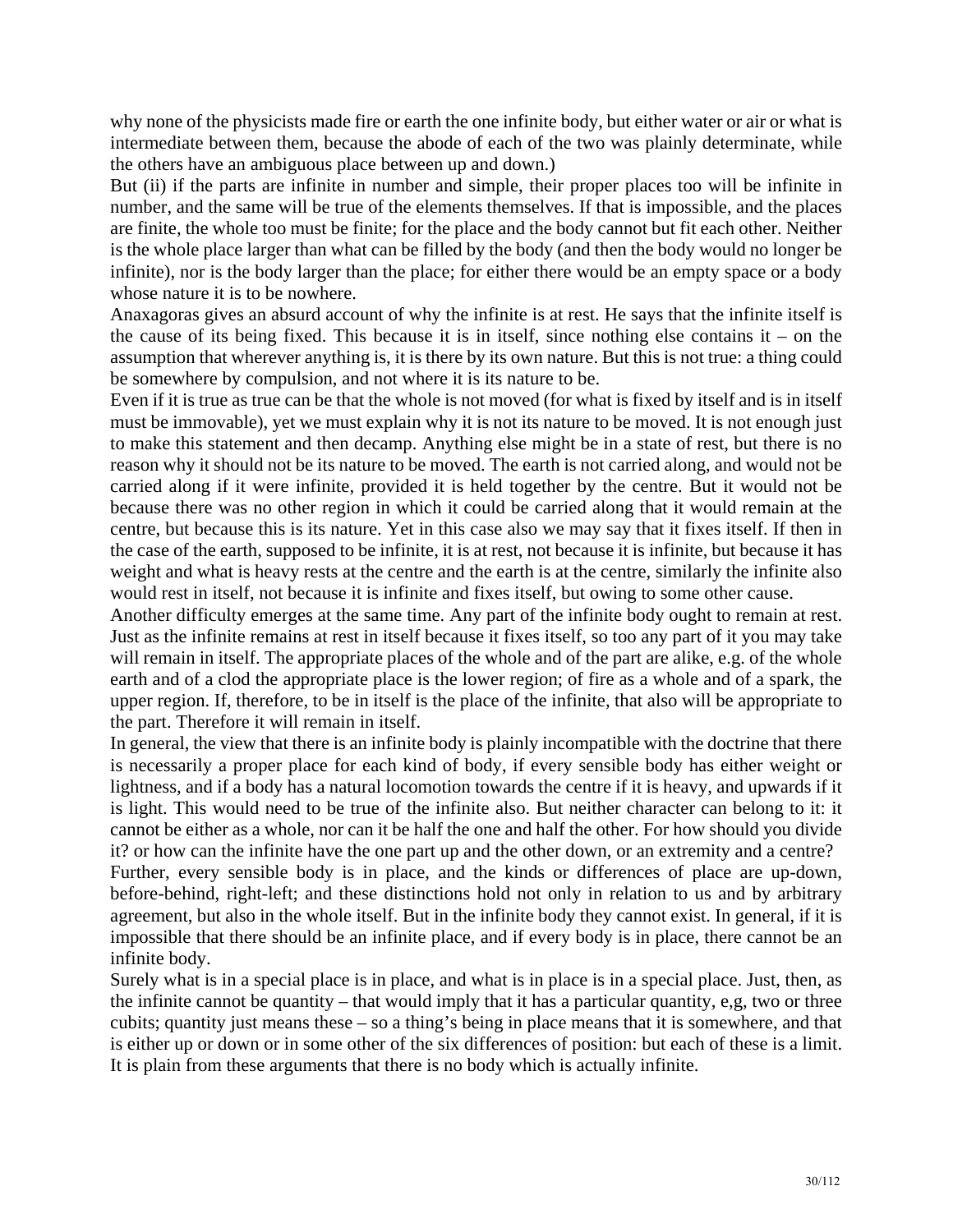why none of the physicists made fire or earth the one infinite body, but either water or air or what is intermediate between them, because the abode of each of the two was plainly determinate, while the others have an ambiguous place between up and down.)

But (ii) if the parts are infinite in number and simple, their proper places too will be infinite in number, and the same will be true of the elements themselves. If that is impossible, and the places are finite, the whole too must be finite; for the place and the body cannot but fit each other. Neither is the whole place larger than what can be filled by the body (and then the body would no longer be infinite), nor is the body larger than the place; for either there would be an empty space or a body whose nature it is to be nowhere.

Anaxagoras gives an absurd account of why the infinite is at rest. He says that the infinite itself is the cause of its being fixed. This because it is in itself, since nothing else contains it – on the assumption that wherever anything is, it is there by its own nature. But this is not true: a thing could be somewhere by compulsion, and not where it is its nature to be.

Even if it is true as true can be that the whole is not moved (for what is fixed by itself and is in itself must be immovable), yet we must explain why it is not its nature to be moved. It is not enough just to make this statement and then decamp. Anything else might be in a state of rest, but there is no reason why it should not be its nature to be moved. The earth is not carried along, and would not be carried along if it were infinite, provided it is held together by the centre. But it would not be because there was no other region in which it could be carried along that it would remain at the centre, but because this is its nature. Yet in this case also we may say that it fixes itself. If then in the case of the earth, supposed to be infinite, it is at rest, not because it is infinite, but because it has weight and what is heavy rests at the centre and the earth is at the centre, similarly the infinite also would rest in itself, not because it is infinite and fixes itself, but owing to some other cause.

Another difficulty emerges at the same time. Any part of the infinite body ought to remain at rest. Just as the infinite remains at rest in itself because it fixes itself, so too any part of it you may take will remain in itself. The appropriate places of the whole and of the part are alike, e.g. of the whole earth and of a clod the appropriate place is the lower region; of fire as a whole and of a spark, the upper region. If, therefore, to be in itself is the place of the infinite, that also will be appropriate to the part. Therefore it will remain in itself.

In general, the view that there is an infinite body is plainly incompatible with the doctrine that there is necessarily a proper place for each kind of body, if every sensible body has either weight or lightness, and if a body has a natural locomotion towards the centre if it is heavy, and upwards if it is light. This would need to be true of the infinite also. But neither character can belong to it: it cannot be either as a whole, nor can it be half the one and half the other. For how should you divide it? or how can the infinite have the one part up and the other down, or an extremity and a centre?

Further, every sensible body is in place, and the kinds or differences of place are up-down, before-behind, right-left; and these distinctions hold not only in relation to us and by arbitrary agreement, but also in the whole itself. But in the infinite body they cannot exist. In general, if it is impossible that there should be an infinite place, and if every body is in place, there cannot be an infinite body.

Surely what is in a special place is in place, and what is in place is in a special place. Just, then, as the infinite cannot be quantity – that would imply that it has a particular quantity, e,g, two or three cubits; quantity just means these – so a thing's being in place means that it is somewhere, and that is either up or down or in some other of the six differences of position: but each of these is a limit. It is plain from these arguments that there is no body which is actually infinite.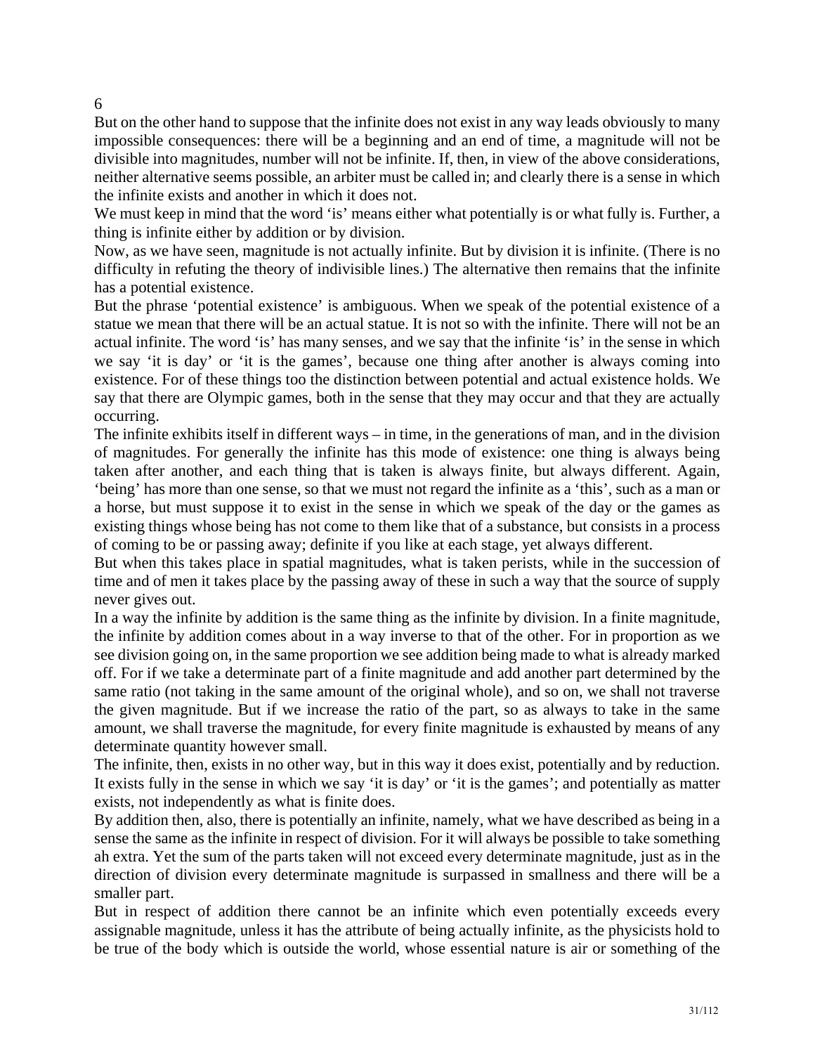6

But on the other hand to suppose that the infinite does not exist in any way leads obviously to many impossible consequences: there will be a beginning and an end of time, a magnitude will not be divisible into magnitudes, number will not be infinite. If, then, in view of the above considerations, neither alternative seems possible, an arbiter must be called in; and clearly there is a sense in which the infinite exists and another in which it does not.

We must keep in mind that the word 'is' means either what potentially is or what fully is. Further, a thing is infinite either by addition or by division.

Now, as we have seen, magnitude is not actually infinite. But by division it is infinite. (There is no difficulty in refuting the theory of indivisible lines.) The alternative then remains that the infinite has a potential existence.

But the phrase 'potential existence' is ambiguous. When we speak of the potential existence of a statue we mean that there will be an actual statue. It is not so with the infinite. There will not be an actual infinite. The word 'is' has many senses, and we say that the infinite 'is' in the sense in which we say 'it is day' or 'it is the games', because one thing after another is always coming into existence. For of these things too the distinction between potential and actual existence holds. We say that there are Olympic games, both in the sense that they may occur and that they are actually occurring.

The infinite exhibits itself in different ways – in time, in the generations of man, and in the division of magnitudes. For generally the infinite has this mode of existence: one thing is always being taken after another, and each thing that is taken is always finite, but always different. Again, 'being' has more than one sense, so that we must not regard the infinite as a 'this', such as a man or a horse, but must suppose it to exist in the sense in which we speak of the day or the games as existing things whose being has not come to them like that of a substance, but consists in a process of coming to be or passing away; definite if you like at each stage, yet always different.

But when this takes place in spatial magnitudes, what is taken perists, while in the succession of time and of men it takes place by the passing away of these in such a way that the source of supply never gives out.

In a way the infinite by addition is the same thing as the infinite by division. In a finite magnitude, the infinite by addition comes about in a way inverse to that of the other. For in proportion as we see division going on, in the same proportion we see addition being made to what is already marked off. For if we take a determinate part of a finite magnitude and add another part determined by the same ratio (not taking in the same amount of the original whole), and so on, we shall not traverse the given magnitude. But if we increase the ratio of the part, so as always to take in the same amount, we shall traverse the magnitude, for every finite magnitude is exhausted by means of any determinate quantity however small.

The infinite, then, exists in no other way, but in this way it does exist, potentially and by reduction. It exists fully in the sense in which we say 'it is day' or 'it is the games'; and potentially as matter exists, not independently as what is finite does.

By addition then, also, there is potentially an infinite, namely, what we have described as being in a sense the same as the infinite in respect of division. For it will always be possible to take something ah extra. Yet the sum of the parts taken will not exceed every determinate magnitude, just as in the direction of division every determinate magnitude is surpassed in smallness and there will be a smaller part.

But in respect of addition there cannot be an infinite which even potentially exceeds every assignable magnitude, unless it has the attribute of being actually infinite, as the physicists hold to be true of the body which is outside the world, whose essential nature is air or something of the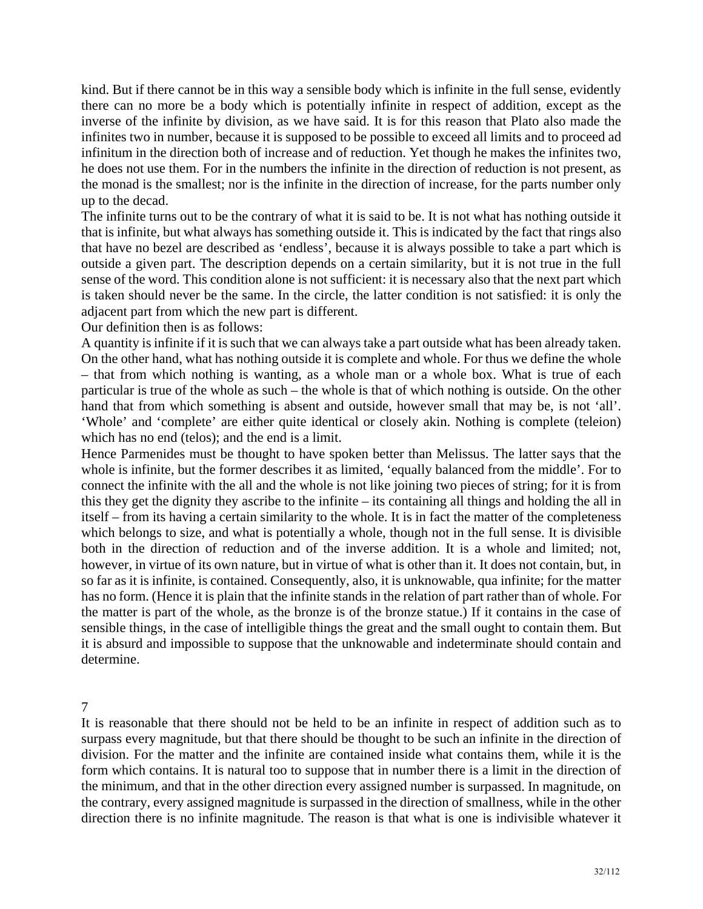kind. But if there cannot be in this way a sensible body which is infinite in the full sense, evidently there can no more be a body which is potentially infinite in respect of addition, except as the inverse of the infinite by division, as we have said. It is for this reason that Plato also made the infinites two in number, because it is supposed to be possible to exceed all limits and to proceed ad infinitum in the direction both of increase and of reduction. Yet though he makes the infinites two, he does not use them. For in the numbers the infinite in the direction of reduction is not present, as the monad is the smallest; nor is the infinite in the direction of increase, for the parts number only up to the decad.

The infinite turns out to be the contrary of what it is said to be. It is not what has nothing outside it that is infinite, but what always has something outside it. This is indicated by the fact that rings also that have no bezel are described as 'endless', because it is always possible to take a part which is outside a given part. The description depends on a certain similarity, but it is not true in the full sense of the word. This condition alone is not sufficient: it is necessary also that the next part which is taken should never be the same. In the circle, the latter condition is not satisfied: it is only the adjacent part from which the new part is different.

Our definition then is as follows:

A quantity is infinite if it is such that we can always take a part outside what has been already taken. On the other hand, what has nothing outside it is complete and whole. For thus we define the whole – that from which nothing is wanting, as a whole man or a whole box. What is true of each particular is true of the whole as such – the whole is that of which nothing is outside. On the other hand that from which something is absent and outside, however small that may be, is not 'all'. 'Whole' and 'complete' are either quite identical or closely akin. Nothing is complete (teleion) which has no end (telos); and the end is a limit.

Hence Parmenides must be thought to have spoken better than Melissus. The latter says that the whole is infinite, but the former describes it as limited, 'equally balanced from the middle'. For to connect the infinite with the all and the whole is not like joining two pieces of string; for it is from this they get the dignity they ascribe to the infinite – its containing all things and holding the all in itself – from its having a certain similarity to the whole. It is in fact the matter of the completeness which belongs to size, and what is potentially a whole, though not in the full sense. It is divisible both in the direction of reduction and of the inverse addition. It is a whole and limited; not, however, in virtue of its own nature, but in virtue of what is other than it. It does not contain, but, in so far as it is infinite, is contained. Consequently, also, it is unknowable, qua infinite; for the matter has no form. (Hence it is plain that the infinite stands in the relation of part rather than of whole. For the matter is part of the whole, as the bronze is of the bronze statue.) If it contains in the case of sensible things, in the case of intelligible things the great and the small ought to contain them. But it is absurd and impossible to suppose that the unknowable and indeterminate should contain and determine.

## 7

It is reasonable that there should not be held to be an infinite in respect of addition such as to surpass every magnitude, but that there should be thought to be such an infinite in the direction of division. For the matter and the infinite are contained inside what contains them, while it is the form which contains. It is natural too to suppose that in number there is a limit in the direction of the minimum, and that in the other direction every assigned number is surpassed. In magnitude, on the contrary, every assigned magnitude is surpassed in the direction of smallness, while in the other direction there is no infinite magnitude. The reason is that what is one is indivisible whatever it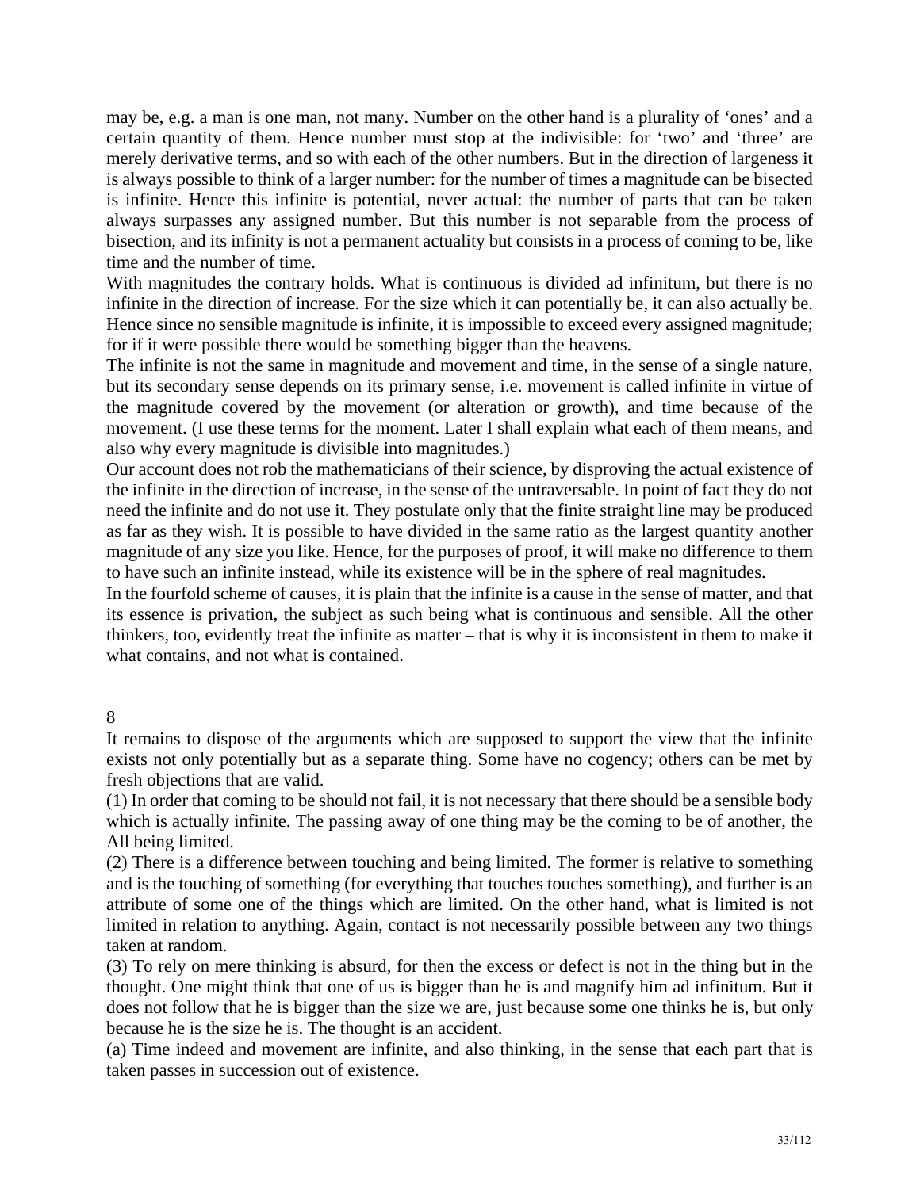may be, e.g. a man is one man, not many. Number on the other hand is a plurality of 'ones' and a certain quantity of them. Hence number must stop at the indivisible: for 'two' and 'three' are merely derivative terms, and so with each of the other numbers. But in the direction of largeness it is always possible to think of a larger number: for the number of times a magnitude can be bisected is infinite. Hence this infinite is potential, never actual: the number of parts that can be taken always surpasses any assigned number. But this number is not separable from the process of bisection, and its infinity is not a permanent actuality but consists in a process of coming to be, like time and the number of time.

With magnitudes the contrary holds. What is continuous is divided ad infinitum, but there is no infinite in the direction of increase. For the size which it can potentially be, it can also actually be. Hence since no sensible magnitude is infinite, it is impossible to exceed every assigned magnitude; for if it were possible there would be something bigger than the heavens.

The infinite is not the same in magnitude and movement and time, in the sense of a single nature, but its secondary sense depends on its primary sense, i.e. movement is called infinite in virtue of the magnitude covered by the movement (or alteration or growth), and time because of the movement. (I use these terms for the moment. Later I shall explain what each of them means, and also why every magnitude is divisible into magnitudes.)

Our account does not rob the mathematicians of their science, by disproving the actual existence of the infinite in the direction of increase, in the sense of the untraversable. In point of fact they do not need the infinite and do not use it. They postulate only that the finite straight line may be produced as far as they wish. It is possible to have divided in the same ratio as the largest quantity another magnitude of any size you like. Hence, for the purposes of proof, it will make no difference to them to have such an infinite instead, while its existence will be in the sphere of real magnitudes.

In the fourfold scheme of causes, it is plain that the infinite is a cause in the sense of matter, and that its essence is privation, the subject as such being what is continuous and sensible. All the other thinkers, too, evidently treat the infinite as matter – that is why it is inconsistent in them to make it what contains, and not what is contained.

## 8

It remains to dispose of the arguments which are supposed to support the view that the infinite exists not only potentially but as a separate thing. Some have no cogency; others can be met by fresh objections that are valid.

(1) In order that coming to be should not fail, it is not necessary that there should be a sensible body which is actually infinite. The passing away of one thing may be the coming to be of another, the All being limited.

(2) There is a difference between touching and being limited. The former is relative to something and is the touching of something (for everything that touches touches something), and further is an attribute of some one of the things which are limited. On the other hand, what is limited is not limited in relation to anything. Again, contact is not necessarily possible between any two things taken at random.

(3) To rely on mere thinking is absurd, for then the excess or defect is not in the thing but in the thought. One might think that one of us is bigger than he is and magnify him ad infinitum. But it does not follow that he is bigger than the size we are, just because some one thinks he is, but only because he is the size he is. The thought is an accident.

(a) Time indeed and movement are infinite, and also thinking, in the sense that each part that is taken passes in succession out of existence.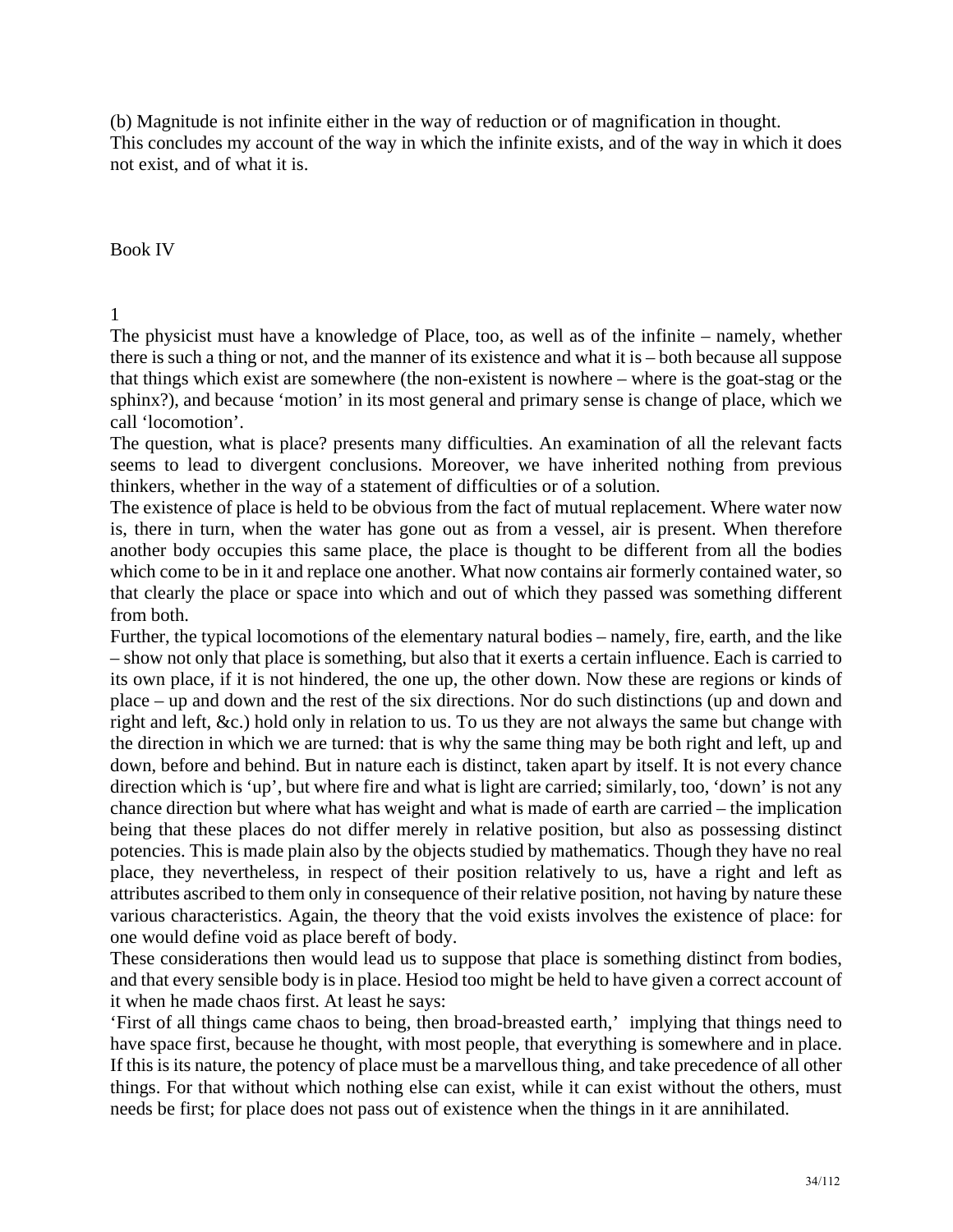(b) Magnitude is not infinite either in the way of reduction or of magnification in thought.
This concludes my account of the way in which the infinite exists, and of the way in which it does not exist, and of what it is.

## Book IV

### 1

The physicist must have a knowledge of Place, too, as well as of the infinite – namely, whether there is such a thing or not, and the manner of its existence and what it is – both because all suppose that things which exist are somewhere (the non-existent is nowhere – where is the goat-stag or the sphinx?), and because 'motion' in its most general and primary sense is change of place, which we call 'locomotion'.

The question, what is place? presents many difficulties. An examination of all the relevant facts seems to lead to divergent conclusions. Moreover, we have inherited nothing from previous thinkers, whether in the way of a statement of difficulties or of a solution.

The existence of place is held to be obvious from the fact of mutual replacement. Where water now is, there in turn, when the water has gone out as from a vessel, air is present. When therefore another body occupies this same place, the place is thought to be different from all the bodies which come to be in it and replace one another. What now contains air formerly contained water, so that clearly the place or space into which and out of which they passed was something different from both.

Further, the typical locomotions of the elementary natural bodies – namely, fire, earth, and the like – show not only that place is something, but also that it exerts a certain influence. Each is carried to its own place, if it is not hindered, the one up, the other down. Now these are regions or kinds of place – up and down and the rest of the six directions. Nor do such distinctions (up and down and right and left, &c.) hold only in relation to us. To us they are not always the same but change with the direction in which we are turned: that is why the same thing may be both right and left, up and down, before and behind. But in nature each is distinct, taken apart by itself. It is not every chance direction which is 'up', but where fire and what is light are carried; similarly, too, 'down' is not any chance direction but where what has weight and what is made of earth are carried – the implication being that these places do not differ merely in relative position, but also as possessing distinct potencies. This is made plain also by the objects studied by mathematics. Though they have no real place, they nevertheless, in respect of their position relatively to us, have a right and left as attributes ascribed to them only in consequence of their relative position, not having by nature these various characteristics. Again, the theory that the void exists involves the existence of place: for one would define void as place bereft of body.

These considerations then would lead us to suppose that place is something distinct from bodies, and that every sensible body is in place. Hesiod too might be held to have given a correct account of it when he made chaos first. At least he says:

'First of all things came chaos to being, then broad-breasted earth,' implying that things need to have space first, because he thought, with most people, that everything is somewhere and in place. If this is its nature, the potency of place must be a marvellous thing, and take precedence of all other things. For that without which nothing else can exist, while it can exist without the others, must needs be first; for place does not pass out of existence when the things in it are annihilated.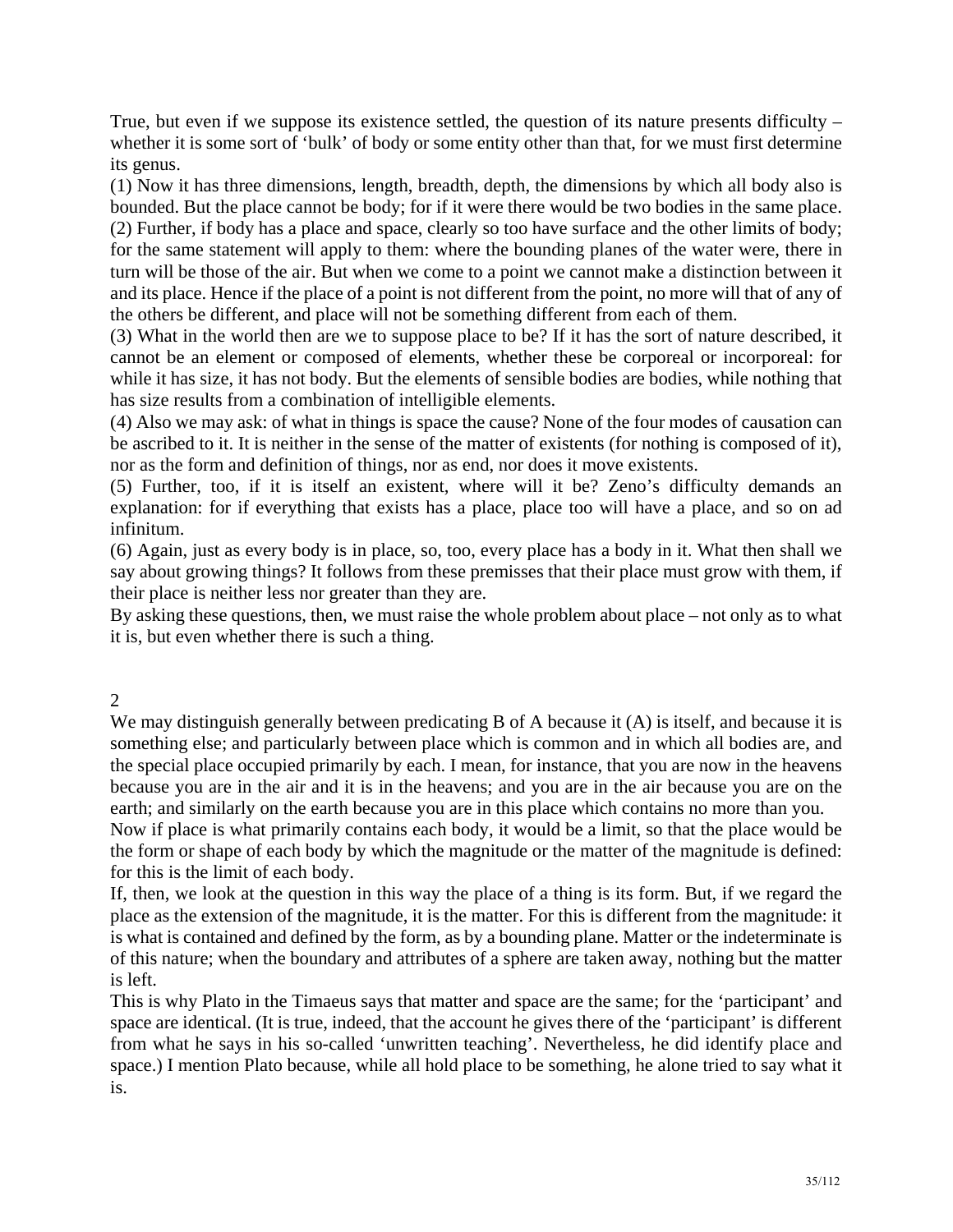True, but even if we suppose its existence settled, the question of its nature presents difficulty – whether it is some sort of 'bulk' of body or some entity other than that, for we must first determine its genus.

(1) Now it has three dimensions, length, breadth, depth, the dimensions by which all body also is bounded. But the place cannot be body; for if it were there would be two bodies in the same place.

(2) Further, if body has a place and space, clearly so too have surface and the other limits of body; for the same statement will apply to them: where the bounding planes of the water were, there in turn will be those of the air. But when we come to a point we cannot make a distinction between it and its place. Hence if the place of a point is not different from the point, no more will that of any of the others be different, and place will not be something different from each of them.

(3) What in the world then are we to suppose place to be? If it has the sort of nature described, it cannot be an element or composed of elements, whether these be corporeal or incorporeal: for while it has size, it has not body. But the elements of sensible bodies are bodies, while nothing that has size results from a combination of intelligible elements.

(4) Also we may ask: of what in things is space the cause? None of the four modes of causation can be ascribed to it. It is neither in the sense of the matter of existents (for nothing is composed of it), nor as the form and definition of things, nor as end, nor does it move existents.

(5) Further, too, if it is itself an existent, where will it be? Zeno's difficulty demands an explanation: for if everything that exists has a place, place too will have a place, and so on ad infinitum.

(6) Again, just as every body is in place, so, too, every place has a body in it. What then shall we say about growing things? It follows from these premisses that their place must grow with them, if their place is neither less nor greater than they are.

By asking these questions, then, we must raise the whole problem about place – not only as to what it is, but even whether there is such a thing.

## 2

We may distinguish generally between predicating B of A because it (A) is itself, and because it is something else; and particularly between place which is common and in which all bodies are, and the special place occupied primarily by each. I mean, for instance, that you are now in the heavens because you are in the air and it is in the heavens; and you are in the air because you are on the earth; and similarly on the earth because you are in this place which contains no more than you.

Now if place is what primarily contains each body, it would be a limit, so that the place would be the form or shape of each body by which the magnitude or the matter of the magnitude is defined: for this is the limit of each body.

If, then, we look at the question in this way the place of a thing is its form. But, if we regard the place as the extension of the magnitude, it is the matter. For this is different from the magnitude: it is what is contained and defined by the form, as by a bounding plane. Matter or the indeterminate is of this nature; when the boundary and attributes of a sphere are taken away, nothing but the matter is left.

This is why Plato in the Timaeus says that matter and space are the same; for the 'participant' and space are identical. (It is true, indeed, that the account he gives there of the 'participant' is different from what he says in his so-called 'unwritten teaching'. Nevertheless, he did identify place and space.) I mention Plato because, while all hold place to be something, he alone tried to say what it is.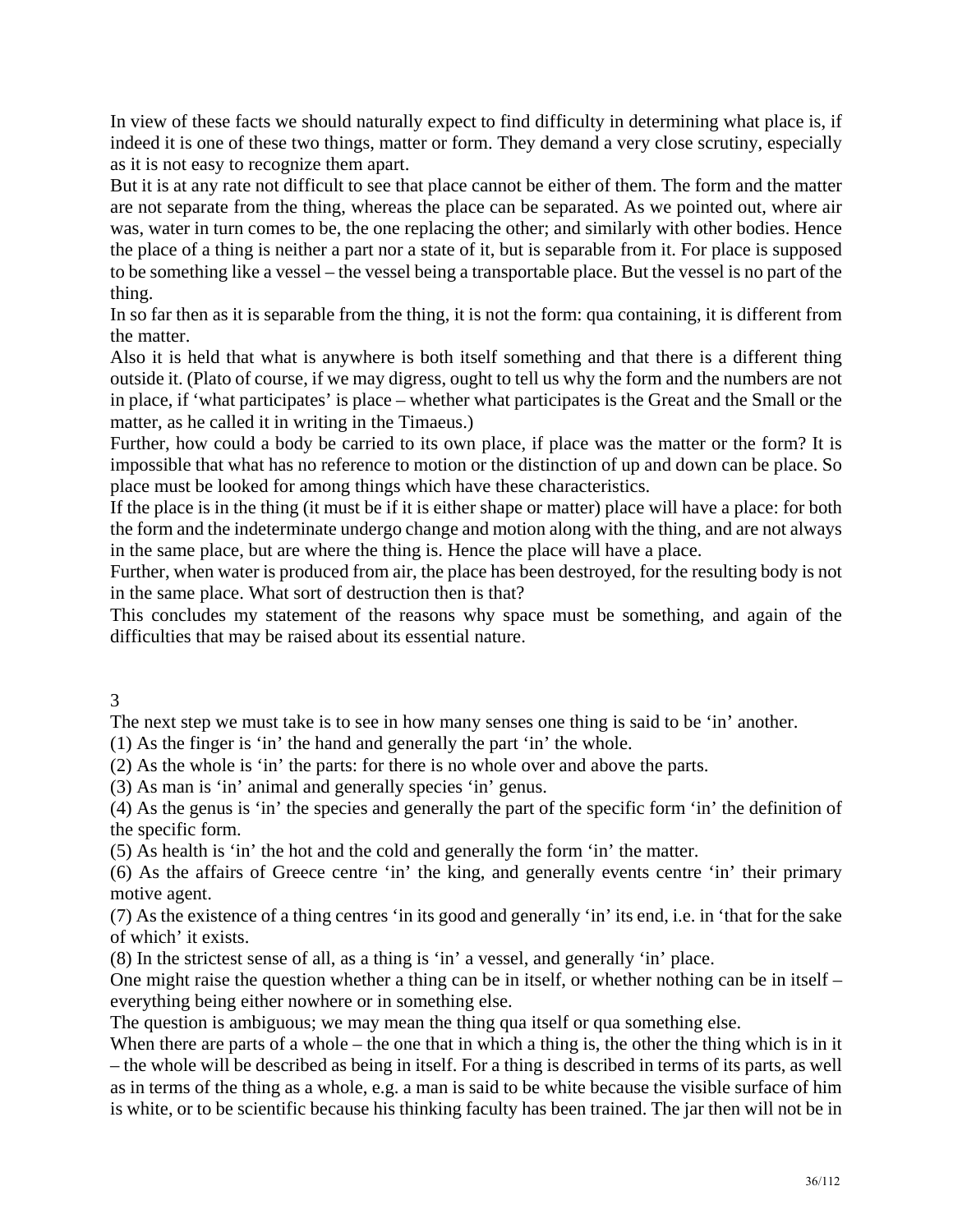In view of these facts we should naturally expect to find difficulty in determining what place is, if indeed it is one of these two things, matter or form. They demand a very close scrutiny, especially as it is not easy to recognize them apart.

But it is at any rate not difficult to see that place cannot be either of them. The form and the matter are not separate from the thing, whereas the place can be separated. As we pointed out, where air was, water in turn comes to be, the one replacing the other; and similarly with other bodies. Hence the place of a thing is neither a part nor a state of it, but is separable from it. For place is supposed to be something like a vessel – the vessel being a transportable place. But the vessel is no part of the thing.

In so far then as it is separable from the thing, it is not the form: qua containing, it is different from the matter.

Also it is held that what is anywhere is both itself something and that there is a different thing outside it. (Plato of course, if we may digress, ought to tell us why the form and the numbers are not in place, if 'what participates' is place – whether what participates is the Great and the Small or the matter, as he called it in writing in the Timaeus.)

Further, how could a body be carried to its own place, if place was the matter or the form? It is impossible that what has no reference to motion or the distinction of up and down can be place. So place must be looked for among things which have these characteristics.

If the place is in the thing (it must be if it is either shape or matter) place will have a place: for both the form and the indeterminate undergo change and motion along with the thing, and are not always in the same place, but are where the thing is. Hence the place will have a place.

Further, when water is produced from air, the place has been destroyed, for the resulting body is not in the same place. What sort of destruction then is that?

This concludes my statement of the reasons why space must be something, and again of the difficulties that may be raised about its essential nature.

## 3

The next step we must take is to see in how many senses one thing is said to be 'in' another.

(1) As the finger is 'in' the hand and generally the part 'in' the whole.

(2) As the whole is 'in' the parts: for there is no whole over and above the parts.

(3) As man is 'in' animal and generally species 'in' genus.

(4) As the genus is 'in' the species and generally the part of the specific form 'in' the definition of the specific form.

(5) As health is 'in' the hot and the cold and generally the form 'in' the matter.

(6) As the affairs of Greece centre 'in' the king, and generally events centre 'in' their primary motive agent.

(7) As the existence of a thing centres 'in its good and generally 'in' its end, i.e. in 'that for the sake of which' it exists.

(8) In the strictest sense of all, as a thing is 'in' a vessel, and generally 'in' place.

One might raise the question whether a thing can be in itself, or whether nothing can be in itself – everything being either nowhere or in something else.

The question is ambiguous; we may mean the thing qua itself or qua something else.

When there are parts of a whole – the one that in which a thing is, the other the thing which is in it – the whole will be described as being in itself. For a thing is described in terms of its parts, as well as in terms of the thing as a whole, e.g. a man is said to be white because the visible surface of him is white, or to be scientific because his thinking faculty has been trained. The jar then will not be in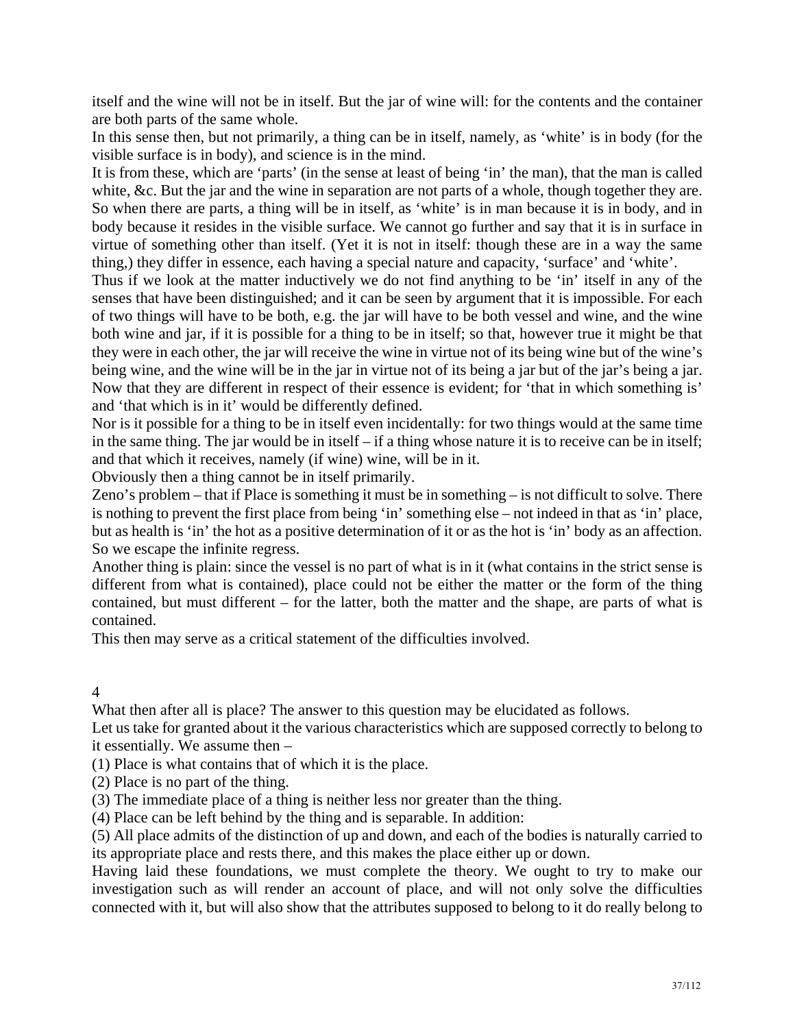itself and the wine will not be in itself. But the jar of wine will: for the contents and the container are both parts of the same whole.

In this sense then, but not primarily, a thing can be in itself, namely, as 'white' is in body (for the visible surface is in body), and science is in the mind.

It is from these, which are 'parts' (in the sense at least of being 'in' the man), that the man is called white, &c. But the jar and the wine in separation are not parts of a whole, though together they are. So when there are parts, a thing will be in itself, as 'white' is in man because it is in body, and in body because it resides in the visible surface. We cannot go further and say that it is in surface in virtue of something other than itself. (Yet it is not in itself: though these are in a way the same thing,) they differ in essence, each having a special nature and capacity, 'surface' and 'white'.

Thus if we look at the matter inductively we do not find anything to be 'in' itself in any of the senses that have been distinguished; and it can be seen by argument that it is impossible. For each of two things will have to be both, e.g. the jar will have to be both vessel and wine, and the wine both wine and jar, if it is possible for a thing to be in itself; so that, however true it might be that they were in each other, the jar will receive the wine in virtue not of its being wine but of the wine's being wine, and the wine will be in the jar in virtue not of its being a jar but of the jar's being a jar. Now that they are different in respect of their essence is evident; for 'that in which something is' and 'that which is in it' would be differently defined.

Nor is it possible for a thing to be in itself even incidentally: for two things would at the same time in the same thing. The jar would be in itself – if a thing whose nature it is to receive can be in itself; and that which it receives, namely (if wine) wine, will be in it.

Obviously then a thing cannot be in itself primarily.

Zeno's problem – that if Place is something it must be in something – is not difficult to solve. There is nothing to prevent the first place from being 'in' something else – not indeed in that as 'in' place, but as health is 'in' the hot as a positive determination of it or as the hot is 'in' body as an affection. So we escape the infinite regress.

Another thing is plain: since the vessel is no part of what is in it (what contains in the strict sense is different from what is contained), place could not be either the matter or the form of the thing contained, but must different – for the latter, both the matter and the shape, are parts of what is contained.

This then may serve as a critical statement of the difficulties involved.

## 4

What then after all is place? The answer to this question may be elucidated as follows.

Let us take for granted about it the various characteristics which are supposed correctly to belong to it essentially. We assume then –

(1) Place is what contains that of which it is the place.

(2) Place is no part of the thing.

(3) The immediate place of a thing is neither less nor greater than the thing.

(4) Place can be left behind by the thing and is separable. In addition:

(5) All place admits of the distinction of up and down, and each of the bodies is naturally carried to its appropriate place and rests there, and this makes the place either up or down.

Having laid these foundations, we must complete the theory. We ought to try to make our investigation such as will render an account of place, and will not only solve the difficulties connected with it, but will also show that the attributes supposed to belong to it do really belong to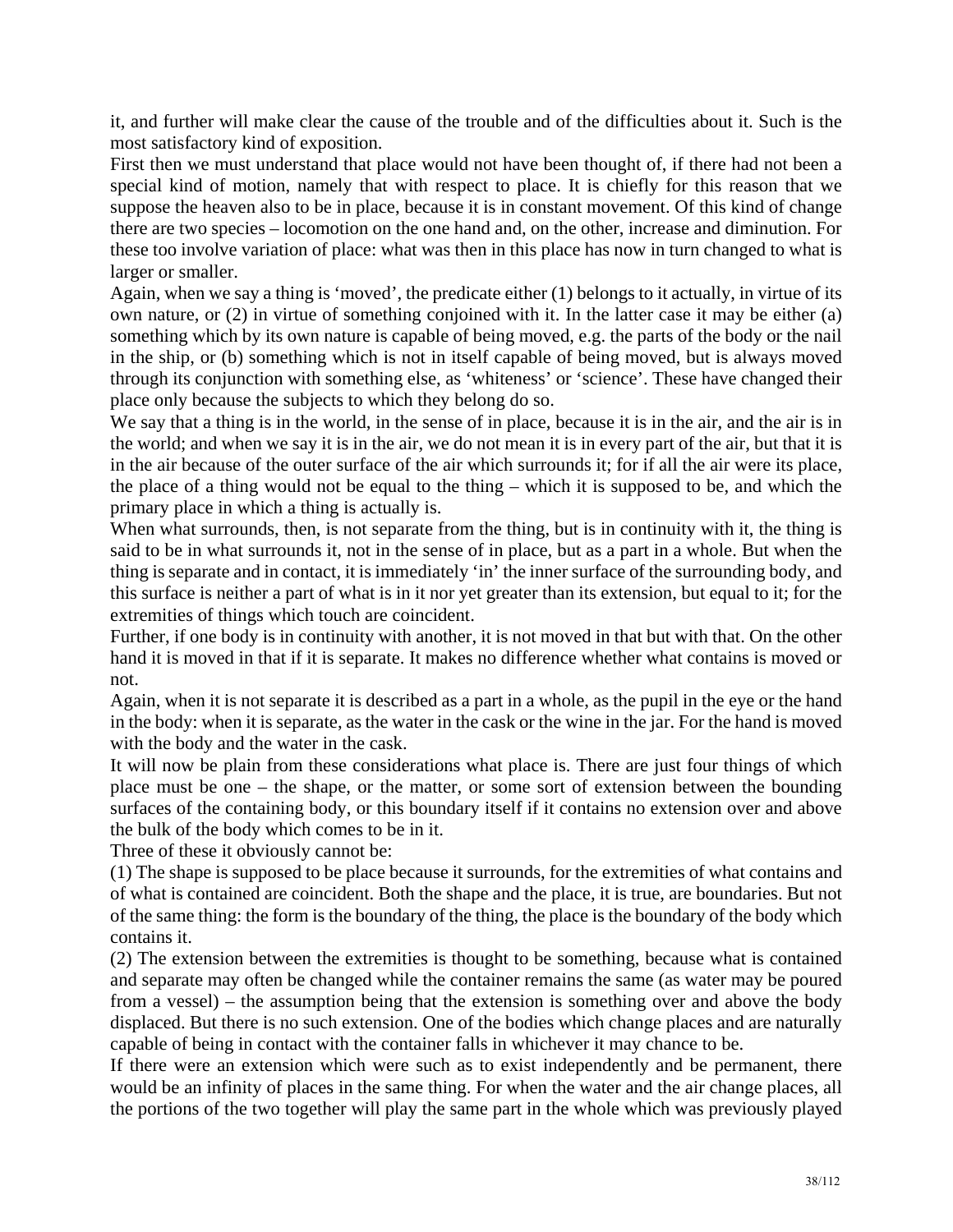it, and further will make clear the cause of the trouble and of the difficulties about it. Such is the most satisfactory kind of exposition.

First then we must understand that place would not have been thought of, if there had not been a special kind of motion, namely that with respect to place. It is chiefly for this reason that we suppose the heaven also to be in place, because it is in constant movement. Of this kind of change there are two species – locomotion on the one hand and, on the other, increase and diminution. For these too involve variation of place: what was then in this place has now in turn changed to what is larger or smaller.

Again, when we say a thing is 'moved', the predicate either (1) belongs to it actually, in virtue of its own nature, or (2) in virtue of something conjoined with it. In the latter case it may be either (a) something which by its own nature is capable of being moved, e.g. the parts of the body or the nail in the ship, or (b) something which is not in itself capable of being moved, but is always moved through its conjunction with something else, as 'whiteness' or 'science'. These have changed their place only because the subjects to which they belong do so.

We say that a thing is in the world, in the sense of in place, because it is in the air, and the air is in the world; and when we say it is in the air, we do not mean it is in every part of the air, but that it is in the air because of the outer surface of the air which surrounds it; for if all the air were its place, the place of a thing would not be equal to the thing – which it is supposed to be, and which the primary place in which a thing is actually is.

When what surrounds, then, is not separate from the thing, but is in continuity with it, the thing is said to be in what surrounds it, not in the sense of in place, but as a part in a whole. But when the thing is separate and in contact, it is immediately 'in' the inner surface of the surrounding body, and this surface is neither a part of what is in it nor yet greater than its extension, but equal to it; for the extremities of things which touch are coincident.

Further, if one body is in continuity with another, it is not moved in that but with that. On the other hand it is moved in that if it is separate. It makes no difference whether what contains is moved or not.

Again, when it is not separate it is described as a part in a whole, as the pupil in the eye or the hand in the body: when it is separate, as the water in the cask or the wine in the jar. For the hand is moved with the body and the water in the cask.

It will now be plain from these considerations what place is. There are just four things of which place must be one – the shape, or the matter, or some sort of extension between the bounding surfaces of the containing body, or this boundary itself if it contains no extension over and above the bulk of the body which comes to be in it.

Three of these it obviously cannot be:

(1) The shape is supposed to be place because it surrounds, for the extremities of what contains and of what is contained are coincident. Both the shape and the place, it is true, are boundaries. But not of the same thing: the form is the boundary of the thing, the place is the boundary of the body which contains it.

(2) The extension between the extremities is thought to be something, because what is contained and separate may often be changed while the container remains the same (as water may be poured from a vessel) – the assumption being that the extension is something over and above the body displaced. But there is no such extension. One of the bodies which change places and are naturally capable of being in contact with the container falls in whichever it may chance to be.

If there were an extension which were such as to exist independently and be permanent, there would be an infinity of places in the same thing. For when the water and the air change places, all the portions of the two together will play the same part in the whole which was previously played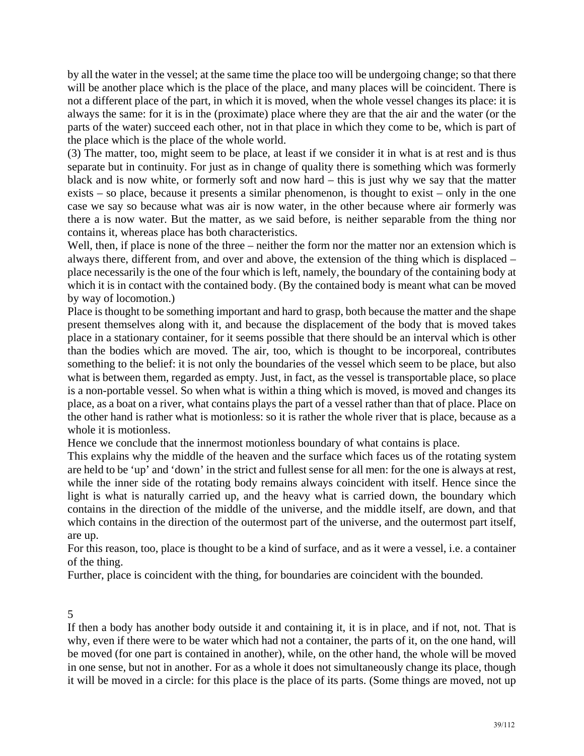by all the water in the vessel; at the same time the place too will be undergoing change; so that there will be another place which is the place of the place, and many places will be coincident. There is not a different place of the part, in which it is moved, when the whole vessel changes its place: it is always the same: for it is in the (proximate) place where they are that the air and the water (or the parts of the water) succeed each other, not in that place in which they come to be, which is part of the place which is the place of the whole world.

(3) The matter, too, might seem to be place, at least if we consider it in what is at rest and is thus separate but in continuity. For just as in change of quality there is something which was formerly black and is now white, or formerly soft and now hard – this is just why we say that the matter exists – so place, because it presents a similar phenomenon, is thought to exist – only in the one case we say so because what was air is now water, in the other because where air formerly was there a is now water. But the matter, as we said before, is neither separable from the thing nor contains it, whereas place has both characteristics.

Well, then, if place is none of the three – neither the form nor the matter nor an extension which is always there, different from, and over and above, the extension of the thing which is displaced – place necessarily is the one of the four which is left, namely, the boundary of the containing body at which it is in contact with the contained body. (By the contained body is meant what can be moved by way of locomotion.)

Place is thought to be something important and hard to grasp, both because the matter and the shape present themselves along with it, and because the displacement of the body that is moved takes place in a stationary container, for it seems possible that there should be an interval which is other than the bodies which are moved. The air, too, which is thought to be incorporeal, contributes something to the belief: it is not only the boundaries of the vessel which seem to be place, but also what is between them, regarded as empty. Just, in fact, as the vessel is transportable place, so place is a non-portable vessel. So when what is within a thing which is moved, is moved and changes its place, as a boat on a river, what contains plays the part of a vessel rather than that of place. Place on the other hand is rather what is motionless: so it is rather the whole river that is place, because as a whole it is motionless.

Hence we conclude that the innermost motionless boundary of what contains is place.

This explains why the middle of the heaven and the surface which faces us of the rotating system are held to be 'up' and 'down' in the strict and fullest sense for all men: for the one is always at rest, while the inner side of the rotating body remains always coincident with itself. Hence since the light is what is naturally carried up, and the heavy what is carried down, the boundary which contains in the direction of the middle of the universe, and the middle itself, are down, and that which contains in the direction of the outermost part of the universe, and the outermost part itself, are up.

For this reason, too, place is thought to be a kind of surface, and as it were a vessel, i.e. a container of the thing.

Further, place is coincident with the thing, for boundaries are coincident with the bounded.

## 5

If then a body has another body outside it and containing it, it is in place, and if not, not. That is why, even if there were to be water which had not a container, the parts of it, on the one hand, will be moved (for one part is contained in another), while, on the other hand, the whole will be moved in one sense, but not in another. For as a whole it does not simultaneously change its place, though it will be moved in a circle: for this place is the place of its parts. (Some things are moved, not up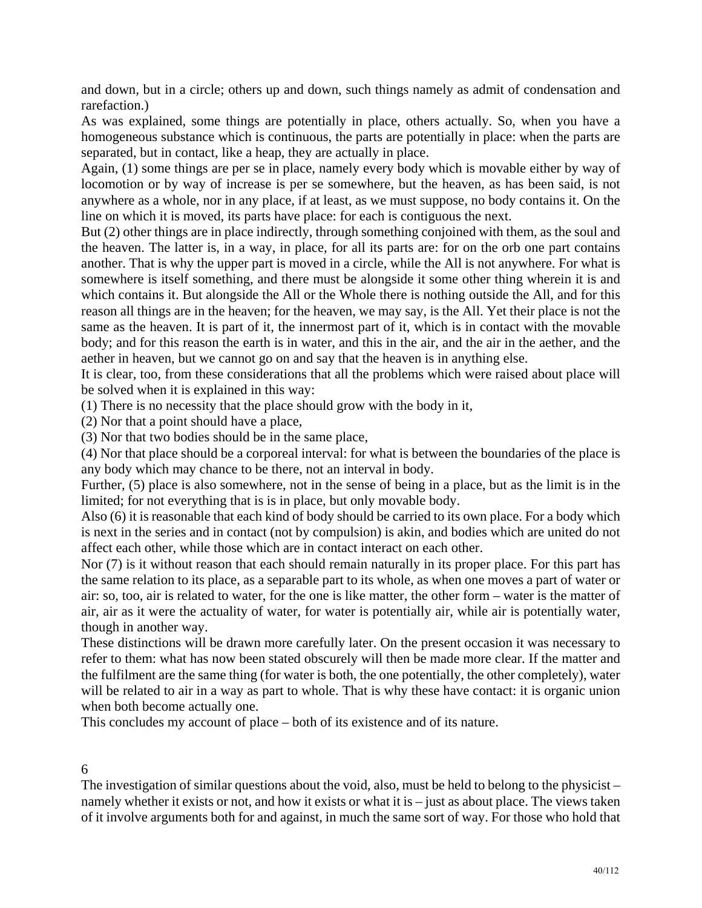and down, but in a circle; others up and down, such things namely as admit of condensation and rarefaction.)

As was explained, some things are potentially in place, others actually. So, when you have a homogeneous substance which is continuous, the parts are potentially in place: when the parts are separated, but in contact, like a heap, they are actually in place.

Again, (1) some things are per se in place, namely every body which is movable either by way of locomotion or by way of increase is per se somewhere, but the heaven, as has been said, is not anywhere as a whole, nor in any place, if at least, as we must suppose, no body contains it. On the line on which it is moved, its parts have place: for each is contiguous the next.

But (2) other things are in place indirectly, through something conjoined with them, as the soul and the heaven. The latter is, in a way, in place, for all its parts are: for on the orb one part contains another. That is why the upper part is moved in a circle, while the All is not anywhere. For what is somewhere is itself something, and there must be alongside it some other thing wherein it is and which contains it. But alongside the All or the Whole there is nothing outside the All, and for this reason all things are in the heaven; for the heaven, we may say, is the All. Yet their place is not the same as the heaven. It is part of it, the innermost part of it, which is in contact with the movable body; and for this reason the earth is in water, and this in the air, and the air in the aether, and the aether in heaven, but we cannot go on and say that the heaven is in anything else.

It is clear, too, from these considerations that all the problems which were raised about place will be solved when it is explained in this way:

(1) There is no necessity that the place should grow with the body in it,

(2) Nor that a point should have a place,

(3) Nor that two bodies should be in the same place,

(4) Nor that place should be a corporeal interval: for what is between the boundaries of the place is any body which may chance to be there, not an interval in body.

Further, (5) place is also somewhere, not in the sense of being in a place, but as the limit is in the limited; for not everything that is is in place, but only movable body.

Also (6) it is reasonable that each kind of body should be carried to its own place. For a body which is next in the series and in contact (not by compulsion) is akin, and bodies which are united do not affect each other, while those which are in contact interact on each other.

Nor (7) is it without reason that each should remain naturally in its proper place. For this part has the same relation to its place, as a separable part to its whole, as when one moves a part of water or air: so, too, air is related to water, for the one is like matter, the other form – water is the matter of air, air as it were the actuality of water, for water is potentially air, while air is potentially water, though in another way.

These distinctions will be drawn more carefully later. On the present occasion it was necessary to refer to them: what has now been stated obscurely will then be made more clear. If the matter and the fulfilment are the same thing (for water is both, the one potentially, the other completely), water will be related to air in a way as part to whole. That is why these have contact: it is organic union when both become actually one.

This concludes my account of place – both of its existence and of its nature.

## 6

The investigation of similar questions about the void, also, must be held to belong to the physicist – namely whether it exists or not, and how it exists or what it is – just as about place. The views taken of it involve arguments both for and against, in much the same sort of way. For those who hold that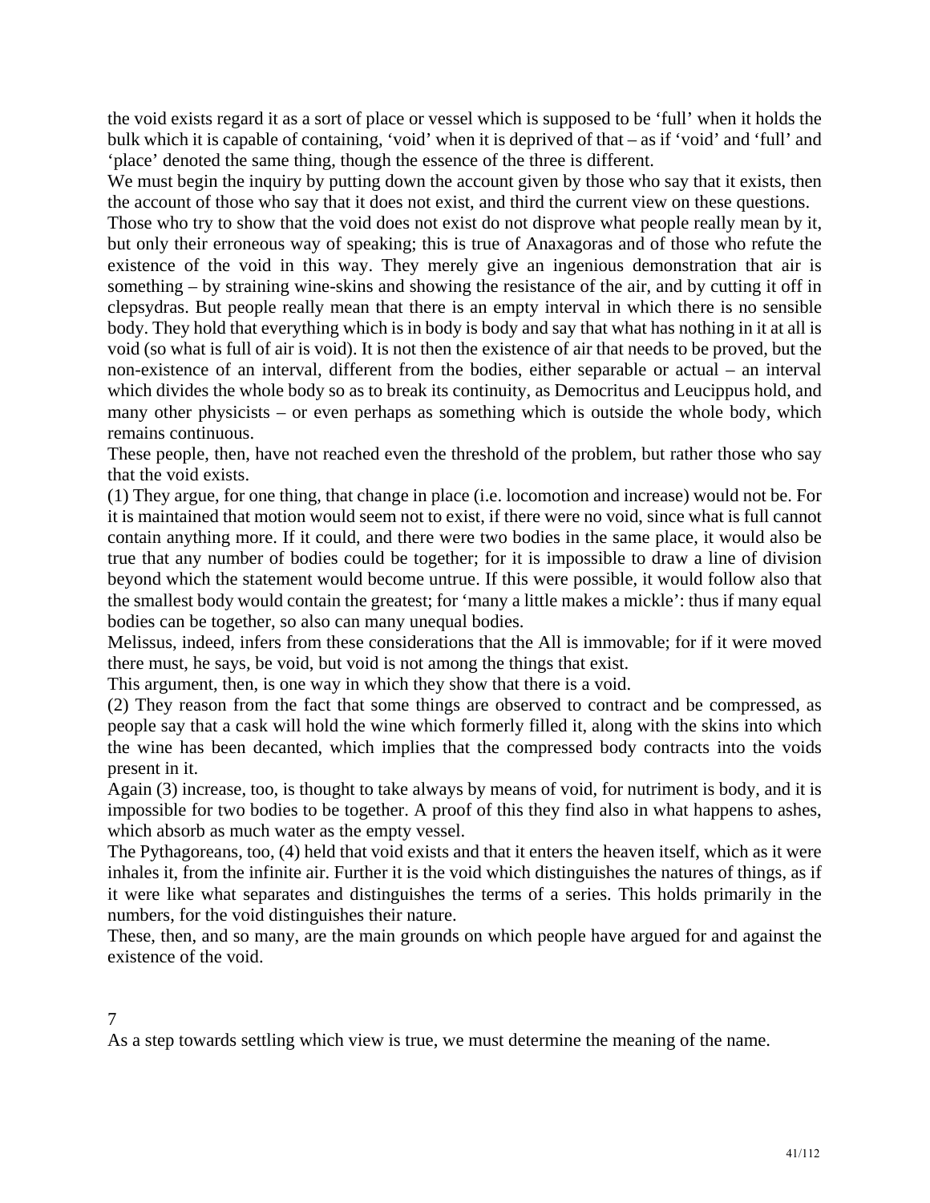the void exists regard it as a sort of place or vessel which is supposed to be 'full' when it holds the bulk which it is capable of containing, 'void' when it is deprived of that – as if 'void' and 'full' and 'place' denoted the same thing, though the essence of the three is different.

We must begin the inquiry by putting down the account given by those who say that it exists, then the account of those who say that it does not exist, and third the current view on these questions.

Those who try to show that the void does not exist do not disprove what people really mean by it, but only their erroneous way of speaking; this is true of Anaxagoras and of those who refute the existence of the void in this way. They merely give an ingenious demonstration that air is something – by straining wine-skins and showing the resistance of the air, and by cutting it off in clepsydras. But people really mean that there is an empty interval in which there is no sensible body. They hold that everything which is in body is body and say that what has nothing in it at all is void (so what is full of air is void). It is not then the existence of air that needs to be proved, but the non-existence of an interval, different from the bodies, either separable or actual – an interval which divides the whole body so as to break its continuity, as Democritus and Leucippus hold, and many other physicists – or even perhaps as something which is outside the whole body, which remains continuous.

These people, then, have not reached even the threshold of the problem, but rather those who say that the void exists.

(1) They argue, for one thing, that change in place (i.e. locomotion and increase) would not be. For it is maintained that motion would seem not to exist, if there were no void, since what is full cannot contain anything more. If it could, and there were two bodies in the same place, it would also be true that any number of bodies could be together; for it is impossible to draw a line of division beyond which the statement would become untrue. If this were possible, it would follow also that the smallest body would contain the greatest; for 'many a little makes a mickle': thus if many equal bodies can be together, so also can many unequal bodies.

Melissus, indeed, infers from these considerations that the All is immovable; for if it were moved there must, he says, be void, but void is not among the things that exist.

This argument, then, is one way in which they show that there is a void.

(2) They reason from the fact that some things are observed to contract and be compressed, as people say that a cask will hold the wine which formerly filled it, along with the skins into which the wine has been decanted, which implies that the compressed body contracts into the voids present in it.

Again (3) increase, too, is thought to take always by means of void, for nutriment is body, and it is impossible for two bodies to be together. A proof of this they find also in what happens to ashes, which absorb as much water as the empty vessel.

The Pythagoreans, too, (4) held that void exists and that it enters the heaven itself, which as it were inhales it, from the infinite air. Further it is the void which distinguishes the natures of things, as if it were like what separates and distinguishes the terms of a series. This holds primarily in the numbers, for the void distinguishes their nature.

These, then, and so many, are the main grounds on which people have argued for and against the existence of the void.

## 7

As a step towards settling which view is true, we must determine the meaning of the name.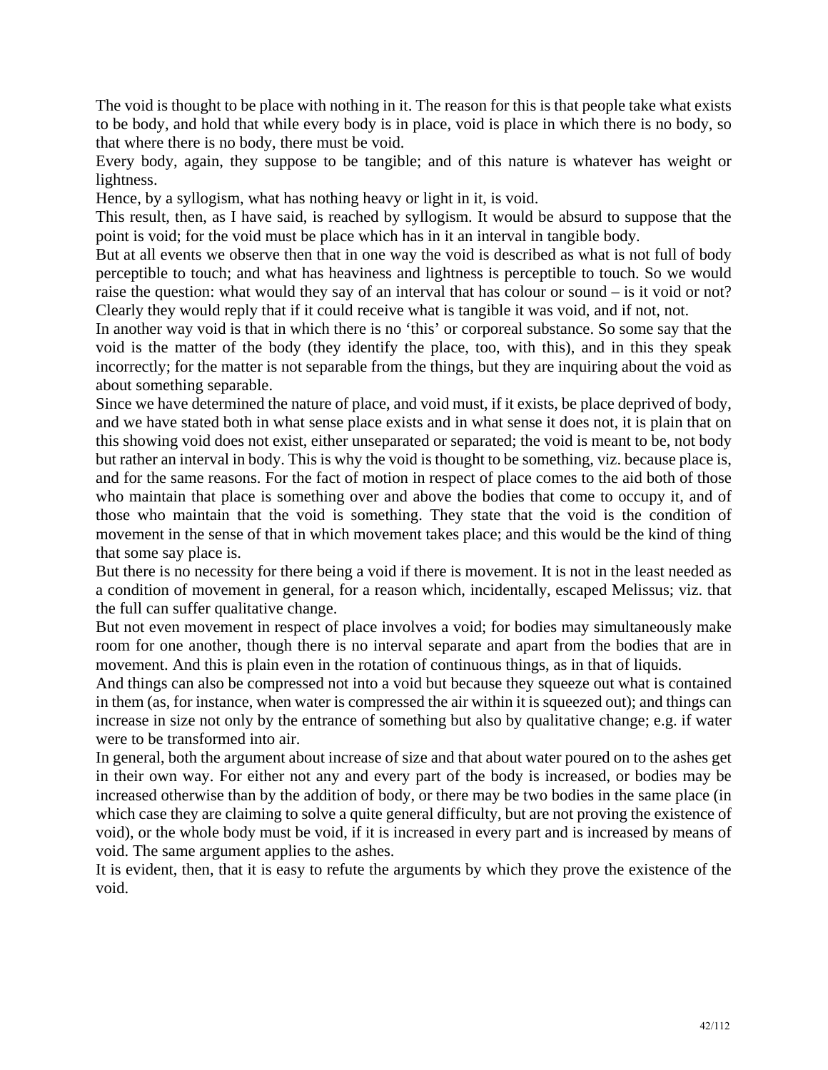The void is thought to be place with nothing in it. The reason for this is that people take what exists to be body, and hold that while every body is in place, void is place in which there is no body, so that where there is no body, there must be void.

Every body, again, they suppose to be tangible; and of this nature is whatever has weight or lightness.

Hence, by a syllogism, what has nothing heavy or light in it, is void.

This result, then, as I have said, is reached by syllogism. It would be absurd to suppose that the point is void; for the void must be place which has in it an interval in tangible body.

But at all events we observe then that in one way the void is described as what is not full of body perceptible to touch; and what has heaviness and lightness is perceptible to touch. So we would raise the question: what would they say of an interval that has colour or sound – is it void or not? Clearly they would reply that if it could receive what is tangible it was void, and if not, not.

In another way void is that in which there is no 'this' or corporeal substance. So some say that the void is the matter of the body (they identify the place, too, with this), and in this they speak incorrectly; for the matter is not separable from the things, but they are inquiring about the void as about something separable.

Since we have determined the nature of place, and void must, if it exists, be place deprived of body, and we have stated both in what sense place exists and in what sense it does not, it is plain that on this showing void does not exist, either unseparated or separated; the void is meant to be, not body but rather an interval in body. This is why the void is thought to be something, viz. because place is, and for the same reasons. For the fact of motion in respect of place comes to the aid both of those who maintain that place is something over and above the bodies that come to occupy it, and of those who maintain that the void is something. They state that the void is the condition of movement in the sense of that in which movement takes place; and this would be the kind of thing that some say place is.

But there is no necessity for there being a void if there is movement. It is not in the least needed as a condition of movement in general, for a reason which, incidentally, escaped Melissus; viz. that the full can suffer qualitative change.

But not even movement in respect of place involves a void; for bodies may simultaneously make room for one another, though there is no interval separate and apart from the bodies that are in movement. And this is plain even in the rotation of continuous things, as in that of liquids.

And things can also be compressed not into a void but because they squeeze out what is contained in them (as, for instance, when water is compressed the air within it is squeezed out); and things can increase in size not only by the entrance of something but also by qualitative change; e.g. if water were to be transformed into air.

In general, both the argument about increase of size and that about water poured on to the ashes get in their own way. For either not any and every part of the body is increased, or bodies may be increased otherwise than by the addition of body, or there may be two bodies in the same place (in which case they are claiming to solve a quite general difficulty, but are not proving the existence of void), or the whole body must be void, if it is increased in every part and is increased by means of void. The same argument applies to the ashes.

It is evident, then, that it is easy to refute the arguments by which they prove the existence of the void.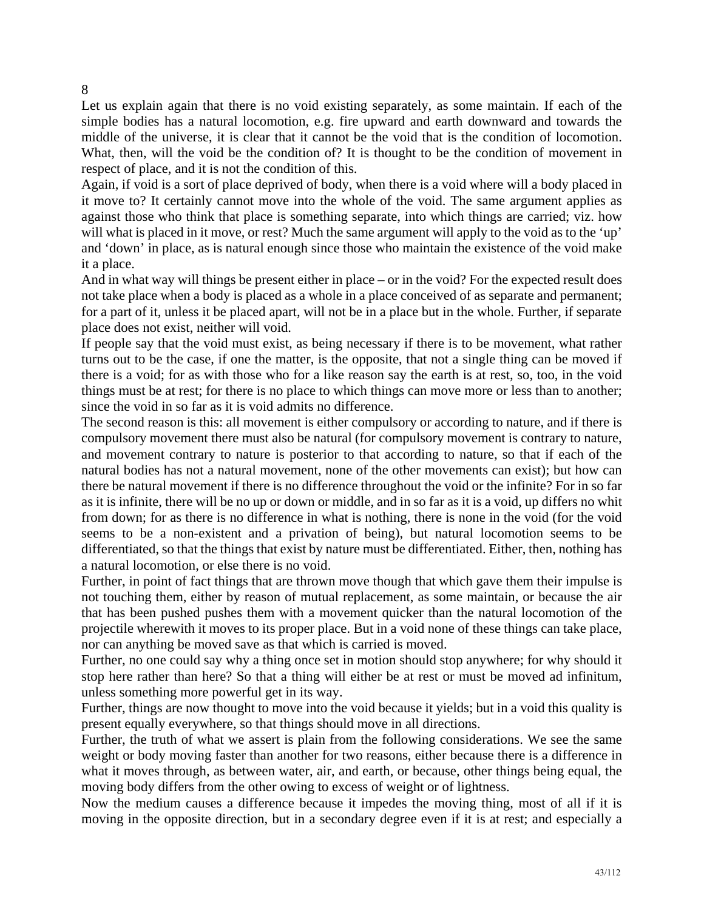8

Let us explain again that there is no void existing separately, as some maintain. If each of the simple bodies has a natural locomotion, e.g. fire upward and earth downward and towards the middle of the universe, it is clear that it cannot be the void that is the condition of locomotion. What, then, will the void be the condition of? It is thought to be the condition of movement in respect of place, and it is not the condition of this.

Again, if void is a sort of place deprived of body, when there is a void where will a body placed in it move to? It certainly cannot move into the whole of the void. The same argument applies as against those who think that place is something separate, into which things are carried; viz. how will what is placed in it move, or rest? Much the same argument will apply to the void as to the 'up' and 'down' in place, as is natural enough since those who maintain the existence of the void make it a place.

And in what way will things be present either in place – or in the void? For the expected result does not take place when a body is placed as a whole in a place conceived of as separate and permanent; for a part of it, unless it be placed apart, will not be in a place but in the whole. Further, if separate place does not exist, neither will void.

If people say that the void must exist, as being necessary if there is to be movement, what rather turns out to be the case, if one the matter, is the opposite, that not a single thing can be moved if there is a void; for as with those who for a like reason say the earth is at rest, so, too, in the void things must be at rest; for there is no place to which things can move more or less than to another; since the void in so far as it is void admits no difference.

The second reason is this: all movement is either compulsory or according to nature, and if there is compulsory movement there must also be natural (for compulsory movement is contrary to nature, and movement contrary to nature is posterior to that according to nature, so that if each of the natural bodies has not a natural movement, none of the other movements can exist); but how can there be natural movement if there is no difference throughout the void or the infinite? For in so far as it is infinite, there will be no up or down or middle, and in so far as it is a void, up differs no whit from down; for as there is no difference in what is nothing, there is none in the void (for the void seems to be a non-existent and a privation of being), but natural locomotion seems to be differentiated, so that the things that exist by nature must be differentiated. Either, then, nothing has a natural locomotion, or else there is no void.

Further, in point of fact things that are thrown move though that which gave them their impulse is not touching them, either by reason of mutual replacement, as some maintain, or because the air that has been pushed pushes them with a movement quicker than the natural locomotion of the projectile wherewith it moves to its proper place. But in a void none of these things can take place, nor can anything be moved save as that which is carried is moved.

Further, no one could say why a thing once set in motion should stop anywhere; for why should it stop here rather than here? So that a thing will either be at rest or must be moved ad infinitum, unless something more powerful get in its way.

Further, things are now thought to move into the void because it yields; but in a void this quality is present equally everywhere, so that things should move in all directions.

Further, the truth of what we assert is plain from the following considerations. We see the same weight or body moving faster than another for two reasons, either because there is a difference in what it moves through, as between water, air, and earth, or because, other things being equal, the moving body differs from the other owing to excess of weight or of lightness.

Now the medium causes a difference because it impedes the moving thing, most of all if it is moving in the opposite direction, but in a secondary degree even if it is at rest; and especially a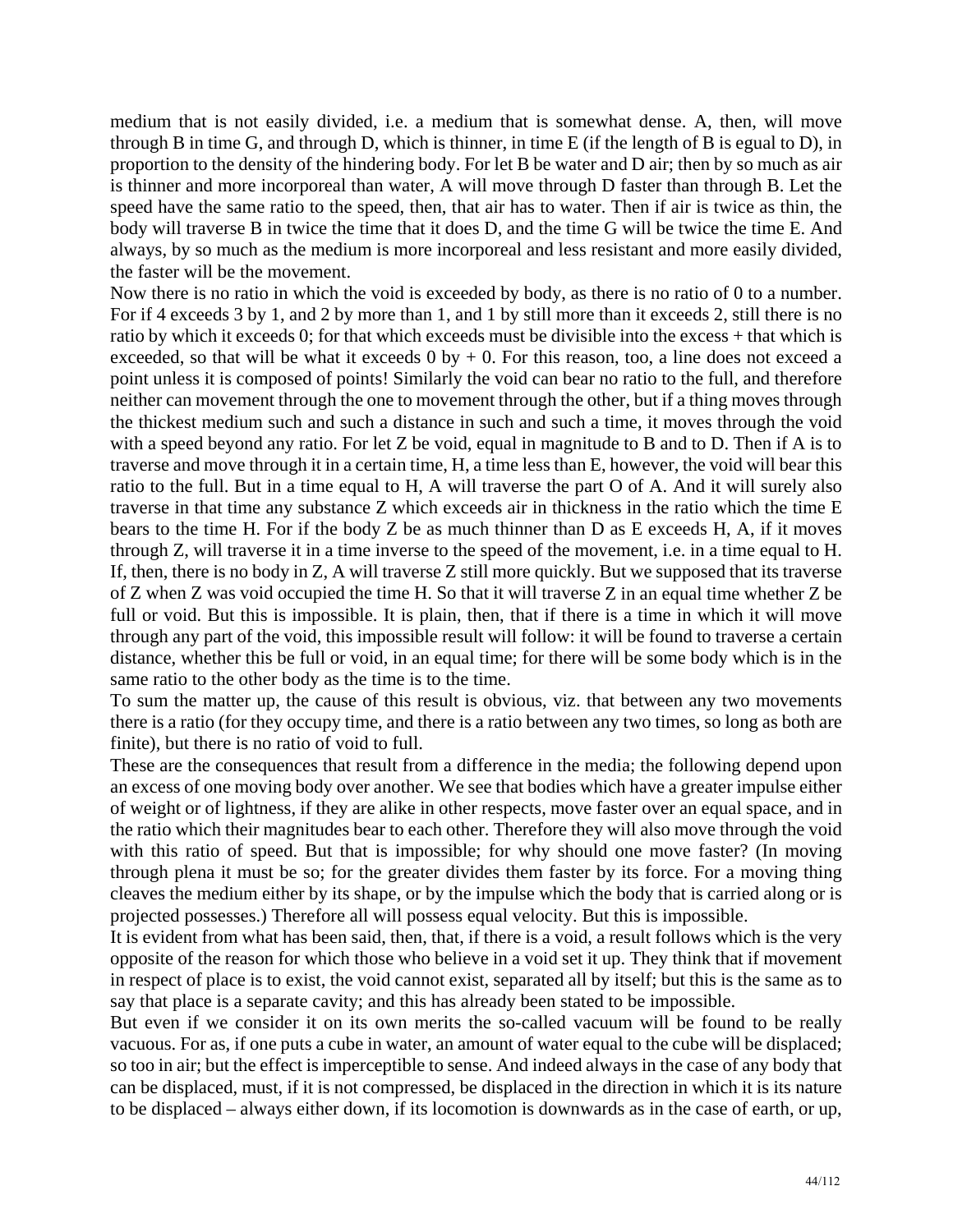medium that is not easily divided, i.e. a medium that is somewhat dense. A, then, will move through B in time G, and through D, which is thinner, in time E (if the length of B is equal to D), in proportion to the density of the hindering body. For let B be water and D air; then by so much as air is thinner and more incorporeal than water, A will move through D faster than through B. Let the speed have the same ratio to the speed, then, that air has to water. Then if air is twice as thin, the body will traverse B in twice the time that it does D, and the time G will be twice the time E. And always, by so much as the medium is more incorporeal and less resistant and more easily divided, the faster will be the movement.

Now there is no ratio in which the void is exceeded by body, as there is no ratio of 0 to a number. For if 4 exceeds 3 by 1, and 2 by more than 1, and 1 by still more than it exceeds 2, still there is no ratio by which it exceeds 0; for that which exceeds must be divisible into the excess + that which is exceeded, so that will be what it exceeds 0 by + 0. For this reason, too, a line does not exceed a point unless it is composed of points! Similarly the void can bear no ratio to the full, and therefore neither can movement through the one to movement through the other, but if a thing moves through the thickest medium such and such a distance in such and such a time, it moves through the void with a speed beyond any ratio. For let Z be void, equal in magnitude to B and to D. Then if A is to traverse and move through it in a certain time, H, a time less than E, however, the void will bear this ratio to the full. But in a time equal to H, A will traverse the part O of A. And it will surely also traverse in that time any substance Z which exceeds air in thickness in the ratio which the time E bears to the time H. For if the body Z be as much thinner than D as E exceeds H, A, if it moves through Z, will traverse it in a time inverse to the speed of the movement, i.e. in a time equal to H. If, then, there is no body in Z, A will traverse Z still more quickly. But we supposed that its traverse of Z when Z was void occupied the time H. So that it will traverse Z in an equal time whether Z be full or void. But this is impossible. It is plain, then, that if there is a time in which it will move through any part of the void, this impossible result will follow: it will be found to traverse a certain distance, whether this be full or void, in an equal time; for there will be some body which is in the same ratio to the other body as the time is to the time.

To sum the matter up, the cause of this result is obvious, viz. that between any two movements there is a ratio (for they occupy time, and there is a ratio between any two times, so long as both are finite), but there is no ratio of void to full.

These are the consequences that result from a difference in the media; the following depend upon an excess of one moving body over another. We see that bodies which have a greater impulse either of weight or of lightness, if they are alike in other respects, move faster over an equal space, and in the ratio which their magnitudes bear to each other. Therefore they will also move through the void with this ratio of speed. But that is impossible; for why should one move faster? (In moving through plena it must be so; for the greater divides them faster by its force. For a moving thing cleaves the medium either by its shape, or by the impulse which the body that is carried along or is projected possesses.) Therefore all will possess equal velocity. But this is impossible.

It is evident from what has been said, then, that, if there is a void, a result follows which is the very opposite of the reason for which those who believe in a void set it up. They think that if movement in respect of place is to exist, the void cannot exist, separated all by itself; but this is the same as to say that place is a separate cavity; and this has already been stated to be impossible.

But even if we consider it on its own merits the so-called vacuum will be found to be really vacuous. For as, if one puts a cube in water, an amount of water equal to the cube will be displaced; so too in air; but the effect is imperceptible to sense. And indeed always in the case of any body that can be displaced, must, if it is not compressed, be displaced in the direction in which it is its nature to be displaced – always either down, if its locomotion is downwards as in the case of earth, or up,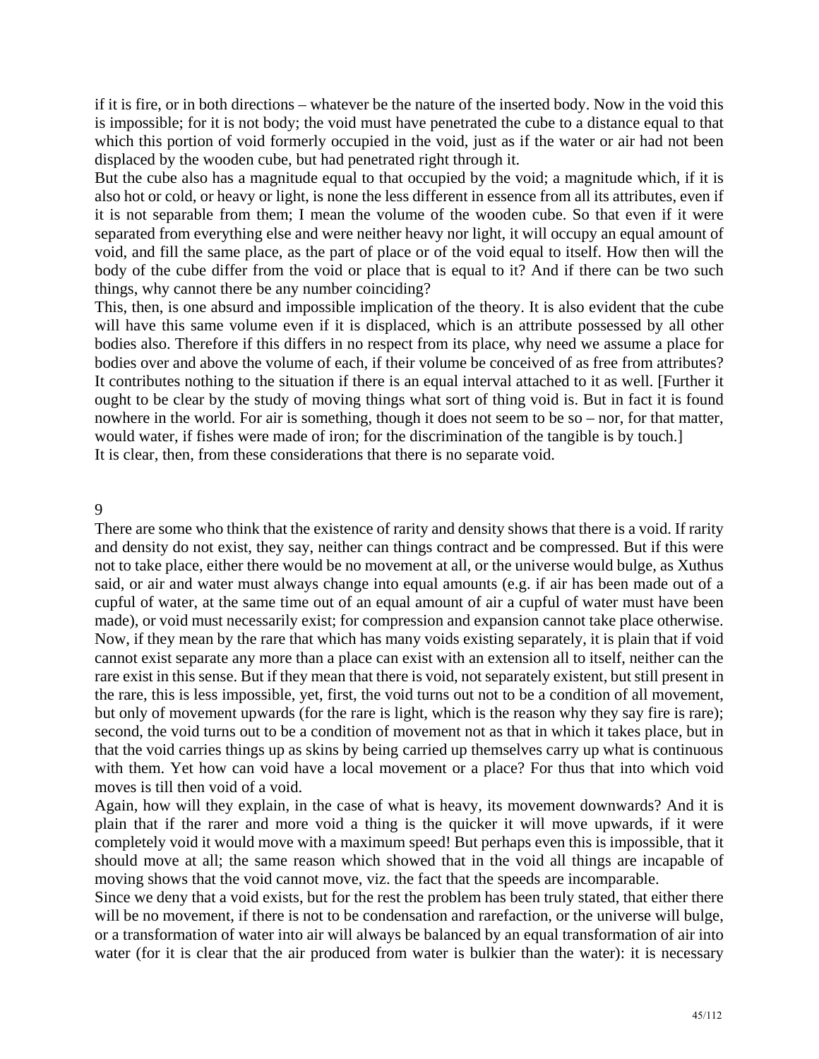if it is fire, or in both directions – whatever be the nature of the inserted body. Now in the void this is impossible; for it is not body; the void must have penetrated the cube to a distance equal to that which this portion of void formerly occupied in the void, just as if the water or air had not been displaced by the wooden cube, but had penetrated right through it.

But the cube also has a magnitude equal to that occupied by the void; a magnitude which, if it is also hot or cold, or heavy or light, is none the less different in essence from all its attributes, even if it is not separable from them; I mean the volume of the wooden cube. So that even if it were separated from everything else and were neither heavy nor light, it will occupy an equal amount of void, and fill the same place, as the part of place or of the void equal to itself. How then will the body of the cube differ from the void or place that is equal to it? And if there can be two such things, why cannot there be any number coinciding?

This, then, is one absurd and impossible implication of the theory. It is also evident that the cube will have this same volume even if it is displaced, which is an attribute possessed by all other bodies also. Therefore if this differs in no respect from its place, why need we assume a place for bodies over and above the volume of each, if their volume be conceived of as free from attributes? It contributes nothing to the situation if there is an equal interval attached to it as well. [Further it ought to be clear by the study of moving things what sort of thing void is. But in fact it is found nowhere in the world. For air is something, though it does not seem to be so – nor, for that matter, would water, if fishes were made of iron; for the discrimination of the tangible is by touch.]

It is clear, then, from these considerations that there is no separate void.

## 9

There are some who think that the existence of rarity and density shows that there is a void. If rarity and density do not exist, they say, neither can things contract and be compressed. But if this were not to take place, either there would be no movement at all, or the universe would bulge, as Xuthus said, or air and water must always change into equal amounts (e.g. if air has been made out of a cupful of water, at the same time out of an equal amount of air a cupful of water must have been made), or void must necessarily exist; for compression and expansion cannot take place otherwise. Now, if they mean by the rare that which has many voids existing separately, it is plain that if void cannot exist separate any more than a place can exist with an extension all to itself, neither can the rare exist in this sense. But if they mean that there is void, not separately existent, but still present in the rare, this is less impossible, yet, first, the void turns out not to be a condition of all movement, but only of movement upwards (for the rare is light, which is the reason why they say fire is rare); second, the void turns out to be a condition of movement not as that in which it takes place, but in that the void carries things up as skins by being carried up themselves carry up what is continuous with them. Yet how can void have a local movement or a place? For thus that into which void moves is till then void of a void.

Again, how will they explain, in the case of what is heavy, its movement downwards? And it is plain that if the rarer and more void a thing is the quicker it will move upwards, if it were completely void it would move with a maximum speed! But perhaps even this is impossible, that it should move at all; the same reason which showed that in the void all things are incapable of moving shows that the void cannot move, viz. the fact that the speeds are incomparable.

Since we deny that a void exists, but for the rest the problem has been truly stated, that either there will be no movement, if there is not to be condensation and rarefaction, or the universe will bulge, or a transformation of water into air will always be balanced by an equal transformation of air into water (for it is clear that the air produced from water is bulkier than the water): it is necessary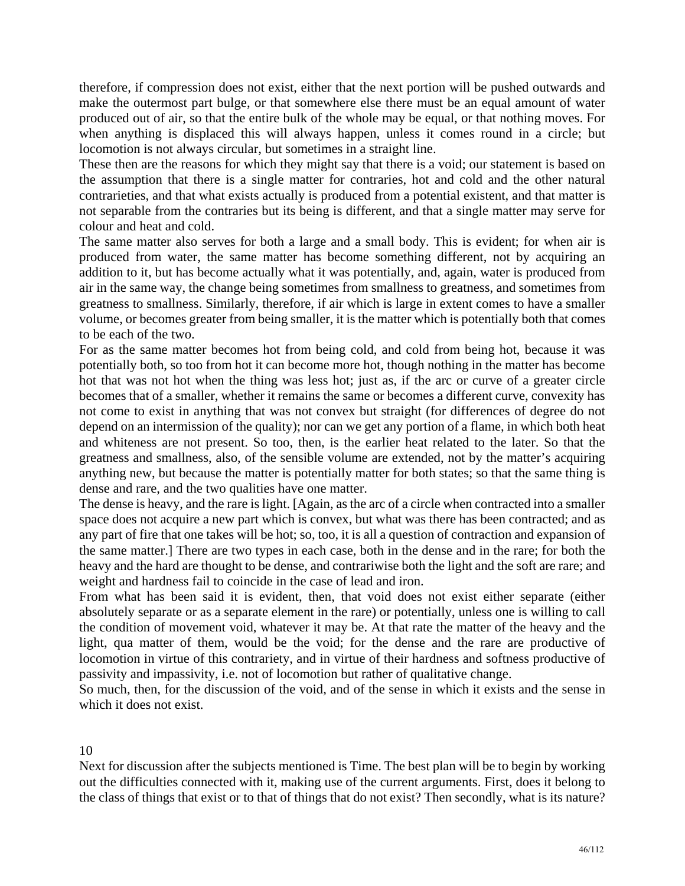therefore, if compression does not exist, either that the next portion will be pushed outwards and make the outermost part bulge, or that somewhere else there must be an equal amount of water produced out of air, so that the entire bulk of the whole may be equal, or that nothing moves. For when anything is displaced this will always happen, unless it comes round in a circle; but locomotion is not always circular, but sometimes in a straight line.

These then are the reasons for which they might say that there is a void; our statement is based on the assumption that there is a single matter for contraries, hot and cold and the other natural contrarieties, and that what exists actually is produced from a potential existent, and that matter is not separable from the contraries but its being is different, and that a single matter may serve for colour and heat and cold.

The same matter also serves for both a large and a small body. This is evident; for when air is produced from water, the same matter has become something different, not by acquiring an addition to it, but has become actually what it was potentially, and, again, water is produced from air in the same way, the change being sometimes from smallness to greatness, and sometimes from greatness to smallness. Similarly, therefore, if air which is large in extent comes to have a smaller volume, or becomes greater from being smaller, it is the matter which is potentially both that comes to be each of the two.

For as the same matter becomes hot from being cold, and cold from being hot, because it was potentially both, so too from hot it can become more hot, though nothing in the matter has become hot that was not hot when the thing was less hot; just as, if the arc or curve of a greater circle becomes that of a smaller, whether it remains the same or becomes a different curve, convexity has not come to exist in anything that was not convex but straight (for differences of degree do not depend on an intermission of the quality); nor can we get any portion of a flame, in which both heat and whiteness are not present. So too, then, is the earlier heat related to the later. So that the greatness and smallness, also, of the sensible volume are extended, not by the matter's acquiring anything new, but because the matter is potentially matter for both states; so that the same thing is dense and rare, and the two qualities have one matter.

The dense is heavy, and the rare is light. [Again, as the arc of a circle when contracted into a smaller space does not acquire a new part which is convex, but what was there has been contracted; and as any part of fire that one takes will be hot; so, too, it is all a question of contraction and expansion of the same matter.] There are two types in each case, both in the dense and in the rare; for both the heavy and the hard are thought to be dense, and contrariwise both the light and the soft are rare; and weight and hardness fail to coincide in the case of lead and iron.

From what has been said it is evident, then, that void does not exist either separate (either absolutely separate or as a separate element in the rare) or potentially, unless one is willing to call the condition of movement void, whatever it may be. At that rate the matter of the heavy and the light, qua matter of them, would be the void; for the dense and the rare are productive of locomotion in virtue of this contrariety, and in virtue of their hardness and softness productive of passivity and impassivity, i.e. not of locomotion but rather of qualitative change.

So much, then, for the discussion of the void, and of the sense in which it exists and the sense in which it does not exist.

## 10

Next for discussion after the subjects mentioned is Time. The best plan will be to begin by working out the difficulties connected with it, making use of the current arguments. First, does it belong to the class of things that exist or to that of things that do not exist? Then secondly, what is its nature?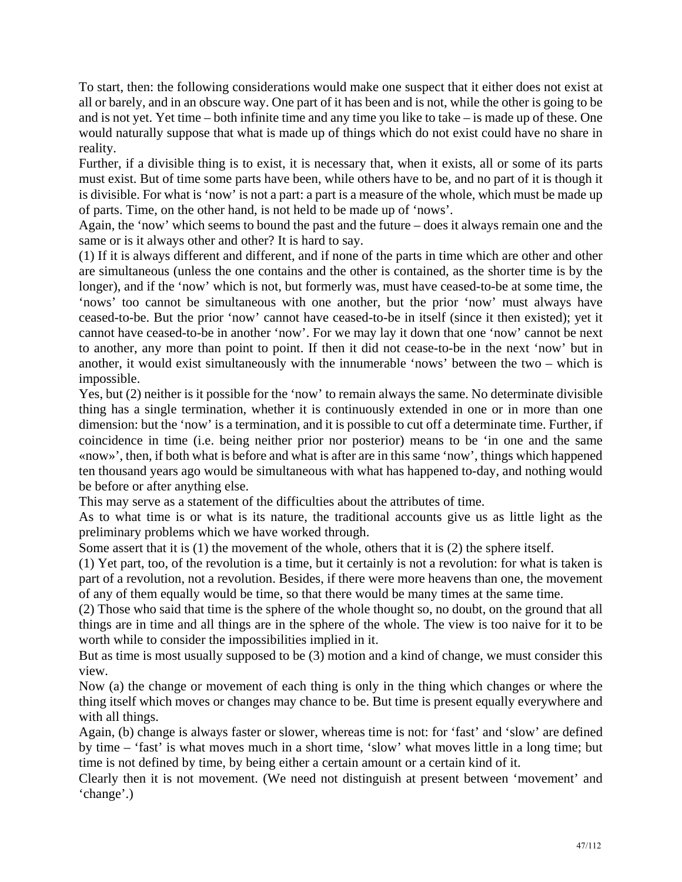To start, then: the following considerations would make one suspect that it either does not exist at all or barely, and in an obscure way. One part of it has been and is not, while the other is going to be and is not yet. Yet time – both infinite time and any time you like to take – is made up of these. One would naturally suppose that what is made up of things which do not exist could have no share in reality.

Further, if a divisible thing is to exist, it is necessary that, when it exists, all or some of its parts must exist. But of time some parts have been, while others have to be, and no part of it is though it is divisible. For what is 'now' is not a part: a part is a measure of the whole, which must be made up of parts. Time, on the other hand, is not held to be made up of 'nows'.

Again, the 'now' which seems to bound the past and the future – does it always remain one and the same or is it always other and other? It is hard to say.

(1) If it is always different and different, and if none of the parts in time which are other and other are simultaneous (unless the one contains and the other is contained, as the shorter time is by the longer), and if the 'now' which is not, but formerly was, must have ceased-to-be at some time, the 'nows' too cannot be simultaneous with one another, but the prior 'now' must always have ceased-to-be. But the prior 'now' cannot have ceased-to-be in itself (since it then existed); yet it cannot have ceased-to-be in another 'now'. For we may lay it down that one 'now' cannot be next to another, any more than point to point. If then it did not cease-to-be in the next 'now' but in another, it would exist simultaneously with the innumerable 'nows' between the two – which is impossible.

Yes, but (2) neither is it possible for the 'now' to remain always the same. No determinate divisible thing has a single termination, whether it is continuously extended in one or in more than one dimension: but the 'now' is a termination, and it is possible to cut off a determinate time. Further, if coincidence in time (i.e. being neither prior nor posterior) means to be 'in one and the same «now»', then, if both what is before and what is after are in this same 'now', things which happened ten thousand years ago would be simultaneous with what has happened to-day, and nothing would be before or after anything else.

This may serve as a statement of the difficulties about the attributes of time.

As to what time is or what is its nature, the traditional accounts give us as little light as the preliminary problems which we have worked through.

Some assert that it is (1) the movement of the whole, others that it is (2) the sphere itself.

(1) Yet part, too, of the revolution is a time, but it certainly is not a revolution: for what is taken is part of a revolution, not a revolution. Besides, if there were more heavens than one, the movement of any of them equally would be time, so that there would be many times at the same time.

(2) Those who said that time is the sphere of the whole thought so, no doubt, on the ground that all things are in time and all things are in the sphere of the whole. The view is too naive for it to be worth while to consider the impossibilities implied in it.

But as time is most usually supposed to be (3) motion and a kind of change, we must consider this view.

Now (a) the change or movement of each thing is only in the thing which changes or where the thing itself which moves or changes may chance to be. But time is present equally everywhere and with all things.

Again, (b) change is always faster or slower, whereas time is not: for 'fast' and 'slow' are defined by time – 'fast' is what moves much in a short time, 'slow' what moves little in a long time; but time is not defined by time, by being either a certain amount or a certain kind of it.

Clearly then it is not movement. (We need not distinguish at present between 'movement' and 'change'.)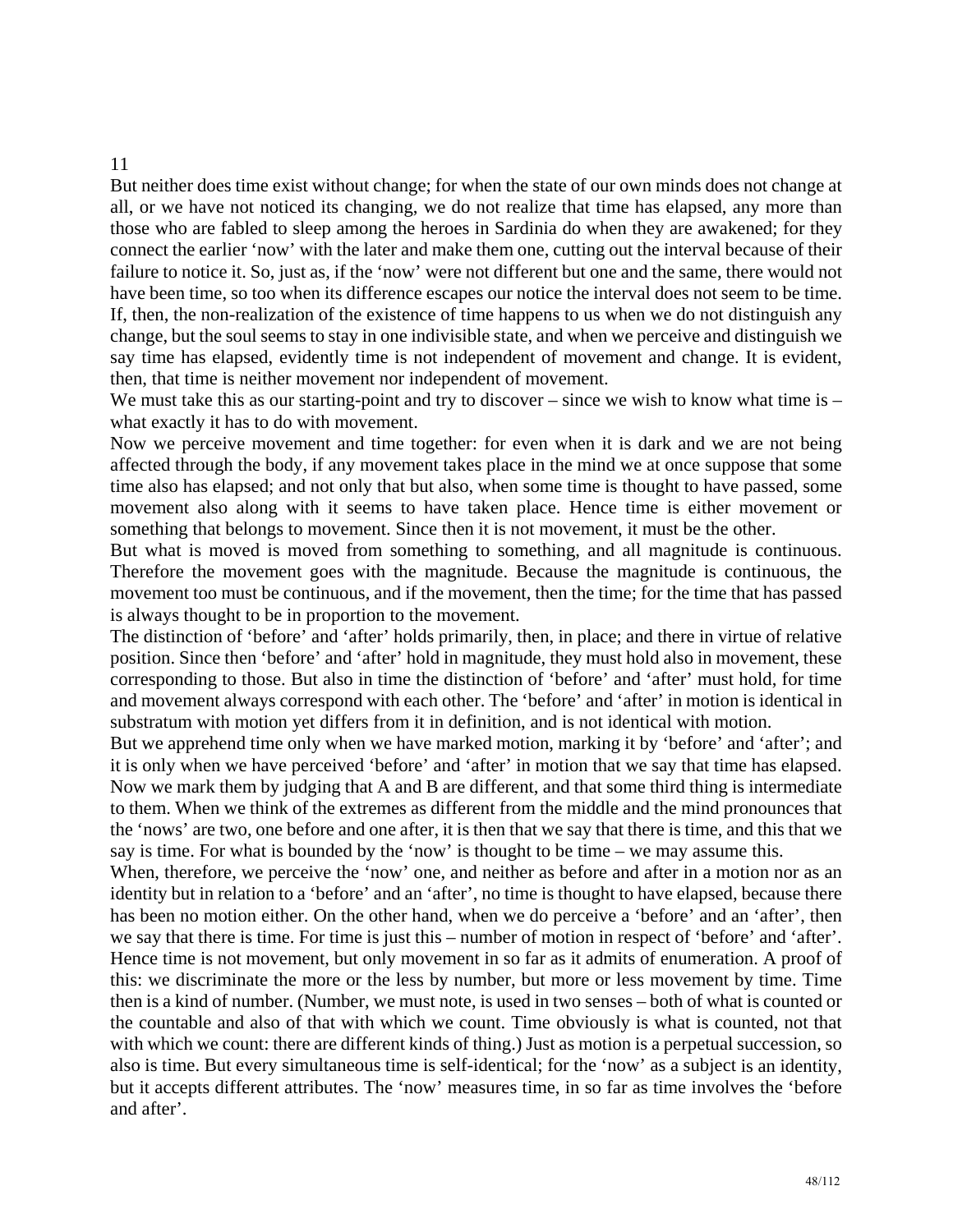## 11

But neither does time exist without change; for when the state of our own minds does not change at all, or we have not noticed its changing, we do not realize that time has elapsed, any more than those who are fabled to sleep among the heroes in Sardinia do when they are awakened; for they connect the earlier 'now' with the later and make them one, cutting out the interval because of their failure to notice it. So, just as, if the 'now' were not different but one and the same, there would not have been time, so too when its difference escapes our notice the interval does not seem to be time. If, then, the non-realization of the existence of time happens to us when we do not distinguish any change, but the soul seems to stay in one indivisible state, and when we perceive and distinguish we say time has elapsed, evidently time is not independent of movement and change. It is evident, then, that time is neither movement nor independent of movement.

We must take this as our starting-point and try to discover – since we wish to know what time is – what exactly it has to do with movement.

Now we perceive movement and time together: for even when it is dark and we are not being affected through the body, if any movement takes place in the mind we at once suppose that some time also has elapsed; and not only that but also, when some time is thought to have passed, some movement also along with it seems to have taken place. Hence time is either movement or something that belongs to movement. Since then it is not movement, it must be the other.

But what is moved is moved from something to something, and all magnitude is continuous. Therefore the movement goes with the magnitude. Because the magnitude is continuous, the movement too must be continuous, and if the movement, then the time; for the time that has passed is always thought to be in proportion to the movement.

The distinction of 'before' and 'after' holds primarily, then, in place; and there in virtue of relative position. Since then 'before' and 'after' hold in magnitude, they must hold also in movement, these corresponding to those. But also in time the distinction of 'before' and 'after' must hold, for time and movement always correspond with each other. The 'before' and 'after' in motion is identical in substratum with motion yet differs from it in definition, and is not identical with motion.

But we apprehend time only when we have marked motion, marking it by 'before' and 'after'; and it is only when we have perceived 'before' and 'after' in motion that we say that time has elapsed. Now we mark them by judging that A and B are different, and that some third thing is intermediate to them. When we think of the extremes as different from the middle and the mind pronounces that the 'nows' are two, one before and one after, it is then that we say that there is time, and this that we say is time. For what is bounded by the 'now' is thought to be time – we may assume this.

When, therefore, we perceive the 'now' one, and neither as before and after in a motion nor as an identity but in relation to a 'before' and an 'after', no time is thought to have elapsed, because there has been no motion either. On the other hand, when we do perceive a 'before' and an 'after', then we say that there is time. For time is just this – number of motion in respect of 'before' and 'after'. Hence time is not movement, but only movement in so far as it admits of enumeration. A proof of this: we discriminate the more or the less by number, but more or less movement by time. Time then is a kind of number. (Number, we must note, is used in two senses – both of what is counted or the countable and also of that with which we count. Time obviously is what is counted, not that with which we count: there are different kinds of thing.) Just as motion is a perpetual succession, so also is time. But every simultaneous time is self-identical; for the 'now' as a subject is an identity, but it accepts different attributes. The 'now' measures time, in so far as time involves the 'before and after'.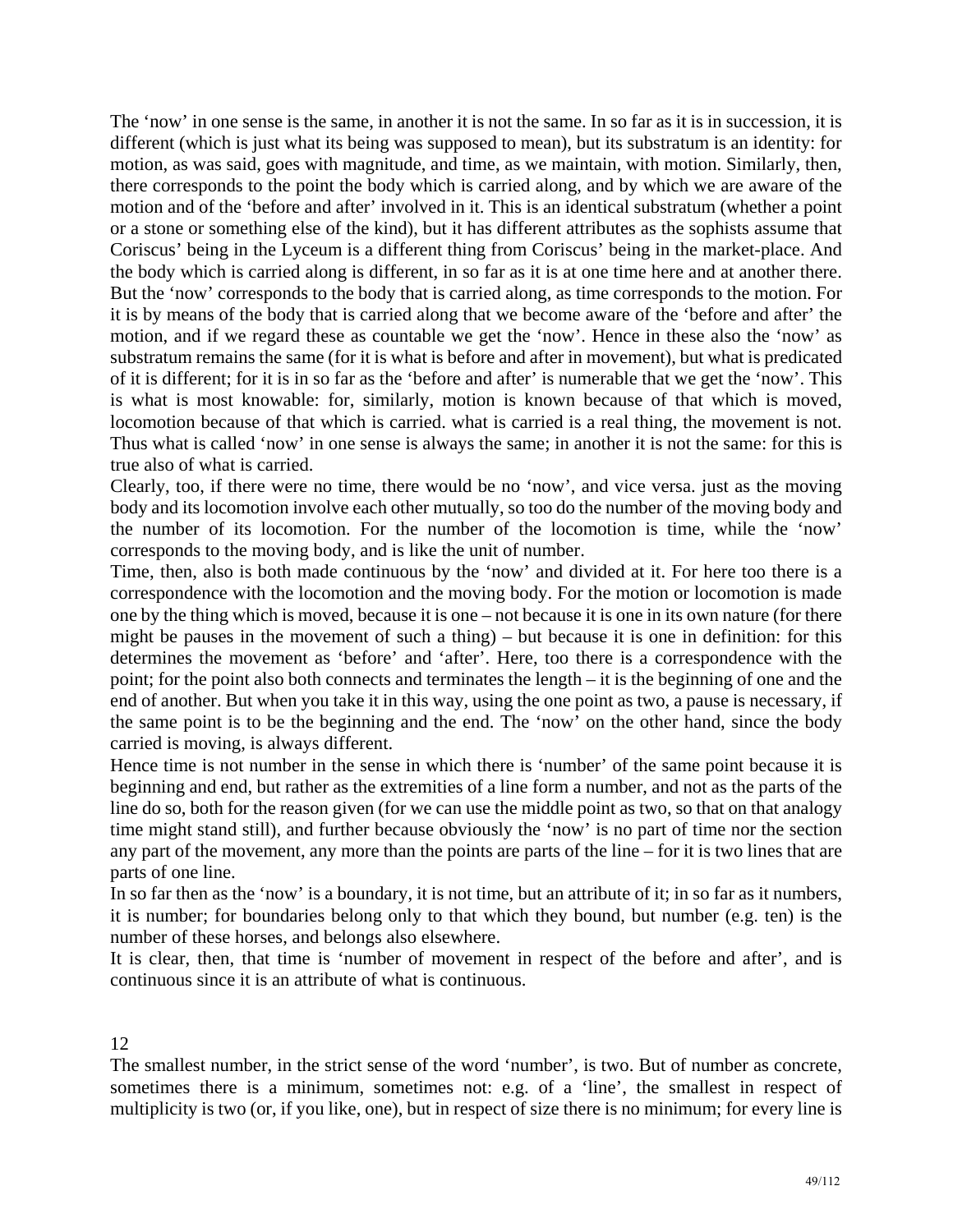The 'now' in one sense is the same, in another it is not the same. In so far as it is in succession, it is different (which is just what its being was supposed to mean), but its substratum is an identity: for motion, as was said, goes with magnitude, and time, as we maintain, with motion. Similarly, then, there corresponds to the point the body which is carried along, and by which we are aware of the motion and of the 'before and after' involved in it. This is an identical substratum (whether a point or a stone or something else of the kind), but it has different attributes as the sophists assume that Coriscus' being in the Lyceum is a different thing from Coriscus' being in the market-place. And the body which is carried along is different, in so far as it is at one time here and at another there. But the 'now' corresponds to the body that is carried along, as time corresponds to the motion. For it is by means of the body that is carried along that we become aware of the 'before and after' the motion, and if we regard these as countable we get the 'now'. Hence in these also the 'now' as substratum remains the same (for it is what is before and after in movement), but what is predicated of it is different; for it is in so far as the 'before and after' is numerable that we get the 'now'. This is what is most knowable: for, similarly, motion is known because of that which is moved, locomotion because of that which is carried. what is carried is a real thing, the movement is not. Thus what is called 'now' in one sense is always the same; in another it is not the same: for this is true also of what is carried.

Clearly, too, if there were no time, there would be no 'now', and vice versa. just as the moving body and its locomotion involve each other mutually, so too do the number of the moving body and the number of its locomotion. For the number of the locomotion is time, while the 'now' corresponds to the moving body, and is like the unit of number.

Time, then, also is both made continuous by the 'now' and divided at it. For here too there is a correspondence with the locomotion and the moving body. For the motion or locomotion is made one by the thing which is moved, because it is one – not because it is one in its own nature (for there might be pauses in the movement of such a thing) – but because it is one in definition: for this determines the movement as 'before' and 'after'. Here, too there is a correspondence with the point; for the point also both connects and terminates the length – it is the beginning of one and the end of another. But when you take it in this way, using the one point as two, a pause is necessary, if the same point is to be the beginning and the end. The 'now' on the other hand, since the body carried is moving, is always different.

Hence time is not number in the sense in which there is 'number' of the same point because it is beginning and end, but rather as the extremities of a line form a number, and not as the parts of the line do so, both for the reason given (for we can use the middle point as two, so that on that analogy time might stand still), and further because obviously the 'now' is no part of time nor the section any part of the movement, any more than the points are parts of the line – for it is two lines that are parts of one line.

In so far then as the 'now' is a boundary, it is not time, but an attribute of it; in so far as it numbers, it is number; for boundaries belong only to that which they bound, but number (e.g. ten) is the number of these horses, and belongs also elsewhere.

It is clear, then, that time is 'number of movement in respect of the before and after', and is continuous since it is an attribute of what is continuous.

## 12

The smallest number, in the strict sense of the word 'number', is two. But of number as concrete, sometimes there is a minimum, sometimes not: e.g. of a 'line', the smallest in respect of multiplicity is two (or, if you like, one), but in respect of size there is no minimum; for every line is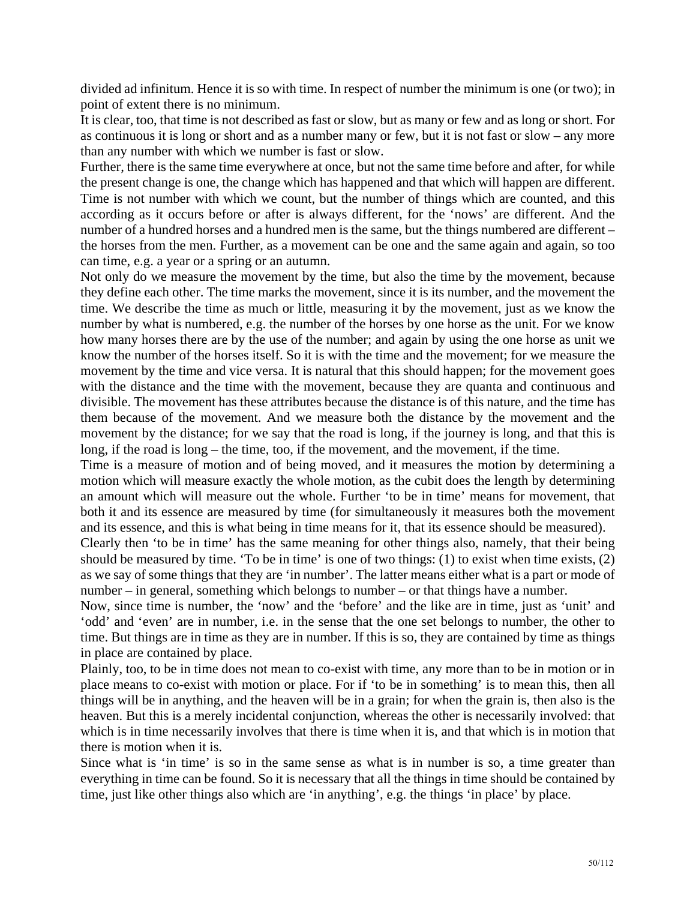divided ad infinitum. Hence it is so with time. In respect of number the minimum is one (or two); in point of extent there is no minimum.

It is clear, too, that time is not described as fast or slow, but as many or few and as long or short. For as continuous it is long or short and as a number many or few, but it is not fast or slow – any more than any number with which we number is fast or slow.

Further, there is the same time everywhere at once, but not the same time before and after, for while the present change is one, the change which has happened and that which will happen are different. Time is not number with which we count, but the number of things which are counted, and this according as it occurs before or after is always different, for the 'nows' are different. And the number of a hundred horses and a hundred men is the same, but the things numbered are different – the horses from the men. Further, as a movement can be one and the same again and again, so too can time, e.g. a year or a spring or an autumn.

Not only do we measure the movement by the time, but also the time by the movement, because they define each other. The time marks the movement, since it is its number, and the movement the time. We describe the time as much or little, measuring it by the movement, just as we know the number by what is numbered, e.g. the number of the horses by one horse as the unit. For we know how many horses there are by the use of the number; and again by using the one horse as unit we know the number of the horses itself. So it is with the time and the movement; for we measure the movement by the time and vice versa. It is natural that this should happen; for the movement goes with the distance and the time with the movement, because they are quanta and continuous and divisible. The movement has these attributes because the distance is of this nature, and the time has them because of the movement. And we measure both the distance by the movement and the movement by the distance; for we say that the road is long, if the journey is long, and that this is long, if the road is long – the time, too, if the movement, and the movement, if the time.

Time is a measure of motion and of being moved, and it measures the motion by determining a motion which will measure exactly the whole motion, as the cubit does the length by determining an amount which will measure out the whole. Further 'to be in time' means for movement, that both it and its essence are measured by time (for simultaneously it measures both the movement and its essence, and this is what being in time means for it, that its essence should be measured).

Clearly then 'to be in time' has the same meaning for other things also, namely, that their being should be measured by time. 'To be in time' is one of two things: (1) to exist when time exists, (2) as we say of some things that they are 'in number'. The latter means either what is a part or mode of number – in general, something which belongs to number – or that things have a number.

Now, since time is number, the 'now' and the 'before' and the like are in time, just as 'unit' and 'odd' and 'even' are in number, i.e. in the sense that the one set belongs to number, the other to time. But things are in time as they are in number. If this is so, they are contained by time as things in place are contained by place.

Plainly, too, to be in time does not mean to co-exist with time, any more than to be in motion or in place means to co-exist with motion or place. For if 'to be in something' is to mean this, then all things will be in anything, and the heaven will be in a grain; for when the grain is, then also is the heaven. But this is a merely incidental conjunction, whereas the other is necessarily involved: that which is in time necessarily involves that there is time when it is, and that which is in motion that there is motion when it is.

Since what is 'in time' is so in the same sense as what is in number is so, a time greater than everything in time can be found. So it is necessary that all the things in time should be contained by time, just like other things also which are 'in anything', e.g. the things 'in place' by place.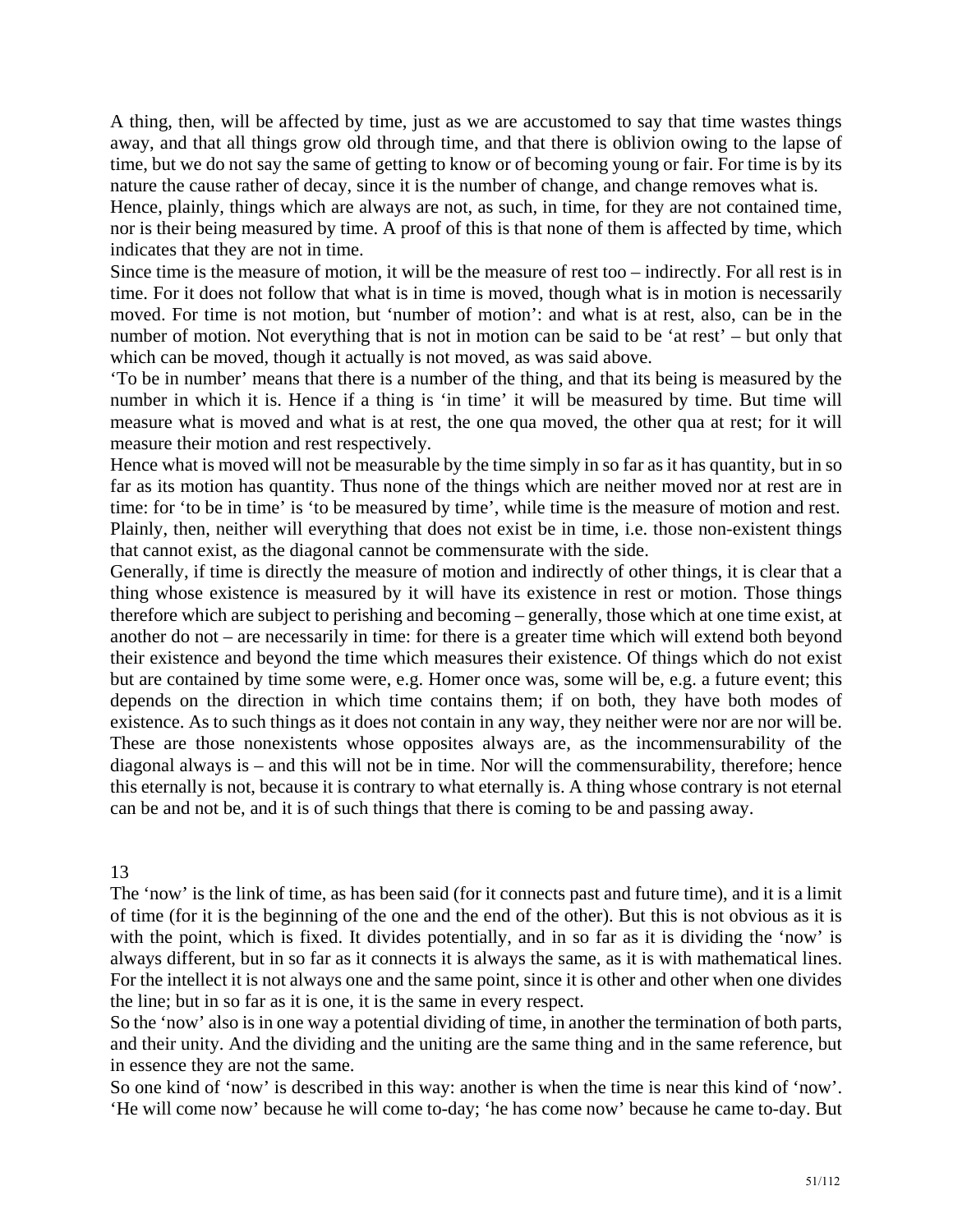A thing, then, will be affected by time, just as we are accustomed to say that time wastes things away, and that all things grow old through time, and that there is oblivion owing to the lapse of time, but we do not say the same of getting to know or of becoming young or fair. For time is by its nature the cause rather of decay, since it is the number of change, and change removes what is.

Hence, plainly, things which are always are not, as such, in time, for they are not contained time, nor is their being measured by time. A proof of this is that none of them is affected by time, which indicates that they are not in time.

Since time is the measure of motion, it will be the measure of rest too – indirectly. For all rest is in time. For it does not follow that what is in time is moved, though what is in motion is necessarily moved. For time is not motion, but 'number of motion': and what is at rest, also, can be in the number of motion. Not everything that is not in motion can be said to be 'at rest' – but only that which can be moved, though it actually is not moved, as was said above.

'To be in number' means that there is a number of the thing, and that its being is measured by the number in which it is. Hence if a thing is 'in time' it will be measured by time. But time will measure what is moved and what is at rest, the one qua moved, the other qua at rest; for it will measure their motion and rest respectively.

Hence what is moved will not be measurable by the time simply in so far as it has quantity, but in so far as its motion has quantity. Thus none of the things which are neither moved nor at rest are in time: for 'to be in time' is 'to be measured by time', while time is the measure of motion and rest. Plainly, then, neither will everything that does not exist be in time, i.e. those non-existent things that cannot exist, as the diagonal cannot be commensurate with the side.

Generally, if time is directly the measure of motion and indirectly of other things, it is clear that a thing whose existence is measured by it will have its existence in rest or motion. Those things therefore which are subject to perishing and becoming – generally, those which at one time exist, at another do not – are necessarily in time: for there is a greater time which will extend both beyond their existence and beyond the time which measures their existence. Of things which do not exist but are contained by time some were, e.g. Homer once was, some will be, e.g. a future event; this depends on the direction in which time contains them; if on both, they have both modes of existence. As to such things as it does not contain in any way, they neither were nor are nor will be. These are those nonexistents whose opposites always are, as the incommensurability of the diagonal always is – and this will not be in time. Nor will the commensurability, therefore; hence this eternally is not, because it is contrary to what eternally is. A thing whose contrary is not eternal can be and not be, and it is of such things that there is coming to be and passing away.

## 13

The 'now' is the link of time, as has been said (for it connects past and future time), and it is a limit of time (for it is the beginning of the one and the end of the other). But this is not obvious as it is with the point, which is fixed. It divides potentially, and in so far as it is dividing the 'now' is always different, but in so far as it connects it is always the same, as it is with mathematical lines. For the intellect it is not always one and the same point, since it is other and other when one divides the line; but in so far as it is one, it is the same in every respect.

So the 'now' also is in one way a potential dividing of time, in another the termination of both parts, and their unity. And the dividing and the uniting are the same thing and in the same reference, but in essence they are not the same.

So one kind of 'now' is described in this way: another is when the time is near this kind of 'now'. 'He will come now' because he will come to-day; 'he has come now' because he came to-day. But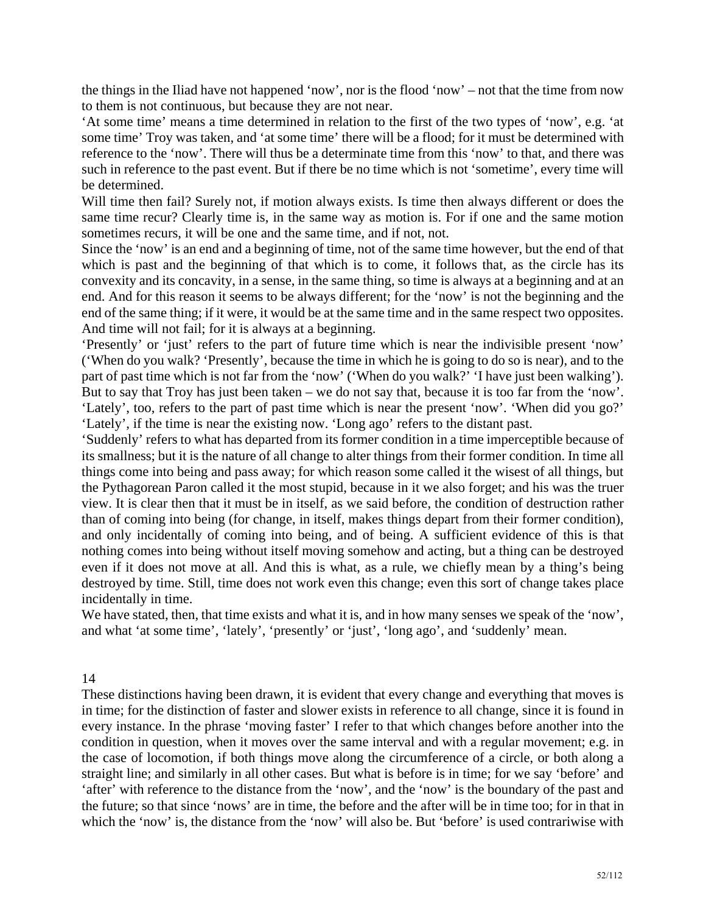the things in the Iliad have not happened 'now', nor is the flood 'now' – not that the time from now to them is not continuous, but because they are not near.

'At some time' means a time determined in relation to the first of the two types of 'now', e.g. 'at some time' Troy was taken, and 'at some time' there will be a flood; for it must be determined with reference to the 'now'. There will thus be a determinate time from this 'now' to that, and there was such in reference to the past event. But if there be no time which is not 'sometime', every time will be determined.

Will time then fail? Surely not, if motion always exists. Is time then always different or does the same time recur? Clearly time is, in the same way as motion is. For if one and the same motion sometimes recurs, it will be one and the same time, and if not, not.

Since the 'now' is an end and a beginning of time, not of the same time however, but the end of that which is past and the beginning of that which is to come, it follows that, as the circle has its convexity and its concavity, in a sense, in the same thing, so time is always at a beginning and at an end. And for this reason it seems to be always different; for the 'now' is not the beginning and the end of the same thing; if it were, it would be at the same time and in the same respect two opposites. And time will not fail; for it is always at a beginning.

'Presently' or 'just' refers to the part of future time which is near the indivisible present 'now' ('When do you walk? 'Presently', because the time in which he is going to do so is near), and to the part of past time which is not far from the 'now' ('When do you walk?' 'I have just been walking'). But to say that Troy has just been taken – we do not say that, because it is too far from the 'now'. 'Lately', too, refers to the part of past time which is near the present 'now'. 'When did you go?' 'Lately', if the time is near the existing now. 'Long ago' refers to the distant past.

'Suddenly' refers to what has departed from its former condition in a time imperceptible because of its smallness; but it is the nature of all change to alter things from their former condition. In time all things come into being and pass away; for which reason some called it the wisest of all things, but the Pythagorean Paron called it the most stupid, because in it we also forget; and his was the truer view. It is clear then that it must be in itself, as we said before, the condition of destruction rather than of coming into being (for change, in itself, makes things depart from their former condition), and only incidentally of coming into being, and of being. A sufficient evidence of this is that nothing comes into being without itself moving somehow and acting, but a thing can be destroyed even if it does not move at all. And this is what, as a rule, we chiefly mean by a thing's being destroyed by time. Still, time does not work even this change; even this sort of change takes place incidentally in time.

We have stated, then, that time exists and what it is, and in how many senses we speak of the 'now', and what 'at some time', 'lately', 'presently' or 'just', 'long ago', and 'suddenly' mean.

## 14

These distinctions having been drawn, it is evident that every change and everything that moves is in time; for the distinction of faster and slower exists in reference to all change, since it is found in every instance. In the phrase 'moving faster' I refer to that which changes before another into the condition in question, when it moves over the same interval and with a regular movement; e.g. in the case of locomotion, if both things move along the circumference of a circle, or both along a straight line; and similarly in all other cases. But what is before is in time; for we say 'before' and 'after' with reference to the distance from the 'now', and the 'now' is the boundary of the past and the future; so that since 'nows' are in time, the before and the after will be in time too; for in that in which the 'now' is, the distance from the 'now' will also be. But 'before' is used contrariwise with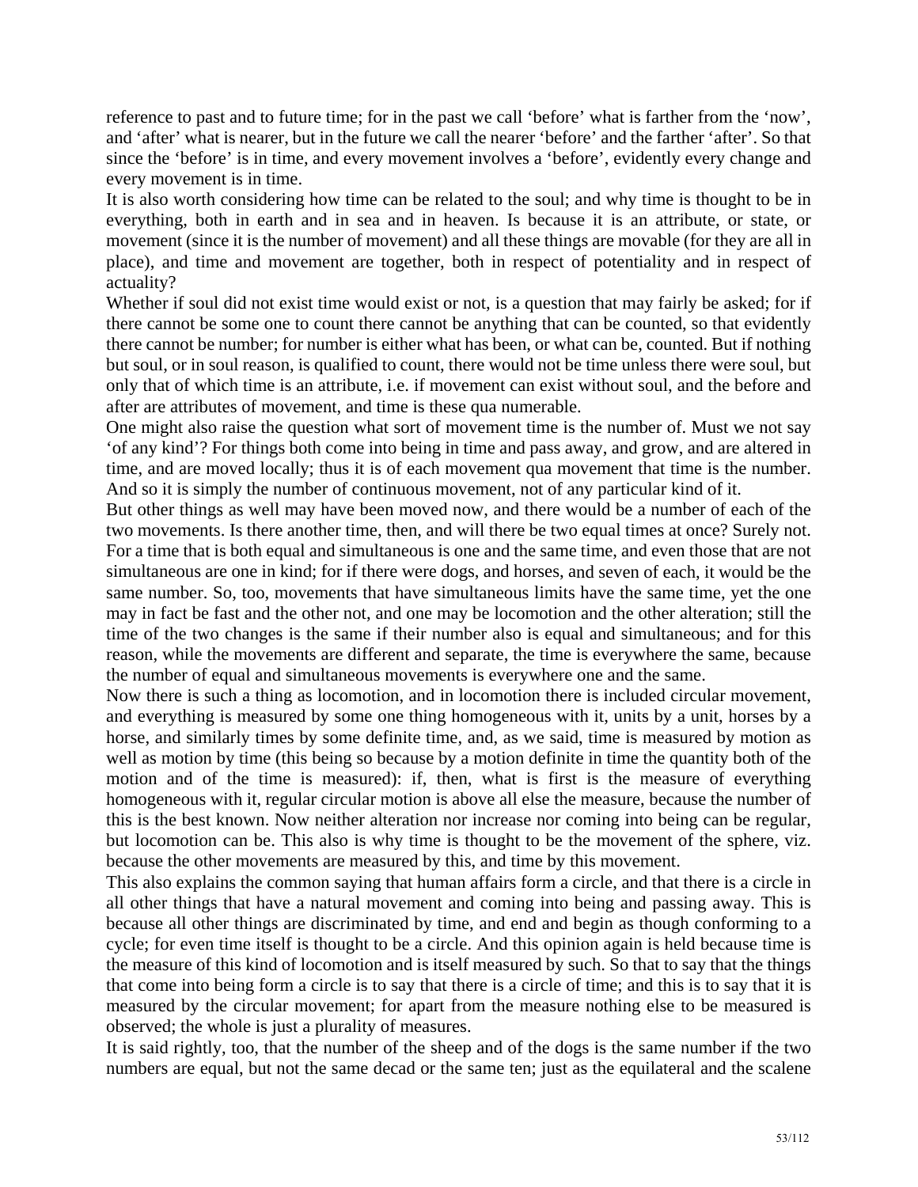reference to past and to future time; for in the past we call 'before' what is farther from the 'now', and 'after' what is nearer, but in the future we call the nearer 'before' and the farther 'after'. So that since the 'before' is in time, and every movement involves a 'before', evidently every change and every movement is in time.

It is also worth considering how time can be related to the soul; and why time is thought to be in everything, both in earth and in sea and in heaven. Is because it is an attribute, or state, or movement (since it is the number of movement) and all these things are movable (for they are all in place), and time and movement are together, both in respect of potentiality and in respect of actuality?

Whether if soul did not exist time would exist or not, is a question that may fairly be asked; for if there cannot be some one to count there cannot be anything that can be counted, so that evidently there cannot be number; for number is either what has been, or what can be, counted. But if nothing but soul, or in soul reason, is qualified to count, there would not be time unless there were soul, but only that of which time is an attribute, i.e. if movement can exist without soul, and the before and after are attributes of movement, and time is these qua numerable.

One might also raise the question what sort of movement time is the number of. Must we not say 'of any kind'? For things both come into being in time and pass away, and grow, and are altered in time, and are moved locally; thus it is of each movement qua movement that time is the number. And so it is simply the number of continuous movement, not of any particular kind of it.

But other things as well may have been moved now, and there would be a number of each of the two movements. Is there another time, then, and will there be two equal times at once? Surely not. For a time that is both equal and simultaneous is one and the same time, and even those that are not simultaneous are one in kind; for if there were dogs, and horses, and seven of each, it would be the same number. So, too, movements that have simultaneous limits have the same time, yet the one may in fact be fast and the other not, and one may be locomotion and the other alteration; still the time of the two changes is the same if their number also is equal and simultaneous; and for this reason, while the movements are different and separate, the time is everywhere the same, because the number of equal and simultaneous movements is everywhere one and the same.

Now there is such a thing as locomotion, and in locomotion there is included circular movement, and everything is measured by some one thing homogeneous with it, units by a unit, horses by a horse, and similarly times by some definite time, and, as we said, time is measured by motion as well as motion by time (this being so because by a motion definite in time the quantity both of the motion and of the time is measured): if, then, what is first is the measure of everything homogeneous with it, regular circular motion is above all else the measure, because the number of this is the best known. Now neither alteration nor increase nor coming into being can be regular, but locomotion can be. This also is why time is thought to be the movement of the sphere, viz. because the other movements are measured by this, and time by this movement.

This also explains the common saying that human affairs form a circle, and that there is a circle in all other things that have a natural movement and coming into being and passing away. This is because all other things are discriminated by time, and end and begin as though conforming to a cycle; for even time itself is thought to be a circle. And this opinion again is held because time is the measure of this kind of locomotion and is itself measured by such. So that to say that the things that come into being form a circle is to say that there is a circle of time; and this is to say that it is measured by the circular movement; for apart from the measure nothing else to be measured is observed; the whole is just a plurality of measures.

It is said rightly, too, that the number of the sheep and of the dogs is the same number if the two numbers are equal, but not the same decad or the same ten; just as the equilateral and the scalene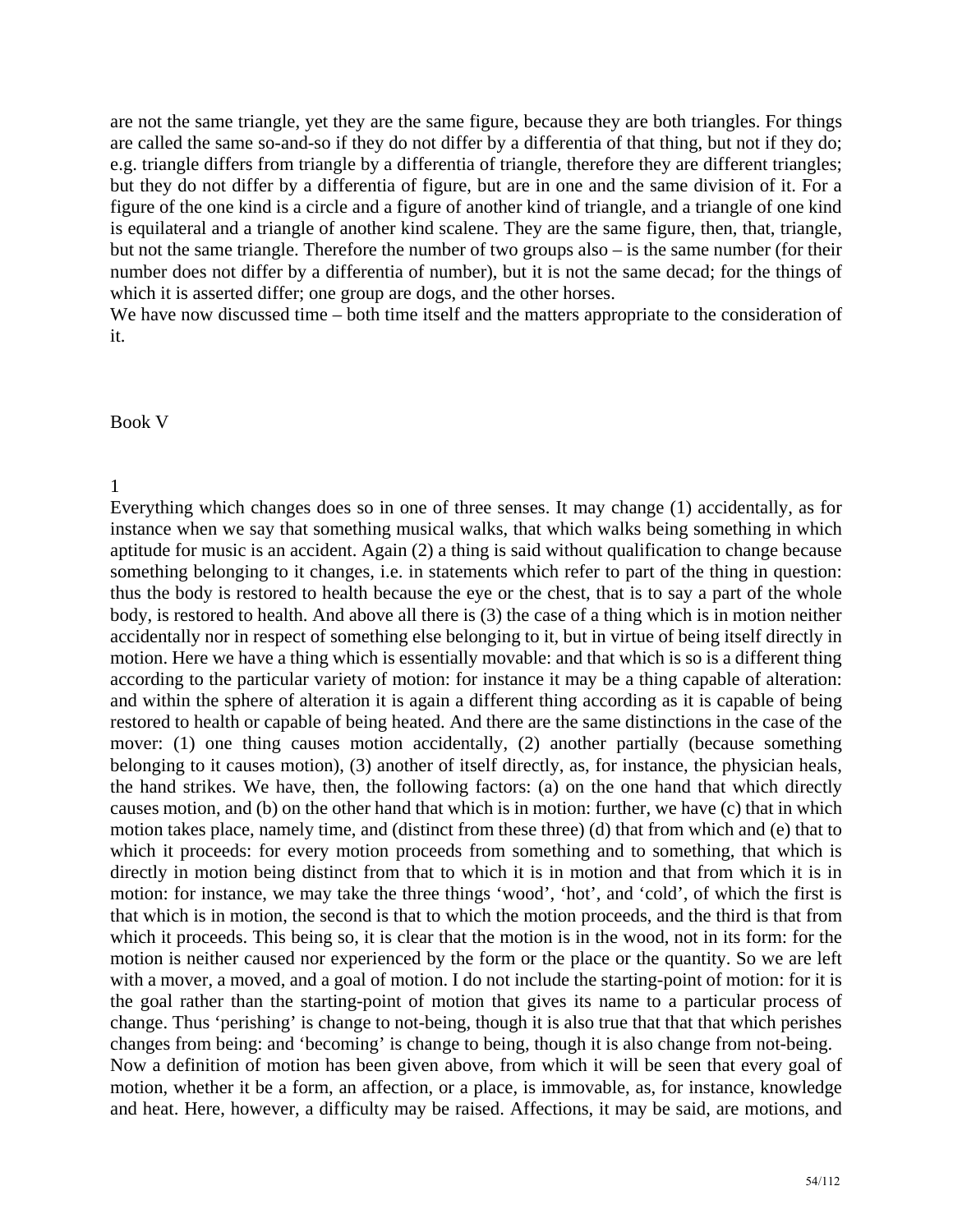are not the same triangle, yet they are the same figure, because they are both triangles. For things are called the same so-and-so if they do not differ by a differentia of that thing, but not if they do; e.g. triangle differs from triangle by a differentia of triangle, therefore they are different triangles; but they do not differ by a differentia of figure, but are in one and the same division of it. For a figure of the one kind is a circle and a figure of another kind of triangle, and a triangle of one kind is equilateral and a triangle of another kind scalene. They are the same figure, then, that, triangle, but not the same triangle. Therefore the number of two groups also – is the same number (for their number does not differ by a differentia of number), but it is not the same decad; for the things of which it is asserted differ; one group are dogs, and the other horses.

We have now discussed time – both time itself and the matters appropriate to the consideration of it.

# Book V

## 1

Everything which changes does so in one of three senses. It may change (1) accidentally, as for instance when we say that something musical walks, that which walks being something in which aptitude for music is an accident. Again (2) a thing is said without qualification to change because something belonging to it changes, i.e. in statements which refer to part of the thing in question: thus the body is restored to health because the eye or the chest, that is to say a part of the whole body, is restored to health. And above all there is (3) the case of a thing which is in motion neither accidentally nor in respect of something else belonging to it, but in virtue of being itself directly in motion. Here we have a thing which is essentially movable: and that which is so is a different thing according to the particular variety of motion: for instance it may be a thing capable of alteration: and within the sphere of alteration it is again a different thing according as it is capable of being restored to health or capable of being heated. And there are the same distinctions in the case of the mover: (1) one thing causes motion accidentally, (2) another partially (because something belonging to it causes motion), (3) another of itself directly, as, for instance, the physician heals, the hand strikes. We have, then, the following factors: (a) on the one hand that which directly causes motion, and (b) on the other hand that which is in motion: further, we have (c) that in which motion takes place, namely time, and (distinct from these three) (d) that from which and (e) that to which it proceeds: for every motion proceeds from something and to something, that which is directly in motion being distinct from that to which it is in motion and that from which it is in motion: for instance, we may take the three things 'wood', 'hot', and 'cold', of which the first is that which is in motion, the second is that to which the motion proceeds, and the third is that from which it proceeds. This being so, it is clear that the motion is in the wood, not in its form: for the motion is neither caused nor experienced by the form or the place or the quantity. So we are left with a mover, a moved, and a goal of motion. I do not include the starting-point of motion: for it is the goal rather than the starting-point of motion that gives its name to a particular process of change. Thus 'perishing' is change to not-being, though it is also true that that that which perishes changes from being: and 'becoming' is change to being, though it is also change from not-being.

Now a definition of motion has been given above, from which it will be seen that every goal of motion, whether it be a form, an affection, or a place, is immovable, as, for instance, knowledge and heat. Here, however, a difficulty may be raised. Affections, it may be said, are motions, and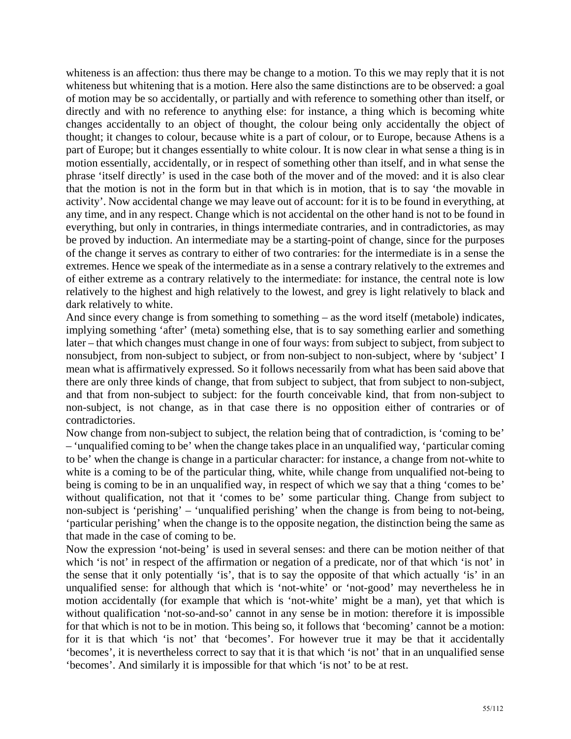whiteness is an affection: thus there may be change to a motion. To this we may reply that it is not whiteness but whitening that is a motion. Here also the same distinctions are to be observed: a goal of motion may be so accidentally, or partially and with reference to something other than itself, or directly and with no reference to anything else: for instance, a thing which is becoming white changes accidentally to an object of thought, the colour being only accidentally the object of thought; it changes to colour, because white is a part of colour, or to Europe, because Athens is a part of Europe; but it changes essentially to white colour. It is now clear in what sense a thing is in motion essentially, accidentally, or in respect of something other than itself, and in what sense the phrase 'itself directly' is used in the case both of the mover and of the moved: and it is also clear that the motion is not in the form but in that which is in motion, that is to say 'the movable in activity'. Now accidental change we may leave out of account: for it is to be found in everything, at any time, and in any respect. Change which is not accidental on the other hand is not to be found in everything, but only in contraries, in things intermediate contraries, and in contradictories, as may be proved by induction. An intermediate may be a starting-point of change, since for the purposes of the change it serves as contrary to either of two contraries: for the intermediate is in a sense the extremes. Hence we speak of the intermediate as in a sense a contrary relatively to the extremes and of either extreme as a contrary relatively to the intermediate: for instance, the central note is low relatively to the highest and high relatively to the lowest, and grey is light relatively to black and dark relatively to white.

And since every change is from something to something – as the word itself (metabole) indicates, implying something 'after' (meta) something else, that is to say something earlier and something later – that which changes must change in one of four ways: from subject to subject, from subject to nonsubject, from non-subject to subject, or from non-subject to non-subject, where by 'subject' I mean what is affirmatively expressed. So it follows necessarily from what has been said above that there are only three kinds of change, that from subject to subject, that from subject to non-subject, and that from non-subject to subject: for the fourth conceivable kind, that from non-subject to non-subject, is not change, as in that case there is no opposition either of contraries or of contradictories.

Now change from non-subject to subject, the relation being that of contradiction, is 'coming to be' – 'unqualified coming to be' when the change takes place in an unqualified way, 'particular coming to be' when the change is change in a particular character: for instance, a change from not-white to white is a coming to be of the particular thing, white, while change from unqualified not-being to being is coming to be in an unqualified way, in respect of which we say that a thing 'comes to be' without qualification, not that it 'comes to be' some particular thing. Change from subject to non-subject is 'perishing' – 'unqualified perishing' when the change is from being to not-being, 'particular perishing' when the change is to the opposite negation, the distinction being the same as that made in the case of coming to be.

Now the expression 'not-being' is used in several senses: and there can be motion neither of that which 'is not' in respect of the affirmation or negation of a predicate, nor of that which 'is not' in the sense that it only potentially 'is', that is to say the opposite of that which actually 'is' in an unqualified sense: for although that which is 'not-white' or 'not-good' may nevertheless he in motion accidentally (for example that which is 'not-white' might be a man), yet that which is without qualification 'not-so-and-so' cannot in any sense be in motion: therefore it is impossible for that which is not to be in motion. This being so, it follows that 'becoming' cannot be a motion: for it is that which 'is not' that 'becomes'. For however true it may be that it accidentally 'becomes', it is nevertheless correct to say that it is that which 'is not' that in an unqualified sense 'becomes'. And similarly it is impossible for that which 'is not' to be at rest.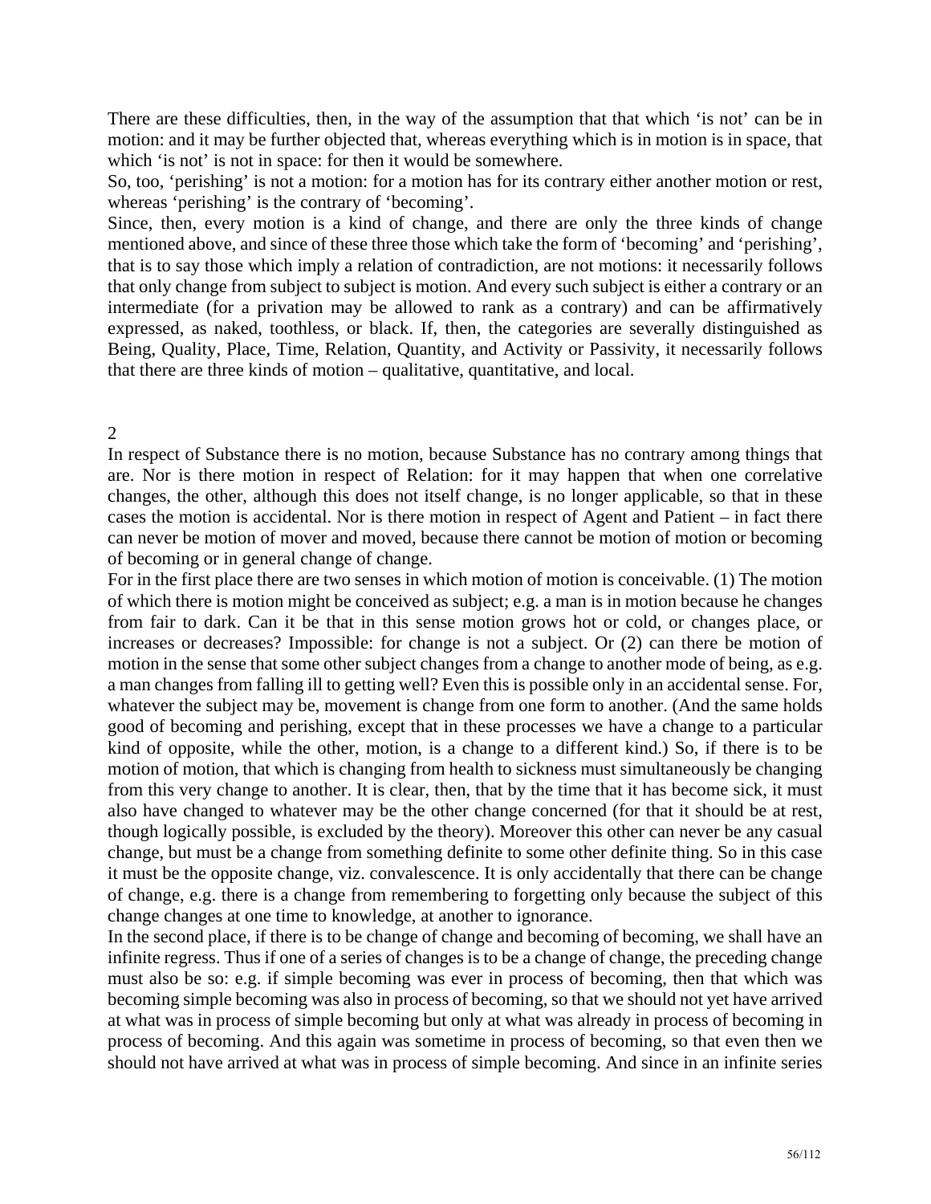There are these difficulties, then, in the way of the assumption that that which 'is not' can be in motion: and it may be further objected that, whereas everything which is in motion is in space, that which 'is not' is not in space: for then it would be somewhere.

So, too, 'perishing' is not a motion: for a motion has for its contrary either another motion or rest, whereas 'perishing' is the contrary of 'becoming'.

Since, then, every motion is a kind of change, and there are only the three kinds of change mentioned above, and since of these three those which take the form of 'becoming' and 'perishing', that is to say those which imply a relation of contradiction, are not motions: it necessarily follows that only change from subject to subject is motion. And every such subject is either a contrary or an intermediate (for a privation may be allowed to rank as a contrary) and can be affirmatively expressed, as naked, toothless, or black. If, then, the categories are severally distinguished as Being, Quality, Place, Time, Relation, Quantity, and Activity or Passivity, it necessarily follows that there are three kinds of motion – qualitative, quantitative, and local.

## 2

In respect of Substance there is no motion, because Substance has no contrary among things that are. Nor is there motion in respect of Relation: for it may happen that when one correlative changes, the other, although this does not itself change, is no longer applicable, so that in these cases the motion is accidental. Nor is there motion in respect of Agent and Patient – in fact there can never be motion of mover and moved, because there cannot be motion of motion or becoming of becoming or in general change of change.

For in the first place there are two senses in which motion of motion is conceivable. (1) The motion of which there is motion might be conceived as subject; e.g. a man is in motion because he changes from fair to dark. Can it be that in this sense motion grows hot or cold, or changes place, or increases or decreases? Impossible: for change is not a subject. Or (2) can there be motion of motion in the sense that some other subject changes from a change to another mode of being, as e.g. a man changes from falling ill to getting well? Even this is possible only in an accidental sense. For, whatever the subject may be, movement is change from one form to another. (And the same holds good of becoming and perishing, except that in these processes we have a change to a particular kind of opposite, while the other, motion, is a change to a different kind.) So, if there is to be motion of motion, that which is changing from health to sickness must simultaneously be changing from this very change to another. It is clear, then, that by the time that it has become sick, it must also have changed to whatever may be the other change concerned (for that it should be at rest, though logically possible, is excluded by the theory). Moreover this other can never be any casual change, but must be a change from something definite to some other definite thing. So in this case it must be the opposite change, viz. convalescence. It is only accidentally that there can be change of change, e.g. there is a change from remembering to forgetting only because the subject of this change changes at one time to knowledge, at another to ignorance.

In the second place, if there is to be change of change and becoming of becoming, we shall have an infinite regress. Thus if one of a series of changes is to be a change of change, the preceding change must also be so: e.g. if simple becoming was ever in process of becoming, then that which was becoming simple becoming was also in process of becoming, so that we should not yet have arrived at what was in process of simple becoming but only at what was already in process of becoming in process of becoming. And this again was sometime in process of becoming, so that even then we should not have arrived at what was in process of simple becoming. And since in an infinite series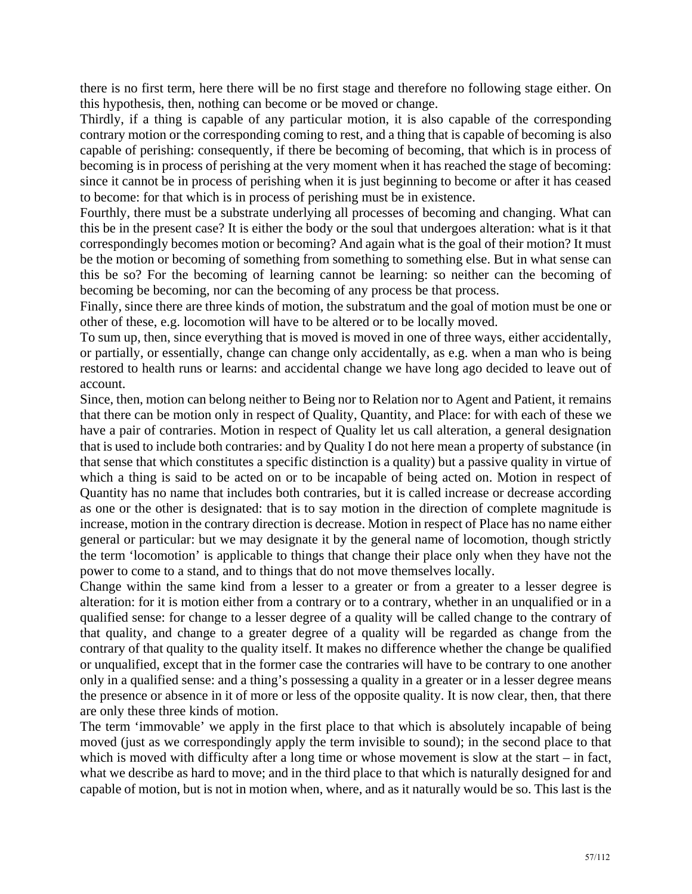there is no first term, here there will be no first stage and therefore no following stage either. On this hypothesis, then, nothing can become or be moved or change.

Thirdly, if a thing is capable of any particular motion, it is also capable of the corresponding contrary motion or the corresponding coming to rest, and a thing that is capable of becoming is also capable of perishing: consequently, if there be becoming of becoming, that which is in process of becoming is in process of perishing at the very moment when it has reached the stage of becoming: since it cannot be in process of perishing when it is just beginning to become or after it has ceased to become: for that which is in process of perishing must be in existence.

Fourthly, there must be a substrate underlying all processes of becoming and changing. What can this be in the present case? It is either the body or the soul that undergoes alteration: what is it that correspondingly becomes motion or becoming? And again what is the goal of their motion? It must be the motion or becoming of something from something to something else. But in what sense can this be so? For the becoming of learning cannot be learning: so neither can the becoming of becoming be becoming, nor can the becoming of any process be that process.

Finally, since there are three kinds of motion, the substratum and the goal of motion must be one or other of these, e.g. locomotion will have to be altered or to be locally moved.

To sum up, then, since everything that is moved is moved in one of three ways, either accidentally, or partially, or essentially, change can change only accidentally, as e.g. when a man who is being restored to health runs or learns: and accidental change we have long ago decided to leave out of account.

Since, then, motion can belong neither to Being nor to Relation nor to Agent and Patient, it remains that there can be motion only in respect of Quality, Quantity, and Place: for with each of these we have a pair of contraries. Motion in respect of Quality let us call alteration, a general designation that is used to include both contraries: and by Quality I do not here mean a property of substance (in that sense that which constitutes a specific distinction is a quality) but a passive quality in virtue of which a thing is said to be acted on or to be incapable of being acted on. Motion in respect of Quantity has no name that includes both contraries, but it is called increase or decrease according as one or the other is designated: that is to say motion in the direction of complete magnitude is increase, motion in the contrary direction is decrease. Motion in respect of Place has no name either general or particular: but we may designate it by the general name of locomotion, though strictly the term 'locomotion' is applicable to things that change their place only when they have not the power to come to a stand, and to things that do not move themselves locally.

Change within the same kind from a lesser to a greater or from a greater to a lesser degree is alteration: for it is motion either from a contrary or to a contrary, whether in an unqualified or in a qualified sense: for change to a lesser degree of a quality will be called change to the contrary of that quality, and change to a greater degree of a quality will be regarded as change from the contrary of that quality to the quality itself. It makes no difference whether the change be qualified or unqualified, except that in the former case the contraries will have to be contrary to one another only in a qualified sense: and a thing's possessing a quality in a greater or in a lesser degree means the presence or absence in it of more or less of the opposite quality. It is now clear, then, that there are only these three kinds of motion.

The term 'immovable' we apply in the first place to that which is absolutely incapable of being moved (just as we correspondingly apply the term invisible to sound); in the second place to that which is moved with difficulty after a long time or whose movement is slow at the start – in fact, what we describe as hard to move; and in the third place to that which is naturally designed for and capable of motion, but is not in motion when, where, and as it naturally would be so. This last is the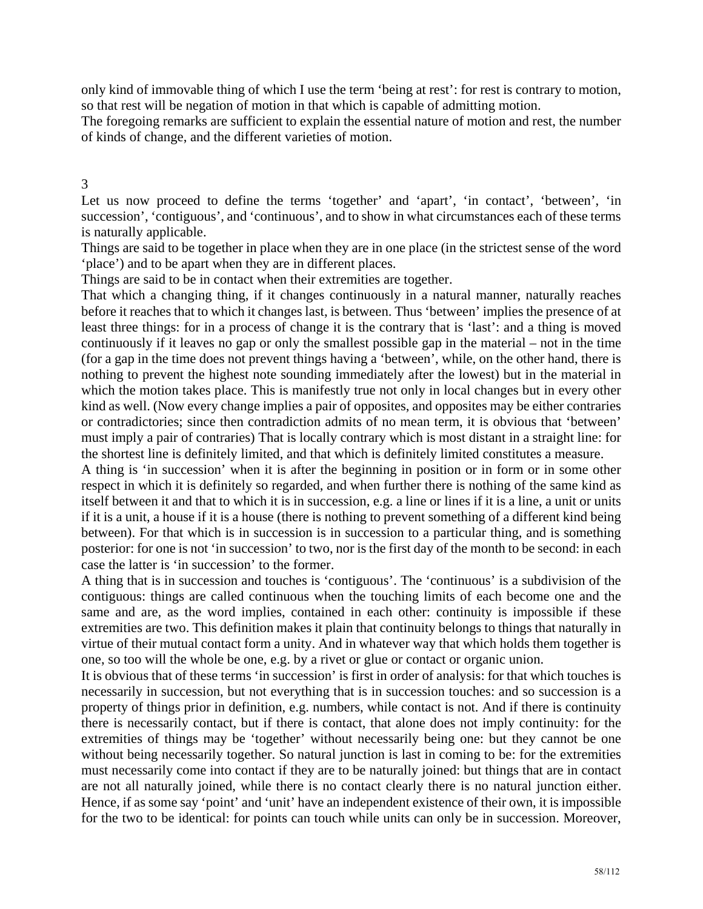only kind of immovable thing of which I use the term 'being at rest': for rest is contrary to motion, so that rest will be negation of motion in that which is capable of admitting motion.

The foregoing remarks are sufficient to explain the essential nature of motion and rest, the number of kinds of change, and the different varieties of motion.

## 3

Let us now proceed to define the terms 'together' and 'apart', 'in contact', 'between', 'in succession', 'contiguous', and 'continuous', and to show in what circumstances each of these terms is naturally applicable.

Things are said to be together in place when they are in one place (in the strictest sense of the word 'place') and to be apart when they are in different places.

Things are said to be in contact when their extremities are together.

That which a changing thing, if it changes continuously in a natural manner, naturally reaches before it reaches that to which it changes last, is between. Thus 'between' implies the presence of at least three things: for in a process of change it is the contrary that is 'last': and a thing is moved continuously if it leaves no gap or only the smallest possible gap in the material – not in the time (for a gap in the time does not prevent things having a 'between', while, on the other hand, there is nothing to prevent the highest note sounding immediately after the lowest) but in the material in which the motion takes place. This is manifestly true not only in local changes but in every other kind as well. (Now every change implies a pair of opposites, and opposites may be either contraries or contradictories; since then contradiction admits of no mean term, it is obvious that 'between' must imply a pair of contraries) That is locally contrary which is most distant in a straight line: for the shortest line is definitely limited, and that which is definitely limited constitutes a measure.

A thing is 'in succession' when it is after the beginning in position or in form or in some other respect in which it is definitely so regarded, and when further there is nothing of the same kind as itself between it and that to which it is in succession, e.g. a line or lines if it is a line, a unit or units if it is a unit, a house if it is a house (there is nothing to prevent something of a different kind being between). For that which is in succession is in succession to a particular thing, and is something posterior: for one is not 'in succession' to two, nor is the first day of the month to be second: in each case the latter is 'in succession' to the former.

A thing that is in succession and touches is 'contiguous'. The 'continuous' is a subdivision of the contiguous: things are called continuous when the touching limits of each become one and the same and are, as the word implies, contained in each other: continuity is impossible if these extremities are two. This definition makes it plain that continuity belongs to things that naturally in virtue of their mutual contact form a unity. And in whatever way that which holds them together is one, so too will the whole be one, e.g. by a rivet or glue or contact or organic union.

It is obvious that of these terms 'in succession' is first in order of analysis: for that which touches is necessarily in succession, but not everything that is in succession touches: and so succession is a property of things prior in definition, e.g. numbers, while contact is not. And if there is continuity there is necessarily contact, but if there is contact, that alone does not imply continuity: for the extremities of things may be 'together' without necessarily being one: but they cannot be one without being necessarily together. So natural junction is last in coming to be: for the extremities must necessarily come into contact if they are to be naturally joined: but things that are in contact are not all naturally joined, while there is no contact clearly there is no natural junction either. Hence, if as some say 'point' and 'unit' have an independent existence of their own, it is impossible for the two to be identical: for points can touch while units can only be in succession. Moreover,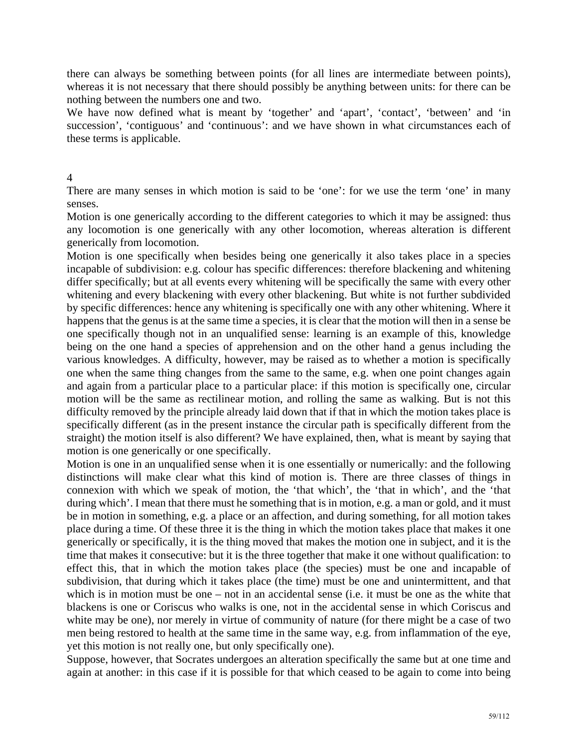there can always be something between points (for all lines are intermediate between points), whereas it is not necessary that there should possibly be anything between units: for there can be nothing between the numbers one and two.

We have now defined what is meant by 'together' and 'apart', 'contact', 'between' and 'in succession', 'contiguous' and 'continuous': and we have shown in what circumstances each of these terms is applicable.

## 4

There are many senses in which motion is said to be 'one': for we use the term 'one' in many senses.

Motion is one generically according to the different categories to which it may be assigned: thus any locomotion is one generically with any other locomotion, whereas alteration is different generically from locomotion.

Motion is one specifically when besides being one generically it also takes place in a species incapable of subdivision: e.g. colour has specific differences: therefore blackening and whitening differ specifically; but at all events every whitening will be specifically the same with every other whitening and every blackening with every other blackening. But white is not further subdivided by specific differences: hence any whitening is specifically one with any other whitening. Where it happens that the genus is at the same time a species, it is clear that the motion will then in a sense be one specifically though not in an unqualified sense: learning is an example of this, knowledge being on the one hand a species of apprehension and on the other hand a genus including the various knowledges. A difficulty, however, may be raised as to whether a motion is specifically one when the same thing changes from the same to the same, e.g. when one point changes again and again from a particular place to a particular place: if this motion is specifically one, circular motion will be the same as rectilinear motion, and rolling the same as walking. But is not this difficulty removed by the principle already laid down that if that in which the motion takes place is specifically different (as in the present instance the circular path is specifically different from the straight) the motion itself is also different? We have explained, then, what is meant by saying that motion is one generically or one specifically.

Motion is one in an unqualified sense when it is one essentially or numerically: and the following distinctions will make clear what this kind of motion is. There are three classes of things in connexion with which we speak of motion, the 'that which', the 'that in which', and the 'that during which'. I mean that there must he something that is in motion, e.g. a man or gold, and it must be in motion in something, e.g. a place or an affection, and during something, for all motion takes place during a time. Of these three it is the thing in which the motion takes place that makes it one generically or specifically, it is the thing moved that makes the motion one in subject, and it is the time that makes it consecutive: but it is the three together that make it one without qualification: to effect this, that in which the motion takes place (the species) must be one and incapable of subdivision, that during which it takes place (the time) must be one and unintermittent, and that which is in motion must be one – not in an accidental sense (i.e. it must be one as the white that blackens is one or Coriscus who walks is one, not in the accidental sense in which Coriscus and white may be one), nor merely in virtue of community of nature (for there might be a case of two men being restored to health at the same time in the same way, e.g. from inflammation of the eye, yet this motion is not really one, but only specifically one).

Suppose, however, that Socrates undergoes an alteration specifically the same but at one time and again at another: in this case if it is possible for that which ceased to be again to come into being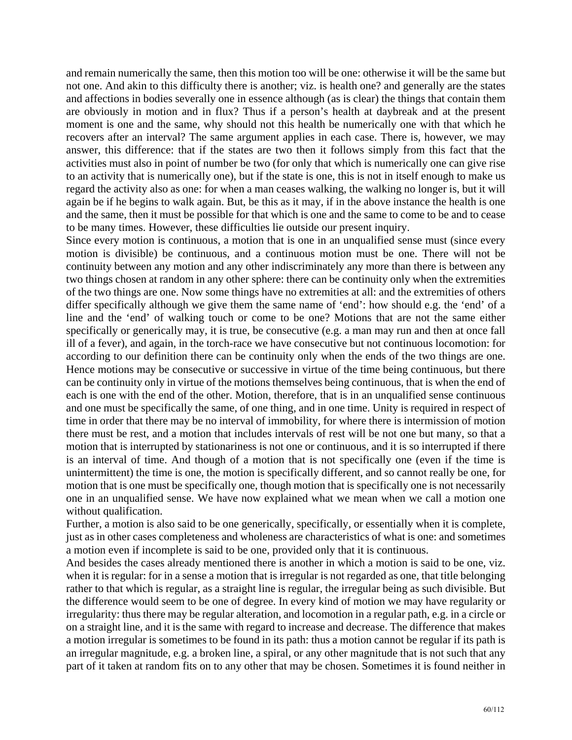and remain numerically the same, then this motion too will be one: otherwise it will be the same but not one. And akin to this difficulty there is another; viz. is health one? and generally are the states and affections in bodies severally one in essence although (as is clear) the things that contain them are obviously in motion and in flux? Thus if a person's health at daybreak and at the present moment is one and the same, why should not this health be numerically one with that which he recovers after an interval? The same argument applies in each case. There is, however, we may answer, this difference: that if the states are two then it follows simply from this fact that the activities must also in point of number be two (for only that which is numerically one can give rise to an activity that is numerically one), but if the state is one, this is not in itself enough to make us regard the activity also as one: for when a man ceases walking, the walking no longer is, but it will again be if he begins to walk again. But, be this as it may, if in the above instance the health is one and the same, then it must be possible for that which is one and the same to come to be and to cease to be many times. However, these difficulties lie outside our present inquiry.

Since every motion is continuous, a motion that is one in an unqualified sense must (since every motion is divisible) be continuous, and a continuous motion must be one. There will not be continuity between any motion and any other indiscriminately any more than there is between any two things chosen at random in any other sphere: there can be continuity only when the extremities of the two things are one. Now some things have no extremities at all: and the extremities of others differ specifically although we give them the same name of 'end': how should e.g. the 'end' of a line and the 'end' of walking touch or come to be one? Motions that are not the same either specifically or generically may, it is true, be consecutive (e.g. a man may run and then at once fall ill of a fever), and again, in the torch-race we have consecutive but not continuous locomotion: for according to our definition there can be continuity only when the ends of the two things are one. Hence motions may be consecutive or successive in virtue of the time being continuous, but there can be continuity only in virtue of the motions themselves being continuous, that is when the end of each is one with the end of the other. Motion, therefore, that is in an unqualified sense continuous and one must be specifically the same, of one thing, and in one time. Unity is required in respect of time in order that there may be no interval of immobility, for where there is intermission of motion there must be rest, and a motion that includes intervals of rest will be not one but many, so that a motion that is interrupted by stationariness is not one or continuous, and it is so interrupted if there is an interval of time. And though of a motion that is not specifically one (even if the time is unintermittent) the time is one, the motion is specifically different, and so cannot really be one, for motion that is one must be specifically one, though motion that is specifically one is not necessarily one in an unqualified sense. We have now explained what we mean when we call a motion one without qualification.

Further, a motion is also said to be one generically, specifically, or essentially when it is complete, just as in other cases completeness and wholeness are characteristics of what is one: and sometimes a motion even if incomplete is said to be one, provided only that it is continuous.

And besides the cases already mentioned there is another in which a motion is said to be one, viz. when it is regular: for in a sense a motion that is irregular is not regarded as one, that title belonging rather to that which is regular, as a straight line is regular, the irregular being as such divisible. But the difference would seem to be one of degree. In every kind of motion we may have regularity or irregularity: thus there may be regular alteration, and locomotion in a regular path, e.g. in a circle or on a straight line, and it is the same with regard to increase and decrease. The difference that makes a motion irregular is sometimes to be found in its path: thus a motion cannot be regular if its path is an irregular magnitude, e.g. a broken line, a spiral, or any other magnitude that is not such that any part of it taken at random fits on to any other that may be chosen. Sometimes it is found neither in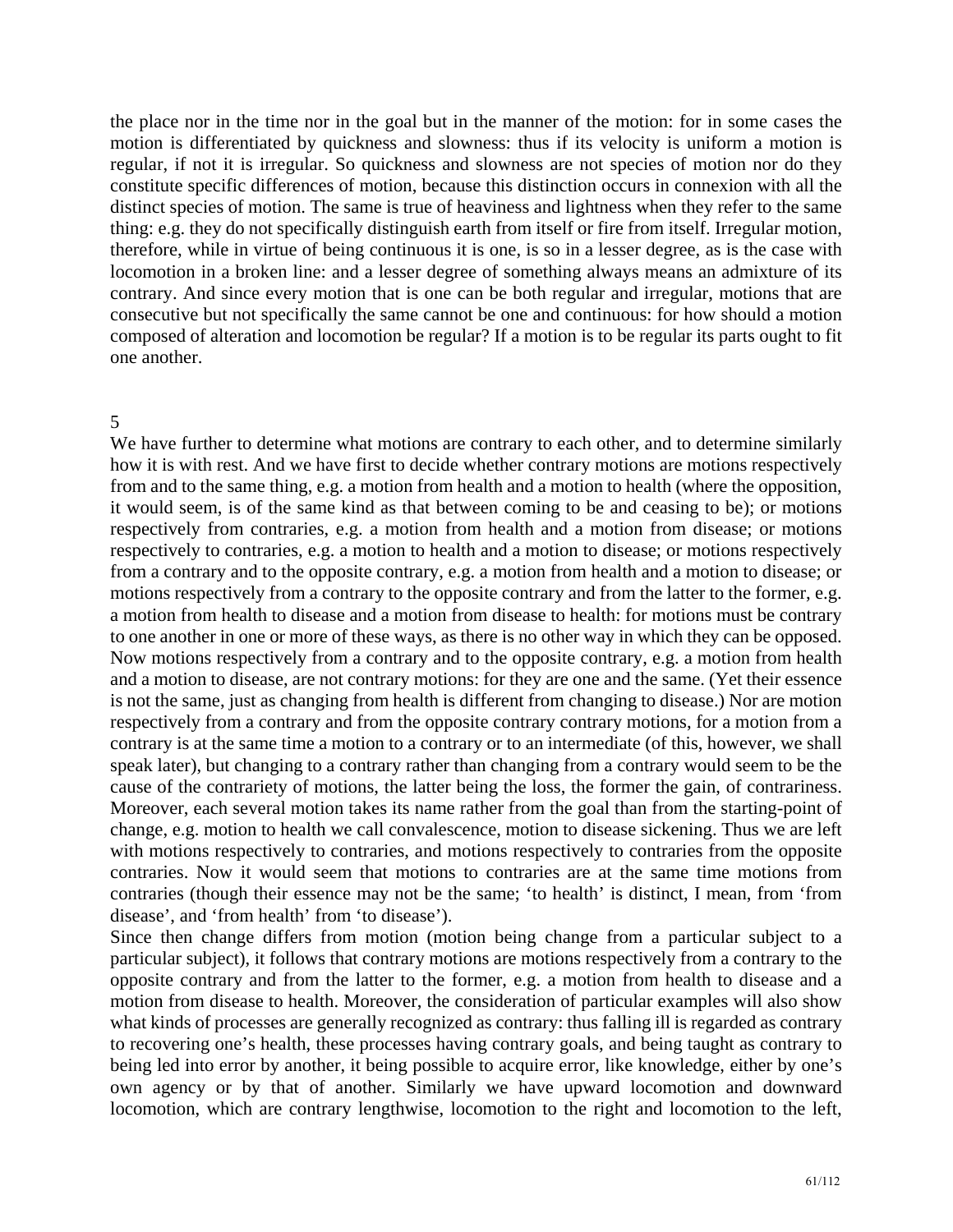the place nor in the time nor in the goal but in the manner of the motion: for in some cases the motion is differentiated by quickness and slowness: thus if its velocity is uniform a motion is regular, if not it is irregular. So quickness and slowness are not species of motion nor do they constitute specific differences of motion, because this distinction occurs in connexion with all the distinct species of motion. The same is true of heaviness and lightness when they refer to the same thing: e.g. they do not specifically distinguish earth from itself or fire from itself. Irregular motion, therefore, while in virtue of being continuous it is one, is so in a lesser degree, as is the case with locomotion in a broken line: and a lesser degree of something always means an admixture of its contrary. And since every motion that is one can be both regular and irregular, motions that are consecutive but not specifically the same cannot be one and continuous: for how should a motion composed of alteration and locomotion be regular? If a motion is to be regular its parts ought to fit one another.

## 5

We have further to determine what motions are contrary to each other, and to determine similarly how it is with rest. And we have first to decide whether contrary motions are motions respectively from and to the same thing, e.g. a motion from health and a motion to health (where the opposition, it would seem, is of the same kind as that between coming to be and ceasing to be); or motions respectively from contraries, e.g. a motion from health and a motion from disease; or motions respectively to contraries, e.g. a motion to health and a motion to disease; or motions respectively from a contrary and to the opposite contrary, e.g. a motion from health and a motion to disease; or motions respectively from a contrary to the opposite contrary and from the latter to the former, e.g. a motion from health to disease and a motion from disease to health: for motions must be contrary to one another in one or more of these ways, as there is no other way in which they can be opposed. Now motions respectively from a contrary and to the opposite contrary, e.g. a motion from health and a motion to disease, are not contrary motions: for they are one and the same. (Yet their essence is not the same, just as changing from health is different from changing to disease.) Nor are motion respectively from a contrary and from the opposite contrary contrary motions, for a motion from a contrary is at the same time a motion to a contrary or to an intermediate (of this, however, we shall speak later), but changing to a contrary rather than changing from a contrary would seem to be the cause of the contrariety of motions, the latter being the loss, the former the gain, of contrariness. Moreover, each several motion takes its name rather from the goal than from the starting-point of change, e.g. motion to health we call convalescence, motion to disease sickening. Thus we are left with motions respectively to contraries, and motions respectively to contraries from the opposite contraries. Now it would seem that motions to contraries are at the same time motions from contraries (though their essence may not be the same; 'to health' is distinct, I mean, from 'from disease', and 'from health' from 'to disease').

Since then change differs from motion (motion being change from a particular subject to a particular subject), it follows that contrary motions are motions respectively from a contrary to the opposite contrary and from the latter to the former, e.g. a motion from health to disease and a motion from disease to health. Moreover, the consideration of particular examples will also show what kinds of processes are generally recognized as contrary: thus falling ill is regarded as contrary to recovering one's health, these processes having contrary goals, and being taught as contrary to being led into error by another, it being possible to acquire error, like knowledge, either by one's own agency or by that of another. Similarly we have upward locomotion and downward locomotion, which are contrary lengthwise, locomotion to the right and locomotion to the left,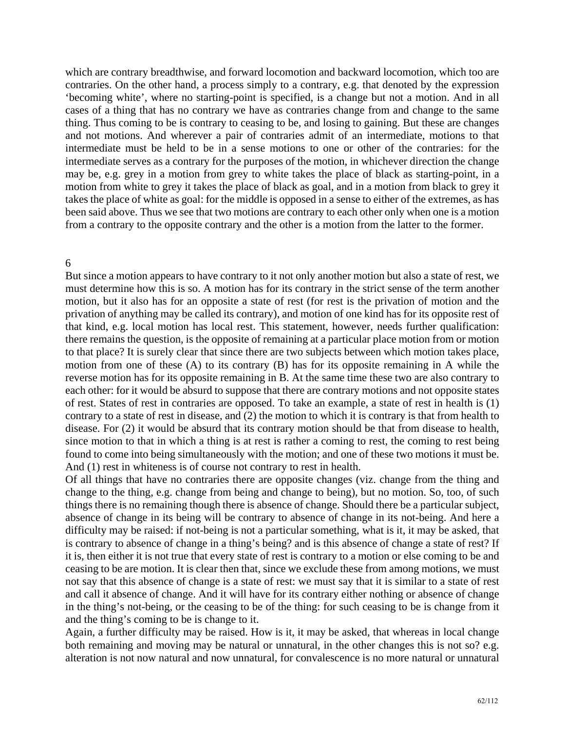which are contrary breadthwise, and forward locomotion and backward locomotion, which too are contraries. On the other hand, a process simply to a contrary, e.g. that denoted by the expression 'becoming white', where no starting-point is specified, is a change but not a motion. And in all cases of a thing that has no contrary we have as contraries change from and change to the same thing. Thus coming to be is contrary to ceasing to be, and losing to gaining. But these are changes and not motions. And wherever a pair of contraries admit of an intermediate, motions to that intermediate must be held to be in a sense motions to one or other of the contraries: for the intermediate serves as a contrary for the purposes of the motion, in whichever direction the change may be, e.g. grey in a motion from grey to white takes the place of black as starting-point, in a motion from white to grey it takes the place of black as goal, and in a motion from black to grey it takes the place of white as goal: for the middle is opposed in a sense to either of the extremes, as has been said above. Thus we see that two motions are contrary to each other only when one is a motion from a contrary to the opposite contrary and the other is a motion from the latter to the former.

## 6

But since a motion appears to have contrary to it not only another motion but also a state of rest, we must determine how this is so. A motion has for its contrary in the strict sense of the term another motion, but it also has for an opposite a state of rest (for rest is the privation of motion and the privation of anything may be called its contrary), and motion of one kind has for its opposite rest of that kind, e.g. local motion has local rest. This statement, however, needs further qualification: there remains the question, is the opposite of remaining at a particular place motion from or motion to that place? It is surely clear that since there are two subjects between which motion takes place, motion from one of these (A) to its contrary (B) has for its opposite remaining in A while the reverse motion has for its opposite remaining in B. At the same time these two are also contrary to each other: for it would be absurd to suppose that there are contrary motions and not opposite states of rest. States of rest in contraries are opposed. To take an example, a state of rest in health is (1) contrary to a state of rest in disease, and (2) the motion to which it is contrary is that from health to disease. For (2) it would be absurd that its contrary motion should be that from disease to health, since motion to that in which a thing is at rest is rather a coming to rest, the coming to rest being found to come into being simultaneously with the motion; and one of these two motions it must be. And (1) rest in whiteness is of course not contrary to rest in health.

Of all things that have no contraries there are opposite changes (viz. change from the thing and change to the thing, e.g. change from being and change to being), but no motion. So, too, of such things there is no remaining though there is absence of change. Should there be a particular subject, absence of change in its being will be contrary to absence of change in its not-being. And here a difficulty may be raised: if not-being is not a particular something, what is it, it may be asked, that is contrary to absence of change in a thing's being? and is this absence of change a state of rest? If it is, then either it is not true that every state of rest is contrary to a motion or else coming to be and ceasing to be are motion. It is clear then that, since we exclude these from among motions, we must not say that this absence of change is a state of rest: we must say that it is similar to a state of rest and call it absence of change. And it will have for its contrary either nothing or absence of change in the thing's not-being, or the ceasing to be of the thing: for such ceasing to be is change from it and the thing's coming to be is change to it.

Again, a further difficulty may be raised. How is it, it may be asked, that whereas in local change both remaining and moving may be natural or unnatural, in the other changes this is not so? e.g. alteration is not now natural and now unnatural, for convalescence is no more natural or unnatural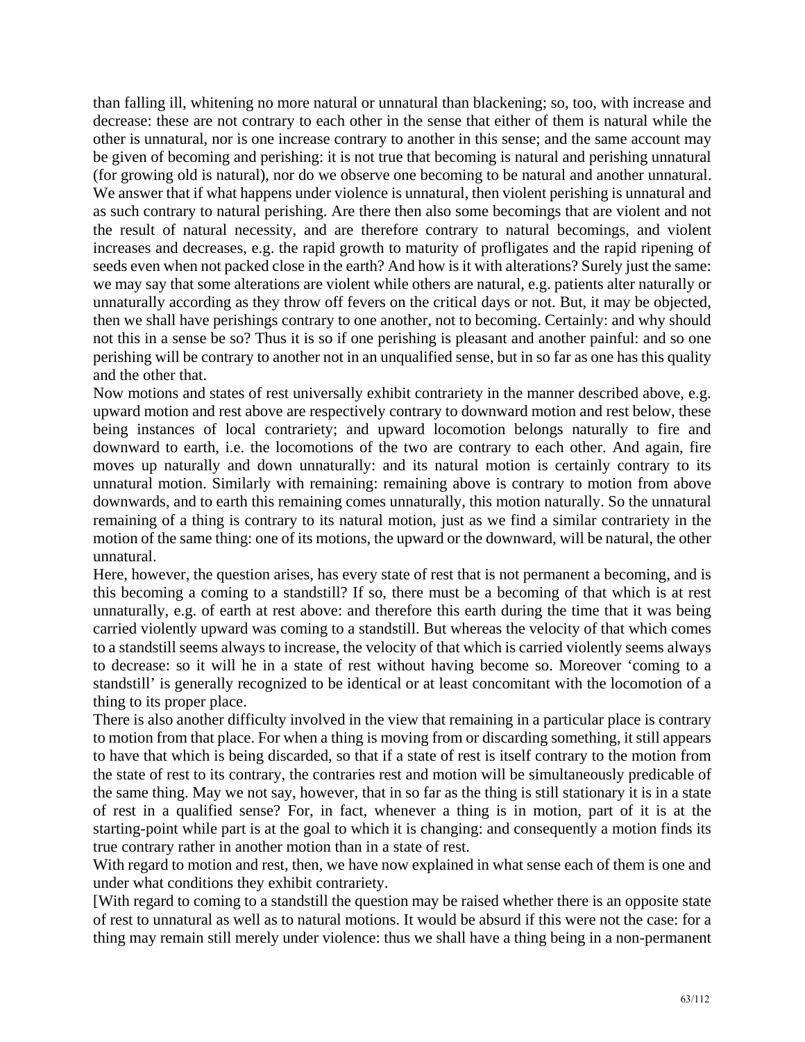than falling ill, whitening no more natural or unnatural than blackening; so, too, with increase and decrease: these are not contrary to each other in the sense that either of them is natural while the other is unnatural, nor is one increase contrary to another in this sense; and the same account may be given of becoming and perishing: it is not true that becoming is natural and perishing unnatural (for growing old is natural), nor do we observe one becoming to be natural and another unnatural. We answer that if what happens under violence is unnatural, then violent perishing is unnatural and as such contrary to natural perishing. Are there then also some becomings that are violent and not the result of natural necessity, and are therefore contrary to natural becomings, and violent increases and decreases, e.g. the rapid growth to maturity of profligates and the rapid ripening of seeds even when not packed close in the earth? And how is it with alterations? Surely just the same: we may say that some alterations are violent while others are natural, e.g. patients alter naturally or unnaturally according as they throw off fevers on the critical days or not. But, it may be objected, then we shall have perishings contrary to one another, not to becoming. Certainly: and why should not this in a sense be so? Thus it is so if one perishing is pleasant and another painful: and so one perishing will be contrary to another not in an unqualified sense, but in so far as one has this quality and the other that.

Now motions and states of rest universally exhibit contrariety in the manner described above, e.g. upward motion and rest above are respectively contrary to downward motion and rest below, these being instances of local contrariety; and upward locomotion belongs naturally to fire and downward to earth, i.e. the locomotions of the two are contrary to each other. And again, fire moves up naturally and down unnaturally: and its natural motion is certainly contrary to its unnatural motion. Similarly with remaining: remaining above is contrary to motion from above downwards, and to earth this remaining comes unnaturally, this motion naturally. So the unnatural remaining of a thing is contrary to its natural motion, just as we find a similar contrariety in the motion of the same thing: one of its motions, the upward or the downward, will be natural, the other unnatural.

Here, however, the question arises, has every state of rest that is not permanent a becoming, and is this becoming a coming to a standstill? If so, there must be a becoming of that which is at rest unnaturally, e.g. of earth at rest above: and therefore this earth during the time that it was being carried violently upward was coming to a standstill. But whereas the velocity of that which comes to a standstill seems always to increase, the velocity of that which is carried violently seems always to decrease: so it will he in a state of rest without having become so. Moreover 'coming to a standstill' is generally recognized to be identical or at least concomitant with the locomotion of a thing to its proper place.

There is also another difficulty involved in the view that remaining in a particular place is contrary to motion from that place. For when a thing is moving from or discarding something, it still appears to have that which is being discarded, so that if a state of rest is itself contrary to the motion from the state of rest to its contrary, the contraries rest and motion will be simultaneously predicable of the same thing. May we not say, however, that in so far as the thing is still stationary it is in a state of rest in a qualified sense? For, in fact, whenever a thing is in motion, part of it is at the starting-point while part is at the goal to which it is changing: and consequently a motion finds its true contrary rather in another motion than in a state of rest.

With regard to motion and rest, then, we have now explained in what sense each of them is one and under what conditions they exhibit contrariety.

[With regard to coming to a standstill the question may be raised whether there is an opposite state of rest to unnatural as well as to natural motions. It would be absurd if this were not the case: for a thing may remain still merely under violence: thus we shall have a thing being in a non-permanent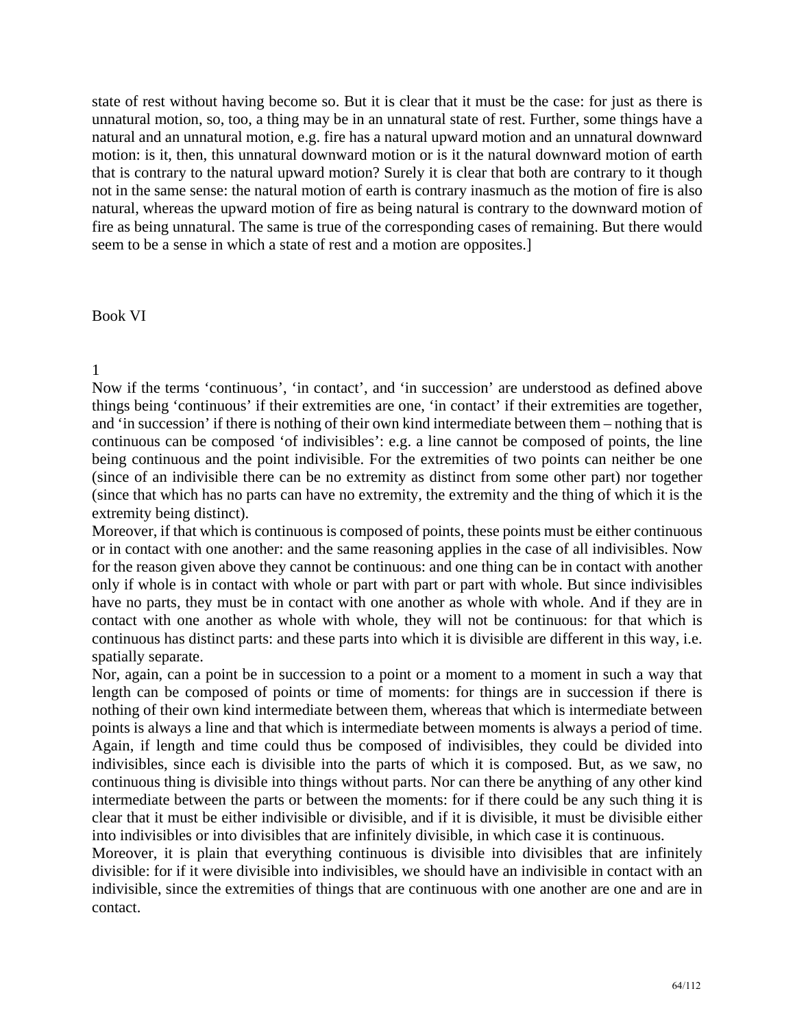state of rest without having become so. But it is clear that it must be the case: for just as there is unnatural motion, so, too, a thing may be in an unnatural state of rest. Further, some things have a natural and an unnatural motion, e.g. fire has a natural upward motion and an unnatural downward motion: is it, then, this unnatural downward motion or is it the natural downward motion of earth that is contrary to the natural upward motion? Surely it is clear that both are contrary to it though not in the same sense: the natural motion of earth is contrary inasmuch as the motion of fire is also natural, whereas the upward motion of fire as being natural is contrary to the downward motion of fire as being unnatural. The same is true of the corresponding cases of remaining. But there would seem to be a sense in which a state of rest and a motion are opposites.]

# Book VI

## 1

Now if the terms 'continuous', 'in contact', and 'in succession' are understood as defined above things being 'continuous' if their extremities are one, 'in contact' if their extremities are together, and 'in succession' if there is nothing of their own kind intermediate between them – nothing that is continuous can be composed 'of indivisibles': e.g. a line cannot be composed of points, the line being continuous and the point indivisible. For the extremities of two points can neither be one (since of an indivisible there can be no extremity as distinct from some other part) nor together (since that which has no parts can have no extremity, the extremity and the thing of which it is the extremity being distinct).

Moreover, if that which is continuous is composed of points, these points must be either continuous or in contact with one another: and the same reasoning applies in the case of all indivisibles. Now for the reason given above they cannot be continuous: and one thing can be in contact with another only if whole is in contact with whole or part with part or part with whole. But since indivisibles have no parts, they must be in contact with one another as whole with whole. And if they are in contact with one another as whole with whole, they will not be continuous: for that which is continuous has distinct parts: and these parts into which it is divisible are different in this way, i.e. spatially separate.

Nor, again, can a point be in succession to a point or a moment to a moment in such a way that length can be composed of points or time of moments: for things are in succession if there is nothing of their own kind intermediate between them, whereas that which is intermediate between points is always a line and that which is intermediate between moments is always a period of time. Again, if length and time could thus be composed of indivisibles, they could be divided into indivisibles, since each is divisible into the parts of which it is composed. But, as we saw, no continuous thing is divisible into things without parts. Nor can there be anything of any other kind intermediate between the parts or between the moments: for if there could be any such thing it is clear that it must be either indivisible or divisible, and if it is divisible, it must be divisible either into indivisibles or into divisibles that are infinitely divisible, in which case it is continuous.

Moreover, it is plain that everything continuous is divisible into divisibles that are infinitely divisible: for if it were divisible into indivisibles, we should have an indivisible in contact with an indivisible, since the extremities of things that are continuous with one another are one and are in contact.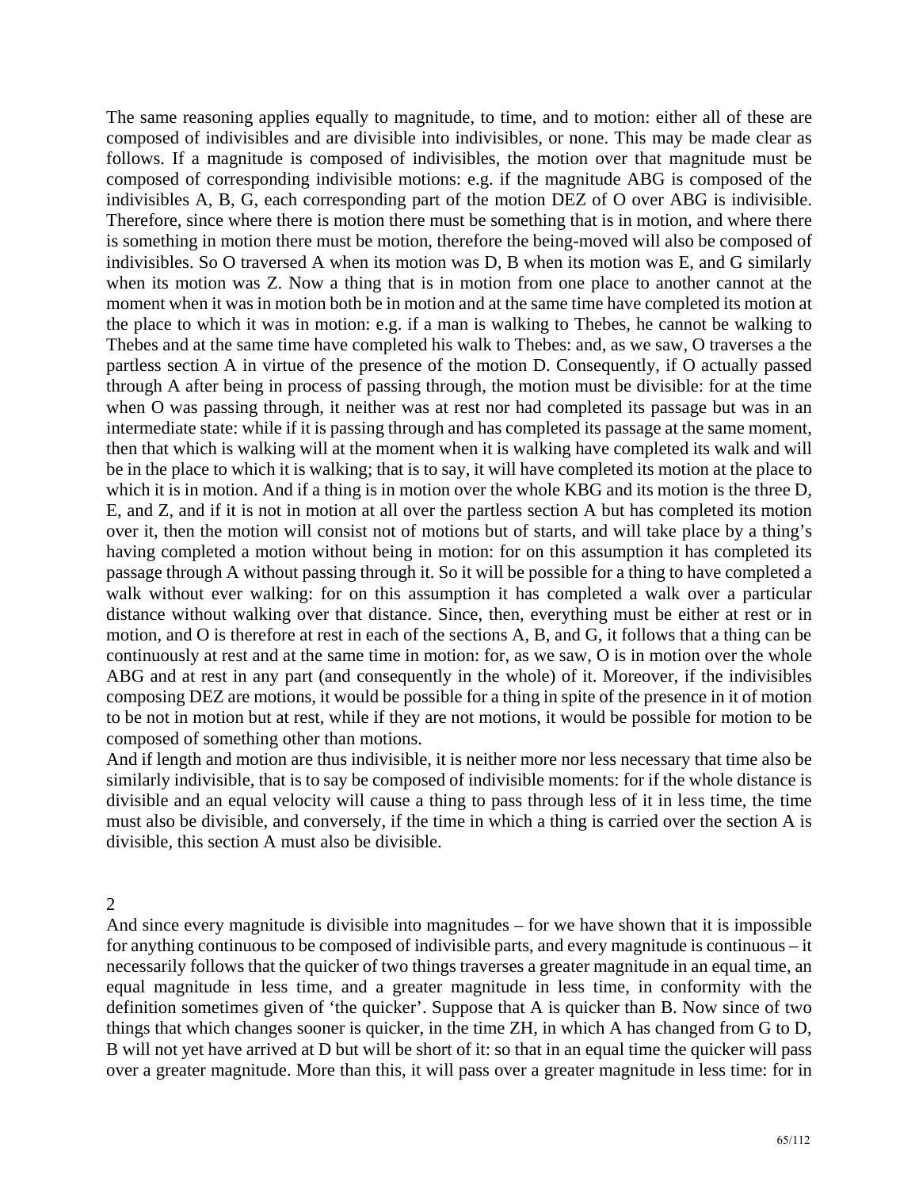The same reasoning applies equally to magnitude, to time, and to motion: either all of these are composed of indivisibles and are divisible into indivisibles, or none. This may be made clear as follows. If a magnitude is composed of indivisibles, the motion over that magnitude must be composed of corresponding indivisible motions: e.g. if the magnitude ABG is composed of the indivisibles A, B, G, each corresponding part of the motion DEZ of O over ABG is indivisible. Therefore, since where there is motion there must be something that is in motion, and where there is something in motion there must be motion, therefore the being-moved will also be composed of indivisibles. So O traversed A when its motion was D, B when its motion was E, and G similarly when its motion was Z. Now a thing that is in motion from one place to another cannot at the moment when it was in motion both be in motion and at the same time have completed its motion at the place to which it was in motion: e.g. if a man is walking to Thebes, he cannot be walking to Thebes and at the same time have completed his walk to Thebes: and, as we saw, O traverses a the partless section A in virtue of the presence of the motion D. Consequently, if O actually passed through A after being in process of passing through, the motion must be divisible: for at the time when O was passing through, it neither was at rest nor had completed its passage but was in an intermediate state: while if it is passing through and has completed its passage at the same moment, then that which is walking will at the moment when it is walking have completed its walk and will be in the place to which it is walking; that is to say, it will have completed its motion at the place to which it is in motion. And if a thing is in motion over the whole KBG and its motion is the three D, E, and Z, and if it is not in motion at all over the partless section A but has completed its motion over it, then the motion will consist not of motions but of starts, and will take place by a thing's having completed a motion without being in motion: for on this assumption it has completed its passage through A without passing through it. So it will be possible for a thing to have completed a walk without ever walking: for on this assumption it has completed a walk over a particular distance without walking over that distance. Since, then, everything must be either at rest or in motion, and O is therefore at rest in each of the sections A, B, and G, it follows that a thing can be continuously at rest and at the same time in motion: for, as we saw, O is in motion over the whole ABG and at rest in any part (and consequently in the whole) of it. Moreover, if the indivisibles composing DEZ are motions, it would be possible for a thing in spite of the presence in it of motion to be not in motion but at rest, while if they are not motions, it would be possible for motion to be composed of something other than motions.

And if length and motion are thus indivisible, it is neither more nor less necessary that time also be similarly indivisible, that is to say be composed of indivisible moments: for if the whole distance is divisible and an equal velocity will cause a thing to pass through less of it in less time, the time must also be divisible, and conversely, if the time in which a thing is carried over the section A is divisible, this section A must also be divisible.

2

And since every magnitude is divisible into magnitudes – for we have shown that it is impossible for anything continuous to be composed of indivisible parts, and every magnitude is continuous – it necessarily follows that the quicker of two things traverses a greater magnitude in an equal time, an equal magnitude in less time, and a greater magnitude in less time, in conformity with the definition sometimes given of 'the quicker'. Suppose that A is quicker than B. Now since of two things that which changes sooner is quicker, in the time ZH, in which A has changed from G to D, B will not yet have arrived at D but will be short of it: so that in an equal time the quicker will pass over a greater magnitude. More than this, it will pass over a greater magnitude in less time: for in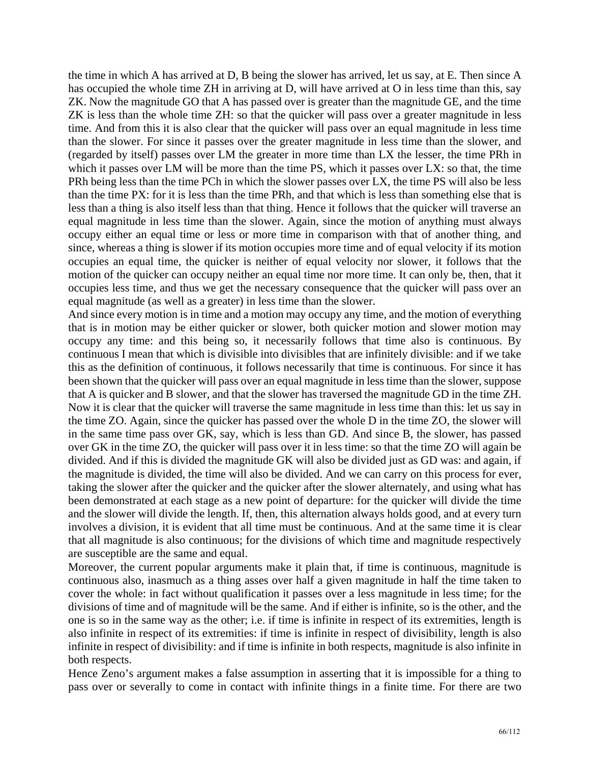the time in which A has arrived at D, B being the slower has arrived, let us say, at E. Then since A has occupied the whole time ZH in arriving at D, will have arrived at O in less time than this, say ZK. Now the magnitude GO that A has passed over is greater than the magnitude GE, and the time ZK is less than the whole time ZH: so that the quicker will pass over a greater magnitude in less time. And from this it is also clear that the quicker will pass over an equal magnitude in less time than the slower. For since it passes over the greater magnitude in less time than the slower, and (regarded by itself) passes over LM the greater in more time than LX the lesser, the time PRh in which it passes over LM will be more than the time PS, which it passes over LX: so that, the time PRh being less than the time PCh in which the slower passes over LX, the time PS will also be less than the time PX: for it is less than the time PRh, and that which is less than something else that is less than a thing is also itself less than that thing. Hence it follows that the quicker will traverse an equal magnitude in less time than the slower. Again, since the motion of anything must always occupy either an equal time or less or more time in comparison with that of another thing, and since, whereas a thing is slower if its motion occupies more time and of equal velocity if its motion occupies an equal time, the quicker is neither of equal velocity nor slower, it follows that the motion of the quicker can occupy neither an equal time nor more time. It can only be, then, that it occupies less time, and thus we get the necessary consequence that the quicker will pass over an equal magnitude (as well as a greater) in less time than the slower.

And since every motion is in time and a motion may occupy any time, and the motion of everything that is in motion may be either quicker or slower, both quicker motion and slower motion may occupy any time: and this being so, it necessarily follows that time also is continuous. By continuous I mean that which is divisible into divisibles that are infinitely divisible: and if we take this as the definition of continuous, it follows necessarily that time is continuous. For since it has been shown that the quicker will pass over an equal magnitude in less time than the slower, suppose that A is quicker and B slower, and that the slower has traversed the magnitude GD in the time ZH. Now it is clear that the quicker will traverse the same magnitude in less time than this: let us say in the time ZO. Again, since the quicker has passed over the whole D in the time ZO, the slower will in the same time pass over GK, say, which is less than GD. And since B, the slower, has passed over GK in the time ZO, the quicker will pass over it in less time: so that the time ZO will again be divided. And if this is divided the magnitude GK will also be divided just as GD was: and again, if the magnitude is divided, the time will also be divided. And we can carry on this process for ever, taking the slower after the quicker and the quicker after the slower alternately, and using what has been demonstrated at each stage as a new point of departure: for the quicker will divide the time and the slower will divide the length. If, then, this alternation always holds good, and at every turn involves a division, it is evident that all time must be continuous. And at the same time it is clear that all magnitude is also continuous; for the divisions of which time and magnitude respectively are susceptible are the same and equal.

Moreover, the current popular arguments make it plain that, if time is continuous, magnitude is continuous also, inasmuch as a thing asses over half a given magnitude in half the time taken to cover the whole: in fact without qualification it passes over a less magnitude in less time; for the divisions of time and of magnitude will be the same. And if either is infinite, so is the other, and the one is so in the same way as the other; i.e. if time is infinite in respect of its extremities, length is also infinite in respect of its extremities: if time is infinite in respect of divisibility, length is also infinite in respect of divisibility: and if time is infinite in both respects, magnitude is also infinite in both respects.

Hence Zeno's argument makes a false assumption in asserting that it is impossible for a thing to pass over or severally to come in contact with infinite things in a finite time. For there are two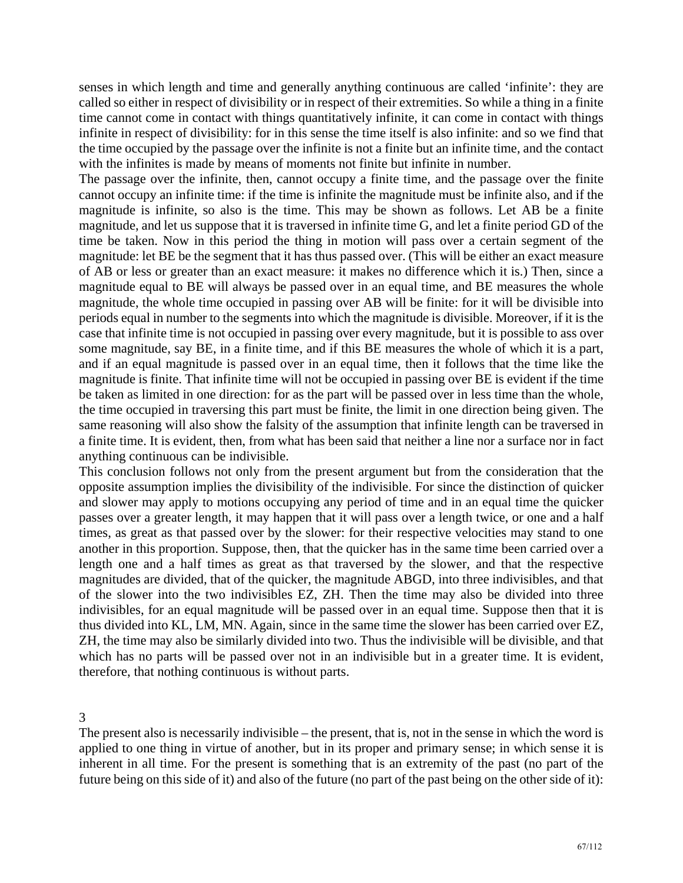senses in which length and time and generally anything continuous are called 'infinite': they are called so either in respect of divisibility or in respect of their extremities. So while a thing in a finite time cannot come in contact with things quantitatively infinite, it can come in contact with things infinite in respect of divisibility: for in this sense the time itself is also infinite: and so we find that the time occupied by the passage over the infinite is not a finite but an infinite time, and the contact with the infinites is made by means of moments not finite but infinite in number.

The passage over the infinite, then, cannot occupy a finite time, and the passage over the finite cannot occupy an infinite time: if the time is infinite the magnitude must be infinite also, and if the magnitude is infinite, so also is the time. This may be shown as follows. Let AB be a finite magnitude, and let us suppose that it is traversed in infinite time G, and let a finite period GD of the time be taken. Now in this period the thing in motion will pass over a certain segment of the magnitude: let BE be the segment that it has thus passed over. (This will be either an exact measure of AB or less or greater than an exact measure: it makes no difference which it is.) Then, since a magnitude equal to BE will always be passed over in an equal time, and BE measures the whole magnitude, the whole time occupied in passing over AB will be finite: for it will be divisible into periods equal in number to the segments into which the magnitude is divisible. Moreover, if it is the case that infinite time is not occupied in passing over every magnitude, but it is possible to ass over some magnitude, say BE, in a finite time, and if this BE measures the whole of which it is a part, and if an equal magnitude is passed over in an equal time, then it follows that the time like the magnitude is finite. That infinite time will not be occupied in passing over BE is evident if the time be taken as limited in one direction: for as the part will be passed over in less time than the whole, the time occupied in traversing this part must be finite, the limit in one direction being given. The same reasoning will also show the falsity of the assumption that infinite length can be traversed in a finite time. It is evident, then, from what has been said that neither a line nor a surface nor in fact anything continuous can be indivisible.

This conclusion follows not only from the present argument but from the consideration that the opposite assumption implies the divisibility of the indivisible. For since the distinction of quicker and slower may apply to motions occupying any period of time and in an equal time the quicker passes over a greater length, it may happen that it will pass over a length twice, or one and a half times, as great as that passed over by the slower: for their respective velocities may stand to one another in this proportion. Suppose, then, that the quicker has in the same time been carried over a length one and a half times as great as that traversed by the slower, and that the respective magnitudes are divided, that of the quicker, the magnitude ABGD, into three indivisibles, and that of the slower into the two indivisibles EZ, ZH. Then the time may also be divided into three indivisibles, for an equal magnitude will be passed over in an equal time. Suppose then that it is thus divided into KL, LM, MN. Again, since in the same time the slower has been carried over EZ, ZH, the time may also be similarly divided into two. Thus the indivisible will be divisible, and that which has no parts will be passed over not in an indivisible but in a greater time. It is evident, therefore, that nothing continuous is without parts.

## 3

The present also is necessarily indivisible – the present, that is, not in the sense in which the word is applied to one thing in virtue of another, but in its proper and primary sense; in which sense it is inherent in all time. For the present is something that is an extremity of the past (no part of the future being on this side of it) and also of the future (no part of the past being on the other side of it):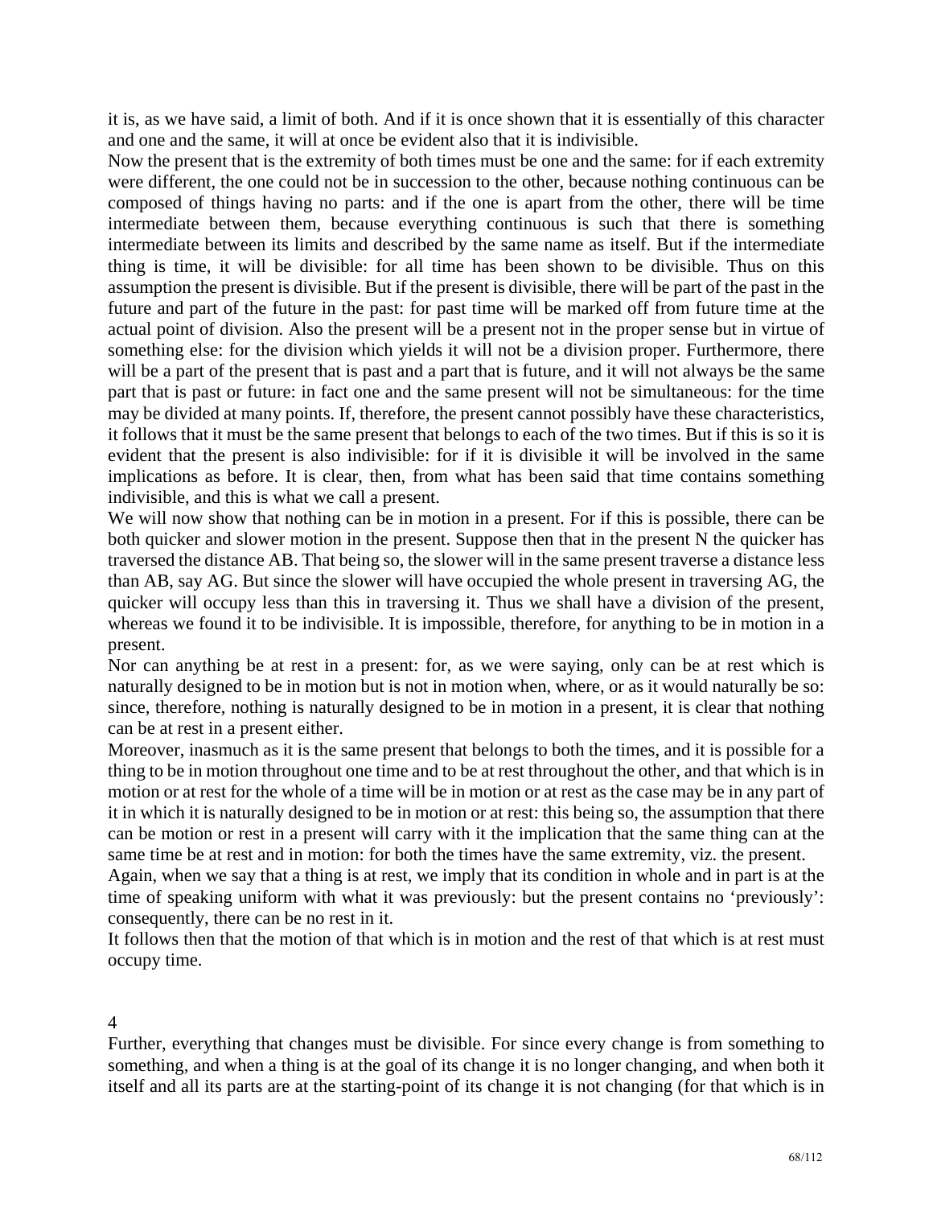it is, as we have said, a limit of both. And if it is once shown that it is essentially of this character and one and the same, it will at once be evident also that it is indivisible.

Now the present that is the extremity of both times must be one and the same: for if each extremity were different, the one could not be in succession to the other, because nothing continuous can be composed of things having no parts: and if the one is apart from the other, there will be time intermediate between them, because everything continuous is such that there is something intermediate between its limits and described by the same name as itself. But if the intermediate thing is time, it will be divisible: for all time has been shown to be divisible. Thus on this assumption the present is divisible. But if the present is divisible, there will be part of the past in the future and part of the future in the past: for past time will be marked off from future time at the actual point of division. Also the present will be a present not in the proper sense but in virtue of something else: for the division which yields it will not be a division proper. Furthermore, there will be a part of the present that is past and a part that is future, and it will not always be the same part that is past or future: in fact one and the same present will not be simultaneous: for the time may be divided at many points. If, therefore, the present cannot possibly have these characteristics, it follows that it must be the same present that belongs to each of the two times. But if this is so it is evident that the present is also indivisible: for if it is divisible it will be involved in the same implications as before. It is clear, then, from what has been said that time contains something indivisible, and this is what we call a present.

We will now show that nothing can be in motion in a present. For if this is possible, there can be both quicker and slower motion in the present. Suppose then that in the present N the quicker has traversed the distance AB. That being so, the slower will in the same present traverse a distance less than AB, say AG. But since the slower will have occupied the whole present in traversing AG, the quicker will occupy less than this in traversing it. Thus we shall have a division of the present, whereas we found it to be indivisible. It is impossible, therefore, for anything to be in motion in a present.

Nor can anything be at rest in a present: for, as we were saying, only can be at rest which is naturally designed to be in motion but is not in motion when, where, or as it would naturally be so: since, therefore, nothing is naturally designed to be in motion in a present, it is clear that nothing can be at rest in a present either.

Moreover, inasmuch as it is the same present that belongs to both the times, and it is possible for a thing to be in motion throughout one time and to be at rest throughout the other, and that which is in motion or at rest for the whole of a time will be in motion or at rest as the case may be in any part of it in which it is naturally designed to be in motion or at rest: this being so, the assumption that there can be motion or rest in a present will carry with it the implication that the same thing can at the same time be at rest and in motion: for both the times have the same extremity, viz. the present.

Again, when we say that a thing is at rest, we imply that its condition in whole and in part is at the time of speaking uniform with what it was previously: but the present contains no 'previously': consequently, there can be no rest in it.

It follows then that the motion of that which is in motion and the rest of that which is at rest must occupy time.

## 4

Further, everything that changes must be divisible. For since every change is from something to something, and when a thing is at the goal of its change it is no longer changing, and when both it itself and all its parts are at the starting-point of its change it is not changing (for that which is in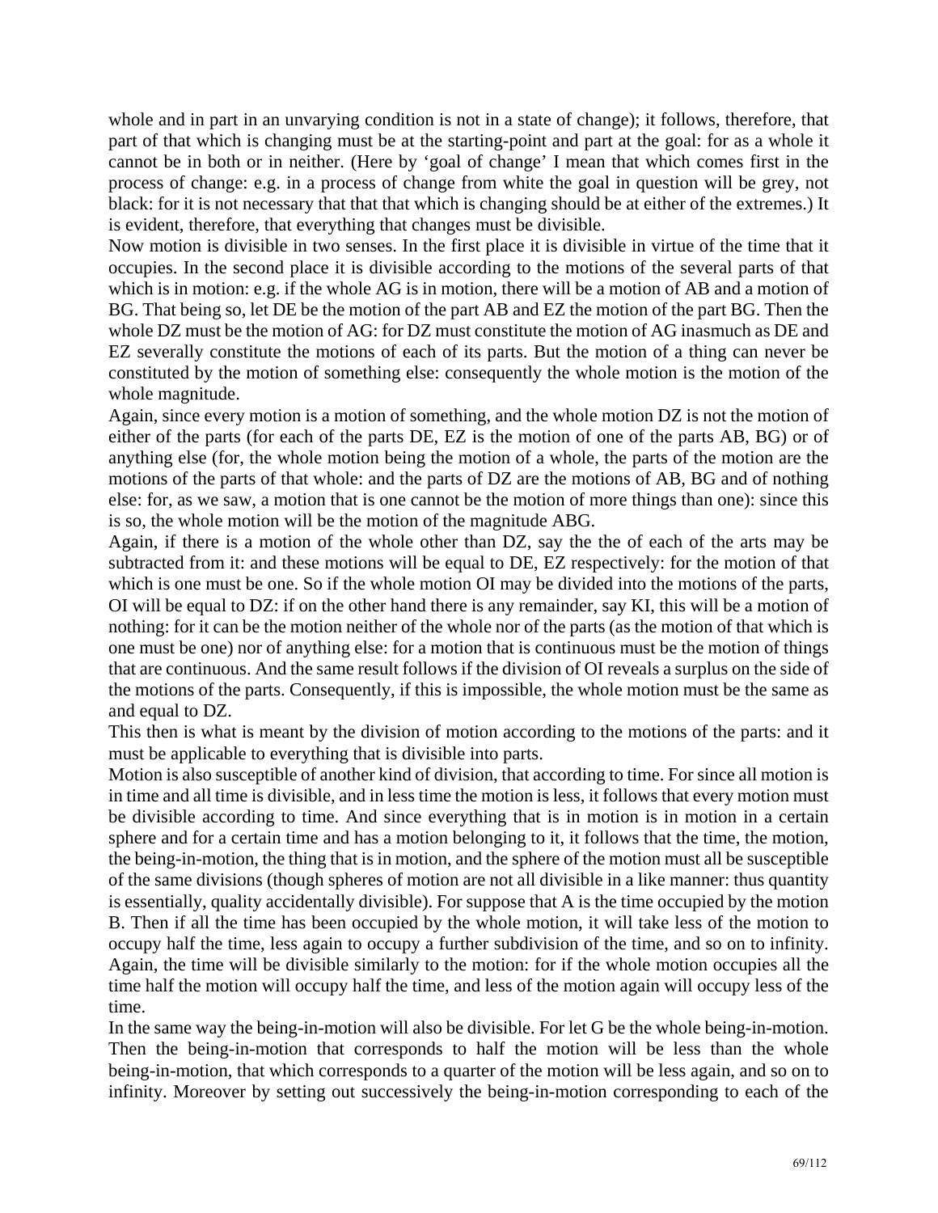whole and in part in an unvarying condition is not in a state of change); it follows, therefore, that part of that which is changing must be at the starting-point and part at the goal: for as a whole it cannot be in both or in neither. (Here by 'goal of change' I mean that which comes first in the process of change: e.g. in a process of change from white the goal in question will be grey, not black: for it is not necessary that that that which is changing should be at either of the extremes.) It is evident, therefore, that everything that changes must be divisible.

Now motion is divisible in two senses. In the first place it is divisible in virtue of the time that it occupies. In the second place it is divisible according to the motions of the several parts of that which is in motion: e.g. if the whole AG is in motion, there will be a motion of AB and a motion of BG. That being so, let DE be the motion of the part AB and EZ the motion of the part BG. Then the whole DZ must be the motion of AG: for DZ must constitute the motion of AG inasmuch as DE and EZ severally constitute the motions of each of its parts. But the motion of a thing can never be constituted by the motion of something else: consequently the whole motion is the motion of the whole magnitude.

Again, since every motion is a motion of something, and the whole motion DZ is not the motion of either of the parts (for each of the parts DE, EZ is the motion of one of the parts AB, BG) or of anything else (for, the whole motion being the motion of a whole, the parts of the motion are the motions of the parts of that whole: and the parts of DZ are the motions of AB, BG and of nothing else: for, as we saw, a motion that is one cannot be the motion of more things than one): since this is so, the whole motion will be the motion of the magnitude ABG.

Again, if there is a motion of the whole other than DZ, say the the of each of the arts may be subtracted from it: and these motions will be equal to DE, EZ respectively: for the motion of that which is one must be one. So if the whole motion OI may be divided into the motions of the parts, OI will be equal to DZ: if on the other hand there is any remainder, say KI, this will be a motion of nothing: for it can be the motion neither of the whole nor of the parts (as the motion of that which is one must be one) nor of anything else: for a motion that is continuous must be the motion of things that are continuous. And the same result follows if the division of OI reveals a surplus on the side of the motions of the parts. Consequently, if this is impossible, the whole motion must be the same as and equal to DZ.

This then is what is meant by the division of motion according to the motions of the parts: and it must be applicable to everything that is divisible into parts.

Motion is also susceptible of another kind of division, that according to time. For since all motion is in time and all time is divisible, and in less time the motion is less, it follows that every motion must be divisible according to time. And since everything that is in motion is in motion in a certain sphere and for a certain time and has a motion belonging to it, it follows that the time, the motion, the being-in-motion, the thing that is in motion, and the sphere of the motion must all be susceptible of the same divisions (though spheres of motion are not all divisible in a like manner: thus quantity is essentially, quality accidentally divisible). For suppose that A is the time occupied by the motion B. Then if all the time has been occupied by the whole motion, it will take less of the motion to occupy half the time, less again to occupy a further subdivision of the time, and so on to infinity. Again, the time will be divisible similarly to the motion: for if the whole motion occupies all the time half the motion will occupy half the time, and less of the motion again will occupy less of the time.

In the same way the being-in-motion will also be divisible. For let G be the whole being-in-motion. Then the being-in-motion that corresponds to half the motion will be less than the whole being-in-motion, that which corresponds to a quarter of the motion will be less again, and so on to infinity. Moreover by setting out successively the being-in-motion corresponding to each of the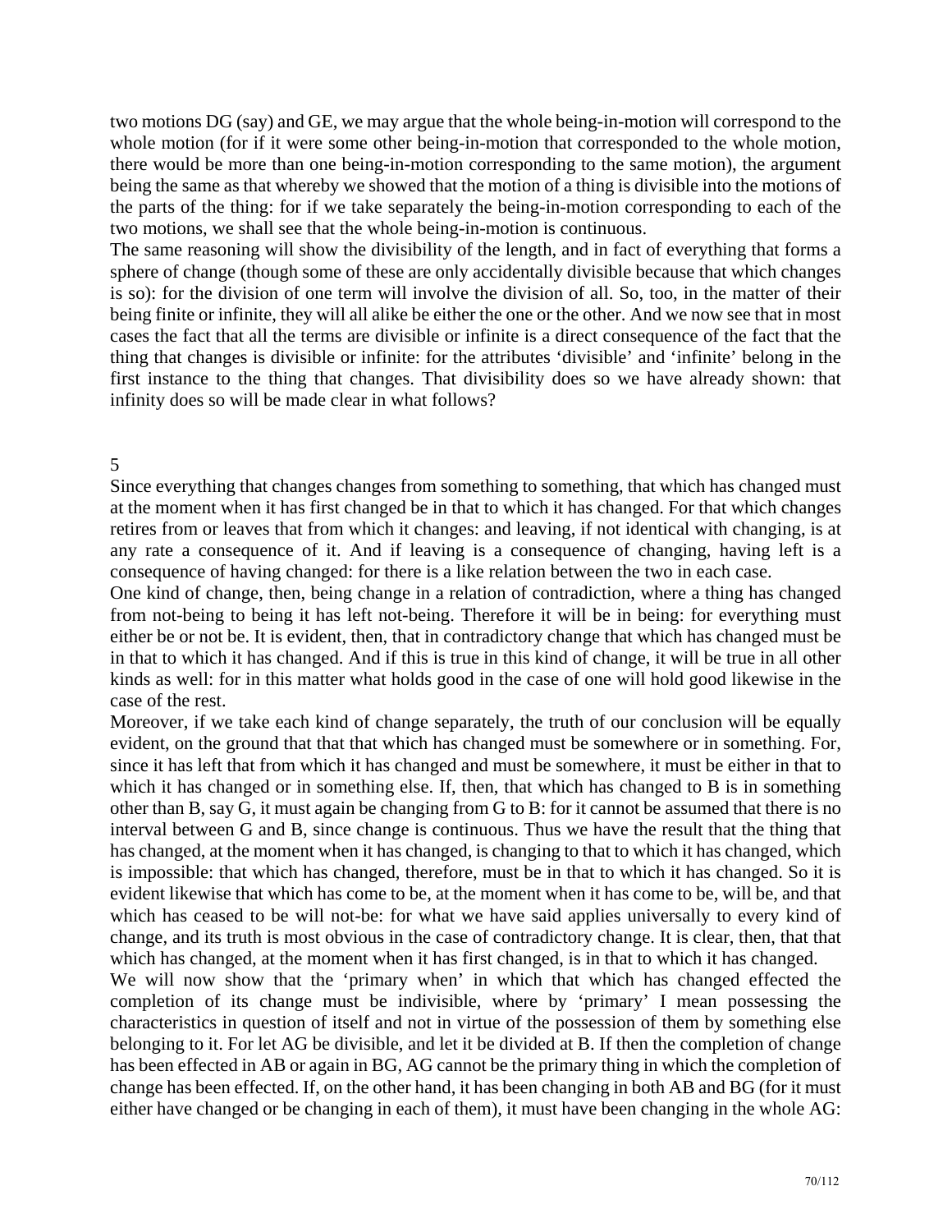two motions DG (say) and GE, we may argue that the whole being-in-motion will correspond to the whole motion (for if it were some other being-in-motion that corresponded to the whole motion, there would be more than one being-in-motion corresponding to the same motion), the argument being the same as that whereby we showed that the motion of a thing is divisible into the motions of the parts of the thing: for if we take separately the being-in-motion corresponding to each of the two motions, we shall see that the whole being-in-motion is continuous.

The same reasoning will show the divisibility of the length, and in fact of everything that forms a sphere of change (though some of these are only accidentally divisible because that which changes is so): for the division of one term will involve the division of all. So, too, in the matter of their being finite or infinite, they will all alike be either the one or the other. And we now see that in most cases the fact that all the terms are divisible or infinite is a direct consequence of the fact that the thing that changes is divisible or infinite: for the attributes 'divisible' and 'infinite' belong in the first instance to the thing that changes. That divisibility does so we have already shown: that infinity does so will be made clear in what follows?

## 5

Since everything that changes changes from something to something, that which has changed must at the moment when it has first changed be in that to which it has changed. For that which changes retires from or leaves that from which it changes: and leaving, if not identical with changing, is at any rate a consequence of it. And if leaving is a consequence of changing, having left is a consequence of having changed: for there is a like relation between the two in each case.

One kind of change, then, being change in a relation of contradiction, where a thing has changed from not-being to being it has left not-being. Therefore it will be in being: for everything must either be or not be. It is evident, then, that in contradictory change that which has changed must be in that to which it has changed. And if this is true in this kind of change, it will be true in all other kinds as well: for in this matter what holds good in the case of one will hold good likewise in the case of the rest.

Moreover, if we take each kind of change separately, the truth of our conclusion will be equally evident, on the ground that that that which has changed must be somewhere or in something. For, since it has left that from which it has changed and must be somewhere, it must be either in that to which it has changed or in something else. If, then, that which has changed to B is in something other than B, say G, it must again be changing from G to B: for it cannot be assumed that there is no interval between G and B, since change is continuous. Thus we have the result that the thing that has changed, at the moment when it has changed, is changing to that to which it has changed, which is impossible: that which has changed, therefore, must be in that to which it has changed. So it is evident likewise that which has come to be, at the moment when it has come to be, will be, and that which has ceased to be will not-be: for what we have said applies universally to every kind of change, and its truth is most obvious in the case of contradictory change. It is clear, then, that that which has changed, at the moment when it has first changed, is in that to which it has changed.

We will now show that the 'primary when' in which that which has changed effected the completion of its change must be indivisible, where by 'primary' I mean possessing the characteristics in question of itself and not in virtue of the possession of them by something else belonging to it. For let AG be divisible, and let it be divided at B. If then the completion of change has been effected in AB or again in BG, AG cannot be the primary thing in which the completion of change has been effected. If, on the other hand, it has been changing in both AB and BG (for it must either have changed or be changing in each of them), it must have been changing in the whole AG: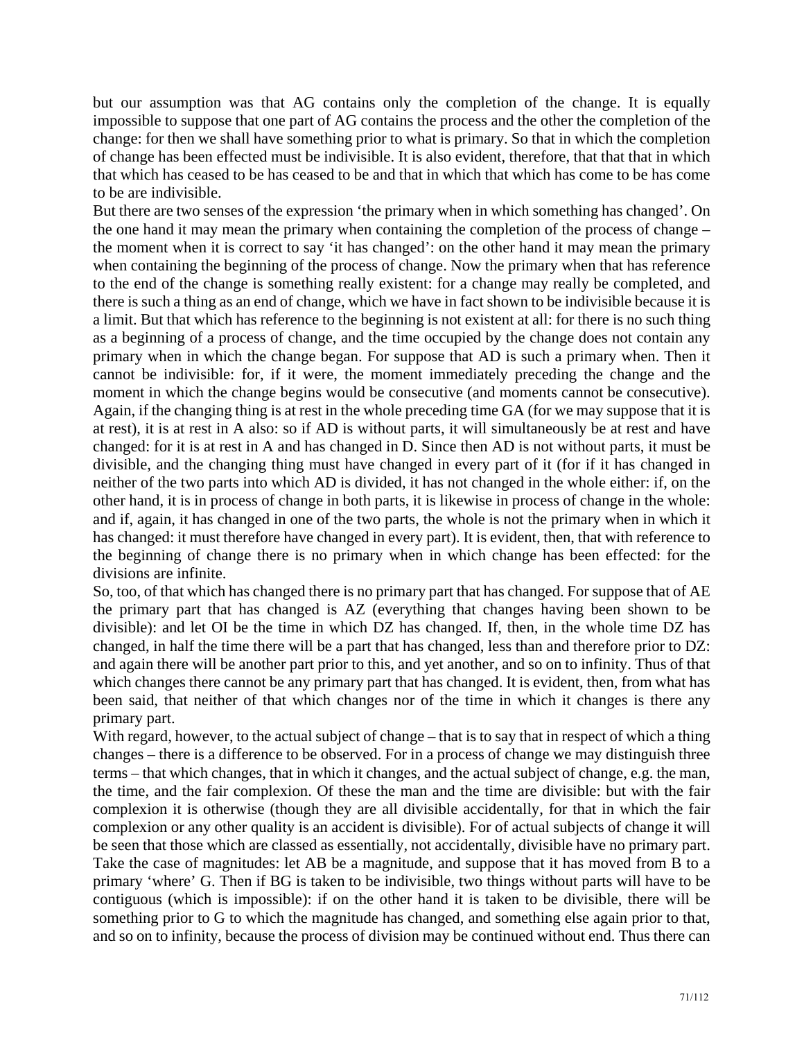but our assumption was that AG contains only the completion of the change. It is equally impossible to suppose that one part of AG contains the process and the other the completion of the change: for then we shall have something prior to what is primary. So that in which the completion of change has been effected must be indivisible. It is also evident, therefore, that that that in which that which has ceased to be has ceased to be and that in which that which has come to be has come to be are indivisible.

But there are two senses of the expression 'the primary when in which something has changed'. On the one hand it may mean the primary when containing the completion of the process of change – the moment when it is correct to say 'it has changed': on the other hand it may mean the primary when containing the beginning of the process of change. Now the primary when that has reference to the end of the change is something really existent: for a change may really be completed, and there is such a thing as an end of change, which we have in fact shown to be indivisible because it is a limit. But that which has reference to the beginning is not existent at all: for there is no such thing as a beginning of a process of change, and the time occupied by the change does not contain any primary when in which the change began. For suppose that AD is such a primary when. Then it cannot be indivisible: for, if it were, the moment immediately preceding the change and the moment in which the change begins would be consecutive (and moments cannot be consecutive). Again, if the changing thing is at rest in the whole preceding time GA (for we may suppose that it is at rest), it is at rest in A also: so if AD is without parts, it will simultaneously be at rest and have changed: for it is at rest in A and has changed in D. Since then AD is not without parts, it must be divisible, and the changing thing must have changed in every part of it (for if it has changed in neither of the two parts into which AD is divided, it has not changed in the whole either: if, on the other hand, it is in process of change in both parts, it is likewise in process of change in the whole: and if, again, it has changed in one of the two parts, the whole is not the primary when in which it has changed: it must therefore have changed in every part). It is evident, then, that with reference to the beginning of change there is no primary when in which change has been effected: for the divisions are infinite.

So, too, of that which has changed there is no primary part that has changed. For suppose that of AE the primary part that has changed is AZ (everything that changes having been shown to be divisible): and let OI be the time in which DZ has changed. If, then, in the whole time DZ has changed, in half the time there will be a part that has changed, less than and therefore prior to DZ: and again there will be another part prior to this, and yet another, and so on to infinity. Thus of that which changes there cannot be any primary part that has changed. It is evident, then, from what has been said, that neither of that which changes nor of the time in which it changes is there any primary part.

With regard, however, to the actual subject of change – that is to say that in respect of which a thing changes – there is a difference to be observed. For in a process of change we may distinguish three terms – that which changes, that in which it changes, and the actual subject of change, e.g. the man, the time, and the fair complexion. Of these the man and the time are divisible: but with the fair complexion it is otherwise (though they are all divisible accidentally, for that in which the fair complexion or any other quality is an accident is divisible). For of actual subjects of change it will be seen that those which are classed as essentially, not accidentally, divisible have no primary part. Take the case of magnitudes: let AB be a magnitude, and suppose that it has moved from B to a primary 'where' G. Then if BG is taken to be indivisible, two things without parts will have to be contiguous (which is impossible): if on the other hand it is taken to be divisible, there will be something prior to G to which the magnitude has changed, and something else again prior to that, and so on to infinity, because the process of division may be continued without end. Thus there can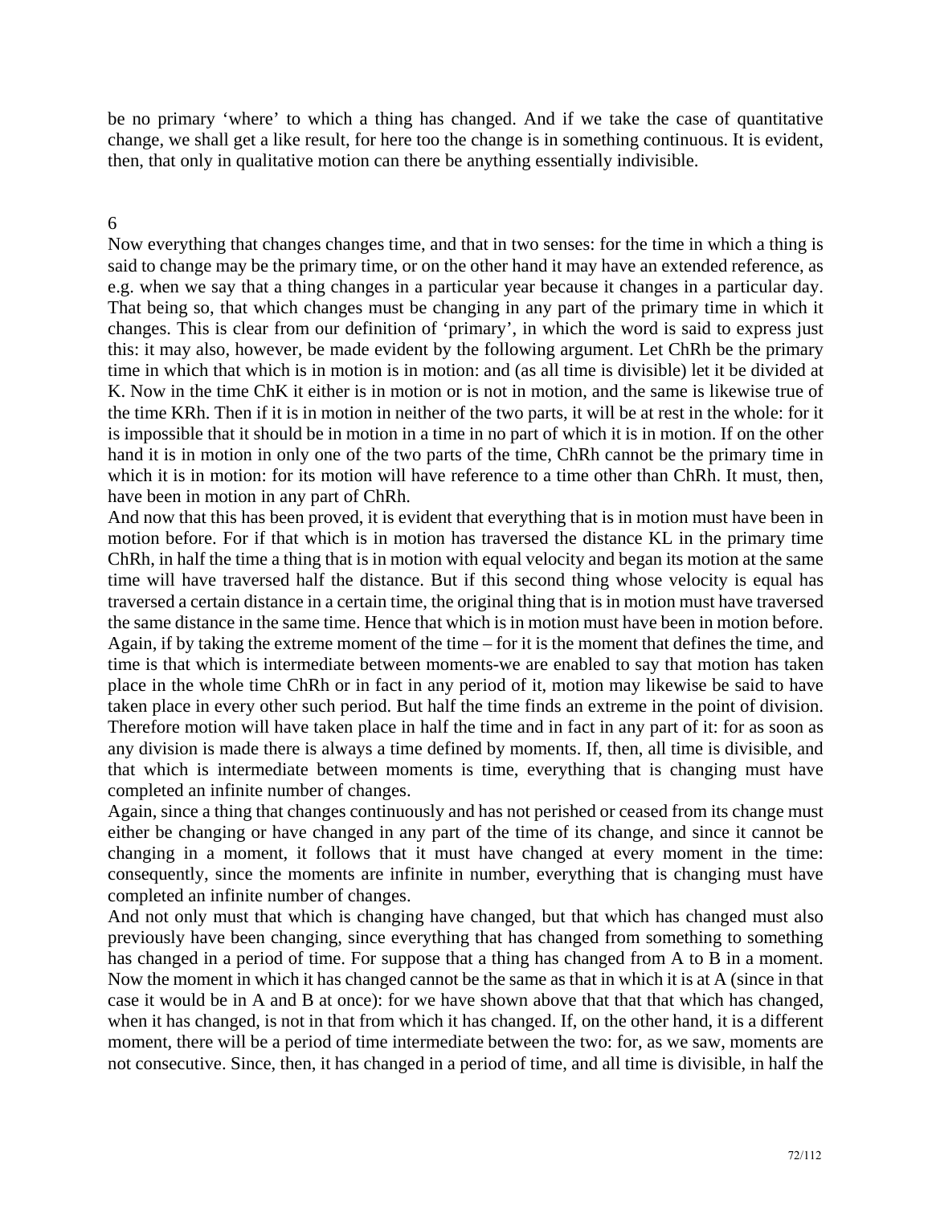be no primary 'where' to which a thing has changed. And if we take the case of quantitative change, we shall get a like result, for here too the change is in something continuous. It is evident, then, that only in qualitative motion can there be anything essentially indivisible.

## 6

Now everything that changes changes time, and that in two senses: for the time in which a thing is said to change may be the primary time, or on the other hand it may have an extended reference, as e.g. when we say that a thing changes in a particular year because it changes in a particular day. That being so, that which changes must be changing in any part of the primary time in which it changes. This is clear from our definition of 'primary', in which the word is said to express just this: it may also, however, be made evident by the following argument. Let ChRh be the primary time in which that which is in motion is in motion: and (as all time is divisible) let it be divided at K. Now in the time ChK it either is in motion or is not in motion, and the same is likewise true of the time KRh. Then if it is in motion in neither of the two parts, it will be at rest in the whole: for it is impossible that it should be in motion in a time in no part of which it is in motion. If on the other hand it is in motion in only one of the two parts of the time, ChRh cannot be the primary time in which it is in motion: for its motion will have reference to a time other than ChRh. It must, then, have been in motion in any part of ChRh.

And now that this has been proved, it is evident that everything that is in motion must have been in motion before. For if that which is in motion has traversed the distance KL in the primary time ChRh, in half the time a thing that is in motion with equal velocity and began its motion at the same time will have traversed half the distance. But if this second thing whose velocity is equal has traversed a certain distance in a certain time, the original thing that is in motion must have traversed the same distance in the same time. Hence that which is in motion must have been in motion before. Again, if by taking the extreme moment of the time – for it is the moment that defines the time, and time is that which is intermediate between moments-we are enabled to say that motion has taken place in the whole time ChRh or in fact in any period of it, motion may likewise be said to have taken place in every other such period. But half the time finds an extreme in the point of division. Therefore motion will have taken place in half the time and in fact in any part of it: for as soon as any division is made there is always a time defined by moments. If, then, all time is divisible, and that which is intermediate between moments is time, everything that is changing must have completed an infinite number of changes.

Again, since a thing that changes continuously and has not perished or ceased from its change must either be changing or have changed in any part of the time of its change, and since it cannot be changing in a moment, it follows that it must have changed at every moment in the time: consequently, since the moments are infinite in number, everything that is changing must have completed an infinite number of changes.

And not only must that which is changing have changed, but that which has changed must also previously have been changing, since everything that has changed from something to something has changed in a period of time. For suppose that a thing has changed from A to B in a moment. Now the moment in which it has changed cannot be the same as that in which it is at A (since in that case it would be in A and B at once): for we have shown above that that that which has changed, when it has changed, is not in that from which it has changed. If, on the other hand, it is a different moment, there will be a period of time intermediate between the two: for, as we saw, moments are not consecutive. Since, then, it has changed in a period of time, and all time is divisible, in half the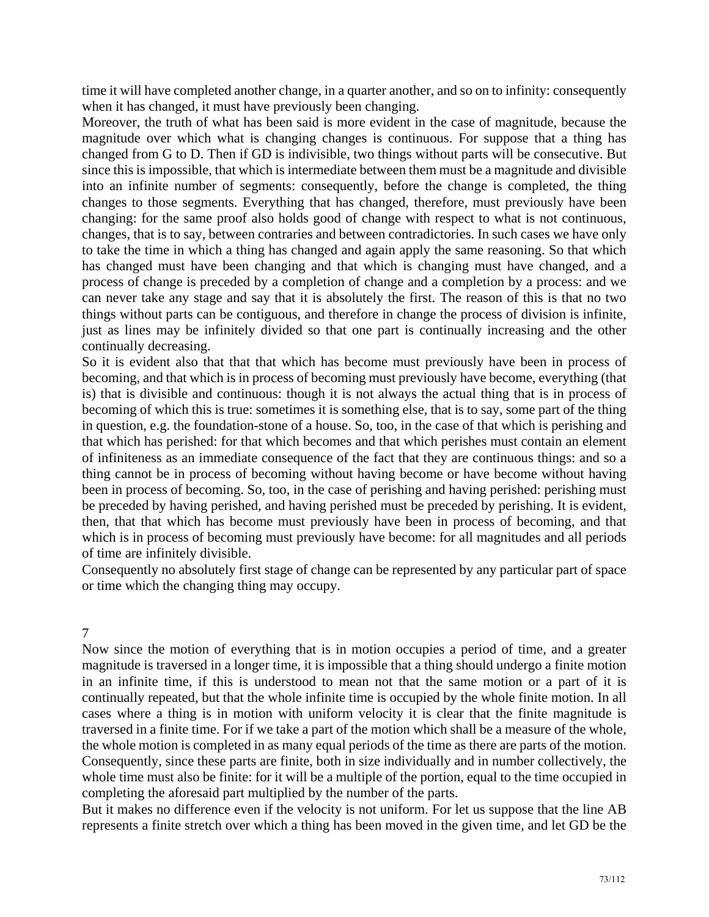time it will have completed another change, in a quarter another, and so on to infinity: consequently when it has changed, it must have previously been changing.

Moreover, the truth of what has been said is more evident in the case of magnitude, because the magnitude over which what is changing changes is continuous. For suppose that a thing has changed from G to D. Then if GD is indivisible, two things without parts will be consecutive. But since this is impossible, that which is intermediate between them must be a magnitude and divisible into an infinite number of segments: consequently, before the change is completed, the thing changes to those segments. Everything that has changed, therefore, must previously have been changing: for the same proof also holds good of change with respect to what is not continuous, changes, that is to say, between contraries and between contradictories. In such cases we have only to take the time in which a thing has changed and again apply the same reasoning. So that which has changed must have been changing and that which is changing must have changed, and a process of change is preceded by a completion of change and a completion by a process: and we can never take any stage and say that it is absolutely the first. The reason of this is that no two things without parts can be contiguous, and therefore in change the process of division is infinite, just as lines may be infinitely divided so that one part is continually increasing and the other continually decreasing.

So it is evident also that that that which has become must previously have been in process of becoming, and that which is in process of becoming must previously have become, everything (that is) that is divisible and continuous: though it is not always the actual thing that is in process of becoming of which this is true: sometimes it is something else, that is to say, some part of the thing in question, e.g. the foundation-stone of a house. So, too, in the case of that which is perishing and that which has perished: for that which becomes and that which perishes must contain an element of infiniteness as an immediate consequence of the fact that they are continuous things: and so a thing cannot be in process of becoming without having become or have become without having been in process of becoming. So, too, in the case of perishing and having perished: perishing must be preceded by having perished, and having perished must be preceded by perishing. It is evident, then, that that which has become must previously have been in process of becoming, and that which is in process of becoming must previously have become: for all magnitudes and all periods of time are infinitely divisible.

Consequently no absolutely first stage of change can be represented by any particular part of space or time which the changing thing may occupy.

## 7

Now since the motion of everything that is in motion occupies a period of time, and a greater magnitude is traversed in a longer time, it is impossible that a thing should undergo a finite motion in an infinite time, if this is understood to mean not that the same motion or a part of it is continually repeated, but that the whole infinite time is occupied by the whole finite motion. In all cases where a thing is in motion with uniform velocity it is clear that the finite magnitude is traversed in a finite time. For if we take a part of the motion which shall be a measure of the whole, the whole motion is completed in as many equal periods of the time as there are parts of the motion. Consequently, since these parts are finite, both in size individually and in number collectively, the whole time must also be finite: for it will be a multiple of the portion, equal to the time occupied in completing the aforesaid part multiplied by the number of the parts.

But it makes no difference even if the velocity is not uniform. For let us suppose that the line AB represents a finite stretch over which a thing has been moved in the given time, and let GD be the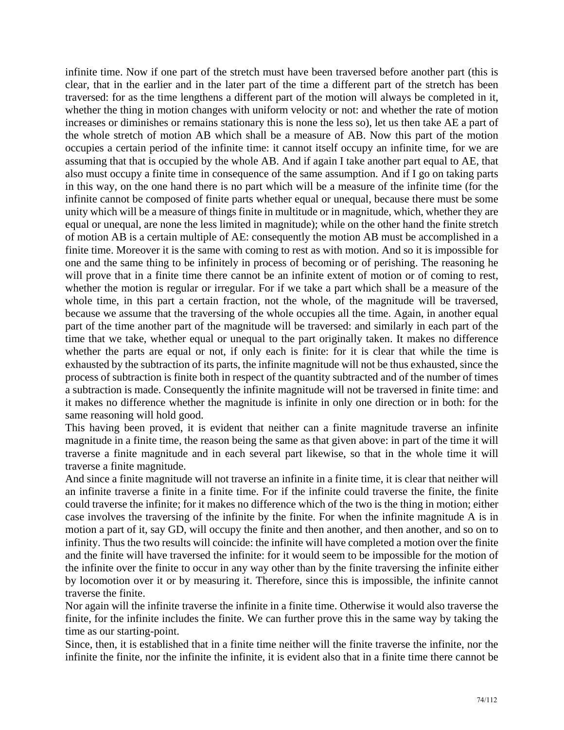infinite time. Now if one part of the stretch must have been traversed before another part (this is clear, that in the earlier and in the later part of the time a different part of the stretch has been traversed: for as the time lengthens a different part of the motion will always be completed in it, whether the thing in motion changes with uniform velocity or not: and whether the rate of motion increases or diminishes or remains stationary this is none the less so), let us then take AE a part of the whole stretch of motion AB which shall be a measure of AB. Now this part of the motion occupies a certain period of the infinite time: it cannot itself occupy an infinite time, for we are assuming that that is occupied by the whole AB. And if again I take another part equal to AE, that also must occupy a finite time in consequence of the same assumption. And if I go on taking parts in this way, on the one hand there is no part which will be a measure of the infinite time (for the infinite cannot be composed of finite parts whether equal or unequal, because there must be some unity which will be a measure of things finite in multitude or in magnitude, which, whether they are equal or unequal, are none the less limited in magnitude); while on the other hand the finite stretch of motion AB is a certain multiple of AE: consequently the motion AB must be accomplished in a finite time. Moreover it is the same with coming to rest as with motion. And so it is impossible for one and the same thing to be infinitely in process of becoming or of perishing. The reasoning he will prove that in a finite time there cannot be an infinite extent of motion or of coming to rest, whether the motion is regular or irregular. For if we take a part which shall be a measure of the whole time, in this part a certain fraction, not the whole, of the magnitude will be traversed, because we assume that the traversing of the whole occupies all the time. Again, in another equal part of the time another part of the magnitude will be traversed: and similarly in each part of the time that we take, whether equal or unequal to the part originally taken. It makes no difference whether the parts are equal or not, if only each is finite: for it is clear that while the time is exhausted by the subtraction of its parts, the infinite magnitude will not be thus exhausted, since the process of subtraction is finite both in respect of the quantity subtracted and of the number of times a subtraction is made. Consequently the infinite magnitude will not be traversed in finite time: and it makes no difference whether the magnitude is infinite in only one direction or in both: for the same reasoning will hold good.

This having been proved, it is evident that neither can a finite magnitude traverse an infinite magnitude in a finite time, the reason being the same as that given above: in part of the time it will traverse a finite magnitude and in each several part likewise, so that in the whole time it will traverse a finite magnitude.

And since a finite magnitude will not traverse an infinite in a finite time, it is clear that neither will an infinite traverse a finite in a finite time. For if the infinite could traverse the finite, the finite could traverse the infinite; for it makes no difference which of the two is the thing in motion; either case involves the traversing of the infinite by the finite. For when the infinite magnitude A is in motion a part of it, say GD, will occupy the finite and then another, and then another, and so on to infinity. Thus the two results will coincide: the infinite will have completed a motion over the finite and the finite will have traversed the infinite: for it would seem to be impossible for the motion of the infinite over the finite to occur in any way other than by the finite traversing the infinite either by locomotion over it or by measuring it. Therefore, since this is impossible, the infinite cannot traverse the finite.

Nor again will the infinite traverse the infinite in a finite time. Otherwise it would also traverse the finite, for the infinite includes the finite. We can further prove this in the same way by taking the time as our starting-point.

Since, then, it is established that in a finite time neither will the finite traverse the infinite, nor the infinite the finite, nor the infinite the infinite, it is evident also that in a finite time there cannot be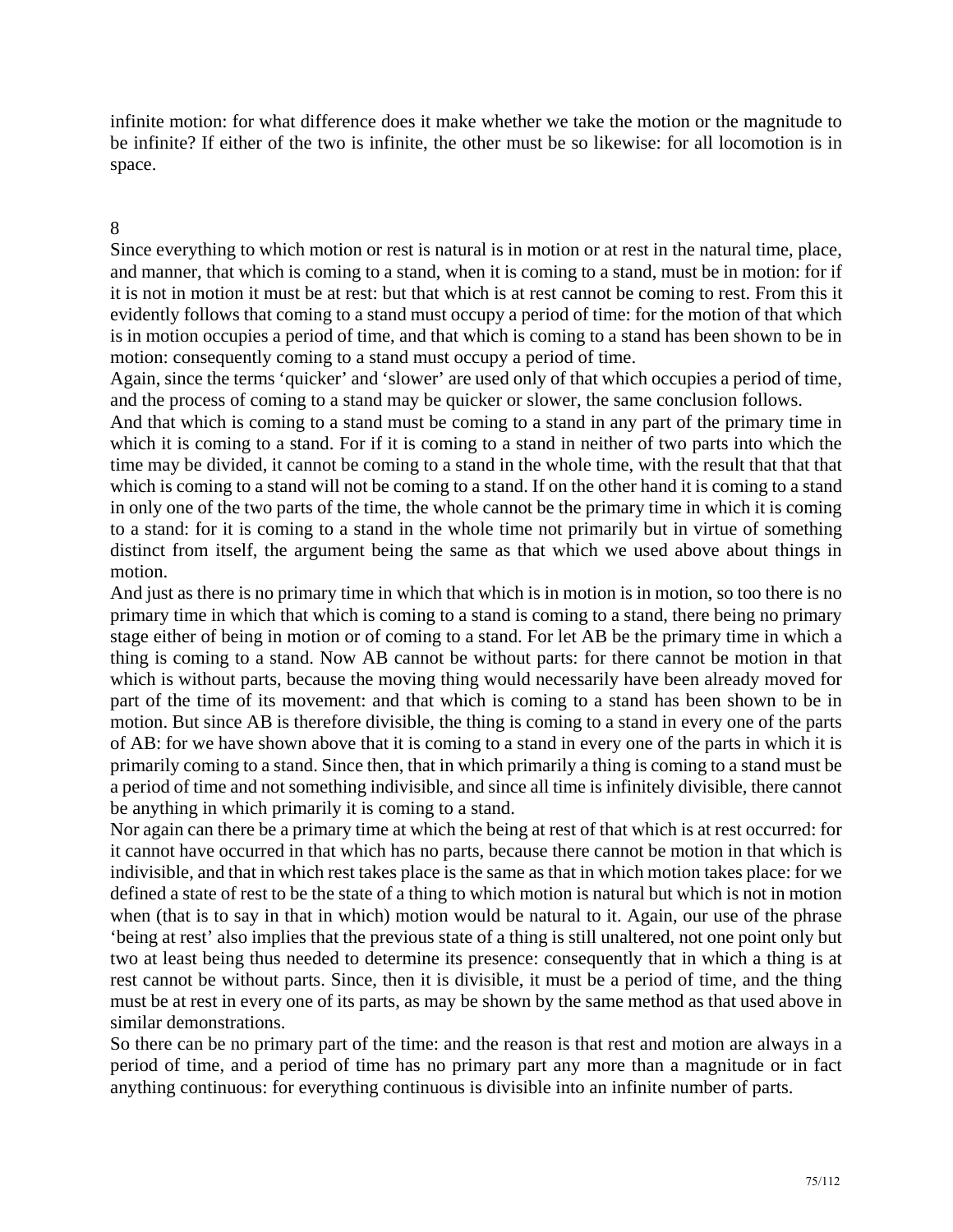infinite motion: for what difference does it make whether we take the motion or the magnitude to be infinite? If either of the two is infinite, the other must be so likewise: for all locomotion is in space.

## 8

Since everything to which motion or rest is natural is in motion or at rest in the natural time, place, and manner, that which is coming to a stand, when it is coming to a stand, must be in motion: for if it is not in motion it must be at rest: but that which is at rest cannot be coming to rest. From this it evidently follows that coming to a stand must occupy a period of time: for the motion of that which is in motion occupies a period of time, and that which is coming to a stand has been shown to be in motion: consequently coming to a stand must occupy a period of time.

Again, since the terms 'quicker' and 'slower' are used only of that which occupies a period of time, and the process of coming to a stand may be quicker or slower, the same conclusion follows.

And that which is coming to a stand must be coming to a stand in any part of the primary time in which it is coming to a stand. For if it is coming to a stand in neither of two parts into which the time may be divided, it cannot be coming to a stand in the whole time, with the result that that that which is coming to a stand will not be coming to a stand. If on the other hand it is coming to a stand in only one of the two parts of the time, the whole cannot be the primary time in which it is coming to a stand: for it is coming to a stand in the whole time not primarily but in virtue of something distinct from itself, the argument being the same as that which we used above about things in motion.

And just as there is no primary time in which that which is in motion is in motion, so too there is no primary time in which that which is coming to a stand is coming to a stand, there being no primary stage either of being in motion or of coming to a stand. For let AB be the primary time in which a thing is coming to a stand. Now AB cannot be without parts: for there cannot be motion in that which is without parts, because the moving thing would necessarily have been already moved for part of the time of its movement: and that which is coming to a stand has been shown to be in motion. But since AB is therefore divisible, the thing is coming to a stand in every one of the parts of AB: for we have shown above that it is coming to a stand in every one of the parts in which it is primarily coming to a stand. Since then, that in which primarily a thing is coming to a stand must be a period of time and not something indivisible, and since all time is infinitely divisible, there cannot be anything in which primarily it is coming to a stand.

Nor again can there be a primary time at which the being at rest of that which is at rest occurred: for it cannot have occurred in that which has no parts, because there cannot be motion in that which is indivisible, and that in which rest takes place is the same as that in which motion takes place: for we defined a state of rest to be the state of a thing to which motion is natural but which is not in motion when (that is to say in that in which) motion would be natural to it. Again, our use of the phrase 'being at rest' also implies that the previous state of a thing is still unaltered, not one point only but two at least being thus needed to determine its presence: consequently that in which a thing is at rest cannot be without parts. Since, then it is divisible, it must be a period of time, and the thing must be at rest in every one of its parts, as may be shown by the same method as that used above in similar demonstrations.

So there can be no primary part of the time: and the reason is that rest and motion are always in a period of time, and a period of time has no primary part any more than a magnitude or in fact anything continuous: for everything continuous is divisible into an infinite number of parts.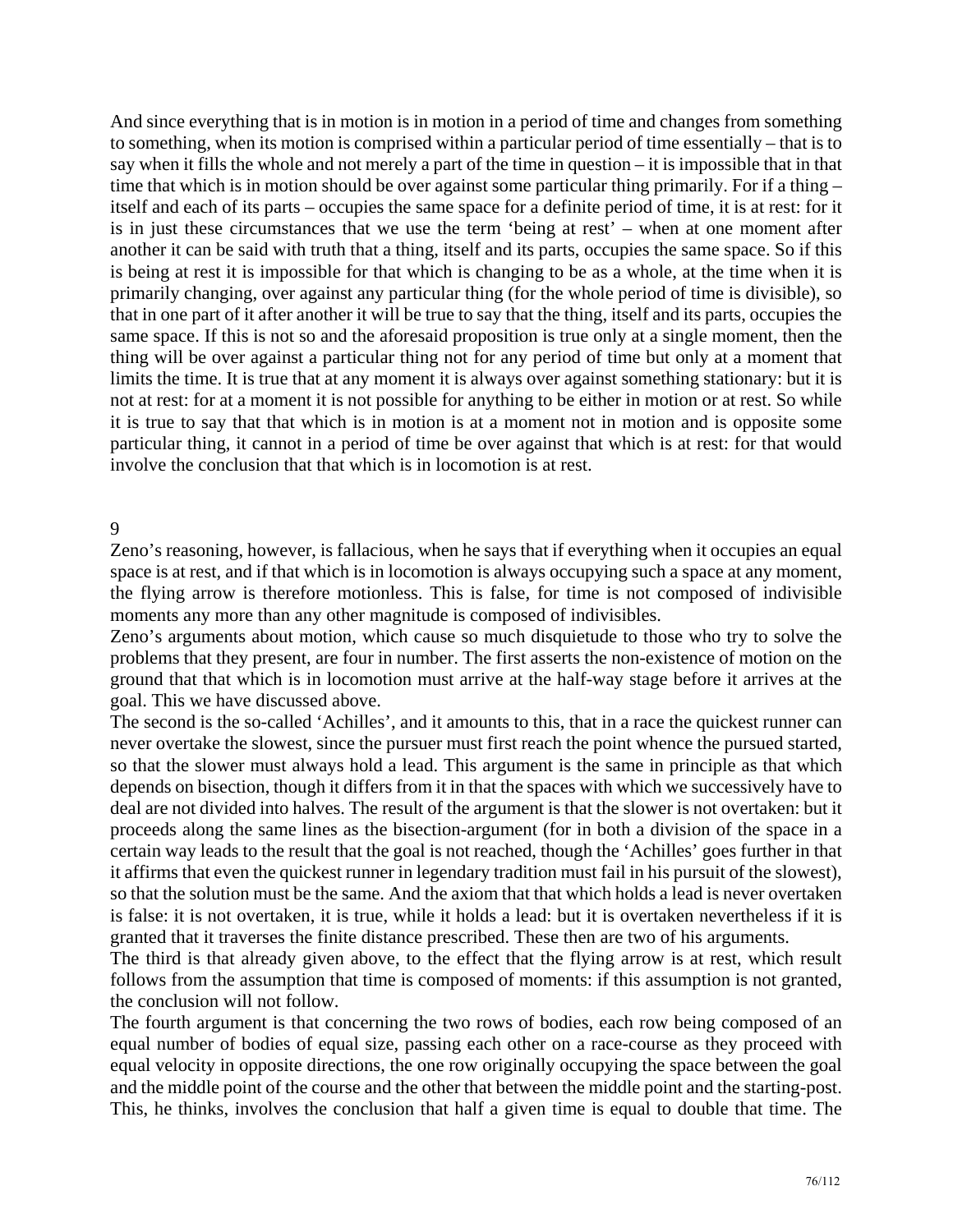And since everything that is in motion is in motion in a period of time and changes from something to something, when its motion is comprised within a particular period of time essentially – that is to say when it fills the whole and not merely a part of the time in question – it is impossible that in that time that which is in motion should be over against some particular thing primarily. For if a thing – itself and each of its parts – occupies the same space for a definite period of time, it is at rest: for it is in just these circumstances that we use the term 'being at rest' – when at one moment after another it can be said with truth that a thing, itself and its parts, occupies the same space. So if this is being at rest it is impossible for that which is changing to be as a whole, at the time when it is primarily changing, over against any particular thing (for the whole period of time is divisible), so that in one part of it after another it will be true to say that the thing, itself and its parts, occupies the same space. If this is not so and the aforesaid proposition is true only at a single moment, then the thing will be over against a particular thing not for any period of time but only at a moment that limits the time. It is true that at any moment it is always over against something stationary: but it is not at rest: for at a moment it is not possible for anything to be either in motion or at rest. So while it is true to say that that which is in motion is at a moment not in motion and is opposite some particular thing, it cannot in a period of time be over against that which is at rest: for that would involve the conclusion that that which is in locomotion is at rest.

## 9

Zeno's reasoning, however, is fallacious, when he says that if everything when it occupies an equal space is at rest, and if that which is in locomotion is always occupying such a space at any moment, the flying arrow is therefore motionless. This is false, for time is not composed of indivisible moments any more than any other magnitude is composed of indivisibles.

Zeno's arguments about motion, which cause so much disquietude to those who try to solve the problems that they present, are four in number. The first asserts the non-existence of motion on the ground that that which is in locomotion must arrive at the half-way stage before it arrives at the goal. This we have discussed above.

The second is the so-called 'Achilles', and it amounts to this, that in a race the quickest runner can never overtake the slowest, since the pursuer must first reach the point whence the pursued started, so that the slower must always hold a lead. This argument is the same in principle as that which depends on bisection, though it differs from it in that the spaces with which we successively have to deal are not divided into halves. The result of the argument is that the slower is not overtaken: but it proceeds along the same lines as the bisection-argument (for in both a division of the space in a certain way leads to the result that the goal is not reached, though the 'Achilles' goes further in that it affirms that even the quickest runner in legendary tradition must fail in his pursuit of the slowest), so that the solution must be the same. And the axiom that that which holds a lead is never overtaken is false: it is not overtaken, it is true, while it holds a lead: but it is overtaken nevertheless if it is granted that it traverses the finite distance prescribed. These then are two of his arguments.

The third is that already given above, to the effect that the flying arrow is at rest, which result follows from the assumption that time is composed of moments: if this assumption is not granted, the conclusion will not follow.

The fourth argument is that concerning the two rows of bodies, each row being composed of an equal number of bodies of equal size, passing each other on a race-course as they proceed with equal velocity in opposite directions, the one row originally occupying the space between the goal and the middle point of the course and the other that between the middle point and the starting-post. This, he thinks, involves the conclusion that half a given time is equal to double that time. The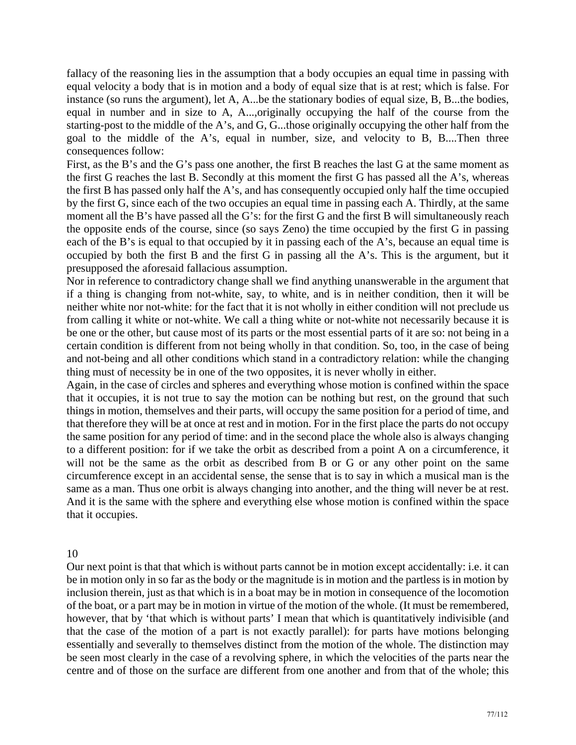fallacy of the reasoning lies in the assumption that a body occupies an equal time in passing with equal velocity a body that is in motion and a body of equal size that is at rest; which is false. For instance (so runs the argument), let A, A...be the stationary bodies of equal size, B, B...the bodies, equal in number and in size to A, A...,originally occupying the half of the course from the starting-post to the middle of the A's, and G, G...those originally occupying the other half from the goal to the middle of the A's, equal in number, size, and velocity to B, B....Then three consequences follow:

First, as the B's and the G's pass one another, the first B reaches the last G at the same moment as the first G reaches the last B. Secondly at this moment the first G has passed all the A's, whereas the first B has passed only half the A's, and has consequently occupied only half the time occupied by the first G, since each of the two occupies an equal time in passing each A. Thirdly, at the same moment all the B's have passed all the G's: for the first G and the first B will simultaneously reach the opposite ends of the course, since (so says Zeno) the time occupied by the first G in passing each of the B's is equal to that occupied by it in passing each of the A's, because an equal time is occupied by both the first B and the first G in passing all the A's. This is the argument, but it presupposed the aforesaid fallacious assumption.

Nor in reference to contradictory change shall we find anything unanswerable in the argument that if a thing is changing from not-white, say, to white, and is in neither condition, then it will be neither white nor not-white: for the fact that it is not wholly in either condition will not preclude us from calling it white or not-white. We call a thing white or not-white not necessarily because it is be one or the other, but cause most of its parts or the most essential parts of it are so: not being in a certain condition is different from not being wholly in that condition. So, too, in the case of being and not-being and all other conditions which stand in a contradictory relation: while the changing thing must of necessity be in one of the two opposites, it is never wholly in either.

Again, in the case of circles and spheres and everything whose motion is confined within the space that it occupies, it is not true to say the motion can be nothing but rest, on the ground that such things in motion, themselves and their parts, will occupy the same position for a period of time, and that therefore they will be at once at rest and in motion. For in the first place the parts do not occupy the same position for any period of time: and in the second place the whole also is always changing to a different position: for if we take the orbit as described from a point A on a circumference, it will not be the same as the orbit as described from B or G or any other point on the same circumference except in an accidental sense, the sense that is to say in which a musical man is the same as a man. Thus one orbit is always changing into another, and the thing will never be at rest. And it is the same with the sphere and everything else whose motion is confined within the space that it occupies.

## 10

Our next point is that that which is without parts cannot be in motion except accidentally: i.e. it can be in motion only in so far as the body or the magnitude is in motion and the partless is in motion by inclusion therein, just as that which is in a boat may be in motion in consequence of the locomotion of the boat, or a part may be in motion in virtue of the motion of the whole. (It must be remembered, however, that by 'that which is without parts' I mean that which is quantitatively indivisible (and that the case of the motion of a part is not exactly parallel): for parts have motions belonging essentially and severally to themselves distinct from the motion of the whole. The distinction may be seen most clearly in the case of a revolving sphere, in which the velocities of the parts near the centre and of those on the surface are different from one another and from that of the whole; this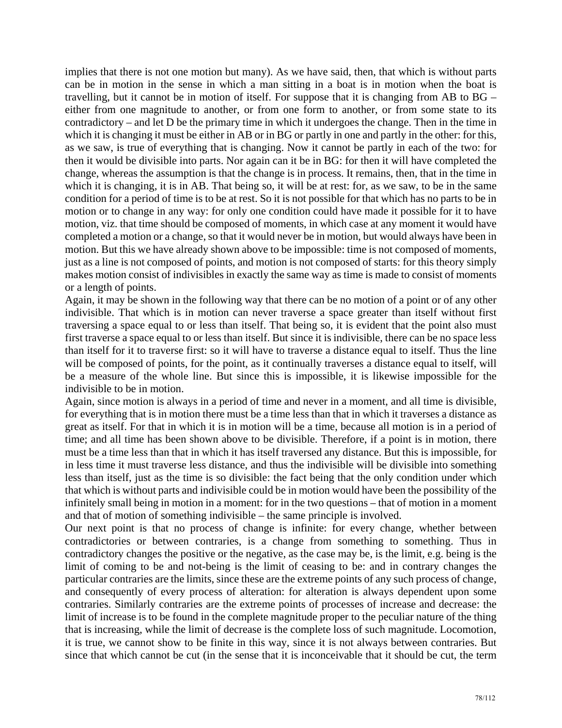implies that there is not one motion but many). As we have said, then, that which is without parts can be in motion in the sense in which a man sitting in a boat is in motion when the boat is travelling, but it cannot be in motion of itself. For suppose that it is changing from AB to BG – either from one magnitude to another, or from one form to another, or from some state to its contradictory – and let D be the primary time in which it undergoes the change. Then in the time in which it is changing it must be either in AB or in BG or partly in one and partly in the other: for this, as we saw, is true of everything that is changing. Now it cannot be partly in each of the two: for then it would be divisible into parts. Nor again can it be in BG: for then it will have completed the change, whereas the assumption is that the change is in process. It remains, then, that in the time in which it is changing, it is in AB. That being so, it will be at rest: for, as we saw, to be in the same condition for a period of time is to be at rest. So it is not possible for that which has no parts to be in motion or to change in any way: for only one condition could have made it possible for it to have motion, viz. that time should be composed of moments, in which case at any moment it would have completed a motion or a change, so that it would never be in motion, but would always have been in motion. But this we have already shown above to be impossible: time is not composed of moments, just as a line is not composed of points, and motion is not composed of starts: for this theory simply makes motion consist of indivisibles in exactly the same way as time is made to consist of moments or a length of points.

Again, it may be shown in the following way that there can be no motion of a point or of any other indivisible. That which is in motion can never traverse a space greater than itself without first traversing a space equal to or less than itself. That being so, it is evident that the point also must first traverse a space equal to or less than itself. But since it is indivisible, there can be no space less than itself for it to traverse first: so it will have to traverse a distance equal to itself. Thus the line will be composed of points, for the point, as it continually traverses a distance equal to itself, will be a measure of the whole line. But since this is impossible, it is likewise impossible for the indivisible to be in motion.

Again, since motion is always in a period of time and never in a moment, and all time is divisible, for everything that is in motion there must be a time less than that in which it traverses a distance as great as itself. For that in which it is in motion will be a time, because all motion is in a period of time; and all time has been shown above to be divisible. Therefore, if a point is in motion, there must be a time less than that in which it has itself traversed any distance. But this is impossible, for in less time it must traverse less distance, and thus the indivisible will be divisible into something less than itself, just as the time is so divisible: the fact being that the only condition under which that which is without parts and indivisible could be in motion would have been the possibility of the infinitely small being in motion in a moment: for in the two questions – that of motion in a moment and that of motion of something indivisible – the same principle is involved.

Our next point is that no process of change is infinite: for every change, whether between contradictories or between contraries, is a change from something to something. Thus in contradictory changes the positive or the negative, as the case may be, is the limit, e.g. being is the limit of coming to be and not-being is the limit of ceasing to be: and in contrary changes the particular contraries are the limits, since these are the extreme points of any such process of change, and consequently of every process of alteration: for alteration is always dependent upon some contraries. Similarly contraries are the extreme points of processes of increase and decrease: the limit of increase is to be found in the complete magnitude proper to the peculiar nature of the thing that is increasing, while the limit of decrease is the complete loss of such magnitude. Locomotion, it is true, we cannot show to be finite in this way, since it is not always between contraries. But since that which cannot be cut (in the sense that it is inconceivable that it should be cut, the term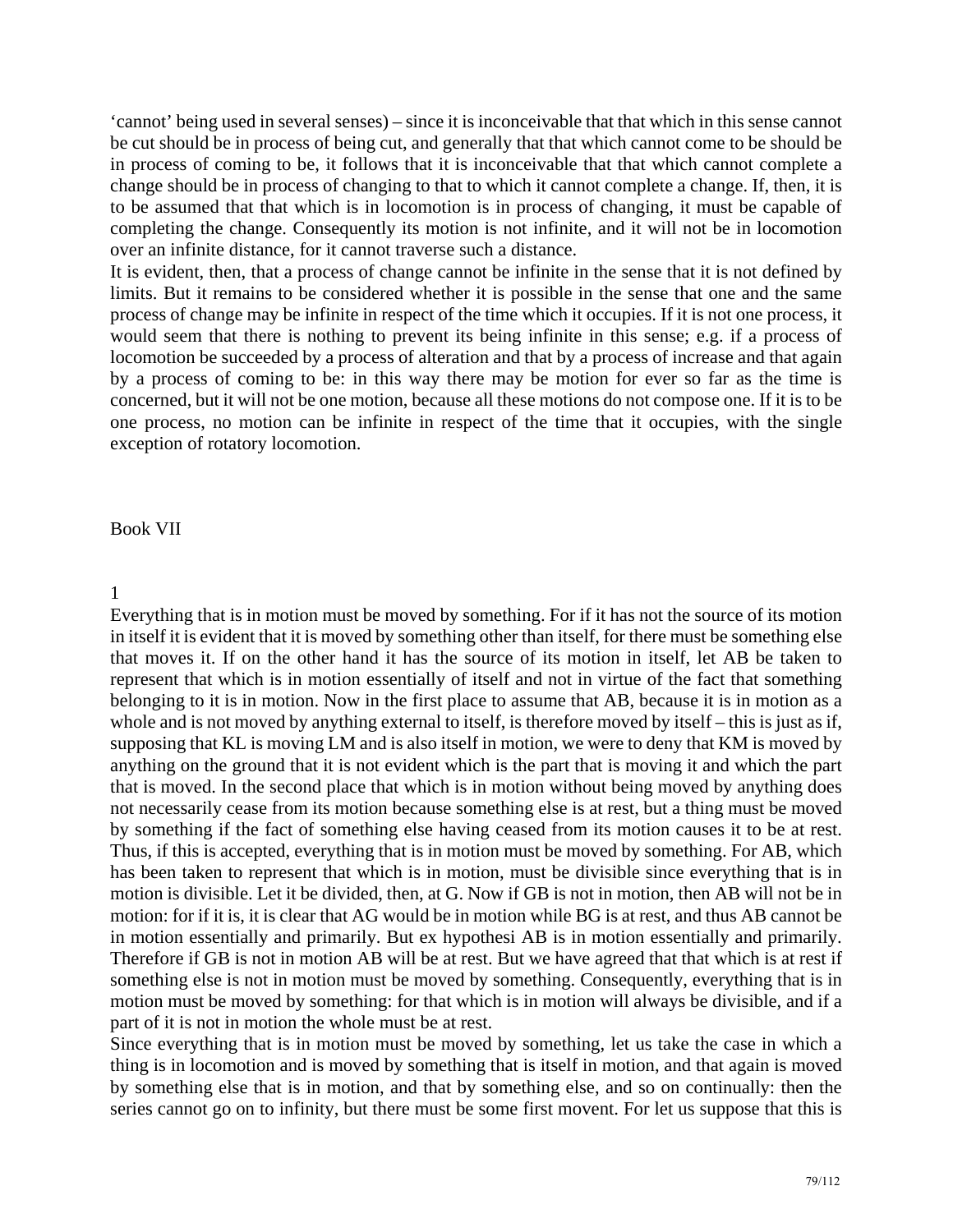‘cannot’ being used in several senses) – since it is inconceivable that that which in this sense cannot be cut should be in process of being cut, and generally that that which cannot come to be should be in process of coming to be, it follows that it is inconceivable that that which cannot complete a change should be in process of changing to that to which it cannot complete a change. If, then, it is to be assumed that that which is in locomotion is in process of changing, it must be capable of completing the change. Consequently its motion is not infinite, and it will not be in locomotion over an infinite distance, for it cannot traverse such a distance.

It is evident, then, that a process of change cannot be infinite in the sense that it is not defined by limits. But it remains to be considered whether it is possible in the sense that one and the same process of change may be infinite in respect of the time which it occupies. If it is not one process, it would seem that there is nothing to prevent its being infinite in this sense; e.g. if a process of locomotion be succeeded by a process of alteration and that by a process of increase and that again by a process of coming to be: in this way there may be motion for ever so far as the time is concerned, but it will not be one motion, because all these motions do not compose one. If it is to be one process, no motion can be infinite in respect of the time that it occupies, with the single exception of rotatory locomotion.

## Book VII

### 1

Everything that is in motion must be moved by something. For if it has not the source of its motion in itself it is evident that it is moved by something other than itself, for there must be something else that moves it. If on the other hand it has the source of its motion in itself, let AB be taken to represent that which is in motion essentially of itself and not in virtue of the fact that something belonging to it is in motion. Now in the first place to assume that AB, because it is in motion as a whole and is not moved by anything external to itself, is therefore moved by itself – this is just as if, supposing that KL is moving LM and is also itself in motion, we were to deny that KM is moved by anything on the ground that it is not evident which is the part that is moving it and which the part that is moved. In the second place that which is in motion without being moved by anything does not necessarily cease from its motion because something else is at rest, but a thing must be moved by something if the fact of something else having ceased from its motion causes it to be at rest. Thus, if this is accepted, everything that is in motion must be moved by something. For AB, which has been taken to represent that which is in motion, must be divisible since everything that is in motion is divisible. Let it be divided, then, at G. Now if GB is not in motion, then AB will not be in motion: for if it is, it is clear that AG would be in motion while BG is at rest, and thus AB cannot be in motion essentially and primarily. But ex hypothesi AB is in motion essentially and primarily. Therefore if GB is not in motion AB will be at rest. But we have agreed that that which is at rest if something else is not in motion must be moved by something. Consequently, everything that is in motion must be moved by something: for that which is in motion will always be divisible, and if a part of it is not in motion the whole must be at rest.

Since everything that is in motion must be moved by something, let us take the case in which a thing is in locomotion and is moved by something that is itself in motion, and that again is moved by something else that is in motion, and that by something else, and so on continually: then the series cannot go on to infinity, but there must be some first movent. For let us suppose that this is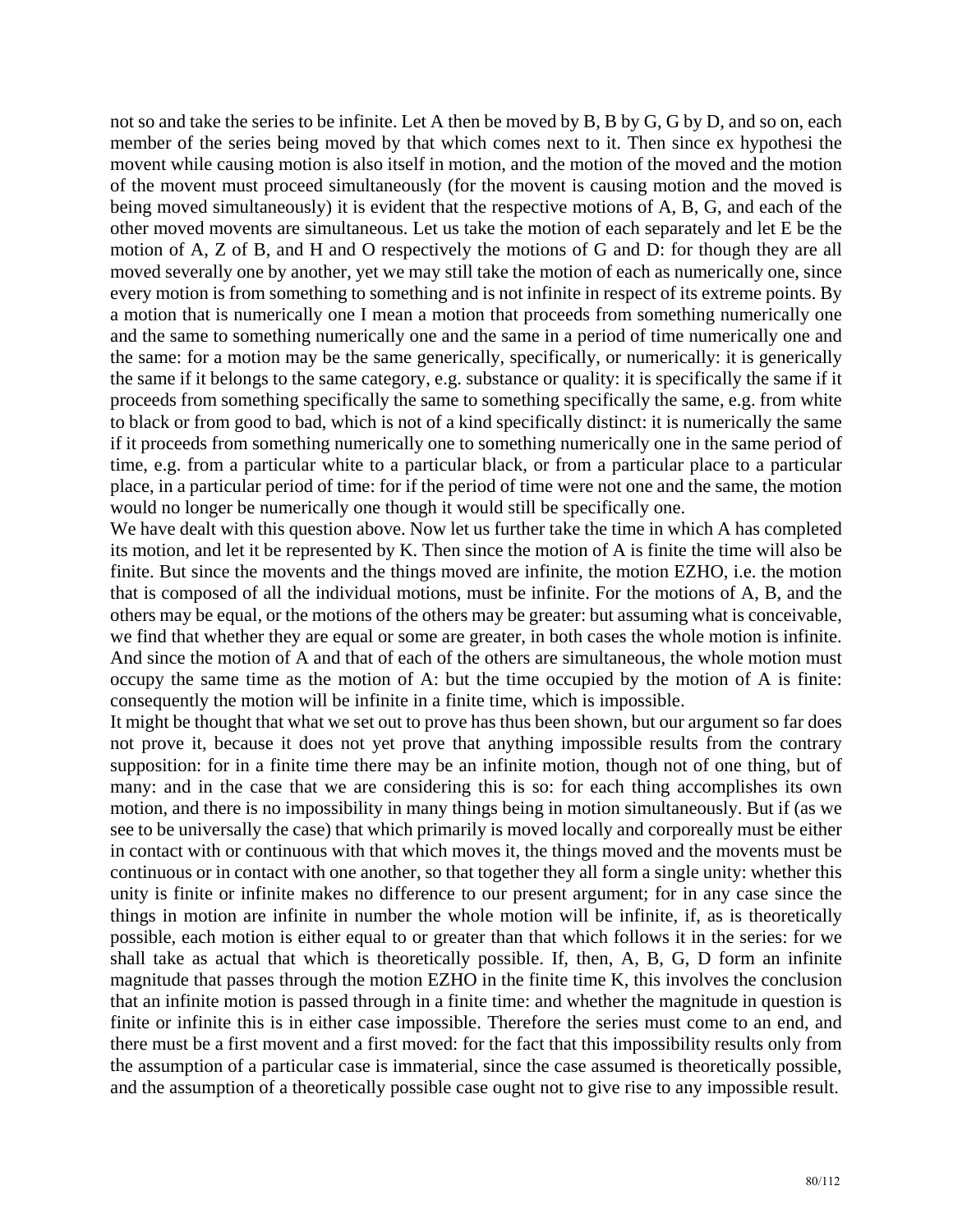not so and take the series to be infinite. Let A then be moved by B, B by G, G by D, and so on, each member of the series being moved by that which comes next to it. Then since ex hypothesi the movent while causing motion is also itself in motion, and the motion of the moved and the motion of the movent must proceed simultaneously (for the movent is causing motion and the moved is being moved simultaneously) it is evident that the respective motions of A, B, G, and each of the other moved movents are simultaneous. Let us take the motion of each separately and let E be the motion of A, Z of B, and H and O respectively the motions of G and D: for though they are all moved severally one by another, yet we may still take the motion of each as numerically one, since every motion is from something to something and is not infinite in respect of its extreme points. By a motion that is numerically one I mean a motion that proceeds from something numerically one and the same to something numerically one and the same in a period of time numerically one and the same: for a motion may be the same generically, specifically, or numerically: it is generically the same if it belongs to the same category, e.g. substance or quality: it is specifically the same if it proceeds from something specifically the same to something specifically the same, e.g. from white to black or from good to bad, which is not of a kind specifically distinct: it is numerically the same if it proceeds from something numerically one to something numerically one in the same period of time, e.g. from a particular white to a particular black, or from a particular place to a particular place, in a particular period of time: for if the period of time were not one and the same, the motion would no longer be numerically one though it would still be specifically one.

We have dealt with this question above. Now let us further take the time in which A has completed its motion, and let it be represented by K. Then since the motion of A is finite the time will also be finite. But since the movents and the things moved are infinite, the motion EZHO, i.e. the motion that is composed of all the individual motions, must be infinite. For the motions of A, B, and the others may be equal, or the motions of the others may be greater: but assuming what is conceivable, we find that whether they are equal or some are greater, in both cases the whole motion is infinite. And since the motion of A and that of each of the others are simultaneous, the whole motion must occupy the same time as the motion of A: but the time occupied by the motion of A is finite: consequently the motion will be infinite in a finite time, which is impossible.

It might be thought that what we set out to prove has thus been shown, but our argument so far does not prove it, because it does not yet prove that anything impossible results from the contrary supposition: for in a finite time there may be an infinite motion, though not of one thing, but of many: and in the case that we are considering this is so: for each thing accomplishes its own motion, and there is no impossibility in many things being in motion simultaneously. But if (as we see to be universally the case) that which primarily is moved locally and corporeally must be either in contact with or continuous with that which moves it, the things moved and the movents must be continuous or in contact with one another, so that together they all form a single unity: whether this unity is finite or infinite makes no difference to our present argument; for in any case since the things in motion are infinite in number the whole motion will be infinite, if, as is theoretically possible, each motion is either equal to or greater than that which follows it in the series: for we shall take as actual that which is theoretically possible. If, then, A, B, G, D form an infinite magnitude that passes through the motion EZHO in the finite time K, this involves the conclusion that an infinite motion is passed through in a finite time: and whether the magnitude in question is finite or infinite this is in either case impossible. Therefore the series must come to an end, and there must be a first movent and a first moved: for the fact that this impossibility results only from the assumption of a particular case is immaterial, since the case assumed is theoretically possible, and the assumption of a theoretically possible case ought not to give rise to any impossible result.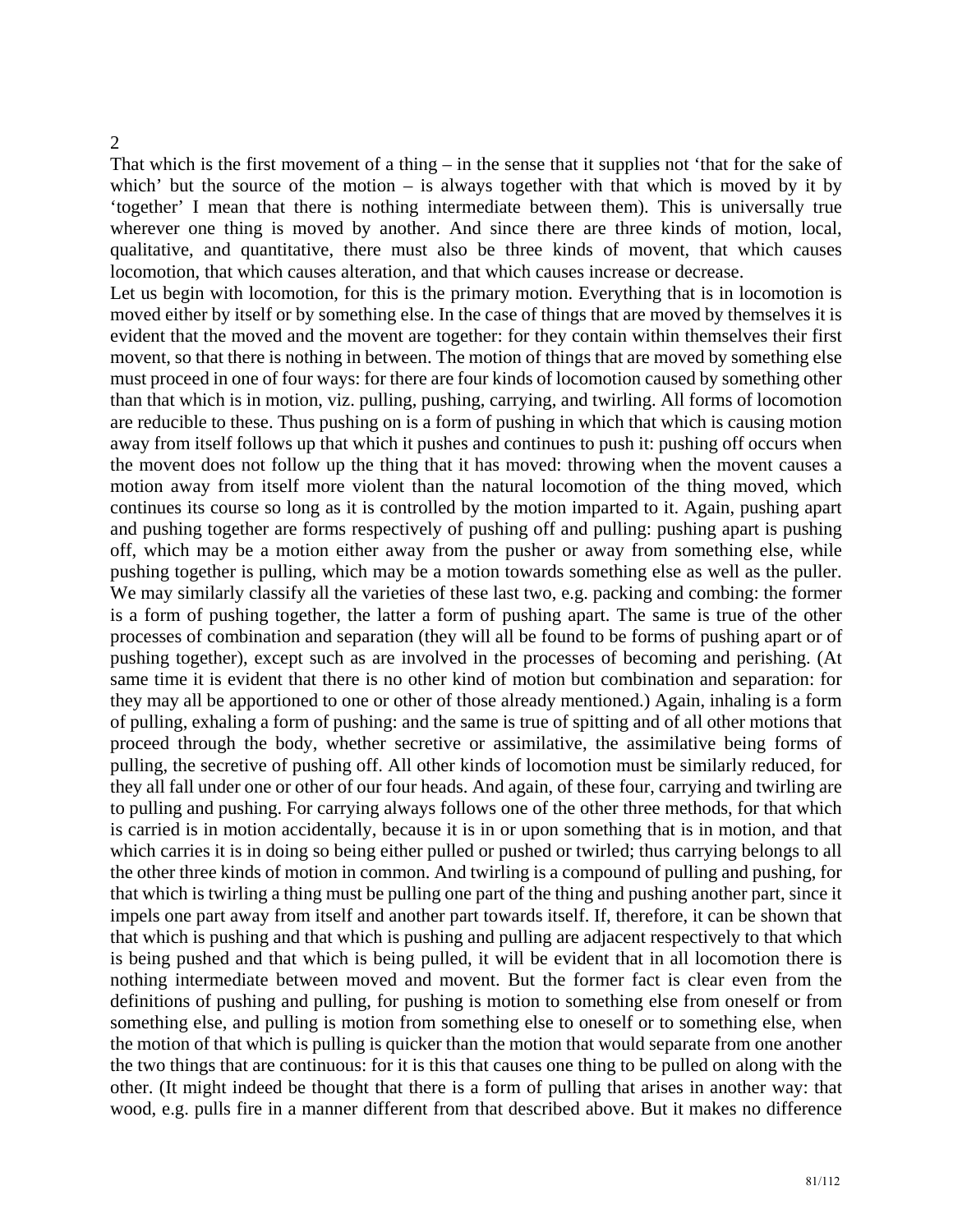2

That which is the first movement of a thing – in the sense that it supplies not 'that for the sake of which' but the source of the motion – is always together with that which is moved by it by 'together' I mean that there is nothing intermediate between them). This is universally true wherever one thing is moved by another. And since there are three kinds of motion, local, qualitative, and quantitative, there must also be three kinds of movent, that which causes locomotion, that which causes alteration, and that which causes increase or decrease.

Let us begin with locomotion, for this is the primary motion. Everything that is in locomotion is moved either by itself or by something else. In the case of things that are moved by themselves it is evident that the moved and the movent are together: for they contain within themselves their first movent, so that there is nothing in between. The motion of things that are moved by something else must proceed in one of four ways: for there are four kinds of locomotion caused by something other than that which is in motion, viz. pulling, pushing, carrying, and twirling. All forms of locomotion are reducible to these. Thus pushing on is a form of pushing in which that which is causing motion away from itself follows up that which it pushes and continues to push it: pushing off occurs when the movent does not follow up the thing that it has moved: throwing when the movent causes a motion away from itself more violent than the natural locomotion of the thing moved, which continues its course so long as it is controlled by the motion imparted to it. Again, pushing apart and pushing together are forms respectively of pushing off and pulling: pushing apart is pushing off, which may be a motion either away from the pusher or away from something else, while pushing together is pulling, which may be a motion towards something else as well as the puller. We may similarly classify all the varieties of these last two, e.g. packing and combing: the former is a form of pushing together, the latter a form of pushing apart. The same is true of the other processes of combination and separation (they will all be found to be forms of pushing apart or of pushing together), except such as are involved in the processes of becoming and perishing. (At same time it is evident that there is no other kind of motion but combination and separation: for they may all be apportioned to one or other of those already mentioned.) Again, inhaling is a form of pulling, exhaling a form of pushing: and the same is true of spitting and of all other motions that proceed through the body, whether secretive or assimilative, the assimilative being forms of pulling, the secretive of pushing off. All other kinds of locomotion must be similarly reduced, for they all fall under one or other of our four heads. And again, of these four, carrying and twirling are to pulling and pushing. For carrying always follows one of the other three methods, for that which is carried is in motion accidentally, because it is in or upon something that is in motion, and that which carries it is in doing so being either pulled or pushed or twirled; thus carrying belongs to all the other three kinds of motion in common. And twirling is a compound of pulling and pushing, for that which is twirling a thing must be pulling one part of the thing and pushing another part, since it impels one part away from itself and another part towards itself. If, therefore, it can be shown that that which is pushing and that which is pushing and pulling are adjacent respectively to that which is being pushed and that which is being pulled, it will be evident that in all locomotion there is nothing intermediate between moved and movent. But the former fact is clear even from the definitions of pushing and pulling, for pushing is motion to something else from oneself or from something else, and pulling is motion from something else to oneself or to something else, when the motion of that which is pulling is quicker than the motion that would separate from one another the two things that are continuous: for it is this that causes one thing to be pulled on along with the other. (It might indeed be thought that there is a form of pulling that arises in another way: that wood, e.g. pulls fire in a manner different from that described above. But it makes no difference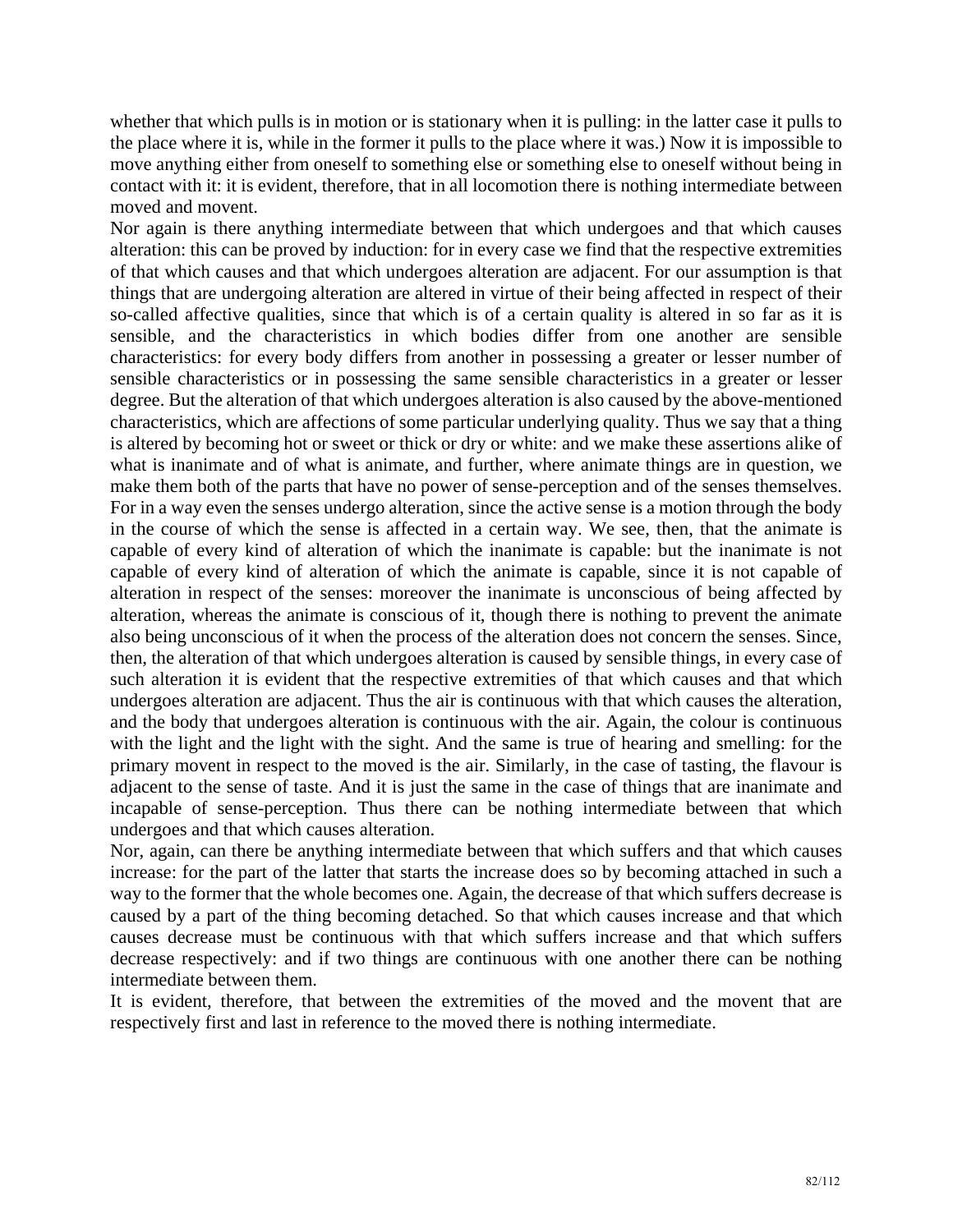whether that which pulls is in motion or is stationary when it is pulling: in the latter case it pulls to the place where it is, while in the former it pulls to the place where it was.) Now it is impossible to move anything either from oneself to something else or something else to oneself without being in contact with it: it is evident, therefore, that in all locomotion there is nothing intermediate between moved and movent.

Nor again is there anything intermediate between that which undergoes and that which causes alteration: this can be proved by induction: for in every case we find that the respective extremities of that which causes and that which undergoes alteration are adjacent. For our assumption is that things that are undergoing alteration are altered in virtue of their being affected in respect of their so-called affective qualities, since that which is of a certain quality is altered in so far as it is sensible, and the characteristics in which bodies differ from one another are sensible characteristics: for every body differs from another in possessing a greater or lesser number of sensible characteristics or in possessing the same sensible characteristics in a greater or lesser degree. But the alteration of that which undergoes alteration is also caused by the above-mentioned characteristics, which are affections of some particular underlying quality. Thus we say that a thing is altered by becoming hot or sweet or thick or dry or white: and we make these assertions alike of what is inanimate and of what is animate, and further, where animate things are in question, we make them both of the parts that have no power of sense-perception and of the senses themselves. For in a way even the senses undergo alteration, since the active sense is a motion through the body in the course of which the sense is affected in a certain way. We see, then, that the animate is capable of every kind of alteration of which the inanimate is capable: but the inanimate is not capable of every kind of alteration of which the animate is capable, since it is not capable of alteration in respect of the senses: moreover the inanimate is unconscious of being affected by alteration, whereas the animate is conscious of it, though there is nothing to prevent the animate also being unconscious of it when the process of the alteration does not concern the senses. Since, then, the alteration of that which undergoes alteration is caused by sensible things, in every case of such alteration it is evident that the respective extremities of that which causes and that which undergoes alteration are adjacent. Thus the air is continuous with that which causes the alteration, and the body that undergoes alteration is continuous with the air. Again, the colour is continuous with the light and the light with the sight. And the same is true of hearing and smelling: for the primary movent in respect to the moved is the air. Similarly, in the case of tasting, the flavour is adjacent to the sense of taste. And it is just the same in the case of things that are inanimate and incapable of sense-perception. Thus there can be nothing intermediate between that which undergoes and that which causes alteration.

Nor, again, can there be anything intermediate between that which suffers and that which causes increase: for the part of the latter that starts the increase does so by becoming attached in such a way to the former that the whole becomes one. Again, the decrease of that which suffers decrease is caused by a part of the thing becoming detached. So that which causes increase and that which causes decrease must be continuous with that which suffers increase and that which suffers decrease respectively: and if two things are continuous with one another there can be nothing intermediate between them.

It is evident, therefore, that between the extremities of the moved and the movent that are respectively first and last in reference to the moved there is nothing intermediate.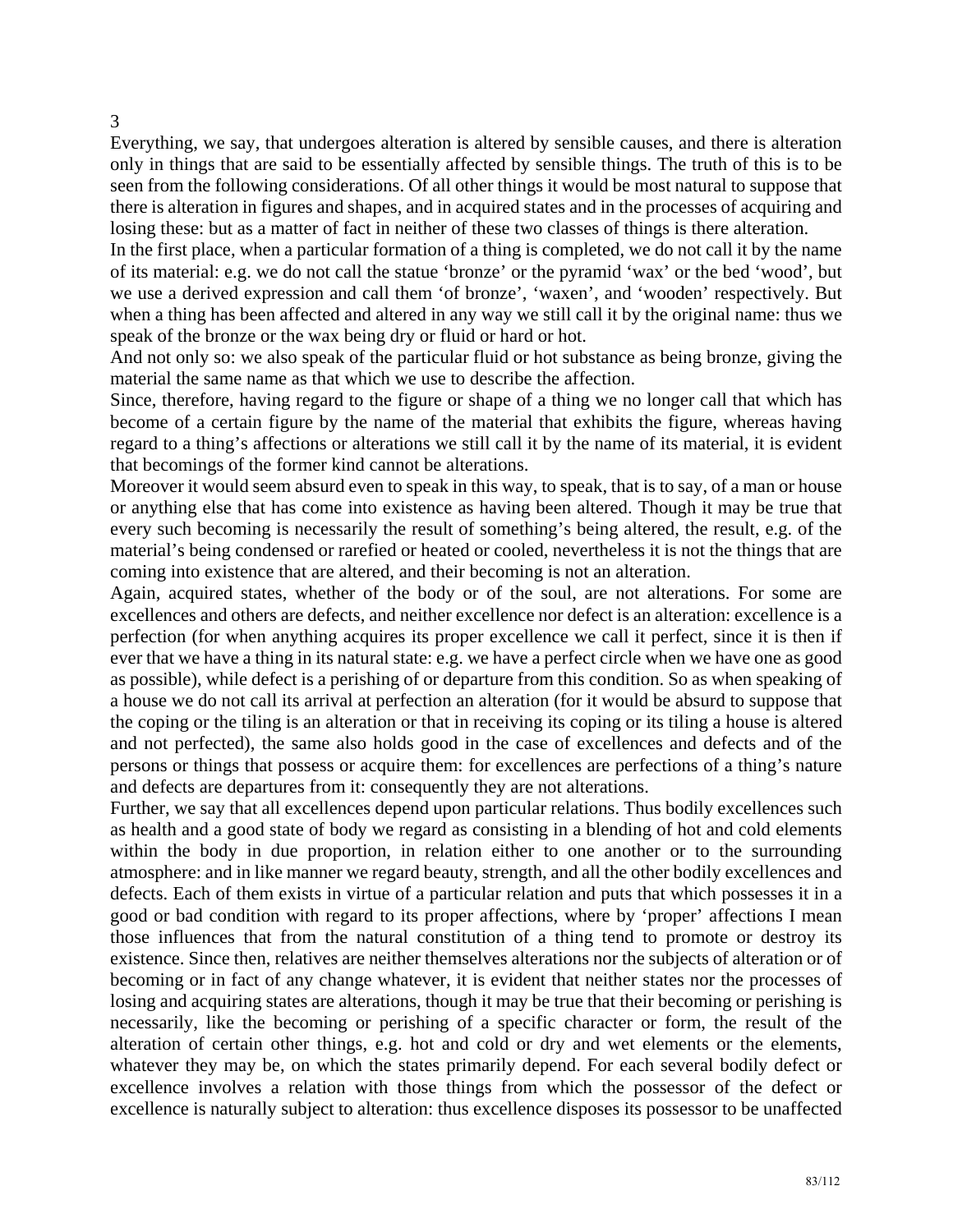3

Everything, we say, that undergoes alteration is altered by sensible causes, and there is alteration only in things that are said to be essentially affected by sensible things. The truth of this is to be seen from the following considerations. Of all other things it would be most natural to suppose that there is alteration in figures and shapes, and in acquired states and in the processes of acquiring and losing these: but as a matter of fact in neither of these two classes of things is there alteration.

In the first place, when a particular formation of a thing is completed, we do not call it by the name of its material: e.g. we do not call the statue 'bronze' or the pyramid 'wax' or the bed 'wood', but we use a derived expression and call them 'of bronze', 'waxen', and 'wooden' respectively. But when a thing has been affected and altered in any way we still call it by the original name: thus we speak of the bronze or the wax being dry or fluid or hard or hot.

And not only so: we also speak of the particular fluid or hot substance as being bronze, giving the material the same name as that which we use to describe the affection.

Since, therefore, having regard to the figure or shape of a thing we no longer call that which has become of a certain figure by the name of the material that exhibits the figure, whereas having regard to a thing's affections or alterations we still call it by the name of its material, it is evident that becomings of the former kind cannot be alterations.

Moreover it would seem absurd even to speak in this way, to speak, that is to say, of a man or house or anything else that has come into existence as having been altered. Though it may be true that every such becoming is necessarily the result of something's being altered, the result, e.g. of the material's being condensed or rarefied or heated or cooled, nevertheless it is not the things that are coming into existence that are altered, and their becoming is not an alteration.

Again, acquired states, whether of the body or of the soul, are not alterations. For some are excellences and others are defects, and neither excellence nor defect is an alteration: excellence is a perfection (for when anything acquires its proper excellence we call it perfect, since it is then if ever that we have a thing in its natural state: e.g. we have a perfect circle when we have one as good as possible), while defect is a perishing of or departure from this condition. So as when speaking of a house we do not call its arrival at perfection an alteration (for it would be absurd to suppose that the coping or the tiling is an alteration or that in receiving its coping or its tiling a house is altered and not perfected), the same also holds good in the case of excellences and defects and of the persons or things that possess or acquire them: for excellences are perfections of a thing's nature and defects are departures from it: consequently they are not alterations.

Further, we say that all excellences depend upon particular relations. Thus bodily excellences such as health and a good state of body we regard as consisting in a blending of hot and cold elements within the body in due proportion, in relation either to one another or to the surrounding atmosphere: and in like manner we regard beauty, strength, and all the other bodily excellences and defects. Each of them exists in virtue of a particular relation and puts that which possesses it in a good or bad condition with regard to its proper affections, where by 'proper' affections I mean those influences that from the natural constitution of a thing tend to promote or destroy its existence. Since then, relatives are neither themselves alterations nor the subjects of alteration or of becoming or in fact of any change whatever, it is evident that neither states nor the processes of losing and acquiring states are alterations, though it may be true that their becoming or perishing is necessarily, like the becoming or perishing of a specific character or form, the result of the alteration of certain other things, e.g. hot and cold or dry and wet elements or the elements, whatever they may be, on which the states primarily depend. For each several bodily defect or excellence involves a relation with those things from which the possessor of the defect or excellence is naturally subject to alteration: thus excellence disposes its possessor to be unaffected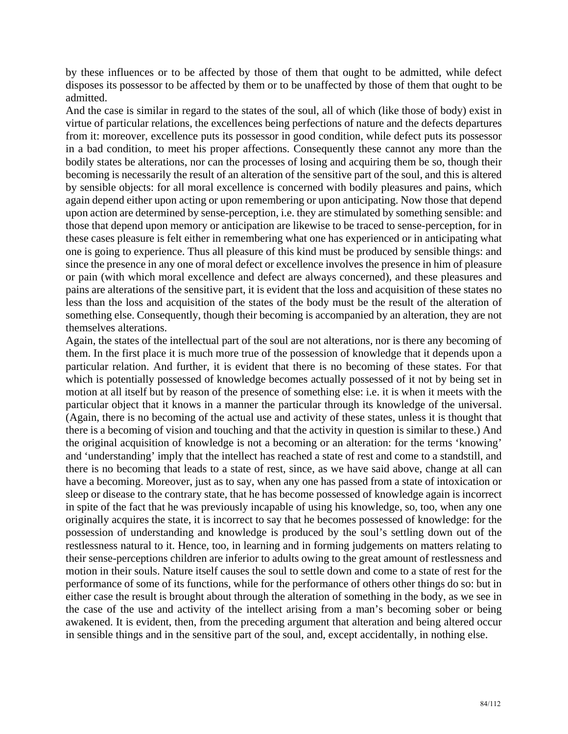by these influences or to be affected by those of them that ought to be admitted, while defect disposes its possessor to be affected by them or to be unaffected by those of them that ought to be admitted.

And the case is similar in regard to the states of the soul, all of which (like those of body) exist in virtue of particular relations, the excellences being perfections of nature and the defects departures from it: moreover, excellence puts its possessor in good condition, while defect puts its possessor in a bad condition, to meet his proper affections. Consequently these cannot any more than the bodily states be alterations, nor can the processes of losing and acquiring them be so, though their becoming is necessarily the result of an alteration of the sensitive part of the soul, and this is altered by sensible objects: for all moral excellence is concerned with bodily pleasures and pains, which again depend either upon acting or upon remembering or upon anticipating. Now those that depend upon action are determined by sense-perception, i.e. they are stimulated by something sensible: and those that depend upon memory or anticipation are likewise to be traced to sense-perception, for in these cases pleasure is felt either in remembering what one has experienced or in anticipating what one is going to experience. Thus all pleasure of this kind must be produced by sensible things: and since the presence in any one of moral defect or excellence involves the presence in him of pleasure or pain (with which moral excellence and defect are always concerned), and these pleasures and pains are alterations of the sensitive part, it is evident that the loss and acquisition of these states no less than the loss and acquisition of the states of the body must be the result of the alteration of something else. Consequently, though their becoming is accompanied by an alteration, they are not themselves alterations.

Again, the states of the intellectual part of the soul are not alterations, nor is there any becoming of them. In the first place it is much more true of the possession of knowledge that it depends upon a particular relation. And further, it is evident that there is no becoming of these states. For that which is potentially possessed of knowledge becomes actually possessed of it not by being set in motion at all itself but by reason of the presence of something else: i.e. it is when it meets with the particular object that it knows in a manner the particular through its knowledge of the universal. (Again, there is no becoming of the actual use and activity of these states, unless it is thought that there is a becoming of vision and touching and that the activity in question is similar to these.) And the original acquisition of knowledge is not a becoming or an alteration: for the terms 'knowing' and 'understanding' imply that the intellect has reached a state of rest and come to a standstill, and there is no becoming that leads to a state of rest, since, as we have said above, change at all can have a becoming. Moreover, just as to say, when any one has passed from a state of intoxication or sleep or disease to the contrary state, that he has become possessed of knowledge again is incorrect in spite of the fact that he was previously incapable of using his knowledge, so, too, when any one originally acquires the state, it is incorrect to say that he becomes possessed of knowledge: for the possession of understanding and knowledge is produced by the soul's settling down out of the restlessness natural to it. Hence, too, in learning and in forming judgements on matters relating to their sense-perceptions children are inferior to adults owing to the great amount of restlessness and motion in their souls. Nature itself causes the soul to settle down and come to a state of rest for the performance of some of its functions, while for the performance of others other things do so: but in either case the result is brought about through the alteration of something in the body, as we see in the case of the use and activity of the intellect arising from a man's becoming sober or being awakened. It is evident, then, from the preceding argument that alteration and being altered occur in sensible things and in the sensitive part of the soul, and, except accidentally, in nothing else.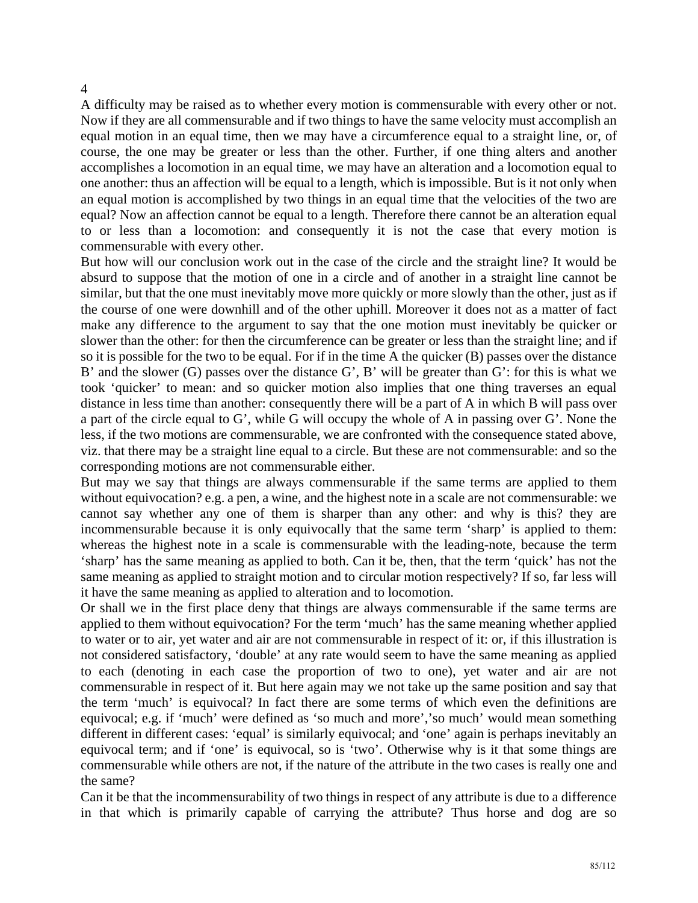4

A difficulty may be raised as to whether every motion is commensurable with every other or not. Now if they are all commensurable and if two things to have the same velocity must accomplish an equal motion in an equal time, then we may have a circumference equal to a straight line, or, of course, the one may be greater or less than the other. Further, if one thing alters and another accomplishes a locomotion in an equal time, we may have an alteration and a locomotion equal to one another: thus an affection will be equal to a length, which is impossible. But is it not only when an equal motion is accomplished by two things in an equal time that the velocities of the two are equal? Now an affection cannot be equal to a length. Therefore there cannot be an alteration equal to or less than a locomotion: and consequently it is not the case that every motion is commensurable with every other.

But how will our conclusion work out in the case of the circle and the straight line? It would be absurd to suppose that the motion of one in a circle and of another in a straight line cannot be similar, but that the one must inevitably move more quickly or more slowly than the other, just as if the course of one were downhill and of the other uphill. Moreover it does not as a matter of fact make any difference to the argument to say that the one motion must inevitably be quicker or slower than the other: for then the circumference can be greater or less than the straight line; and if so it is possible for the two to be equal. For if in the time A the quicker (B) passes over the distance B' and the slower (G) passes over the distance G', B' will be greater than G': for this is what we took 'quicker' to mean: and so quicker motion also implies that one thing traverses an equal distance in less time than another: consequently there will be a part of A in which B will pass over a part of the circle equal to G', while G will occupy the whole of A in passing over G'. None the less, if the two motions are commensurable, we are confronted with the consequence stated above, viz. that there may be a straight line equal to a circle. But these are not commensurable: and so the corresponding motions are not commensurable either.

But may we say that things are always commensurable if the same terms are applied to them without equivocation? e.g. a pen, a wine, and the highest note in a scale are not commensurable: we cannot say whether any one of them is sharper than any other: and why is this? they are incommensurable because it is only equivocally that the same term 'sharp' is applied to them: whereas the highest note in a scale is commensurable with the leading-note, because the term 'sharp' has the same meaning as applied to both. Can it be, then, that the term 'quick' has not the same meaning as applied to straight motion and to circular motion respectively? If so, far less will it have the same meaning as applied to alteration and to locomotion.

Or shall we in the first place deny that things are always commensurable if the same terms are applied to them without equivocation? For the term 'much' has the same meaning whether applied to water or to air, yet water and air are not commensurable in respect of it: or, if this illustration is not considered satisfactory, 'double' at any rate would seem to have the same meaning as applied to each (denoting in each case the proportion of two to one), yet water and air are not commensurable in respect of it. But here again may we not take up the same position and say that the term 'much' is equivocal? In fact there are some terms of which even the definitions are equivocal; e.g. if 'much' were defined as 'so much and more','so much' would mean something different in different cases: 'equal' is similarly equivocal; and 'one' again is perhaps inevitably an equivocal term; and if 'one' is equivocal, so is 'two'. Otherwise why is it that some things are commensurable while others are not, if the nature of the attribute in the two cases is really one and the same?

Can it be that the incommensurability of two things in respect of any attribute is due to a difference in that which is primarily capable of carrying the attribute? Thus horse and dog are so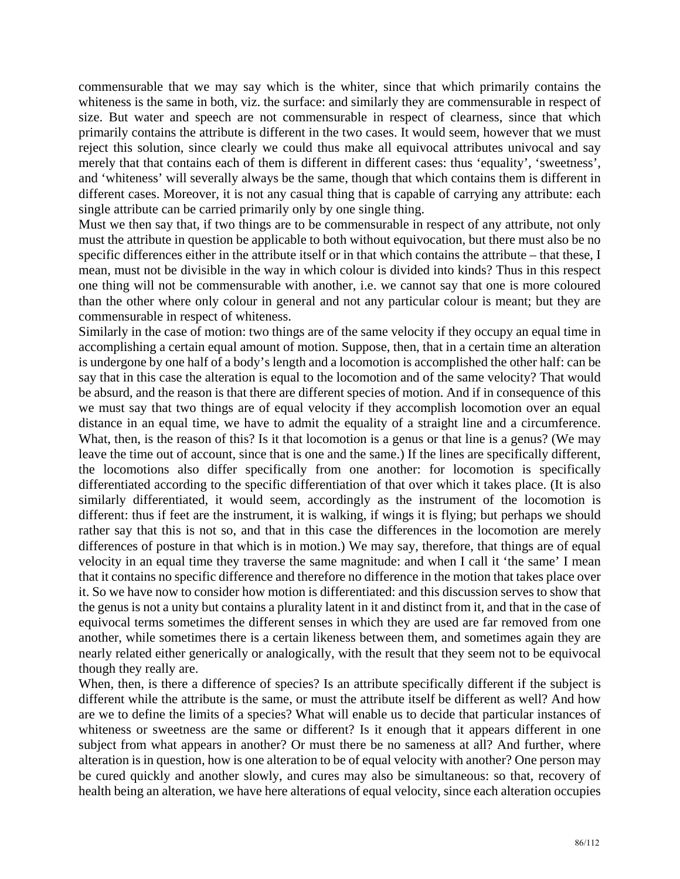commensurable that we may say which is the whiter, since that which primarily contains the whiteness is the same in both, viz. the surface: and similarly they are commensurable in respect of size. But water and speech are not commensurable in respect of clearness, since that which primarily contains the attribute is different in the two cases. It would seem, however that we must reject this solution, since clearly we could thus make all equivocal attributes univocal and say merely that that contains each of them is different in different cases: thus 'equality', 'sweetness', and 'whiteness' will severally always be the same, though that which contains them is different in different cases. Moreover, it is not any casual thing that is capable of carrying any attribute: each single attribute can be carried primarily only by one single thing.

Must we then say that, if two things are to be commensurable in respect of any attribute, not only must the attribute in question be applicable to both without equivocation, but there must also be no specific differences either in the attribute itself or in that which contains the attribute – that these, I mean, must not be divisible in the way in which colour is divided into kinds? Thus in this respect one thing will not be commensurable with another, i.e. we cannot say that one is more coloured than the other where only colour in general and not any particular colour is meant; but they are commensurable in respect of whiteness.

Similarly in the case of motion: two things are of the same velocity if they occupy an equal time in accomplishing a certain equal amount of motion. Suppose, then, that in a certain time an alteration is undergone by one half of a body's length and a locomotion is accomplished the other half: can be say that in this case the alteration is equal to the locomotion and of the same velocity? That would be absurd, and the reason is that there are different species of motion. And if in consequence of this we must say that two things are of equal velocity if they accomplish locomotion over an equal distance in an equal time, we have to admit the equality of a straight line and a circumference. What, then, is the reason of this? Is it that locomotion is a genus or that line is a genus? (We may leave the time out of account, since that is one and the same.) If the lines are specifically different, the locomotions also differ specifically from one another: for locomotion is specifically differentiated according to the specific differentiation of that over which it takes place. (It is also similarly differentiated, it would seem, accordingly as the instrument of the locomotion is different: thus if feet are the instrument, it is walking, if wings it is flying; but perhaps we should rather say that this is not so, and that in this case the differences in the locomotion are merely differences of posture in that which is in motion.) We may say, therefore, that things are of equal velocity in an equal time they traverse the same magnitude: and when I call it 'the same' I mean that it contains no specific difference and therefore no difference in the motion that takes place over it. So we have now to consider how motion is differentiated: and this discussion serves to show that the genus is not a unity but contains a plurality latent in it and distinct from it, and that in the case of equivocal terms sometimes the different senses in which they are used are far removed from one another, while sometimes there is a certain likeness between them, and sometimes again they are nearly related either generically or analogically, with the result that they seem not to be equivocal though they really are.

When, then, is there a difference of species? Is an attribute specifically different if the subject is different while the attribute is the same, or must the attribute itself be different as well? And how are we to define the limits of a species? What will enable us to decide that particular instances of whiteness or sweetness are the same or different? Is it enough that it appears different in one subject from what appears in another? Or must there be no sameness at all? And further, where alteration is in question, how is one alteration to be of equal velocity with another? One person may be cured quickly and another slowly, and cures may also be simultaneous: so that, recovery of health being an alteration, we have here alterations of equal velocity, since each alteration occupies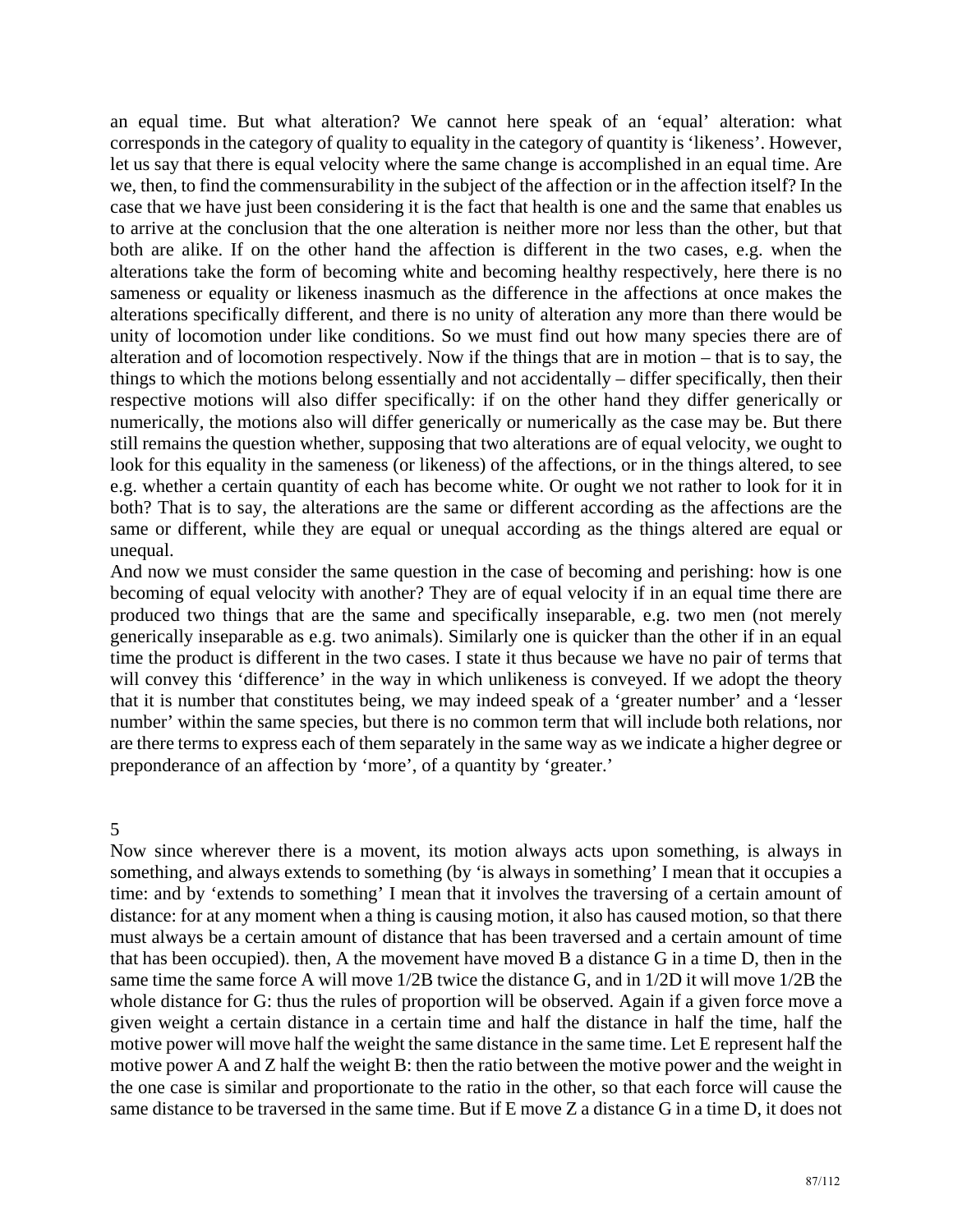an equal time. But what alteration? We cannot here speak of an 'equal' alteration: what corresponds in the category of quality to equality in the category of quantity is 'likeness'. However, let us say that there is equal velocity where the same change is accomplished in an equal time. Are we, then, to find the commensurability in the subject of the affection or in the affection itself? In the case that we have just been considering it is the fact that health is one and the same that enables us to arrive at the conclusion that the one alteration is neither more nor less than the other, but that both are alike. If on the other hand the affection is different in the two cases, e.g. when the alterations take the form of becoming white and becoming healthy respectively, here there is no sameness or equality or likeness inasmuch as the difference in the affections at once makes the alterations specifically different, and there is no unity of alteration any more than there would be unity of locomotion under like conditions. So we must find out how many species there are of alteration and of locomotion respectively. Now if the things that are in motion – that is to say, the things to which the motions belong essentially and not accidentally – differ specifically, then their respective motions will also differ specifically: if on the other hand they differ generically or numerically, the motions also will differ generically or numerically as the case may be. But there still remains the question whether, supposing that two alterations are of equal velocity, we ought to look for this equality in the sameness (or likeness) of the affections, or in the things altered, to see e.g. whether a certain quantity of each has become white. Or ought we not rather to look for it in both? That is to say, the alterations are the same or different according as the affections are the same or different, while they are equal or unequal according as the things altered are equal or unequal.

And now we must consider the same question in the case of becoming and perishing: how is one becoming of equal velocity with another? They are of equal velocity if in an equal time there are produced two things that are the same and specifically inseparable, e.g. two men (not merely generically inseparable as e.g. two animals). Similarly one is quicker than the other if in an equal time the product is different in the two cases. I state it thus because we have no pair of terms that will convey this 'difference' in the way in which unlikeness is conveyed. If we adopt the theory that it is number that constitutes being, we may indeed speak of a 'greater number' and a 'lesser number' within the same species, but there is no common term that will include both relations, nor are there terms to express each of them separately in the same way as we indicate a higher degree or preponderance of an affection by 'more', of a quantity by 'greater.'

## 5

Now since wherever there is a movent, its motion always acts upon something, is always in something, and always extends to something (by 'is always in something' I mean that it occupies a time: and by 'extends to something' I mean that it involves the traversing of a certain amount of distance: for at any moment when a thing is causing motion, it also has caused motion, so that there must always be a certain amount of distance that has been traversed and a certain amount of time that has been occupied). then, A the movement have moved B a distance G in a time D, then in the same time the same force A will move 1/2B twice the distance G, and in 1/2D it will move 1/2B the whole distance for G: thus the rules of proportion will be observed. Again if a given force move a given weight a certain distance in a certain time and half the distance in half the time, half the motive power will move half the weight the same distance in the same time. Let E represent half the motive power A and Z half the weight B: then the ratio between the motive power and the weight in the one case is similar and proportionate to the ratio in the other, so that each force will cause the same distance to be traversed in the same time. But if E move Z a distance G in a time D, it does not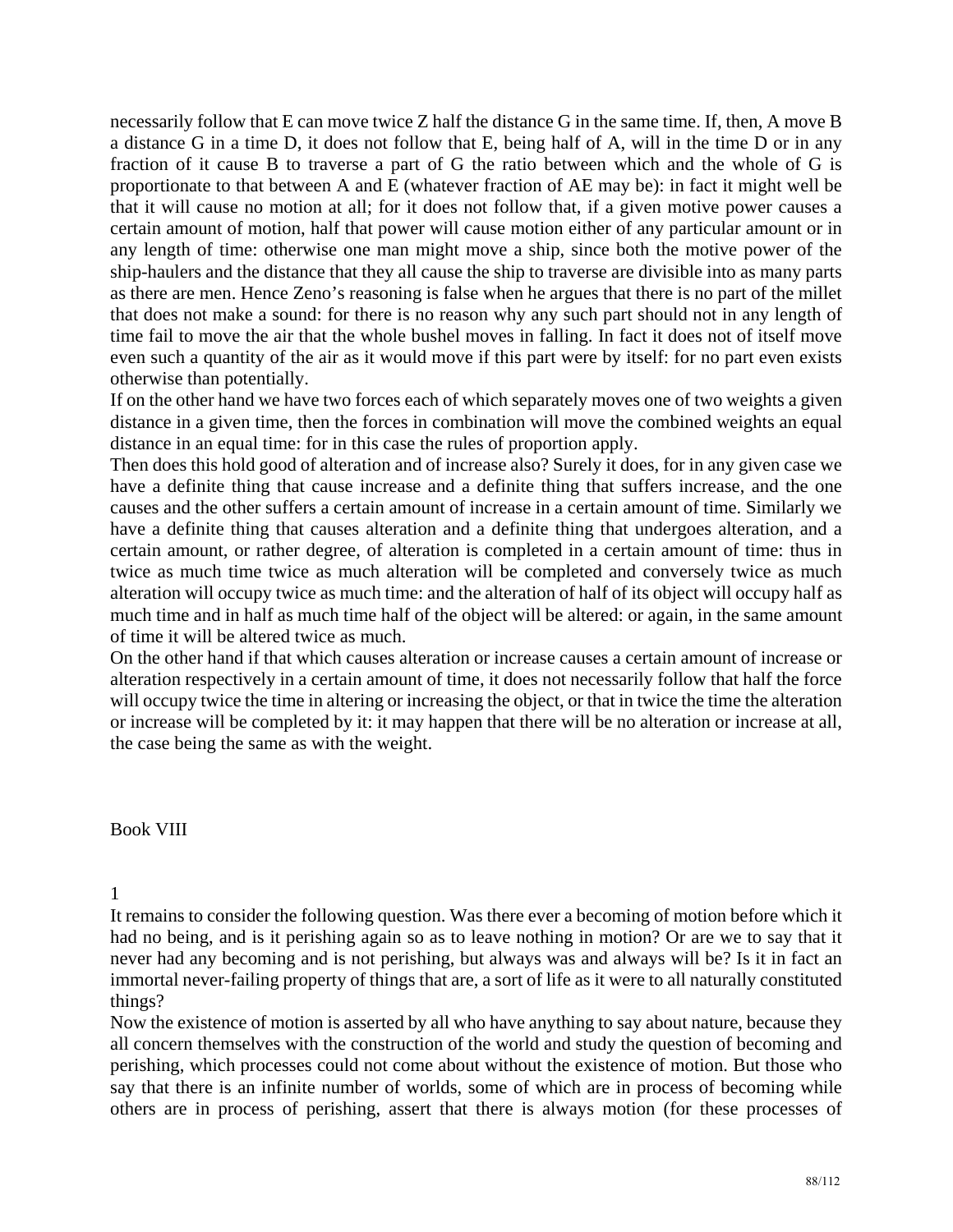necessarily follow that E can move twice Z half the distance G in the same time. If, then, A move B a distance G in a time D, it does not follow that E, being half of A, will in the time D or in any fraction of it cause B to traverse a part of G the ratio between which and the whole of G is proportionate to that between A and E (whatever fraction of AE may be): in fact it might well be that it will cause no motion at all; for it does not follow that, if a given motive power causes a certain amount of motion, half that power will cause motion either of any particular amount or in any length of time: otherwise one man might move a ship, since both the motive power of the ship-haulers and the distance that they all cause the ship to traverse are divisible into as many parts as there are men. Hence Zeno's reasoning is false when he argues that there is no part of the millet that does not make a sound: for there is no reason why any such part should not in any length of time fail to move the air that the whole bushel moves in falling. In fact it does not of itself move even such a quantity of the air as it would move if this part were by itself: for no part even exists otherwise than potentially.

If on the other hand we have two forces each of which separately moves one of two weights a given distance in a given time, then the forces in combination will move the combined weights an equal distance in an equal time: for in this case the rules of proportion apply.

Then does this hold good of alteration and of increase also? Surely it does, for in any given case we have a definite thing that cause increase and a definite thing that suffers increase, and the one causes and the other suffers a certain amount of increase in a certain amount of time. Similarly we have a definite thing that causes alteration and a definite thing that undergoes alteration, and a certain amount, or rather degree, of alteration is completed in a certain amount of time: thus in twice as much time twice as much alteration will be completed and conversely twice as much alteration will occupy twice as much time: and the alteration of half of its object will occupy half as much time and in half as much time half of the object will be altered: or again, in the same amount of time it will be altered twice as much.

On the other hand if that which causes alteration or increase causes a certain amount of increase or alteration respectively in a certain amount of time, it does not necessarily follow that half the force will occupy twice the time in altering or increasing the object, or that in twice the time the alteration or increase will be completed by it: it may happen that there will be no alteration or increase at all, the case being the same as with the weight.

# Book VIII

## 1

It remains to consider the following question. Was there ever a becoming of motion before which it had no being, and is it perishing again so as to leave nothing in motion? Or are we to say that it never had any becoming and is not perishing, but always was and always will be? Is it in fact an immortal never-failing property of things that are, a sort of life as it were to all naturally constituted things?

Now the existence of motion is asserted by all who have anything to say about nature, because they all concern themselves with the construction of the world and study the question of becoming and perishing, which processes could not come about without the existence of motion. But those who say that there is an infinite number of worlds, some of which are in process of becoming while others are in process of perishing, assert that there is always motion (for these processes of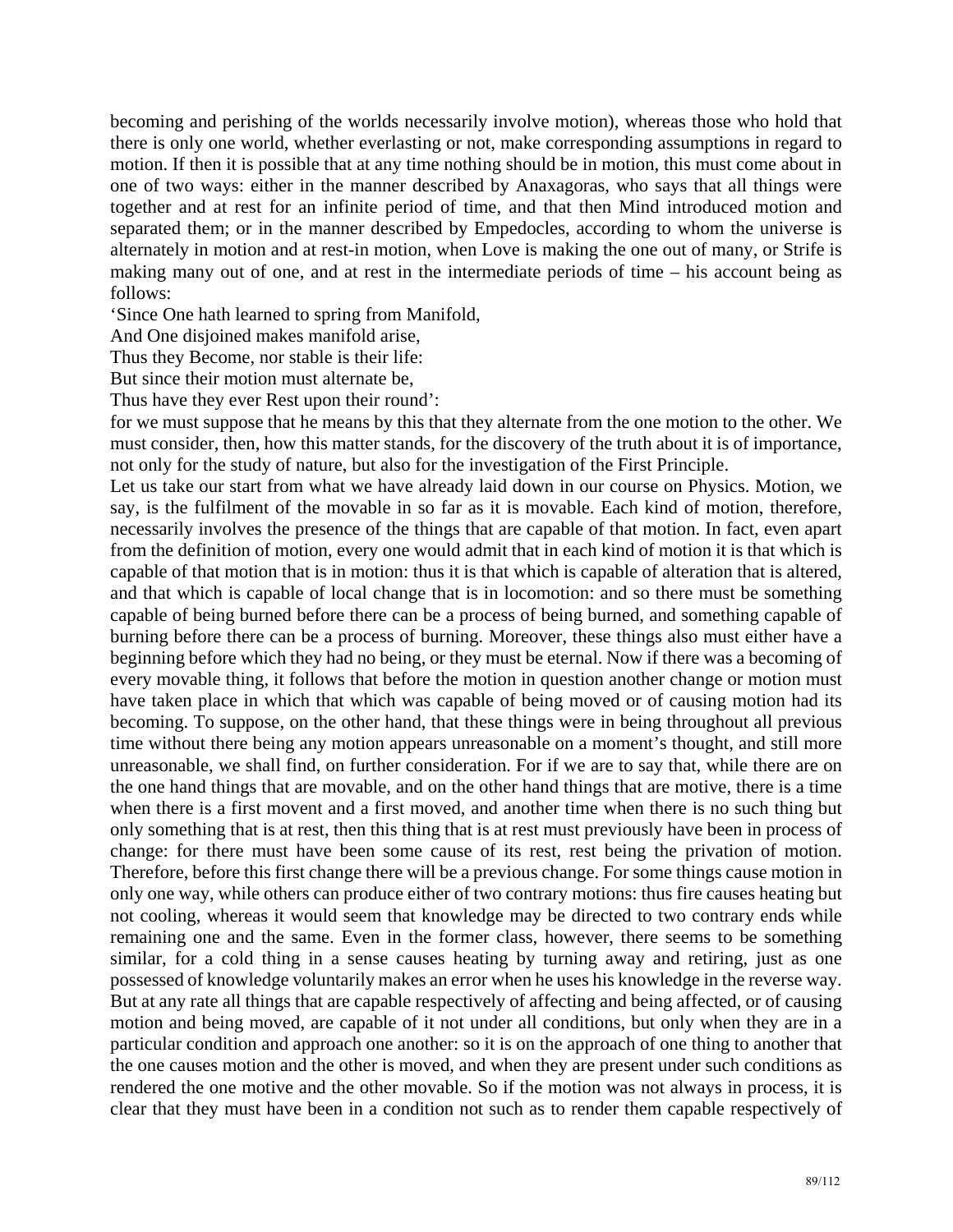becoming and perishing of the worlds necessarily involve motion), whereas those who hold that there is only one world, whether everlasting or not, make corresponding assumptions in regard to motion. If then it is possible that at any time nothing should be in motion, this must come about in one of two ways: either in the manner described by Anaxagoras, who says that all things were together and at rest for an infinite period of time, and that then Mind introduced motion and separated them; or in the manner described by Empedocles, according to whom the universe is alternately in motion and at rest-in motion, when Love is making the one out of many, or Strife is making many out of one, and at rest in the intermediate periods of time – his account being as follows:

'Since One hath learned to spring from Manifold,
And One disjoined makes manifold arise,
Thus they Become, nor stable is their life:
But since their motion must alternate be,
Thus have they ever Rest upon their round':

for we must suppose that he means by this that they alternate from the one motion to the other. We must consider, then, how this matter stands, for the discovery of the truth about it is of importance, not only for the study of nature, but also for the investigation of the First Principle.

Let us take our start from what we have already laid down in our course on Physics. Motion, we say, is the fulfilment of the movable in so far as it is movable. Each kind of motion, therefore, necessarily involves the presence of the things that are capable of that motion. In fact, even apart from the definition of motion, every one would admit that in each kind of motion it is that which is capable of that motion that is in motion: thus it is that which is capable of alteration that is altered, and that which is capable of local change that is in locomotion: and so there must be something capable of being burned before there can be a process of being burned, and something capable of burning before there can be a process of burning. Moreover, these things also must either have a beginning before which they had no being, or they must be eternal. Now if there was a becoming of every movable thing, it follows that before the motion in question another change or motion must have taken place in which that which was capable of being moved or of causing motion had its becoming. To suppose, on the other hand, that these things were in being throughout all previous time without there being any motion appears unreasonable on a moment's thought, and still more unreasonable, we shall find, on further consideration. For if we are to say that, while there are on the one hand things that are movable, and on the other hand things that are motive, there is a time when there is a first movent and a first moved, and another time when there is no such thing but only something that is at rest, then this thing that is at rest must previously have been in process of change: for there must have been some cause of its rest, rest being the privation of motion. Therefore, before this first change there will be a previous change. For some things cause motion in only one way, while others can produce either of two contrary motions: thus fire causes heating but not cooling, whereas it would seem that knowledge may be directed to two contrary ends while remaining one and the same. Even in the former class, however, there seems to be something similar, for a cold thing in a sense causes heating by turning away and retiring, just as one possessed of knowledge voluntarily makes an error when he uses his knowledge in the reverse way. But at any rate all things that are capable respectively of affecting and being affected, or of causing motion and being moved, are capable of it not under all conditions, but only when they are in a particular condition and approach one another: so it is on the approach of one thing to another that the one causes motion and the other is moved, and when they are present under such conditions as rendered the one motive and the other movable. So if the motion was not always in process, it is clear that they must have been in a condition not such as to render them capable respectively of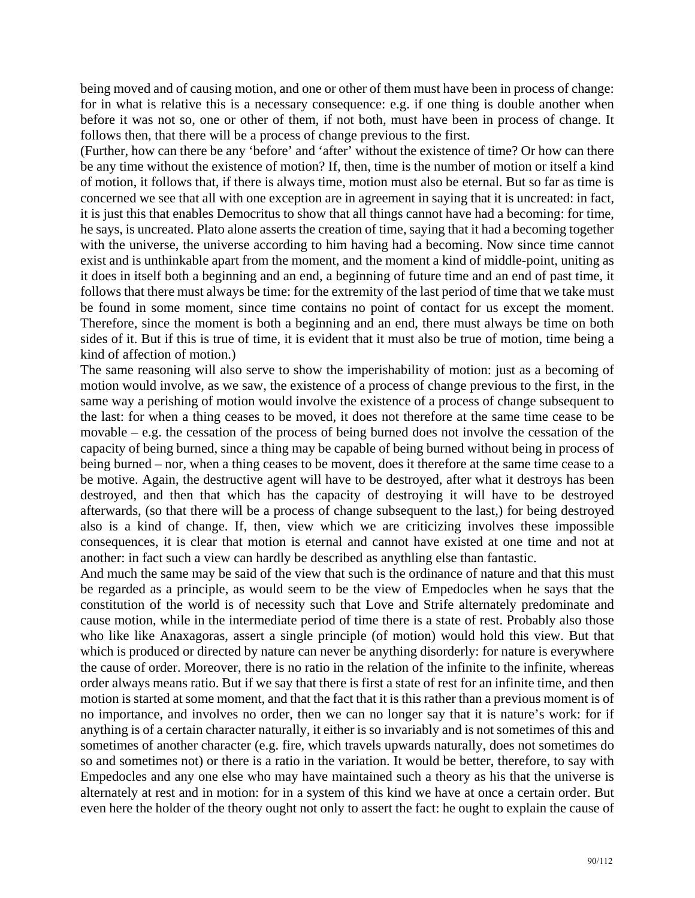being moved and of causing motion, and one or other of them must have been in process of change: for in what is relative this is a necessary consequence: e.g. if one thing is double another when before it was not so, one or other of them, if not both, must have been in process of change. It follows then, that there will be a process of change previous to the first.

(Further, how can there be any 'before' and 'after' without the existence of time? Or how can there be any time without the existence of motion? If, then, time is the number of motion or itself a kind of motion, it follows that, if there is always time, motion must also be eternal. But so far as time is concerned we see that all with one exception are in agreement in saying that it is uncreated: in fact, it is just this that enables Democritus to show that all things cannot have had a becoming: for time, he says, is uncreated. Plato alone asserts the creation of time, saying that it had a becoming together with the universe, the universe according to him having had a becoming. Now since time cannot exist and is unthinkable apart from the moment, and the moment a kind of middle-point, uniting as it does in itself both a beginning and an end, a beginning of future time and an end of past time, it follows that there must always be time: for the extremity of the last period of time that we take must be found in some moment, since time contains no point of contact for us except the moment. Therefore, since the moment is both a beginning and an end, there must always be time on both sides of it. But if this is true of time, it is evident that it must also be true of motion, time being a kind of affection of motion.)

The same reasoning will also serve to show the imperishability of motion: just as a becoming of motion would involve, as we saw, the existence of a process of change previous to the first, in the same way a perishing of motion would involve the existence of a process of change subsequent to the last: for when a thing ceases to be moved, it does not therefore at the same time cease to be movable – e.g. the cessation of the process of being burned does not involve the cessation of the capacity of being burned, since a thing may be capable of being burned without being in process of being burned – nor, when a thing ceases to be movent, does it therefore at the same time cease to a be motive. Again, the destructive agent will have to be destroyed, after what it destroys has been destroyed, and then that which has the capacity of destroying it will have to be destroyed afterwards, (so that there will be a process of change subsequent to the last,) for being destroyed also is a kind of change. If, then, view which we are criticizing involves these impossible consequences, it is clear that motion is eternal and cannot have existed at one time and not at another: in fact such a view can hardly be described as anythling else than fantastic.

And much the same may be said of the view that such is the ordinance of nature and that this must be regarded as a principle, as would seem to be the view of Empedocles when he says that the constitution of the world is of necessity such that Love and Strife alternately predominate and cause motion, while in the intermediate period of time there is a state of rest. Probably also those who like like Anaxagoras, assert a single principle (of motion) would hold this view. But that which is produced or directed by nature can never be anything disorderly: for nature is everywhere the cause of order. Moreover, there is no ratio in the relation of the infinite to the infinite, whereas order always means ratio. But if we say that there is first a state of rest for an infinite time, and then motion is started at some moment, and that the fact that it is this rather than a previous moment is of no importance, and involves no order, then we can no longer say that it is nature's work: for if anything is of a certain character naturally, it either is so invariably and is not sometimes of this and sometimes of another character (e.g. fire, which travels upwards naturally, does not sometimes do so and sometimes not) or there is a ratio in the variation. It would be better, therefore, to say with Empedocles and any one else who may have maintained such a theory as his that the universe is alternately at rest and in motion: for in a system of this kind we have at once a certain order. But even here the holder of the theory ought not only to assert the fact: he ought to explain the cause of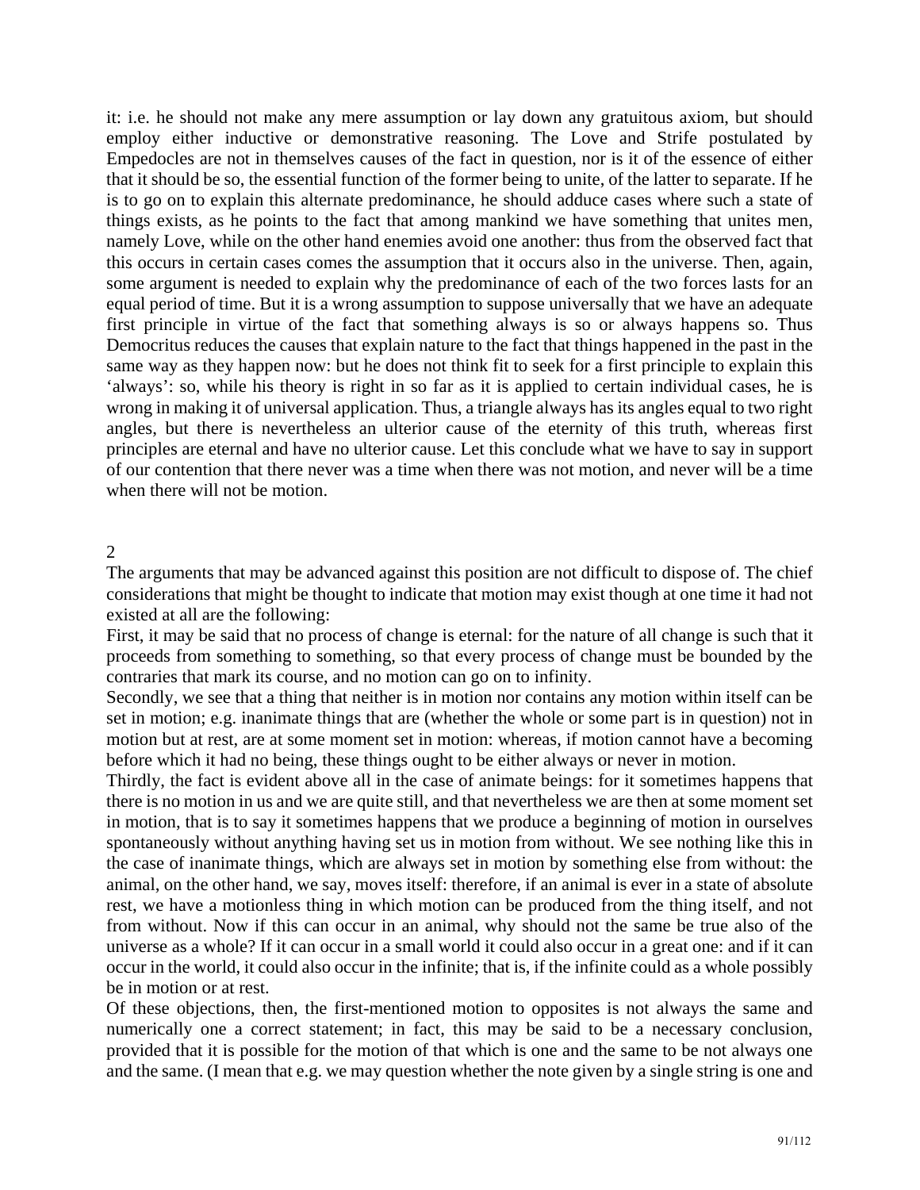it: i.e. he should not make any mere assumption or lay down any gratuitous axiom, but should employ either inductive or demonstrative reasoning. The Love and Strife postulated by Empedocles are not in themselves causes of the fact in question, nor is it of the essence of either that it should be so, the essential function of the former being to unite, of the latter to separate. If he is to go on to explain this alternate predominance, he should adduce cases where such a state of things exists, as he points to the fact that among mankind we have something that unites men, namely Love, while on the other hand enemies avoid one another: thus from the observed fact that this occurs in certain cases comes the assumption that it occurs also in the universe. Then, again, some argument is needed to explain why the predominance of each of the two forces lasts for an equal period of time. But it is a wrong assumption to suppose universally that we have an adequate first principle in virtue of the fact that something always is so or always happens so. Thus Democritus reduces the causes that explain nature to the fact that things happened in the past in the same way as they happen now: but he does not think fit to seek for a first principle to explain this 'always': so, while his theory is right in so far as it is applied to certain individual cases, he is wrong in making it of universal application. Thus, a triangle always has its angles equal to two right angles, but there is nevertheless an ulterior cause of the eternity of this truth, whereas first principles are eternal and have no ulterior cause. Let this conclude what we have to say in support of our contention that there never was a time when there was not motion, and never will be a time when there will not be motion.

## 2

The arguments that may be advanced against this position are not difficult to dispose of. The chief considerations that might be thought to indicate that motion may exist though at one time it had not existed at all are the following:

First, it may be said that no process of change is eternal: for the nature of all change is such that it proceeds from something to something, so that every process of change must be bounded by the contraries that mark its course, and no motion can go on to infinity.

Secondly, we see that a thing that neither is in motion nor contains any motion within itself can be set in motion; e.g. inanimate things that are (whether the whole or some part is in question) not in motion but at rest, are at some moment set in motion: whereas, if motion cannot have a becoming before which it had no being, these things ought to be either always or never in motion.

Thirdly, the fact is evident above all in the case of animate beings: for it sometimes happens that there is no motion in us and we are quite still, and that nevertheless we are then at some moment set in motion, that is to say it sometimes happens that we produce a beginning of motion in ourselves spontaneously without anything having set us in motion from without. We see nothing like this in the case of inanimate things, which are always set in motion by something else from without: the animal, on the other hand, we say, moves itself: therefore, if an animal is ever in a state of absolute rest, we have a motionless thing in which motion can be produced from the thing itself, and not from without. Now if this can occur in an animal, why should not the same be true also of the universe as a whole? If it can occur in a small world it could also occur in a great one: and if it can occur in the world, it could also occur in the infinite; that is, if the infinite could as a whole possibly be in motion or at rest.

Of these objections, then, the first-mentioned motion to opposites is not always the same and numerically one a correct statement; in fact, this may be said to be a necessary conclusion, provided that it is possible for the motion of that which is one and the same to be not always one and the same. (I mean that e.g. we may question whether the note given by a single string is one and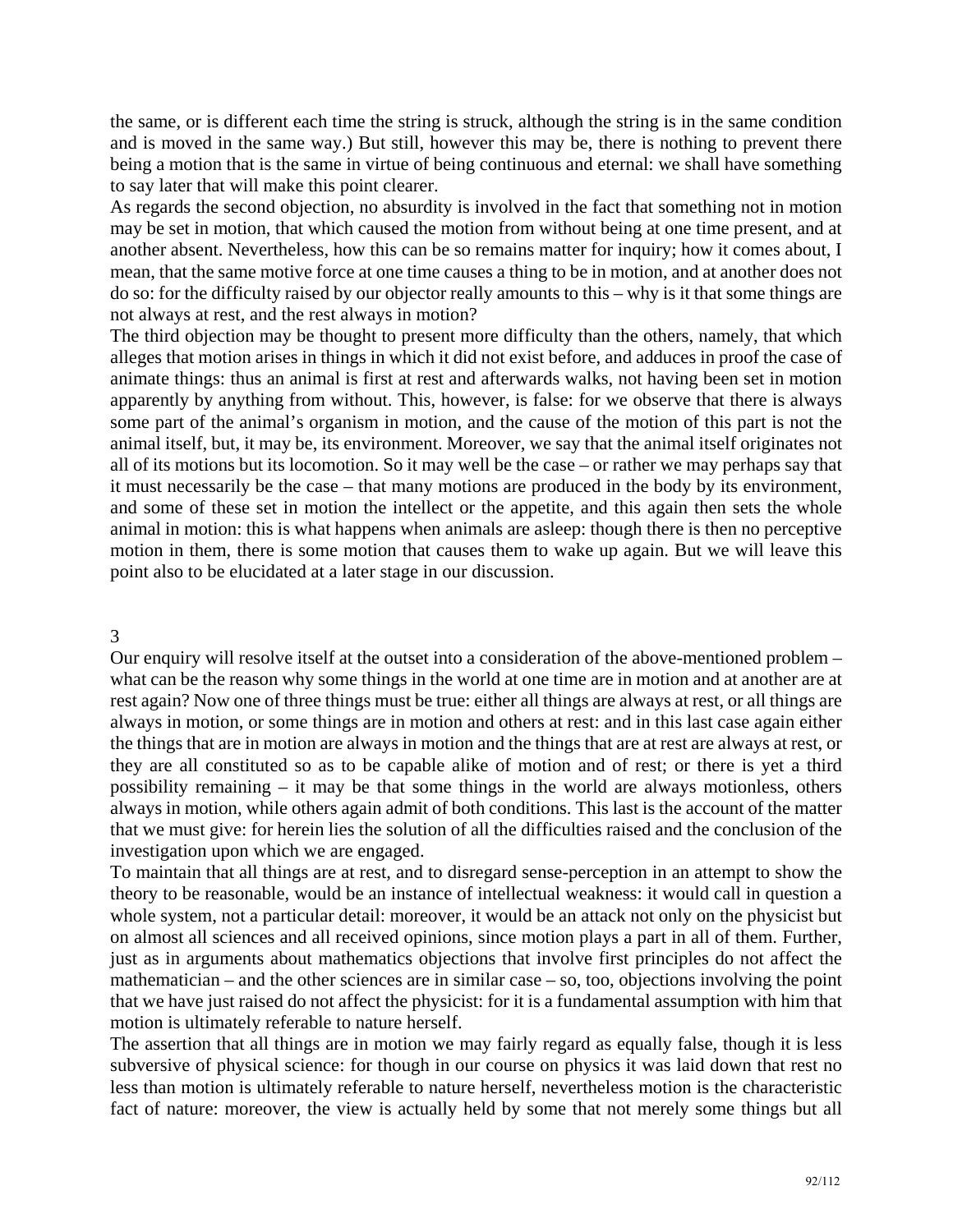the same, or is different each time the string is struck, although the string is in the same condition and is moved in the same way.) But still, however this may be, there is nothing to prevent there being a motion that is the same in virtue of being continuous and eternal: we shall have something to say later that will make this point clearer.

As regards the second objection, no absurdity is involved in the fact that something not in motion may be set in motion, that which caused the motion from without being at one time present, and at another absent. Nevertheless, how this can be so remains matter for inquiry; how it comes about, I mean, that the same motive force at one time causes a thing to be in motion, and at another does not do so: for the difficulty raised by our objector really amounts to this – why is it that some things are not always at rest, and the rest always in motion?

The third objection may be thought to present more difficulty than the others, namely, that which alleges that motion arises in things in which it did not exist before, and adduces in proof the case of animate things: thus an animal is first at rest and afterwards walks, not having been set in motion apparently by anything from without. This, however, is false: for we observe that there is always some part of the animal's organism in motion, and the cause of the motion of this part is not the animal itself, but, it may be, its environment. Moreover, we say that the animal itself originates not all of its motions but its locomotion. So it may well be the case – or rather we may perhaps say that it must necessarily be the case – that many motions are produced in the body by its environment, and some of these set in motion the intellect or the appetite, and this again then sets the whole animal in motion: this is what happens when animals are asleep: though there is then no perceptive motion in them, there is some motion that causes them to wake up again. But we will leave this point also to be elucidated at a later stage in our discussion.

## 3

Our enquiry will resolve itself at the outset into a consideration of the above-mentioned problem – what can be the reason why some things in the world at one time are in motion and at another are at rest again? Now one of three things must be true: either all things are always at rest, or all things are always in motion, or some things are in motion and others at rest: and in this last case again either the things that are in motion are always in motion and the things that are at rest are always at rest, or they are all constituted so as to be capable alike of motion and of rest; or there is yet a third possibility remaining – it may be that some things in the world are always motionless, others always in motion, while others again admit of both conditions. This last is the account of the matter that we must give: for herein lies the solution of all the difficulties raised and the conclusion of the investigation upon which we are engaged.

To maintain that all things are at rest, and to disregard sense-perception in an attempt to show the theory to be reasonable, would be an instance of intellectual weakness: it would call in question a whole system, not a particular detail: moreover, it would be an attack not only on the physicist but on almost all sciences and all received opinions, since motion plays a part in all of them. Further, just as in arguments about mathematics objections that involve first principles do not affect the mathematician – and the other sciences are in similar case – so, too, objections involving the point that we have just raised do not affect the physicist: for it is a fundamental assumption with him that motion is ultimately referable to nature herself.

The assertion that all things are in motion we may fairly regard as equally false, though it is less subversive of physical science: for though in our course on physics it was laid down that rest no less than motion is ultimately referable to nature herself, nevertheless motion is the characteristic fact of nature: moreover, the view is actually held by some that not merely some things but all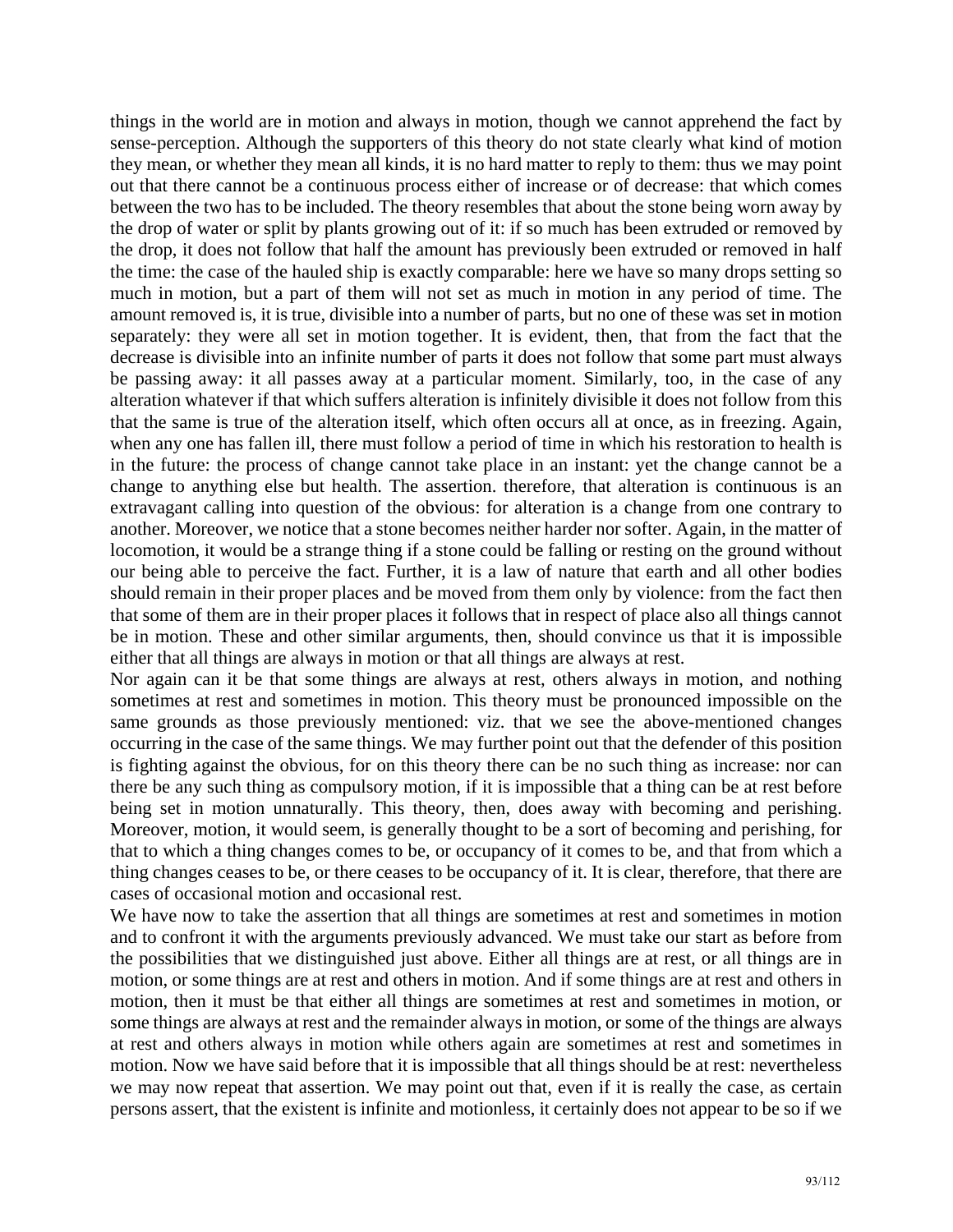things in the world are in motion and always in motion, though we cannot apprehend the fact by sense-perception. Although the supporters of this theory do not state clearly what kind of motion they mean, or whether they mean all kinds, it is no hard matter to reply to them: thus we may point out that there cannot be a continuous process either of increase or of decrease: that which comes between the two has to be included. The theory resembles that about the stone being worn away by the drop of water or split by plants growing out of it: if so much has been extruded or removed by the drop, it does not follow that half the amount has previously been extruded or removed in half the time: the case of the hauled ship is exactly comparable: here we have so many drops setting so much in motion, but a part of them will not set as much in motion in any period of time. The amount removed is, it is true, divisible into a number of parts, but no one of these was set in motion separately: they were all set in motion together. It is evident, then, that from the fact that the decrease is divisible into an infinite number of parts it does not follow that some part must always be passing away: it all passes away at a particular moment. Similarly, too, in the case of any alteration whatever if that which suffers alteration is infinitely divisible it does not follow from this that the same is true of the alteration itself, which often occurs all at once, as in freezing. Again, when any one has fallen ill, there must follow a period of time in which his restoration to health is in the future: the process of change cannot take place in an instant: yet the change cannot be a change to anything else but health. The assertion. therefore, that alteration is continuous is an extravagant calling into question of the obvious: for alteration is a change from one contrary to another. Moreover, we notice that a stone becomes neither harder nor softer. Again, in the matter of locomotion, it would be a strange thing if a stone could be falling or resting on the ground without our being able to perceive the fact. Further, it is a law of nature that earth and all other bodies should remain in their proper places and be moved from them only by violence: from the fact then that some of them are in their proper places it follows that in respect of place also all things cannot be in motion. These and other similar arguments, then, should convince us that it is impossible either that all things are always in motion or that all things are always at rest.

Nor again can it be that some things are always at rest, others always in motion, and nothing sometimes at rest and sometimes in motion. This theory must be pronounced impossible on the same grounds as those previously mentioned: viz. that we see the above-mentioned changes occurring in the case of the same things. We may further point out that the defender of this position is fighting against the obvious, for on this theory there can be no such thing as increase: nor can there be any such thing as compulsory motion, if it is impossible that a thing can be at rest before being set in motion unnaturally. This theory, then, does away with becoming and perishing. Moreover, motion, it would seem, is generally thought to be a sort of becoming and perishing, for that to which a thing changes comes to be, or occupancy of it comes to be, and that from which a thing changes ceases to be, or there ceases to be occupancy of it. It is clear, therefore, that there are cases of occasional motion and occasional rest.

We have now to take the assertion that all things are sometimes at rest and sometimes in motion and to confront it with the arguments previously advanced. We must take our start as before from the possibilities that we distinguished just above. Either all things are at rest, or all things are in motion, or some things are at rest and others in motion. And if some things are at rest and others in motion, then it must be that either all things are sometimes at rest and sometimes in motion, or some things are always at rest and the remainder always in motion, or some of the things are always at rest and others always in motion while others again are sometimes at rest and sometimes in motion. Now we have said before that it is impossible that all things should be at rest: nevertheless we may now repeat that assertion. We may point out that, even if it is really the case, as certain persons assert, that the existent is infinite and motionless, it certainly does not appear to be so if we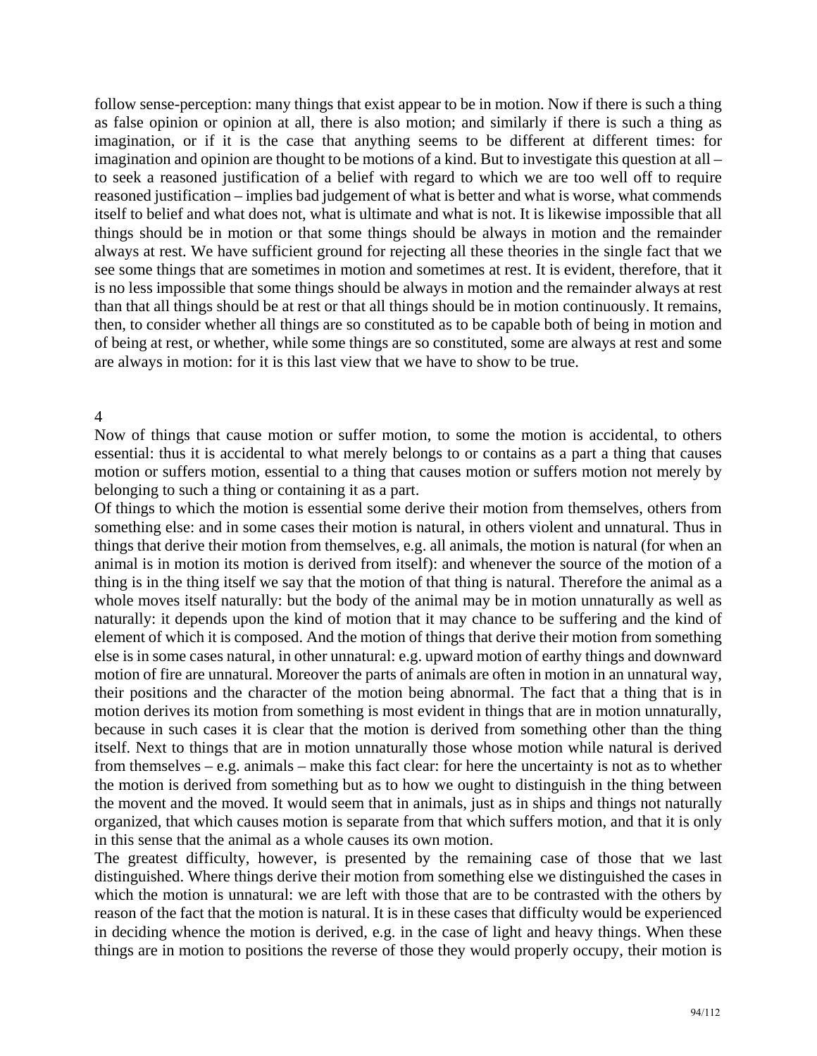follow sense-perception: many things that exist appear to be in motion. Now if there is such a thing as false opinion or opinion at all, there is also motion; and similarly if there is such a thing as imagination, or if it is the case that anything seems to be different at different times: for imagination and opinion are thought to be motions of a kind. But to investigate this question at all – to seek a reasoned justification of a belief with regard to which we are too well off to require reasoned justification – implies bad judgement of what is better and what is worse, what commends itself to belief and what does not, what is ultimate and what is not. It is likewise impossible that all things should be in motion or that some things should be always in motion and the remainder always at rest. We have sufficient ground for rejecting all these theories in the single fact that we see some things that are sometimes in motion and sometimes at rest. It is evident, therefore, that it is no less impossible that some things should be always in motion and the remainder always at rest than that all things should be at rest or that all things should be in motion continuously. It remains, then, to consider whether all things are so constituted as to be capable both of being in motion and of being at rest, or whether, while some things are so constituted, some are always at rest and some are always in motion: for it is this last view that we have to show to be true.

## 4

Now of things that cause motion or suffer motion, to some the motion is accidental, to others essential: thus it is accidental to what merely belongs to or contains as a part a thing that causes motion or suffers motion, essential to a thing that causes motion or suffers motion not merely by belonging to such a thing or containing it as a part.

Of things to which the motion is essential some derive their motion from themselves, others from something else: and in some cases their motion is natural, in others violent and unnatural. Thus in things that derive their motion from themselves, e.g. all animals, the motion is natural (for when an animal is in motion its motion is derived from itself): and whenever the source of the motion of a thing is in the thing itself we say that the motion of that thing is natural. Therefore the animal as a whole moves itself naturally: but the body of the animal may be in motion unnaturally as well as naturally: it depends upon the kind of motion that it may chance to be suffering and the kind of element of which it is composed. And the motion of things that derive their motion from something else is in some cases natural, in other unnatural: e.g. upward motion of earthy things and downward motion of fire are unnatural. Moreover the parts of animals are often in motion in an unnatural way, their positions and the character of the motion being abnormal. The fact that a thing that is in motion derives its motion from something is most evident in things that are in motion unnaturally, because in such cases it is clear that the motion is derived from something other than the thing itself. Next to things that are in motion unnaturally those whose motion while natural is derived from themselves – e.g. animals – make this fact clear: for here the uncertainty is not as to whether the motion is derived from something but as to how we ought to distinguish in the thing between the movent and the moved. It would seem that in animals, just as in ships and things not naturally organized, that which causes motion is separate from that which suffers motion, and that it is only in this sense that the animal as a whole causes its own motion.

The greatest difficulty, however, is presented by the remaining case of those that we last distinguished. Where things derive their motion from something else we distinguished the cases in which the motion is unnatural: we are left with those that are to be contrasted with the others by reason of the fact that the motion is natural. It is in these cases that difficulty would be experienced in deciding whence the motion is derived, e.g. in the case of light and heavy things. When these things are in motion to positions the reverse of those they would properly occupy, their motion is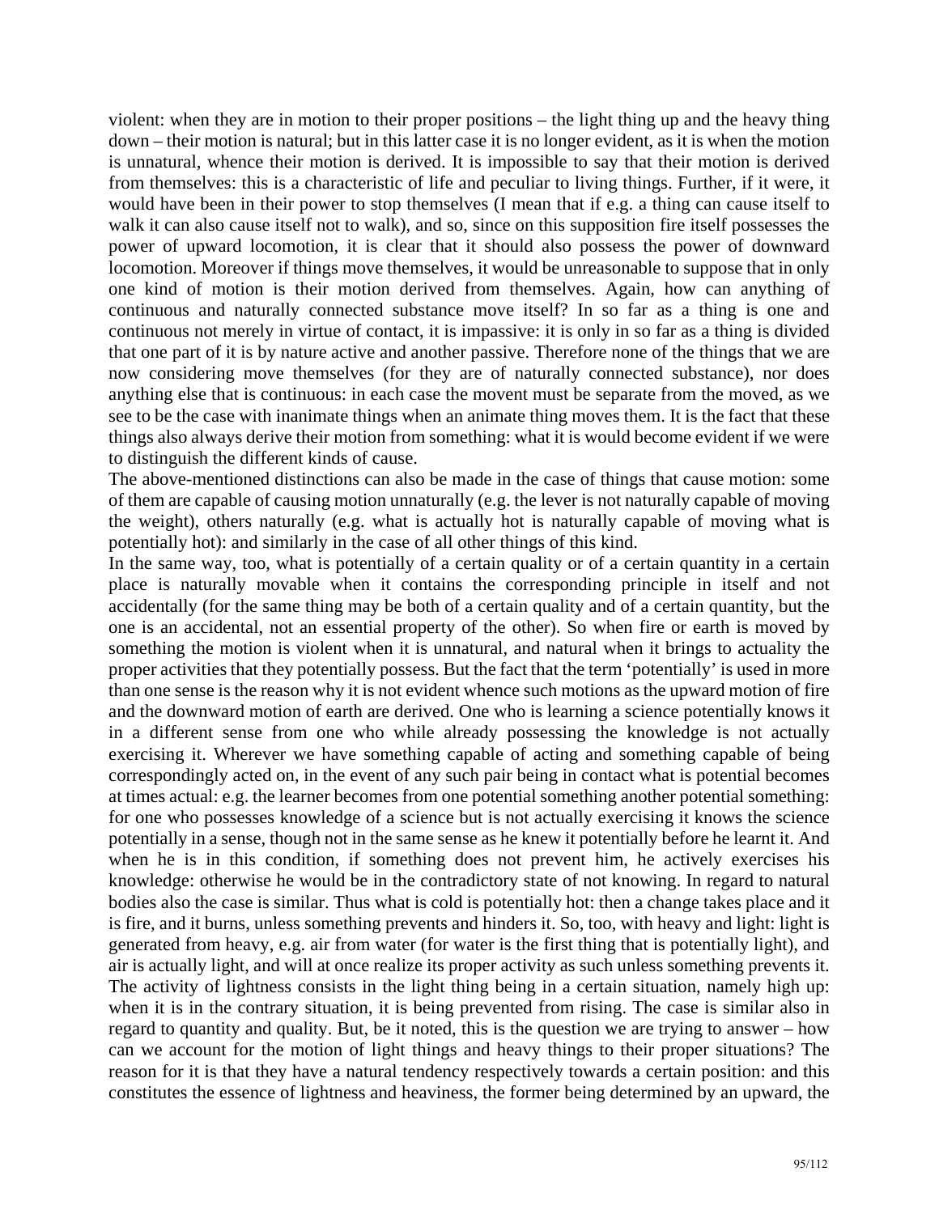violent: when they are in motion to their proper positions – the light thing up and the heavy thing down – their motion is natural; but in this latter case it is no longer evident, as it is when the motion is unnatural, whence their motion is derived. It is impossible to say that their motion is derived from themselves: this is a characteristic of life and peculiar to living things. Further, if it were, it would have been in their power to stop themselves (I mean that if e.g. a thing can cause itself to walk it can also cause itself not to walk), and so, since on this supposition fire itself possesses the power of upward locomotion, it is clear that it should also possess the power of downward locomotion. Moreover if things move themselves, it would be unreasonable to suppose that in only one kind of motion is their motion derived from themselves. Again, how can anything of continuous and naturally connected substance move itself? In so far as a thing is one and continuous not merely in virtue of contact, it is impassive: it is only in so far as a thing is divided that one part of it is by nature active and another passive. Therefore none of the things that we are now considering move themselves (for they are of naturally connected substance), nor does anything else that is continuous: in each case the movent must be separate from the moved, as we see to be the case with inanimate things when an animate thing moves them. It is the fact that these things also always derive their motion from something: what it is would become evident if we were to distinguish the different kinds of cause.

The above-mentioned distinctions can also be made in the case of things that cause motion: some of them are capable of causing motion unnaturally (e.g. the lever is not naturally capable of moving the weight), others naturally (e.g. what is actually hot is naturally capable of moving what is potentially hot): and similarly in the case of all other things of this kind.

In the same way, too, what is potentially of a certain quality or of a certain quantity in a certain place is naturally movable when it contains the corresponding principle in itself and not accidentally (for the same thing may be both of a certain quality and of a certain quantity, but the one is an accidental, not an essential property of the other). So when fire or earth is moved by something the motion is violent when it is unnatural, and natural when it brings to actuality the proper activities that they potentially possess. But the fact that the term 'potentially' is used in more than one sense is the reason why it is not evident whence such motions as the upward motion of fire and the downward motion of earth are derived. One who is learning a science potentially knows it in a different sense from one who while already possessing the knowledge is not actually exercising it. Wherever we have something capable of acting and something capable of being correspondingly acted on, in the event of any such pair being in contact what is potential becomes at times actual: e.g. the learner becomes from one potential something another potential something: for one who possesses knowledge of a science but is not actually exercising it knows the science potentially in a sense, though not in the same sense as he knew it potentially before he learnt it. And when he is in this condition, if something does not prevent him, he actively exercises his knowledge: otherwise he would be in the contradictory state of not knowing. In regard to natural bodies also the case is similar. Thus what is cold is potentially hot: then a change takes place and it is fire, and it burns, unless something prevents and hinders it. So, too, with heavy and light: light is generated from heavy, e.g. air from water (for water is the first thing that is potentially light), and air is actually light, and will at once realize its proper activity as such unless something prevents it. The activity of lightness consists in the light thing being in a certain situation, namely high up: when it is in the contrary situation, it is being prevented from rising. The case is similar also in regard to quantity and quality. But, be it noted, this is the question we are trying to answer – how can we account for the motion of light things and heavy things to their proper situations? The reason for it is that they have a natural tendency respectively towards a certain position: and this constitutes the essence of lightness and heaviness, the former being determined by an upward, the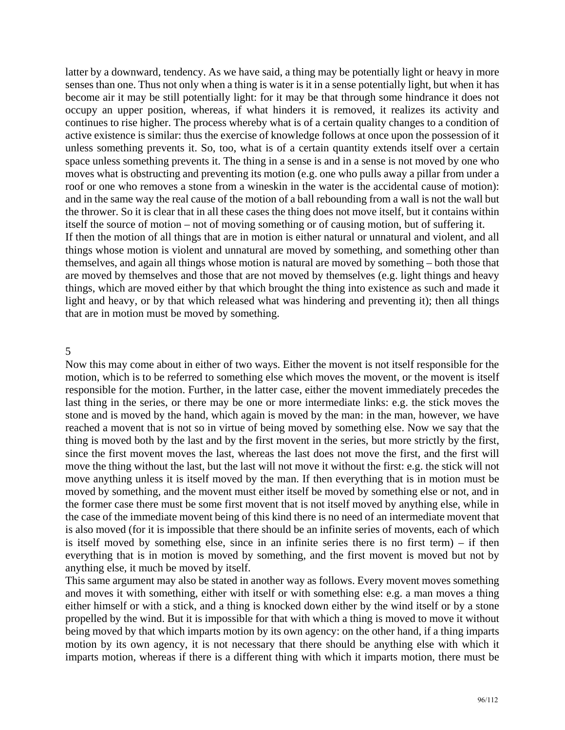latter by a downward, tendency. As we have said, a thing may be potentially light or heavy in more senses than one. Thus not only when a thing is water is it in a sense potentially light, but when it has become air it may be still potentially light: for it may be that through some hindrance it does not occupy an upper position, whereas, if what hinders it is removed, it realizes its activity and continues to rise higher. The process whereby what is of a certain quality changes to a condition of active existence is similar: thus the exercise of knowledge follows at once upon the possession of it unless something prevents it. So, too, what is of a certain quantity extends itself over a certain space unless something prevents it. The thing in a sense is and in a sense is not moved by one who moves what is obstructing and preventing its motion (e.g. one who pulls away a pillar from under a roof or one who removes a stone from a wineskin in the water is the accidental cause of motion): and in the same way the real cause of the motion of a ball rebounding from a wall is not the wall but the thrower. So it is clear that in all these cases the thing does not move itself, but it contains within itself the source of motion – not of moving something or of causing motion, but of suffering it.

If then the motion of all things that are in motion is either natural or unnatural and violent, and all things whose motion is violent and unnatural are moved by something, and something other than themselves, and again all things whose motion is natural are moved by something – both those that are moved by themselves and those that are not moved by themselves (e.g. light things and heavy things, which are moved either by that which brought the thing into existence as such and made it light and heavy, or by that which released what was hindering and preventing it); then all things that are in motion must be moved by something.

## 5

Now this may come about in either of two ways. Either the movent is not itself responsible for the motion, which is to be referred to something else which moves the movent, or the movent is itself responsible for the motion. Further, in the latter case, either the movent immediately precedes the last thing in the series, or there may be one or more intermediate links: e.g. the stick moves the stone and is moved by the hand, which again is moved by the man: in the man, however, we have reached a movent that is not so in virtue of being moved by something else. Now we say that the thing is moved both by the last and by the first movent in the series, but more strictly by the first, since the first movent moves the last, whereas the last does not move the first, and the first will move the thing without the last, but the last will not move it without the first: e.g. the stick will not move anything unless it is itself moved by the man. If then everything that is in motion must be moved by something, and the movent must either itself be moved by something else or not, and in the former case there must be some first movent that is not itself moved by anything else, while in the case of the immediate movent being of this kind there is no need of an intermediate movent that is also moved (for it is impossible that there should be an infinite series of movents, each of which is itself moved by something else, since in an infinite series there is no first term) – if then everything that is in motion is moved by something, and the first movent is moved but not by anything else, it much be moved by itself.

This same argument may also be stated in another way as follows. Every movent moves something and moves it with something, either with itself or with something else: e.g. a man moves a thing either himself or with a stick, and a thing is knocked down either by the wind itself or by a stone propelled by the wind. But it is impossible for that with which a thing is moved to move it without being moved by that which imparts motion by its own agency: on the other hand, if a thing imparts motion by its own agency, it is not necessary that there should be anything else with which it imparts motion, whereas if there is a different thing with which it imparts motion, there must be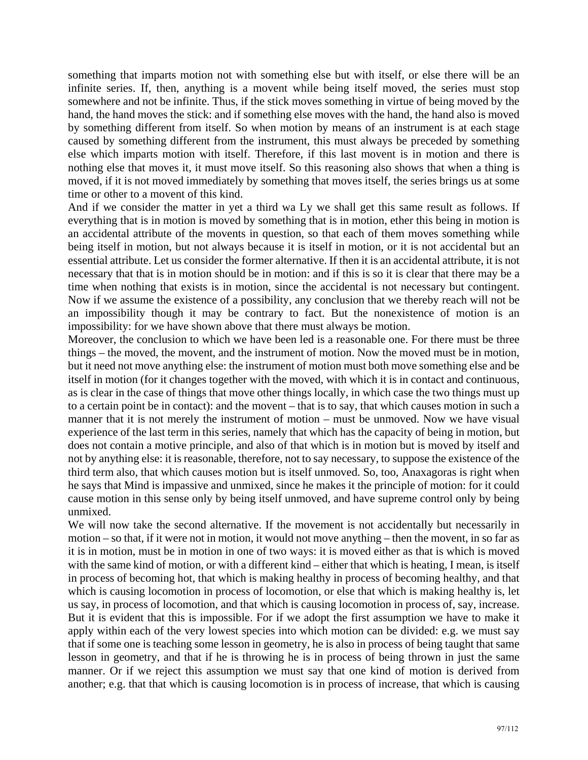something that imparts motion not with something else but with itself, or else there will be an infinite series. If, then, anything is a movent while being itself moved, the series must stop somewhere and not be infinite. Thus, if the stick moves something in virtue of being moved by the hand, the hand moves the stick: and if something else moves with the hand, the hand also is moved by something different from itself. So when motion by means of an instrument is at each stage caused by something different from the instrument, this must always be preceded by something else which imparts motion with itself. Therefore, if this last movent is in motion and there is nothing else that moves it, it must move itself. So this reasoning also shows that when a thing is moved, if it is not moved immediately by something that moves itself, the series brings us at some time or other to a movent of this kind.

And if we consider the matter in yet a third wa Ly we shall get this same result as follows. If everything that is in motion is moved by something that is in motion, ether this being in motion is an accidental attribute of the movents in question, so that each of them moves something while being itself in motion, but not always because it is itself in motion, or it is not accidental but an essential attribute. Let us consider the former alternative. If then it is an accidental attribute, it is not necessary that that is in motion should be in motion: and if this is so it is clear that there may be a time when nothing that exists is in motion, since the accidental is not necessary but contingent. Now if we assume the existence of a possibility, any conclusion that we thereby reach will not be an impossibility though it may be contrary to fact. But the nonexistence of motion is an impossibility: for we have shown above that there must always be motion.

Moreover, the conclusion to which we have been led is a reasonable one. For there must be three things – the moved, the movent, and the instrument of motion. Now the moved must be in motion, but it need not move anything else: the instrument of motion must both move something else and be itself in motion (for it changes together with the moved, with which it is in contact and continuous, as is clear in the case of things that move other things locally, in which case the two things must up to a certain point be in contact): and the movent – that is to say, that which causes motion in such a manner that it is not merely the instrument of motion – must be unmoved. Now we have visual experience of the last term in this series, namely that which has the capacity of being in motion, but does not contain a motive principle, and also of that which is in motion but is moved by itself and not by anything else: it is reasonable, therefore, not to say necessary, to suppose the existence of the third term also, that which causes motion but is itself unmoved. So, too, Anaxagoras is right when he says that Mind is impassive and unmixed, since he makes it the principle of motion: for it could cause motion in this sense only by being itself unmoved, and have supreme control only by being unmixed.

We will now take the second alternative. If the movement is not accidentally but necessarily in motion – so that, if it were not in motion, it would not move anything – then the movent, in so far as it is in motion, must be in motion in one of two ways: it is moved either as that is which is moved with the same kind of motion, or with a different kind – either that which is heating, I mean, is itself in process of becoming hot, that which is making healthy in process of becoming healthy, and that which is causing locomotion in process of locomotion, or else that which is making healthy is, let us say, in process of locomotion, and that which is causing locomotion in process of, say, increase. But it is evident that this is impossible. For if we adopt the first assumption we have to make it apply within each of the very lowest species into which motion can be divided: e.g. we must say that if some one is teaching some lesson in geometry, he is also in process of being taught that same lesson in geometry, and that if he is throwing he is in process of being thrown in just the same manner. Or if we reject this assumption we must say that one kind of motion is derived from another; e.g. that that which is causing locomotion is in process of increase, that which is causing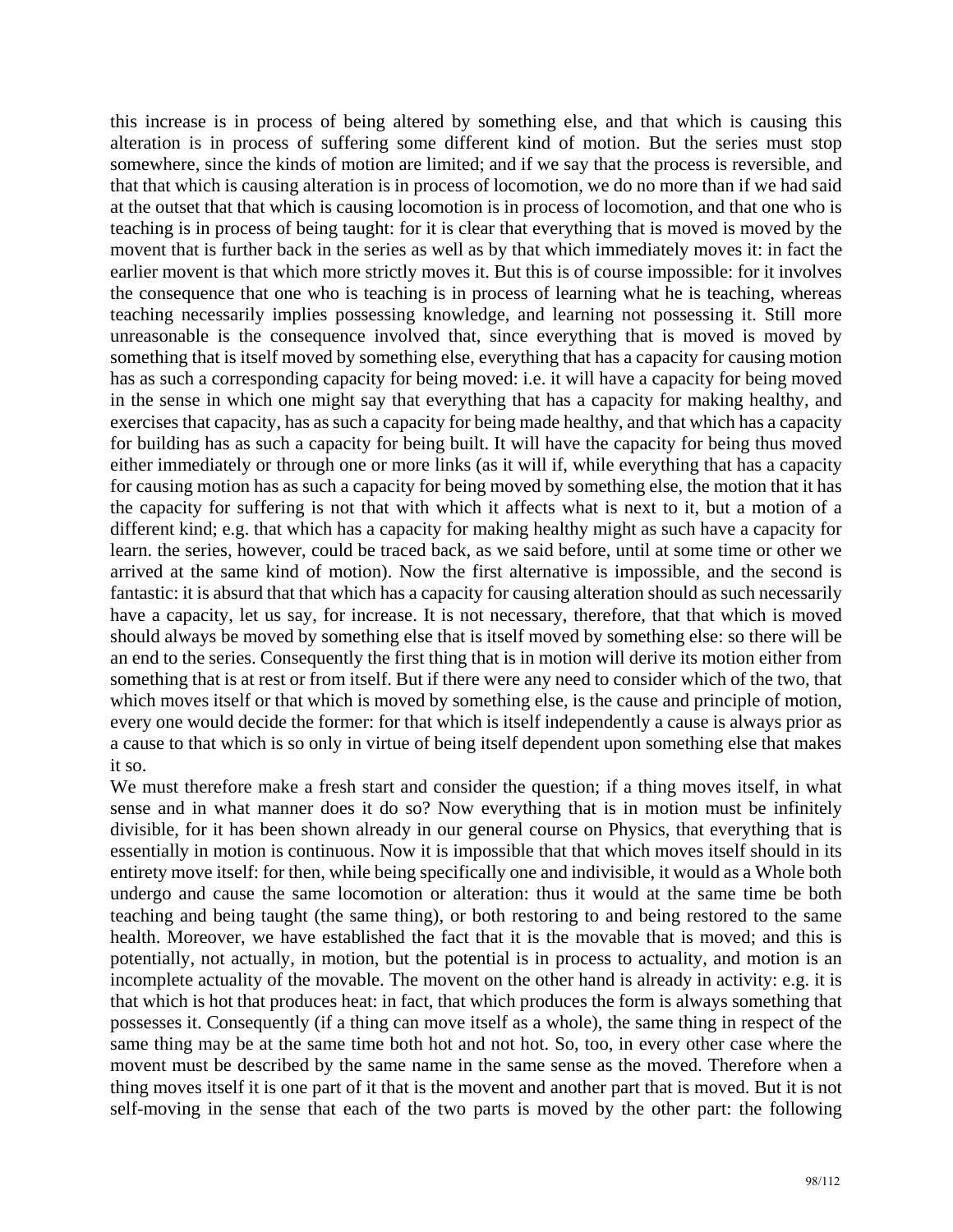this increase is in process of being altered by something else, and that which is causing this alteration is in process of suffering some different kind of motion. But the series must stop somewhere, since the kinds of motion are limited; and if we say that the process is reversible, and that that which is causing alteration is in process of locomotion, we do no more than if we had said at the outset that that which is causing locomotion is in process of locomotion, and that one who is teaching is in process of being taught: for it is clear that everything that is moved is moved by the movent that is further back in the series as well as by that which immediately moves it: in fact the earlier movent is that which more strictly moves it. But this is of course impossible: for it involves the consequence that one who is teaching is in process of learning what he is teaching, whereas teaching necessarily implies possessing knowledge, and learning not possessing it. Still more unreasonable is the consequence involved that, since everything that is moved is moved by something that is itself moved by something else, everything that has a capacity for causing motion has as such a corresponding capacity for being moved: i.e. it will have a capacity for being moved in the sense in which one might say that everything that has a capacity for making healthy, and exercises that capacity, has as such a capacity for being made healthy, and that which has a capacity for building has as such a capacity for being built. It will have the capacity for being thus moved either immediately or through one or more links (as it will if, while everything that has a capacity for causing motion has as such a capacity for being moved by something else, the motion that it has the capacity for suffering is not that with which it affects what is next to it, but a motion of a different kind; e.g. that which has a capacity for making healthy might as such have a capacity for learn. the series, however, could be traced back, as we said before, until at some time or other we arrived at the same kind of motion). Now the first alternative is impossible, and the second is fantastic: it is absurd that that which has a capacity for causing alteration should as such necessarily have a capacity, let us say, for increase. It is not necessary, therefore, that that which is moved should always be moved by something else that is itself moved by something else: so there will be an end to the series. Consequently the first thing that is in motion will derive its motion either from something that is at rest or from itself. But if there were any need to consider which of the two, that which moves itself or that which is moved by something else, is the cause and principle of motion, every one would decide the former: for that which is itself independently a cause is always prior as a cause to that which is so only in virtue of being itself dependent upon something else that makes it so.

We must therefore make a fresh start and consider the question; if a thing moves itself, in what sense and in what manner does it do so? Now everything that is in motion must be infinitely divisible, for it has been shown already in our general course on Physics, that everything that is essentially in motion is continuous. Now it is impossible that that which moves itself should in its entirety move itself: for then, while being specifically one and indivisible, it would as a Whole both undergo and cause the same locomotion or alteration: thus it would at the same time be both teaching and being taught (the same thing), or both restoring to and being restored to the same health. Moreover, we have established the fact that it is the movable that is moved; and this is potentially, not actually, in motion, but the potential is in process to actuality, and motion is an incomplete actuality of the movable. The movent on the other hand is already in activity: e.g. it is that which is hot that produces heat: in fact, that which produces the form is always something that possesses it. Consequently (if a thing can move itself as a whole), the same thing in respect of the same thing may be at the same time both hot and not hot. So, too, in every other case where the movent must be described by the same name in the same sense as the moved. Therefore when a thing moves itself it is one part of it that is the movent and another part that is moved. But it is not self-moving in the sense that each of the two parts is moved by the other part: the following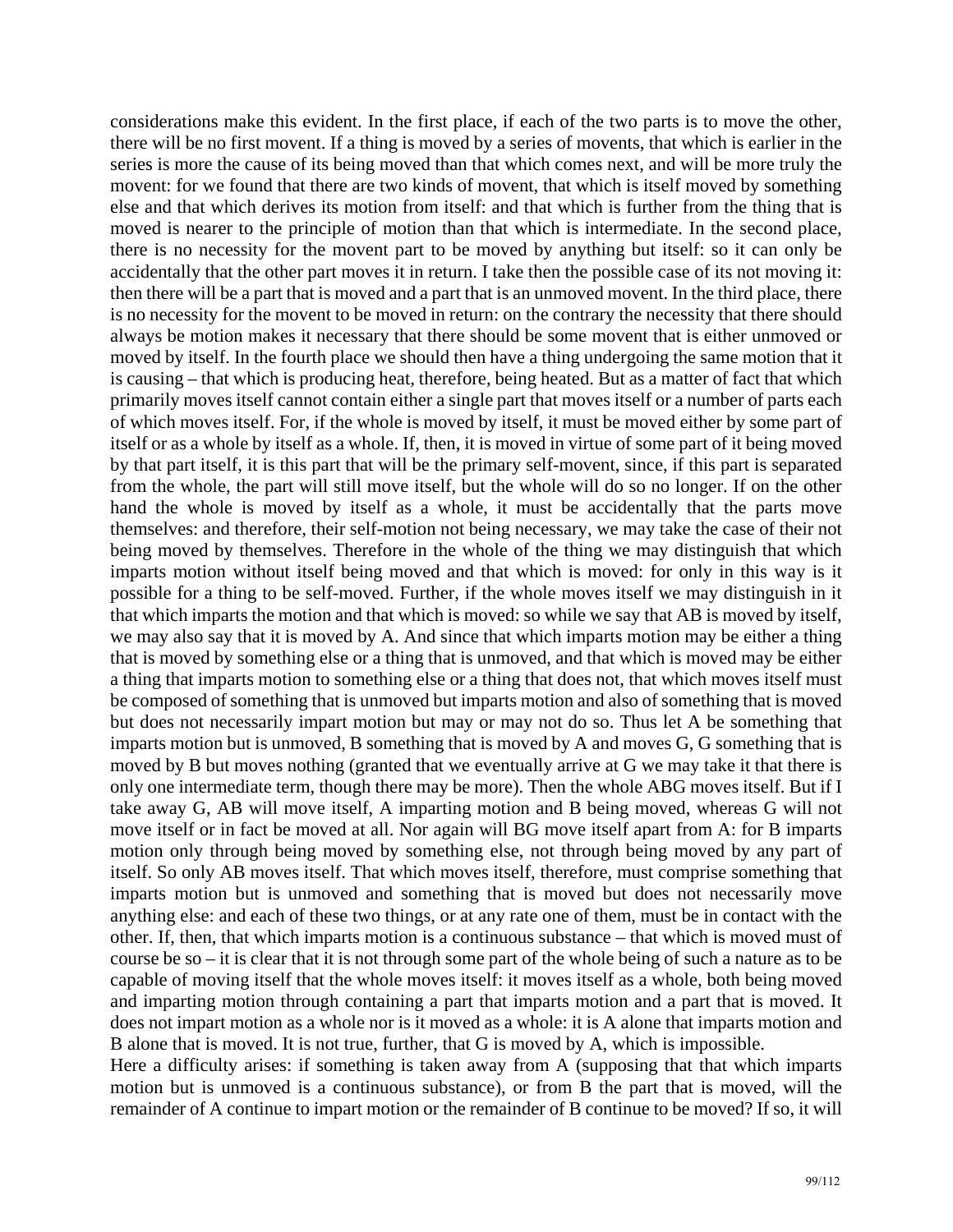considerations make this evident. In the first place, if each of the two parts is to move the other, there will be no first movent. If a thing is moved by a series of movents, that which is earlier in the series is more the cause of its being moved than that which comes next, and will be more truly the movent: for we found that there are two kinds of movent, that which is itself moved by something else and that which derives its motion from itself: and that which is further from the thing that is moved is nearer to the principle of motion than that which is intermediate. In the second place, there is no necessity for the movent part to be moved by anything but itself: so it can only be accidentally that the other part moves it in return. I take then the possible case of its not moving it: then there will be a part that is moved and a part that is an unmoved movent. In the third place, there is no necessity for the movent to be moved in return: on the contrary the necessity that there should always be motion makes it necessary that there should be some movent that is either unmoved or moved by itself. In the fourth place we should then have a thing undergoing the same motion that it is causing – that which is producing heat, therefore, being heated. But as a matter of fact that which primarily moves itself cannot contain either a single part that moves itself or a number of parts each of which moves itself. For, if the whole is moved by itself, it must be moved either by some part of itself or as a whole by itself as a whole. If, then, it is moved in virtue of some part of it being moved by that part itself, it is this part that will be the primary self-movent, since, if this part is separated from the whole, the part will still move itself, but the whole will do so no longer. If on the other hand the whole is moved by itself as a whole, it must be accidentally that the parts move themselves: and therefore, their self-motion not being necessary, we may take the case of their not being moved by themselves. Therefore in the whole of the thing we may distinguish that which imparts motion without itself being moved and that which is moved: for only in this way is it possible for a thing to be self-moved. Further, if the whole moves itself we may distinguish in it that which imparts the motion and that which is moved: so while we say that AB is moved by itself, we may also say that it is moved by A. And since that which imparts motion may be either a thing that is moved by something else or a thing that is unmoved, and that which is moved may be either a thing that imparts motion to something else or a thing that does not, that which moves itself must be composed of something that is unmoved but imparts motion and also of something that is moved but does not necessarily impart motion but may or may not do so. Thus let A be something that imparts motion but is unmoved, B something that is moved by A and moves G, G something that is moved by B but moves nothing (granted that we eventually arrive at G we may take it that there is only one intermediate term, though there may be more). Then the whole ABG moves itself. But if I take away G, AB will move itself, A imparting motion and B being moved, whereas G will not move itself or in fact be moved at all. Nor again will BG move itself apart from A: for B imparts motion only through being moved by something else, not through being moved by any part of itself. So only AB moves itself. That which moves itself, therefore, must comprise something that imparts motion but is unmoved and something that is moved but does not necessarily move anything else: and each of these two things, or at any rate one of them, must be in contact with the other. If, then, that which imparts motion is a continuous substance – that which is moved must of course be so – it is clear that it is not through some part of the whole being of such a nature as to be capable of moving itself that the whole moves itself: it moves itself as a whole, both being moved and imparting motion through containing a part that imparts motion and a part that is moved. It does not impart motion as a whole nor is it moved as a whole: it is A alone that imparts motion and B alone that is moved. It is not true, further, that G is moved by A, which is impossible.

Here a difficulty arises: if something is taken away from A (supposing that that which imparts motion but is unmoved is a continuous substance), or from B the part that is moved, will the remainder of A continue to impart motion or the remainder of B continue to be moved? If so, it will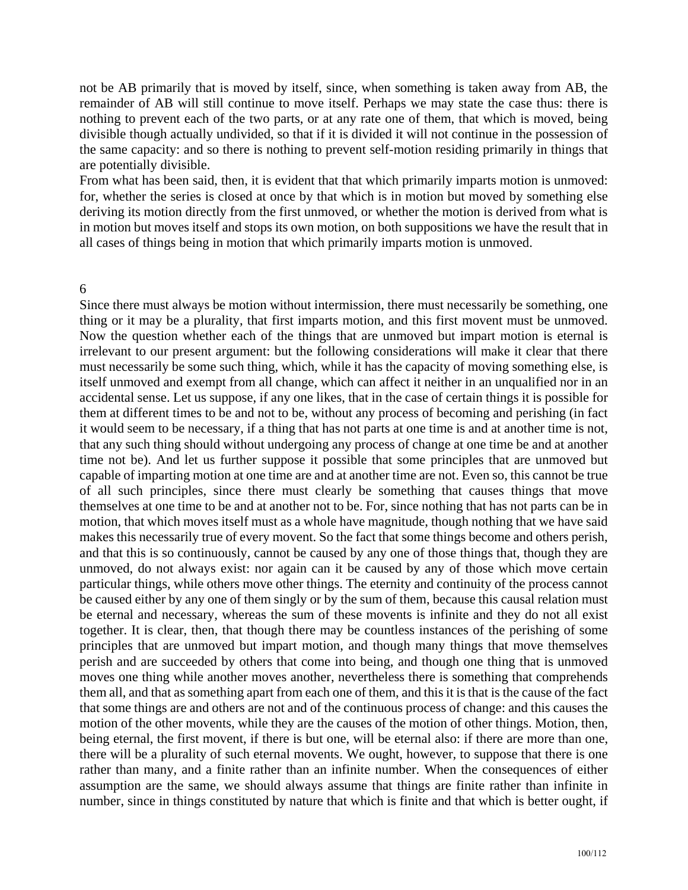not be AB primarily that is moved by itself, since, when something is taken away from AB, the remainder of AB will still continue to move itself. Perhaps we may state the case thus: there is nothing to prevent each of the two parts, or at any rate one of them, that which is moved, being divisible though actually undivided, so that if it is divided it will not continue in the possession of the same capacity: and so there is nothing to prevent self-motion residing primarily in things that are potentially divisible.

From what has been said, then, it is evident that that which primarily imparts motion is unmoved: for, whether the series is closed at once by that which is in motion but moved by something else deriving its motion directly from the first unmoved, or whether the motion is derived from what is in motion but moves itself and stops its own motion, on both suppositions we have the result that in all cases of things being in motion that which primarily imparts motion is unmoved.

## 6

Since there must always be motion without intermission, there must necessarily be something, one thing or it may be a plurality, that first imparts motion, and this first movent must be unmoved. Now the question whether each of the things that are unmoved but impart motion is eternal is irrelevant to our present argument: but the following considerations will make it clear that there must necessarily be some such thing, which, while it has the capacity of moving something else, is itself unmoved and exempt from all change, which can affect it neither in an unqualified nor in an accidental sense. Let us suppose, if any one likes, that in the case of certain things it is possible for them at different times to be and not to be, without any process of becoming and perishing (in fact it would seem to be necessary, if a thing that has not parts at one time is and at another time is not, that any such thing should without undergoing any process of change at one time be and at another time not be). And let us further suppose it possible that some principles that are unmoved but capable of imparting motion at one time are and at another time are not. Even so, this cannot be true of all such principles, since there must clearly be something that causes things that move themselves at one time to be and at another not to be. For, since nothing that has not parts can be in motion, that which moves itself must as a whole have magnitude, though nothing that we have said makes this necessarily true of every movent. So the fact that some things become and others perish, and that this is so continuously, cannot be caused by any one of those things that, though they are unmoved, do not always exist: nor again can it be caused by any of those which move certain particular things, while others move other things. The eternity and continuity of the process cannot be caused either by any one of them singly or by the sum of them, because this causal relation must be eternal and necessary, whereas the sum of these movents is infinite and they do not all exist together. It is clear, then, that though there may be countless instances of the perishing of some principles that are unmoved but impart motion, and though many things that move themselves perish and are succeeded by others that come into being, and though one thing that is unmoved moves one thing while another moves another, nevertheless there is something that comprehends them all, and that as something apart from each one of them, and this it is that is the cause of the fact that some things are and others are not and of the continuous process of change: and this causes the motion of the other movents, while they are the causes of the motion of other things. Motion, then, being eternal, the first movent, if there is but one, will be eternal also: if there are more than one, there will be a plurality of such eternal movents. We ought, however, to suppose that there is one rather than many, and a finite rather than an infinite number. When the consequences of either assumption are the same, we should always assume that things are finite rather than infinite in number, since in things constituted by nature that which is finite and that which is better ought, if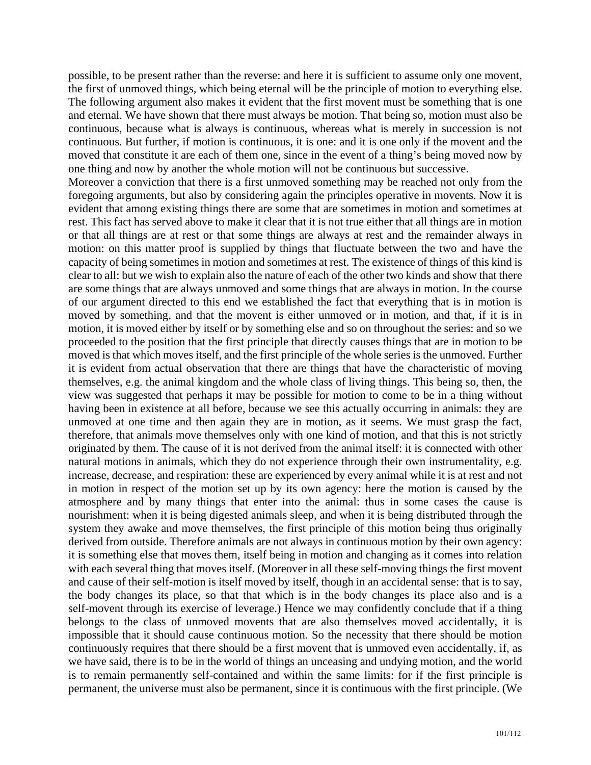possible, to be present rather than the reverse: and here it is sufficient to assume only one movent, the first of unmoved things, which being eternal will be the principle of motion to everything else. The following argument also makes it evident that the first movent must be something that is one and eternal. We have shown that there must always be motion. That being so, motion must also be continuous, because what is always is continuous, whereas what is merely in succession is not continuous. But further, if motion is continuous, it is one: and it is one only if the movent and the moved that constitute it are each of them one, since in the event of a thing's being moved now by one thing and now by another the whole motion will not be continuous but successive.

Moreover a conviction that there is a first unmoved something may be reached not only from the foregoing arguments, but also by considering again the principles operative in movents. Now it is evident that among existing things there are some that are sometimes in motion and sometimes at rest. This fact has served above to make it clear that it is not true either that all things are in motion or that all things are at rest or that some things are always at rest and the remainder always in motion: on this matter proof is supplied by things that fluctuate between the two and have the capacity of being sometimes in motion and sometimes at rest. The existence of things of this kind is clear to all: but we wish to explain also the nature of each of the other two kinds and show that there are some things that are always unmoved and some things that are always in motion. In the course of our argument directed to this end we established the fact that everything that is in motion is moved by something, and that the movent is either unmoved or in motion, and that, if it is in motion, it is moved either by itself or by something else and so on throughout the series: and so we proceeded to the position that the first principle that directly causes things that are in motion to be moved is that which moves itself, and the first principle of the whole series is the unmoved. Further it is evident from actual observation that there are things that have the characteristic of moving themselves, e.g. the animal kingdom and the whole class of living things. This being so, then, the view was suggested that perhaps it may be possible for motion to come to be in a thing without having been in existence at all before, because we see this actually occurring in animals: they are unmoved at one time and then again they are in motion, as it seems. We must grasp the fact, therefore, that animals move themselves only with one kind of motion, and that this is not strictly originated by them. The cause of it is not derived from the animal itself: it is connected with other natural motions in animals, which they do not experience through their own instrumentality, e.g. increase, decrease, and respiration: these are experienced by every animal while it is at rest and not in motion in respect of the motion set up by its own agency: here the motion is caused by the atmosphere and by many things that enter into the animal: thus in some cases the cause is nourishment: when it is being digested animals sleep, and when it is being distributed through the system they awake and move themselves, the first principle of this motion being thus originally derived from outside. Therefore animals are not always in continuous motion by their own agency: it is something else that moves them, itself being in motion and changing as it comes into relation with each several thing that moves itself. (Moreover in all these self-moving things the first movent and cause of their self-motion is itself moved by itself, though in an accidental sense: that is to say, the body changes its place, so that that which is in the body changes its place also and is a self-movent through its exercise of leverage.) Hence we may confidently conclude that if a thing belongs to the class of unmoved movents that are also themselves moved accidentally, it is impossible that it should cause continuous motion. So the necessity that there should be motion continuously requires that there should be a first movent that is unmoved even accidentally, if, as we have said, there is to be in the world of things an unceasing and undying motion, and the world is to remain permanently self-contained and within the same limits: for if the first principle is permanent, the universe must also be permanent, since it is continuous with the first principle. (We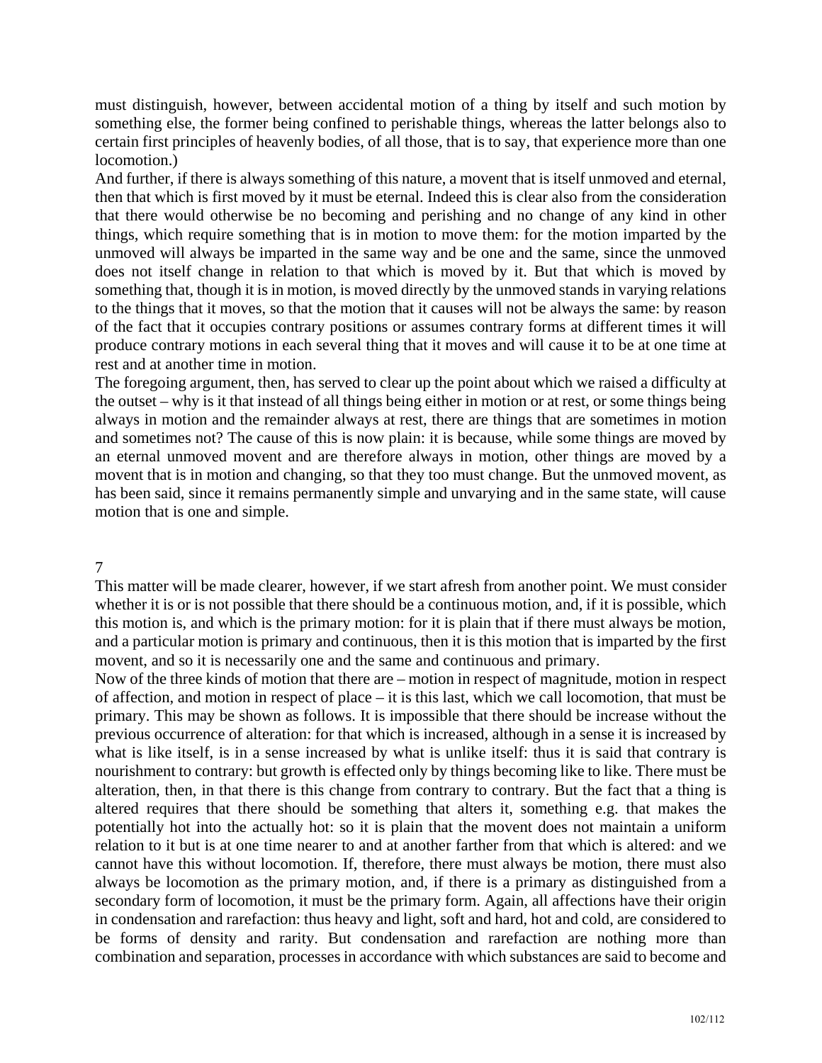must distinguish, however, between accidental motion of a thing by itself and such motion by something else, the former being confined to perishable things, whereas the latter belongs also to certain first principles of heavenly bodies, of all those, that is to say, that experience more than one locomotion.)

And further, if there is always something of this nature, a movent that is itself unmoved and eternal, then that which is first moved by it must be eternal. Indeed this is clear also from the consideration that there would otherwise be no becoming and perishing and no change of any kind in other things, which require something that is in motion to move them: for the motion imparted by the unmoved will always be imparted in the same way and be one and the same, since the unmoved does not itself change in relation to that which is moved by it. But that which is moved by something that, though it is in motion, is moved directly by the unmoved stands in varying relations to the things that it moves, so that the motion that it causes will not be always the same: by reason of the fact that it occupies contrary positions or assumes contrary forms at different times it will produce contrary motions in each several thing that it moves and will cause it to be at one time at rest and at another time in motion.

The foregoing argument, then, has served to clear up the point about which we raised a difficulty at the outset – why is it that instead of all things being either in motion or at rest, or some things being always in motion and the remainder always at rest, there are things that are sometimes in motion and sometimes not? The cause of this is now plain: it is because, while some things are moved by an eternal unmoved movent and are therefore always in motion, other things are moved by a movent that is in motion and changing, so that they too must change. But the unmoved movent, as has been said, since it remains permanently simple and unvarying and in the same state, will cause motion that is one and simple.

## 7

This matter will be made clearer, however, if we start afresh from another point. We must consider whether it is or is not possible that there should be a continuous motion, and, if it is possible, which this motion is, and which is the primary motion: for it is plain that if there must always be motion, and a particular motion is primary and continuous, then it is this motion that is imparted by the first movent, and so it is necessarily one and the same and continuous and primary.

Now of the three kinds of motion that there are – motion in respect of magnitude, motion in respect of affection, and motion in respect of place – it is this last, which we call locomotion, that must be primary. This may be shown as follows. It is impossible that there should be increase without the previous occurrence of alteration: for that which is increased, although in a sense it is increased by what is like itself, is in a sense increased by what is unlike itself: thus it is said that contrary is nourishment to contrary: but growth is effected only by things becoming like to like. There must be alteration, then, in that there is this change from contrary to contrary. But the fact that a thing is altered requires that there should be something that alters it, something e.g. that makes the potentially hot into the actually hot: so it is plain that the movent does not maintain a uniform relation to it but is at one time nearer to and at another farther from that which is altered: and we cannot have this without locomotion. If, therefore, there must always be motion, there must also always be locomotion as the primary motion, and, if there is a primary as distinguished from a secondary form of locomotion, it must be the primary form. Again, all affections have their origin in condensation and rarefaction: thus heavy and light, soft and hard, hot and cold, are considered to be forms of density and rarity. But condensation and rarefaction are nothing more than combination and separation, processes in accordance with which substances are said to become and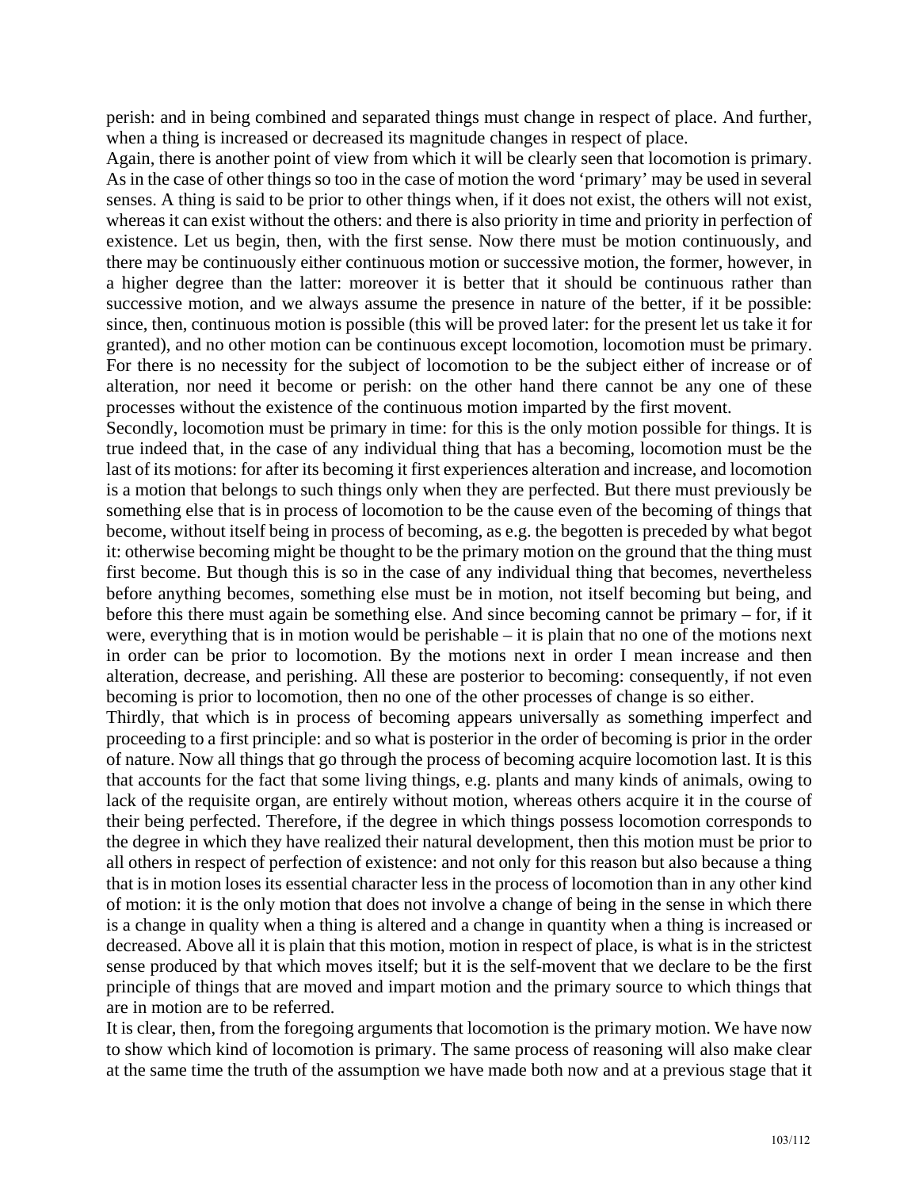perish: and in being combined and separated things must change in respect of place. And further, when a thing is increased or decreased its magnitude changes in respect of place.

Again, there is another point of view from which it will be clearly seen that locomotion is primary. As in the case of other things so too in the case of motion the word 'primary' may be used in several senses. A thing is said to be prior to other things when, if it does not exist, the others will not exist, whereas it can exist without the others: and there is also priority in time and priority in perfection of existence. Let us begin, then, with the first sense. Now there must be motion continuously, and there may be continuously either continuous motion or successive motion, the former, however, in a higher degree than the latter: moreover it is better that it should be continuous rather than successive motion, and we always assume the presence in nature of the better, if it be possible: since, then, continuous motion is possible (this will be proved later: for the present let us take it for granted), and no other motion can be continuous except locomotion, locomotion must be primary. For there is no necessity for the subject of locomotion to be the subject either of increase or of alteration, nor need it become or perish: on the other hand there cannot be any one of these processes without the existence of the continuous motion imparted by the first movent.

Secondly, locomotion must be primary in time: for this is the only motion possible for things. It is true indeed that, in the case of any individual thing that has a becoming, locomotion must be the last of its motions: for after its becoming it first experiences alteration and increase, and locomotion is a motion that belongs to such things only when they are perfected. But there must previously be something else that is in process of locomotion to be the cause even of the becoming of things that become, without itself being in process of becoming, as e.g. the begotten is preceded by what begot it: otherwise becoming might be thought to be the primary motion on the ground that the thing must first become. But though this is so in the case of any individual thing that becomes, nevertheless before anything becomes, something else must be in motion, not itself becoming but being, and before this there must again be something else. And since becoming cannot be primary – for, if it were, everything that is in motion would be perishable – it is plain that no one of the motions next in order can be prior to locomotion. By the motions next in order I mean increase and then alteration, decrease, and perishing. All these are posterior to becoming: consequently, if not even becoming is prior to locomotion, then no one of the other processes of change is so either.

Thirdly, that which is in process of becoming appears universally as something imperfect and proceeding to a first principle: and so what is posterior in the order of becoming is prior in the order of nature. Now all things that go through the process of becoming acquire locomotion last. It is this that accounts for the fact that some living things, e.g. plants and many kinds of animals, owing to lack of the requisite organ, are entirely without motion, whereas others acquire it in the course of their being perfected. Therefore, if the degree in which things possess locomotion corresponds to the degree in which they have realized their natural development, then this motion must be prior to all others in respect of perfection of existence: and not only for this reason but also because a thing that is in motion loses its essential character less in the process of locomotion than in any other kind of motion: it is the only motion that does not involve a change of being in the sense in which there is a change in quality when a thing is altered and a change in quantity when a thing is increased or decreased. Above all it is plain that this motion, motion in respect of place, is what is in the strictest sense produced by that which moves itself; but it is the self-movent that we declare to be the first principle of things that are moved and impart motion and the primary source to which things that are in motion are to be referred.

It is clear, then, from the foregoing arguments that locomotion is the primary motion. We have now to show which kind of locomotion is primary. The same process of reasoning will also make clear at the same time the truth of the assumption we have made both now and at a previous stage that it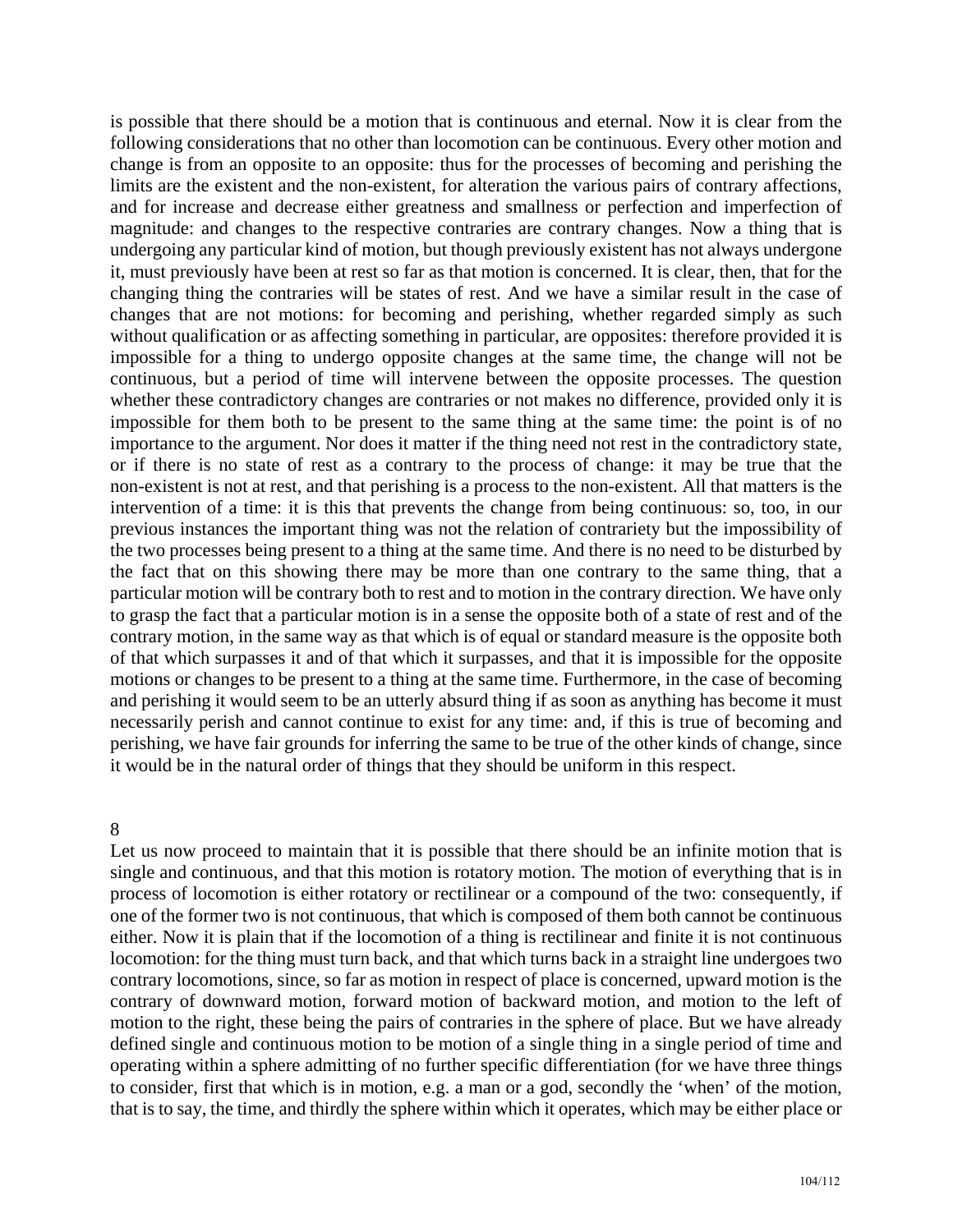is possible that there should be a motion that is continuous and eternal. Now it is clear from the following considerations that no other than locomotion can be continuous. Every other motion and change is from an opposite to an opposite: thus for the processes of becoming and perishing the limits are the existent and the non-existent, for alteration the various pairs of contrary affections, and for increase and decrease either greatness and smallness or perfection and imperfection of magnitude: and changes to the respective contraries are contrary changes. Now a thing that is undergoing any particular kind of motion, but though previously existent has not always undergone it, must previously have been at rest so far as that motion is concerned. It is clear, then, that for the changing thing the contraries will be states of rest. And we have a similar result in the case of changes that are not motions: for becoming and perishing, whether regarded simply as such without qualification or as affecting something in particular, are opposites: therefore provided it is impossible for a thing to undergo opposite changes at the same time, the change will not be continuous, but a period of time will intervene between the opposite processes. The question whether these contradictory changes are contraries or not makes no difference, provided only it is impossible for them both to be present to the same thing at the same time: the point is of no importance to the argument. Nor does it matter if the thing need not rest in the contradictory state, or if there is no state of rest as a contrary to the process of change: it may be true that the non-existent is not at rest, and that perishing is a process to the non-existent. All that matters is the intervention of a time: it is this that prevents the change from being continuous: so, too, in our previous instances the important thing was not the relation of contrariety but the impossibility of the two processes being present to a thing at the same time. And there is no need to be disturbed by the fact that on this showing there may be more than one contrary to the same thing, that a particular motion will be contrary both to rest and to motion in the contrary direction. We have only to grasp the fact that a particular motion is in a sense the opposite both of a state of rest and of the contrary motion, in the same way as that which is of equal or standard measure is the opposite both of that which surpasses it and of that which it surpasses, and that it is impossible for the opposite motions or changes to be present to a thing at the same time. Furthermore, in the case of becoming and perishing it would seem to be an utterly absurd thing if as soon as anything has become it must necessarily perish and cannot continue to exist for any time: and, if this is true of becoming and perishing, we have fair grounds for inferring the same to be true of the other kinds of change, since it would be in the natural order of things that they should be uniform in this respect.

## 8

Let us now proceed to maintain that it is possible that there should be an infinite motion that is single and continuous, and that this motion is rotatory motion. The motion of everything that is in process of locomotion is either rotatory or rectilinear or a compound of the two: consequently, if one of the former two is not continuous, that which is composed of them both cannot be continuous either. Now it is plain that if the locomotion of a thing is rectilinear and finite it is not continuous locomotion: for the thing must turn back, and that which turns back in a straight line undergoes two contrary locomotions, since, so far as motion in respect of place is concerned, upward motion is the contrary of downward motion, forward motion of backward motion, and motion to the left of motion to the right, these being the pairs of contraries in the sphere of place. But we have already defined single and continuous motion to be motion of a single thing in a single period of time and operating within a sphere admitting of no further specific differentiation (for we have three things to consider, first that which is in motion, e.g. a man or a god, secondly the 'when' of the motion, that is to say, the time, and thirdly the sphere within which it operates, which may be either place or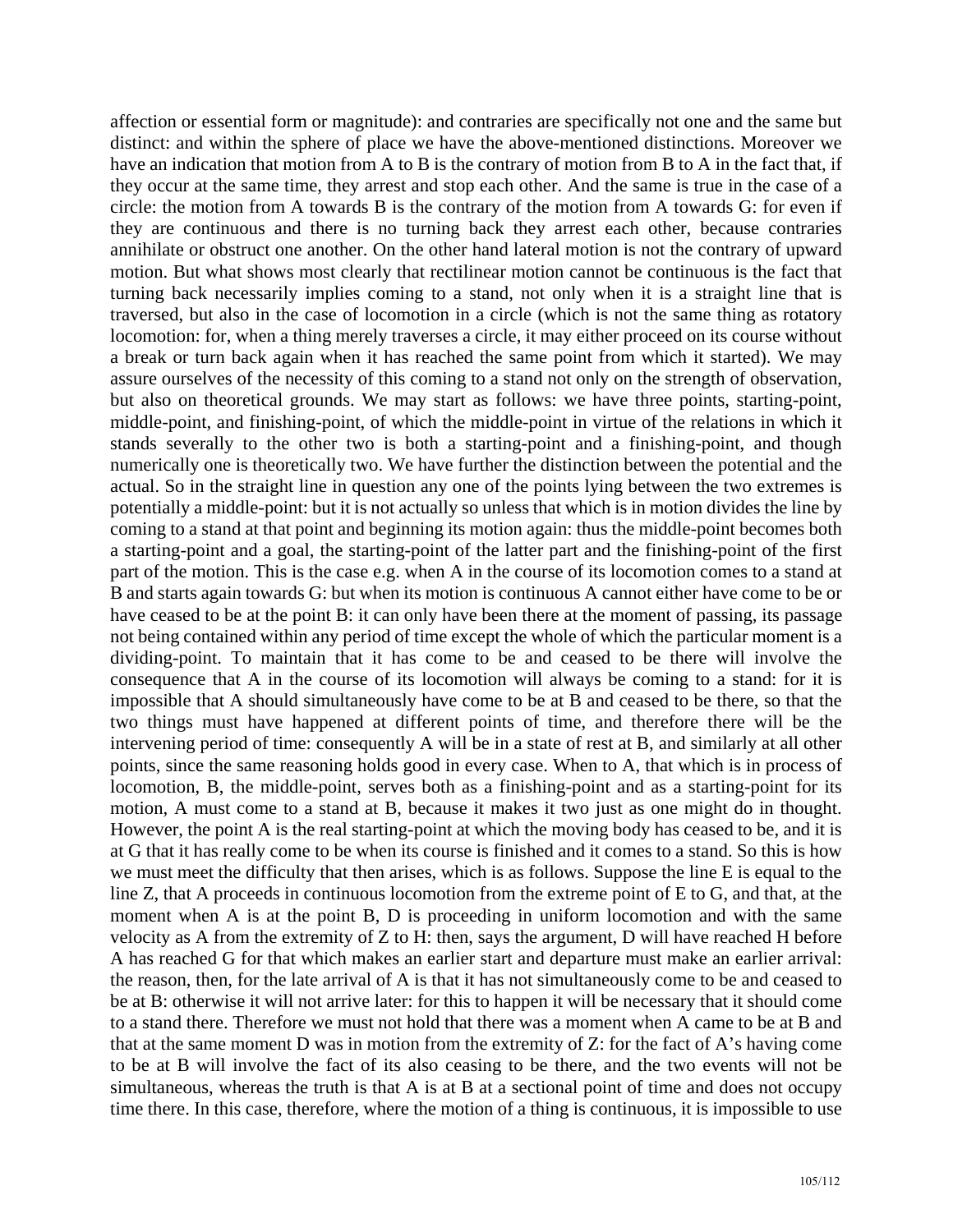affection or essential form or magnitude): and contraries are specifically not one and the same but distinct: and within the sphere of place we have the above-mentioned distinctions. Moreover we have an indication that motion from A to B is the contrary of motion from B to A in the fact that, if they occur at the same time, they arrest and stop each other. And the same is true in the case of a circle: the motion from A towards B is the contrary of the motion from A towards G: for even if they are continuous and there is no turning back they arrest each other, because contraries annihilate or obstruct one another. On the other hand lateral motion is not the contrary of upward motion. But what shows most clearly that rectilinear motion cannot be continuous is the fact that turning back necessarily implies coming to a stand, not only when it is a straight line that is traversed, but also in the case of locomotion in a circle (which is not the same thing as rotatory locomotion: for, when a thing merely traverses a circle, it may either proceed on its course without a break or turn back again when it has reached the same point from which it started). We may assure ourselves of the necessity of this coming to a stand not only on the strength of observation, but also on theoretical grounds. We may start as follows: we have three points, starting-point, middle-point, and finishing-point, of which the middle-point in virtue of the relations in which it stands severally to the other two is both a starting-point and a finishing-point, and though numerically one is theoretically two. We have further the distinction between the potential and the actual. So in the straight line in question any one of the points lying between the two extremes is potentially a middle-point: but it is not actually so unless that which is in motion divides the line by coming to a stand at that point and beginning its motion again: thus the middle-point becomes both a starting-point and a goal, the starting-point of the latter part and the finishing-point of the first part of the motion. This is the case e.g. when A in the course of its locomotion comes to a stand at B and starts again towards G: but when its motion is continuous A cannot either have come to be or have ceased to be at the point B: it can only have been there at the moment of passing, its passage not being contained within any period of time except the whole of which the particular moment is a dividing-point. To maintain that it has come to be and ceased to be there will involve the consequence that A in the course of its locomotion will always be coming to a stand: for it is impossible that A should simultaneously have come to be at B and ceased to be there, so that the two things must have happened at different points of time, and therefore there will be the intervening period of time: consequently A will be in a state of rest at B, and similarly at all other points, since the same reasoning holds good in every case. When to A, that which is in process of locomotion, B, the middle-point, serves both as a finishing-point and as a starting-point for its motion, A must come to a stand at B, because it makes it two just as one might do in thought. However, the point A is the real starting-point at which the moving body has ceased to be, and it is at G that it has really come to be when its course is finished and it comes to a stand. So this is how we must meet the difficulty that then arises, which is as follows. Suppose the line E is equal to the line Z, that A proceeds in continuous locomotion from the extreme point of E to G, and that, at the moment when A is at the point B, D is proceeding in uniform locomotion and with the same velocity as A from the extremity of Z to H: then, says the argument, D will have reached H before A has reached G for that which makes an earlier start and departure must make an earlier arrival: the reason, then, for the late arrival of A is that it has not simultaneously come to be and ceased to be at B: otherwise it will not arrive later: for this to happen it will be necessary that it should come to a stand there. Therefore we must not hold that there was a moment when A came to be at B and that at the same moment D was in motion from the extremity of Z: for the fact of A's having come to be at B will involve the fact of its also ceasing to be there, and the two events will not be simultaneous, whereas the truth is that A is at B at a sectional point of time and does not occupy time there. In this case, therefore, where the motion of a thing is continuous, it is impossible to use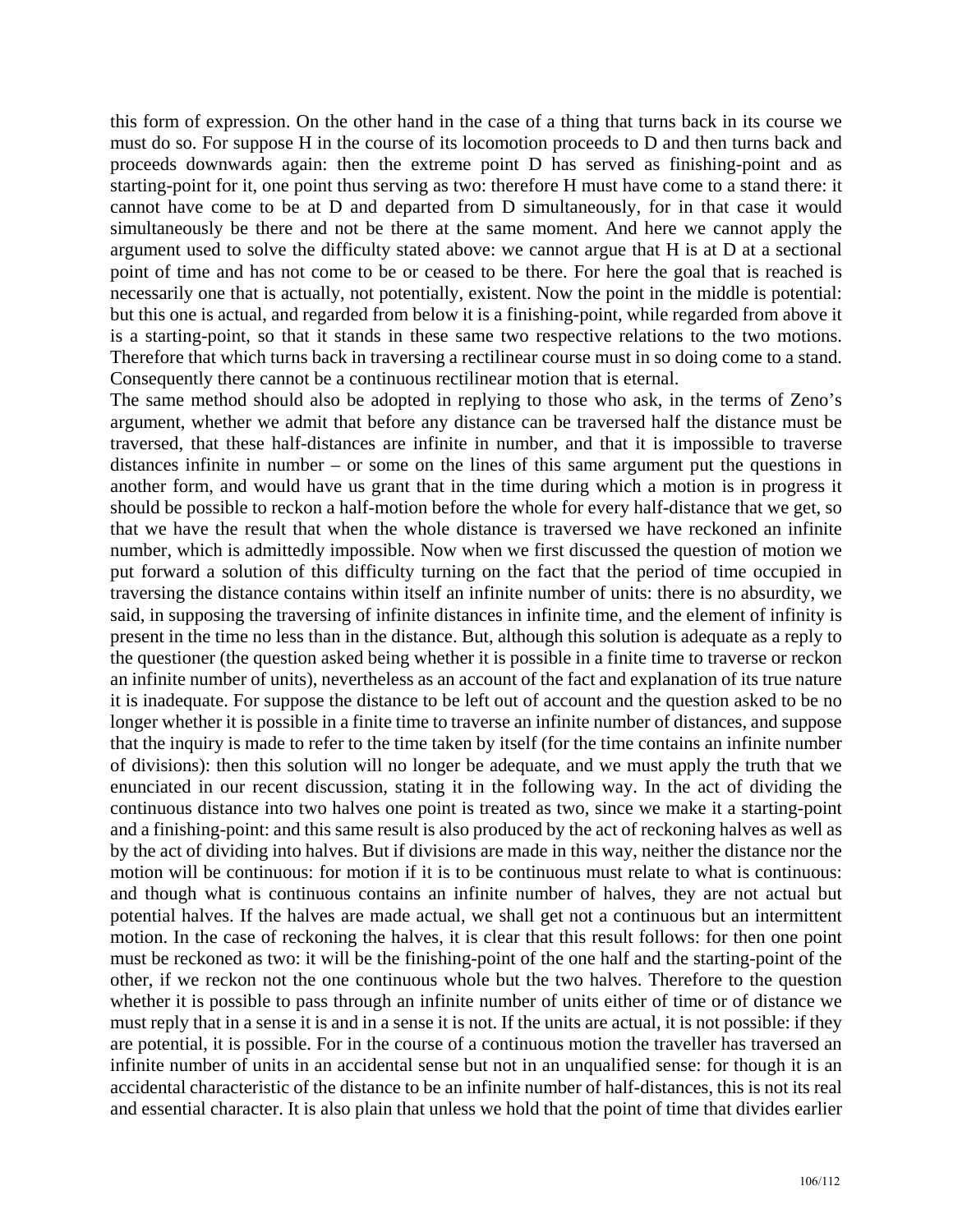this form of expression. On the other hand in the case of a thing that turns back in its course we must do so. For suppose H in the course of its locomotion proceeds to D and then turns back and proceeds downwards again: then the extreme point D has served as finishing-point and as starting-point for it, one point thus serving as two: therefore H must have come to a stand there: it cannot have come to be at D and departed from D simultaneously, for in that case it would simultaneously be there and not be there at the same moment. And here we cannot apply the argument used to solve the difficulty stated above: we cannot argue that H is at D at a sectional point of time and has not come to be or ceased to be there. For here the goal that is reached is necessarily one that is actually, not potentially, existent. Now the point in the middle is potential: but this one is actual, and regarded from below it is a finishing-point, while regarded from above it is a starting-point, so that it stands in these same two respective relations to the two motions. Therefore that which turns back in traversing a rectilinear course must in so doing come to a stand. Consequently there cannot be a continuous rectilinear motion that is eternal.

The same method should also be adopted in replying to those who ask, in the terms of Zeno's argument, whether we admit that before any distance can be traversed half the distance must be traversed, that these half-distances are infinite in number, and that it is impossible to traverse distances infinite in number – or some on the lines of this same argument put the questions in another form, and would have us grant that in the time during which a motion is in progress it should be possible to reckon a half-motion before the whole for every half-distance that we get, so that we have the result that when the whole distance is traversed we have reckoned an infinite number, which is admittedly impossible. Now when we first discussed the question of motion we put forward a solution of this difficulty turning on the fact that the period of time occupied in traversing the distance contains within itself an infinite number of units: there is no absurdity, we said, in supposing the traversing of infinite distances in infinite time, and the element of infinity is present in the time no less than in the distance. But, although this solution is adequate as a reply to the questioner (the question asked being whether it is possible in a finite time to traverse or reckon an infinite number of units), nevertheless as an account of the fact and explanation of its true nature it is inadequate. For suppose the distance to be left out of account and the question asked to be no longer whether it is possible in a finite time to traverse an infinite number of distances, and suppose that the inquiry is made to refer to the time taken by itself (for the time contains an infinite number of divisions): then this solution will no longer be adequate, and we must apply the truth that we enunciated in our recent discussion, stating it in the following way. In the act of dividing the continuous distance into two halves one point is treated as two, since we make it a starting-point and a finishing-point: and this same result is also produced by the act of reckoning halves as well as by the act of dividing into halves. But if divisions are made in this way, neither the distance nor the motion will be continuous: for motion if it is to be continuous must relate to what is continuous: and though what is continuous contains an infinite number of halves, they are not actual but potential halves. If the halves are made actual, we shall get not a continuous but an intermittent motion. In the case of reckoning the halves, it is clear that this result follows: for then one point must be reckoned as two: it will be the finishing-point of the one half and the starting-point of the other, if we reckon not the one continuous whole but the two halves. Therefore to the question whether it is possible to pass through an infinite number of units either of time or of distance we must reply that in a sense it is and in a sense it is not. If the units are actual, it is not possible: if they are potential, it is possible. For in the course of a continuous motion the traveller has traversed an infinite number of units in an accidental sense but not in an unqualified sense: for though it is an accidental characteristic of the distance to be an infinite number of half-distances, this is not its real and essential character. It is also plain that unless we hold that the point of time that divides earlier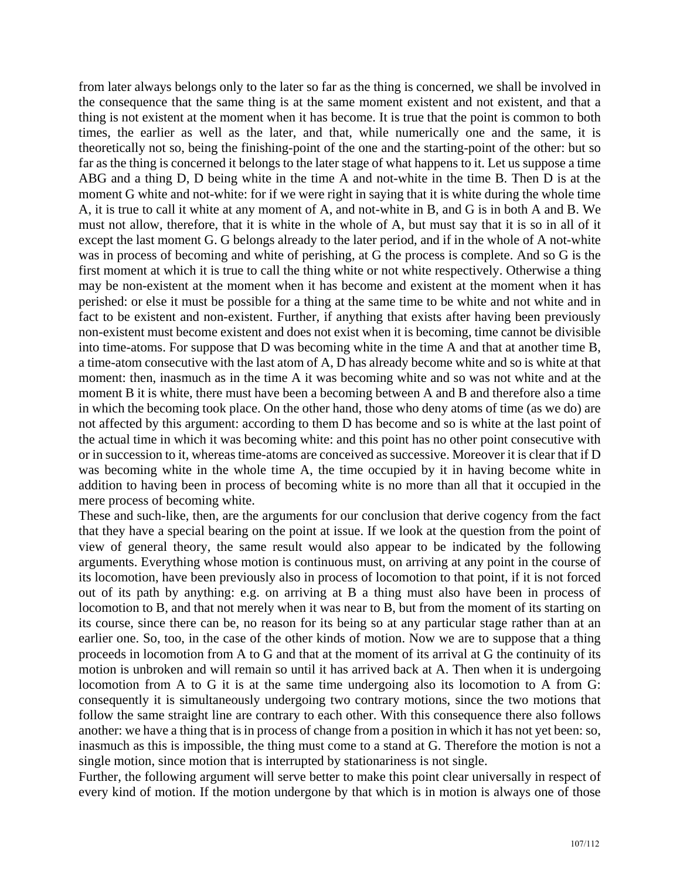from later always belongs only to the later so far as the thing is concerned, we shall be involved in the consequence that the same thing is at the same moment existent and not existent, and that a thing is not existent at the moment when it has become. It is true that the point is common to both times, the earlier as well as the later, and that, while numerically one and the same, it is theoretically not so, being the finishing-point of the one and the starting-point of the other: but so far as the thing is concerned it belongs to the later stage of what happens to it. Let us suppose a time ABG and a thing D, D being white in the time A and not-white in the time B. Then D is at the moment G white and not-white: for if we were right in saying that it is white during the whole time A, it is true to call it white at any moment of A, and not-white in B, and G is in both A and B. We must not allow, therefore, that it is white in the whole of A, but must say that it is so in all of it except the last moment G. G belongs already to the later period, and if in the whole of A not-white was in process of becoming and white of perishing, at G the process is complete. And so G is the first moment at which it is true to call the thing white or not white respectively. Otherwise a thing may be non-existent at the moment when it has become and existent at the moment when it has perished: or else it must be possible for a thing at the same time to be white and not white and in fact to be existent and non-existent. Further, if anything that exists after having been previously non-existent must become existent and does not exist when it is becoming, time cannot be divisible into time-atoms. For suppose that D was becoming white in the time A and that at another time B, a time-atom consecutive with the last atom of A, D has already become white and so is white at that moment: then, inasmuch as in the time A it was becoming white and so was not white and at the moment B it is white, there must have been a becoming between A and B and therefore also a time in which the becoming took place. On the other hand, those who deny atoms of time (as we do) are not affected by this argument: according to them D has become and so is white at the last point of the actual time in which it was becoming white: and this point has no other point consecutive with or in succession to it, whereas time-atoms are conceived as successive. Moreover it is clear that if D was becoming white in the whole time A, the time occupied by it in having become white in addition to having been in process of becoming white is no more than all that it occupied in the mere process of becoming white.

These and such-like, then, are the arguments for our conclusion that derive cogency from the fact that they have a special bearing on the point at issue. If we look at the question from the point of view of general theory, the same result would also appear to be indicated by the following arguments. Everything whose motion is continuous must, on arriving at any point in the course of its locomotion, have been previously also in process of locomotion to that point, if it is not forced out of its path by anything: e.g. on arriving at B a thing must also have been in process of locomotion to B, and that not merely when it was near to B, but from the moment of its starting on its course, since there can be, no reason for its being so at any particular stage rather than at an earlier one. So, too, in the case of the other kinds of motion. Now we are to suppose that a thing proceeds in locomotion from A to G and that at the moment of its arrival at G the continuity of its motion is unbroken and will remain so until it has arrived back at A. Then when it is undergoing locomotion from A to G it is at the same time undergoing also its locomotion to A from G: consequently it is simultaneously undergoing two contrary motions, since the two motions that follow the same straight line are contrary to each other. With this consequence there also follows another: we have a thing that is in process of change from a position in which it has not yet been: so, inasmuch as this is impossible, the thing must come to a stand at G. Therefore the motion is not a single motion, since motion that is interrupted by stationariness is not single.

Further, the following argument will serve better to make this point clear universally in respect of every kind of motion. If the motion undergone by that which is in motion is always one of those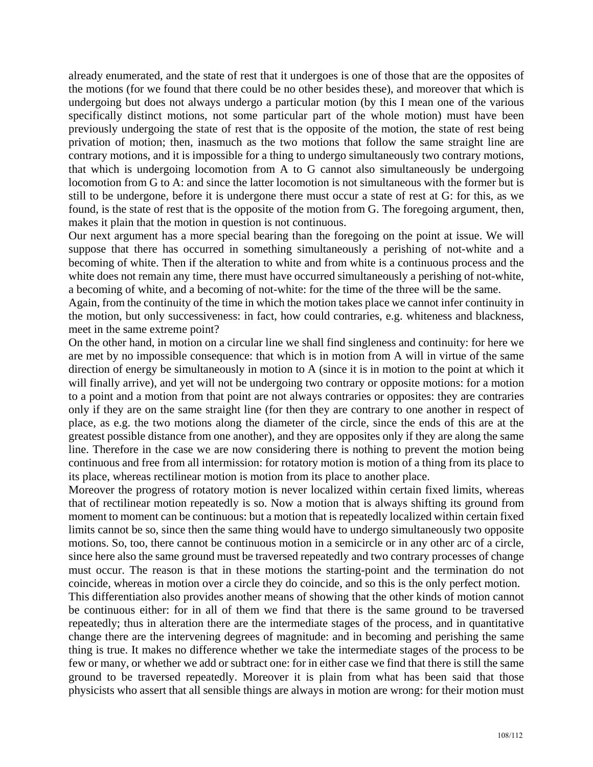already enumerated, and the state of rest that it undergoes is one of those that are the opposites of the motions (for we found that there could be no other besides these), and moreover that which is undergoing but does not always undergo a particular motion (by this I mean one of the various specifically distinct motions, not some particular part of the whole motion) must have been previously undergoing the state of rest that is the opposite of the motion, the state of rest being privation of motion; then, inasmuch as the two motions that follow the same straight line are contrary motions, and it is impossible for a thing to undergo simultaneously two contrary motions, that which is undergoing locomotion from A to G cannot also simultaneously be undergoing locomotion from G to A: and since the latter locomotion is not simultaneous with the former but is still to be undergone, before it is undergone there must occur a state of rest at G: for this, as we found, is the state of rest that is the opposite of the motion from G. The foregoing argument, then, makes it plain that the motion in question is not continuous.

Our next argument has a more special bearing than the foregoing on the point at issue. We will suppose that there has occurred in something simultaneously a perishing of not-white and a becoming of white. Then if the alteration to white and from white is a continuous process and the white does not remain any time, there must have occurred simultaneously a perishing of not-white, a becoming of white, and a becoming of not-white: for the time of the three will be the same.

Again, from the continuity of the time in which the motion takes place we cannot infer continuity in the motion, but only successiveness: in fact, how could contraries, e.g. whiteness and blackness, meet in the same extreme point?

On the other hand, in motion on a circular line we shall find singleness and continuity: for here we are met by no impossible consequence: that which is in motion from A will in virtue of the same direction of energy be simultaneously in motion to A (since it is in motion to the point at which it will finally arrive), and yet will not be undergoing two contrary or opposite motions: for a motion to a point and a motion from that point are not always contraries or opposites: they are contraries only if they are on the same straight line (for then they are contrary to one another in respect of place, as e.g. the two motions along the diameter of the circle, since the ends of this are at the greatest possible distance from one another), and they are opposites only if they are along the same line. Therefore in the case we are now considering there is nothing to prevent the motion being continuous and free from all intermission: for rotatory motion is motion of a thing from its place to its place, whereas rectilinear motion is motion from its place to another place.

Moreover the progress of rotatory motion is never localized within certain fixed limits, whereas that of rectilinear motion repeatedly is so. Now a motion that is always shifting its ground from moment to moment can be continuous: but a motion that is repeatedly localized within certain fixed limits cannot be so, since then the same thing would have to undergo simultaneously two opposite motions. So, too, there cannot be continuous motion in a semicircle or in any other arc of a circle, since here also the same ground must be traversed repeatedly and two contrary processes of change must occur. The reason is that in these motions the starting-point and the termination do not coincide, whereas in motion over a circle they do coincide, and so this is the only perfect motion.

This differentiation also provides another means of showing that the other kinds of motion cannot be continuous either: for in all of them we find that there is the same ground to be traversed repeatedly; thus in alteration there are the intermediate stages of the process, and in quantitative change there are the intervening degrees of magnitude: and in becoming and perishing the same thing is true. It makes no difference whether we take the intermediate stages of the process to be few or many, or whether we add or subtract one: for in either case we find that there is still the same ground to be traversed repeatedly. Moreover it is plain from what has been said that those physicists who assert that all sensible things are always in motion are wrong: for their motion must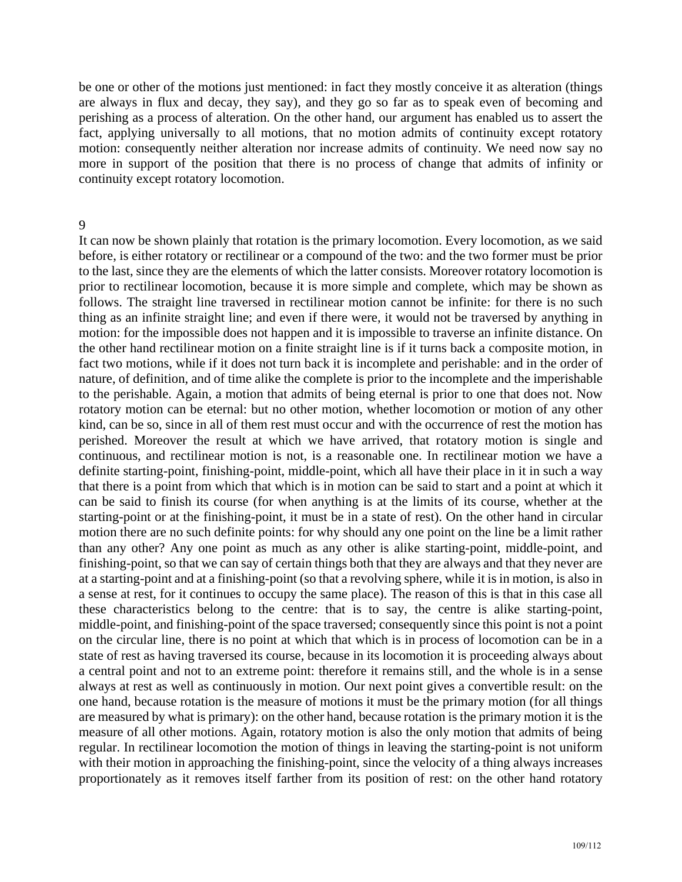be one or other of the motions just mentioned: in fact they mostly conceive it as alteration (things are always in flux and decay, they say), and they go so far as to speak even of becoming and perishing as a process of alteration. On the other hand, our argument has enabled us to assert the fact, applying universally to all motions, that no motion admits of continuity except rotatory motion: consequently neither alteration nor increase admits of continuity. We need now say no more in support of the position that there is no process of change that admits of infinity or continuity except rotatory locomotion.

## 9

It can now be shown plainly that rotation is the primary locomotion. Every locomotion, as we said before, is either rotatory or rectilinear or a compound of the two: and the two former must be prior to the last, since they are the elements of which the latter consists. Moreover rotatory locomotion is prior to rectilinear locomotion, because it is more simple and complete, which may be shown as follows. The straight line traversed in rectilinear motion cannot be infinite: for there is no such thing as an infinite straight line; and even if there were, it would not be traversed by anything in motion: for the impossible does not happen and it is impossible to traverse an infinite distance. On the other hand rectilinear motion on a finite straight line is if it turns back a composite motion, in fact two motions, while if it does not turn back it is incomplete and perishable: and in the order of nature, of definition, and of time alike the complete is prior to the incomplete and the imperishable to the perishable. Again, a motion that admits of being eternal is prior to one that does not. Now rotatory motion can be eternal: but no other motion, whether locomotion or motion of any other kind, can be so, since in all of them rest must occur and with the occurrence of rest the motion has perished. Moreover the result at which we have arrived, that rotatory motion is single and continuous, and rectilinear motion is not, is a reasonable one. In rectilinear motion we have a definite starting-point, finishing-point, middle-point, which all have their place in it in such a way that there is a point from which that which is in motion can be said to start and a point at which it can be said to finish its course (for when anything is at the limits of its course, whether at the starting-point or at the finishing-point, it must be in a state of rest). On the other hand in circular motion there are no such definite points: for why should any one point on the line be a limit rather than any other? Any one point as much as any other is alike starting-point, middle-point, and finishing-point, so that we can say of certain things both that they are always and that they never are at a starting-point and at a finishing-point (so that a revolving sphere, while it is in motion, is also in a sense at rest, for it continues to occupy the same place). The reason of this is that in this case all these characteristics belong to the centre: that is to say, the centre is alike starting-point, middle-point, and finishing-point of the space traversed; consequently since this point is not a point on the circular line, there is no point at which that which is in process of locomotion can be in a state of rest as having traversed its course, because in its locomotion it is proceeding always about a central point and not to an extreme point: therefore it remains still, and the whole is in a sense always at rest as well as continuously in motion. Our next point gives a convertible result: on the one hand, because rotation is the measure of motions it must be the primary motion (for all things are measured by what is primary): on the other hand, because rotation is the primary motion it is the measure of all other motions. Again, rotatory motion is also the only motion that admits of being regular. In rectilinear locomotion the motion of things in leaving the starting-point is not uniform with their motion in approaching the finishing-point, since the velocity of a thing always increases proportionately as it removes itself farther from its position of rest: on the other hand rotatory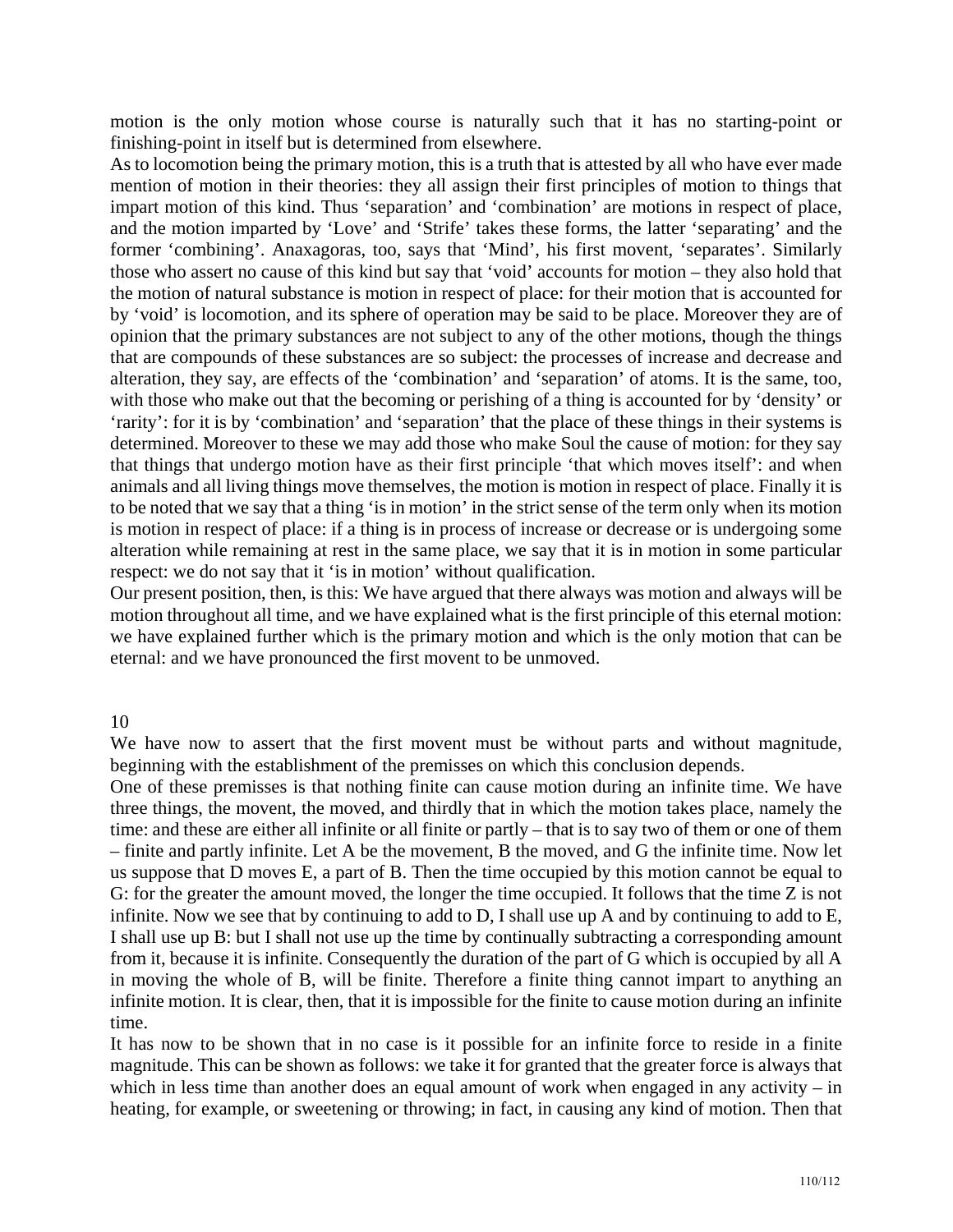motion is the only motion whose course is naturally such that it has no starting-point or finishing-point in itself but is determined from elsewhere.

As to locomotion being the primary motion, this is a truth that is attested by all who have ever made mention of motion in their theories: they all assign their first principles of motion to things that impart motion of this kind. Thus 'separation' and 'combination' are motions in respect of place, and the motion imparted by 'Love' and 'Strife' takes these forms, the latter 'separating' and the former 'combining'. Anaxagoras, too, says that 'Mind', his first movent, 'separates'. Similarly those who assert no cause of this kind but say that 'void' accounts for motion – they also hold that the motion of natural substance is motion in respect of place: for their motion that is accounted for by 'void' is locomotion, and its sphere of operation may be said to be place. Moreover they are of opinion that the primary substances are not subject to any of the other motions, though the things that are compounds of these substances are so subject: the processes of increase and decrease and alteration, they say, are effects of the 'combination' and 'separation' of atoms. It is the same, too, with those who make out that the becoming or perishing of a thing is accounted for by 'density' or 'rarity': for it is by 'combination' and 'separation' that the place of these things in their systems is determined. Moreover to these we may add those who make Soul the cause of motion: for they say that things that undergo motion have as their first principle 'that which moves itself': and when animals and all living things move themselves, the motion is motion in respect of place. Finally it is to be noted that we say that a thing 'is in motion' in the strict sense of the term only when its motion is motion in respect of place: if a thing is in process of increase or decrease or is undergoing some alteration while remaining at rest in the same place, we say that it is in motion in some particular respect: we do not say that it 'is in motion' without qualification.

Our present position, then, is this: We have argued that there always was motion and always will be motion throughout all time, and we have explained what is the first principle of this eternal motion: we have explained further which is the primary motion and which is the only motion that can be eternal: and we have pronounced the first movent to be unmoved.

## 10

We have now to assert that the first movent must be without parts and without magnitude, beginning with the establishment of the premisses on which this conclusion depends.

One of these premisses is that nothing finite can cause motion during an infinite time. We have three things, the movent, the moved, and thirdly that in which the motion takes place, namely the time: and these are either all infinite or all finite or partly – that is to say two of them or one of them – finite and partly infinite. Let A be the movement, B the moved, and G the infinite time. Now let us suppose that D moves E, a part of B. Then the time occupied by this motion cannot be equal to G: for the greater the amount moved, the longer the time occupied. It follows that the time Z is not infinite. Now we see that by continuing to add to D, I shall use up A and by continuing to add to E, I shall use up B: but I shall not use up the time by continually subtracting a corresponding amount from it, because it is infinite. Consequently the duration of the part of G which is occupied by all A in moving the whole of B, will be finite. Therefore a finite thing cannot impart to anything an infinite motion. It is clear, then, that it is impossible for the finite to cause motion during an infinite time.

It has now to be shown that in no case is it possible for an infinite force to reside in a finite magnitude. This can be shown as follows: we take it for granted that the greater force is always that which in less time than another does an equal amount of work when engaged in any activity – in heating, for example, or sweetening or throwing; in fact, in causing any kind of motion. Then that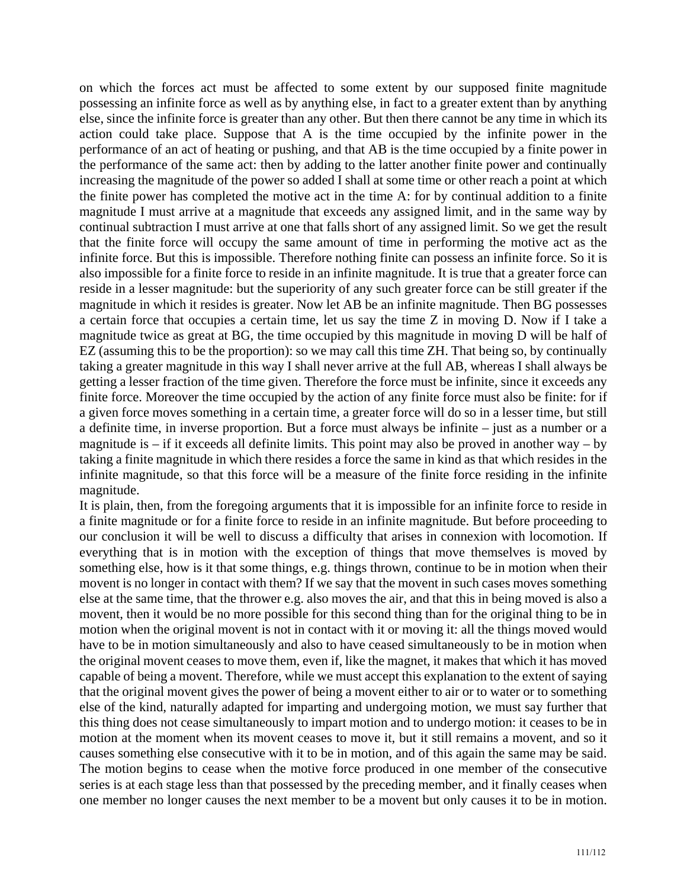on which the forces act must be affected to some extent by our supposed finite magnitude possessing an infinite force as well as by anything else, in fact to a greater extent than by anything else, since the infinite force is greater than any other. But then there cannot be any time in which its action could take place. Suppose that A is the time occupied by the infinite power in the performance of an act of heating or pushing, and that AB is the time occupied by a finite power in the performance of the same act: then by adding to the latter another finite power and continually increasing the magnitude of the power so added I shall at some time or other reach a point at which the finite power has completed the motive act in the time A: for by continual addition to a finite magnitude I must arrive at a magnitude that exceeds any assigned limit, and in the same way by continual subtraction I must arrive at one that falls short of any assigned limit. So we get the result that the finite force will occupy the same amount of time in performing the motive act as the infinite force. But this is impossible. Therefore nothing finite can possess an infinite force. So it is also impossible for a finite force to reside in an infinite magnitude. It is true that a greater force can reside in a lesser magnitude: but the superiority of any such greater force can be still greater if the magnitude in which it resides is greater. Now let AB be an infinite magnitude. Then BG possesses a certain force that occupies a certain time, let us say the time Z in moving D. Now if I take a magnitude twice as great at BG, the time occupied by this magnitude in moving D will be half of EZ (assuming this to be the proportion): so we may call this time ZH. That being so, by continually taking a greater magnitude in this way I shall never arrive at the full AB, whereas I shall always be getting a lesser fraction of the time given. Therefore the force must be infinite, since it exceeds any finite force. Moreover the time occupied by the action of any finite force must also be finite: for if a given force moves something in a certain time, a greater force will do so in a lesser time, but still a definite time, in inverse proportion. But a force must always be infinite – just as a number or a magnitude is – if it exceeds all definite limits. This point may also be proved in another way – by taking a finite magnitude in which there resides a force the same in kind as that which resides in the infinite magnitude, so that this force will be a measure of the finite force residing in the infinite magnitude.

It is plain, then, from the foregoing arguments that it is impossible for an infinite force to reside in a finite magnitude or for a finite force to reside in an infinite magnitude. But before proceeding to our conclusion it will be well to discuss a difficulty that arises in connexion with locomotion. If everything that is in motion with the exception of things that move themselves is moved by something else, how is it that some things, e.g. things thrown, continue to be in motion when their movent is no longer in contact with them? If we say that the movent in such cases moves something else at the same time, that the thrower e.g. also moves the air, and that this in being moved is also a movent, then it would be no more possible for this second thing than for the original thing to be in motion when the original movent is not in contact with it or moving it: all the things moved would have to be in motion simultaneously and also to have ceased simultaneously to be in motion when the original movent ceases to move them, even if, like the magnet, it makes that which it has moved capable of being a movent. Therefore, while we must accept this explanation to the extent of saying that the original movent gives the power of being a movent either to air or to water or to something else of the kind, naturally adapted for imparting and undergoing motion, we must say further that this thing does not cease simultaneously to impart motion and to undergo motion: it ceases to be in motion at the moment when its movent ceases to move it, but it still remains a movent, and so it causes something else consecutive with it to be in motion, and of this again the same may be said. The motion begins to cease when the motive force produced in one member of the consecutive series is at each stage less than that possessed by the preceding member, and it finally ceases when one member no longer causes the next member to be a movent but only causes it to be in motion.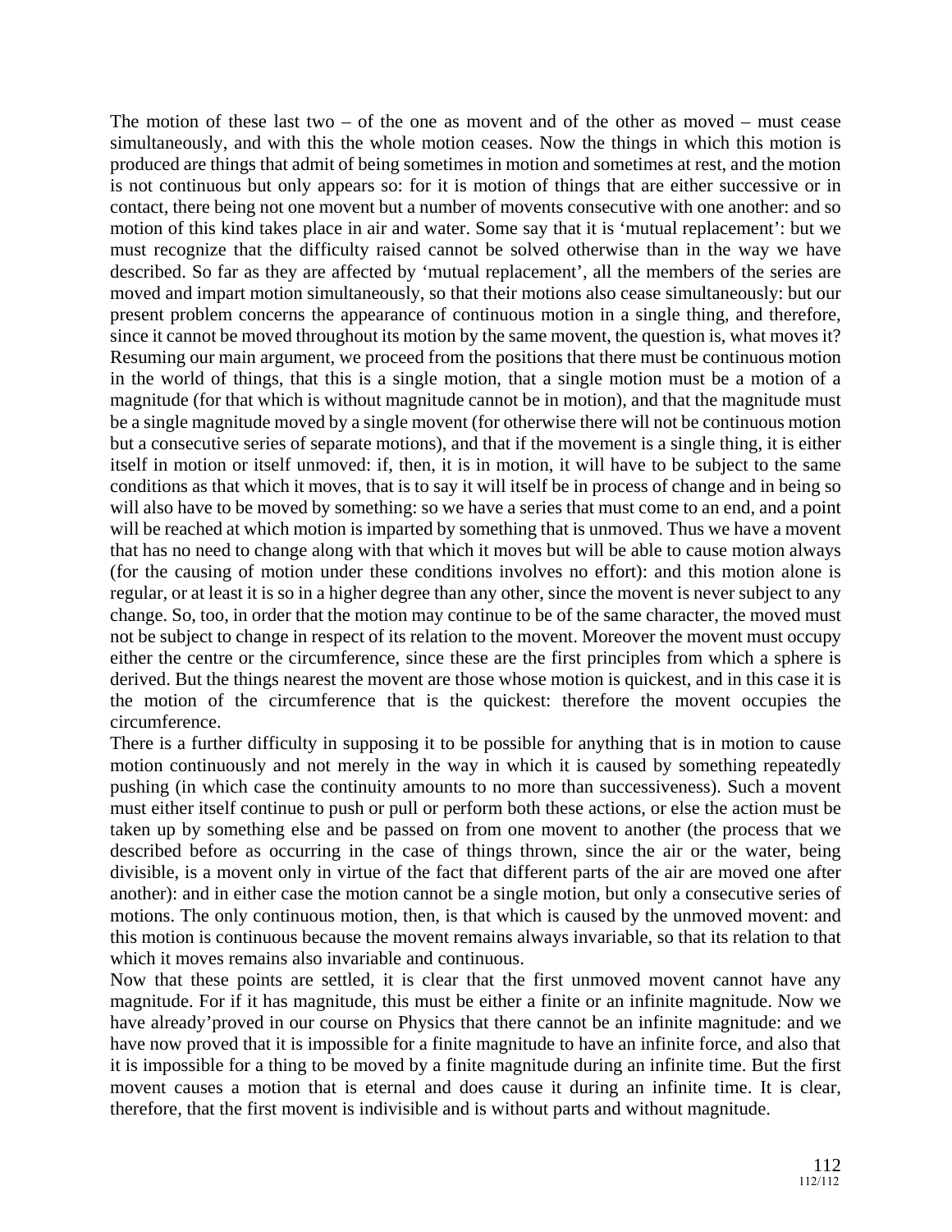The motion of these last two – of the one as movent and of the other as moved – must cease simultaneously, and with this the whole motion ceases. Now the things in which this motion is produced are things that admit of being sometimes in motion and sometimes at rest, and the motion is not continuous but only appears so: for it is motion of things that are either successive or in contact, there being not one movent but a number of movents consecutive with one another: and so motion of this kind takes place in air and water. Some say that it is 'mutual replacement': but we must recognize that the difficulty raised cannot be solved otherwise than in the way we have described. So far as they are affected by 'mutual replacement', all the members of the series are moved and impart motion simultaneously, so that their motions also cease simultaneously: but our present problem concerns the appearance of continuous motion in a single thing, and therefore, since it cannot be moved throughout its motion by the same movent, the question is, what moves it?

Resuming our main argument, we proceed from the positions that there must be continuous motion in the world of things, that this is a single motion, that a single motion must be a motion of a magnitude (for that which is without magnitude cannot be in motion), and that the magnitude must be a single magnitude moved by a single movent (for otherwise there will not be continuous motion but a consecutive series of separate motions), and that if the movement is a single thing, it is either itself in motion or itself unmoved: if, then, it is in motion, it will have to be subject to the same conditions as that which it moves, that is to say it will itself be in process of change and in being so will also have to be moved by something: so we have a series that must come to an end, and a point will be reached at which motion is imparted by something that is unmoved. Thus we have a movent that has no need to change along with that which it moves but will be able to cause motion always (for the causing of motion under these conditions involves no effort): and this motion alone is regular, or at least it is so in a higher degree than any other, since the movent is never subject to any change. So, too, in order that the motion may continue to be of the same character, the moved must not be subject to change in respect of its relation to the movent. Moreover the movent must occupy either the centre or the circumference, since these are the first principles from which a sphere is derived. But the things nearest the movent are those whose motion is quickest, and in this case it is the motion of the circumference that is the quickest: therefore the movent occupies the circumference.

There is a further difficulty in supposing it to be possible for anything that is in motion to cause motion continuously and not merely in the way in which it is caused by something repeatedly pushing (in which case the continuity amounts to no more than successiveness). Such a movent must either itself continue to push or pull or perform both these actions, or else the action must be taken up by something else and be passed on from one movent to another (the process that we described before as occurring in the case of things thrown, since the air or the water, being divisible, is a movent only in virtue of the fact that different parts of the air are moved one after another): and in either case the motion cannot be a single motion, but only a consecutive series of motions. The only continuous motion, then, is that which is caused by the unmoved movent: and this motion is continuous because the movent remains always invariable, so that its relation to that which it moves remains also invariable and continuous.

Now that these points are settled, it is clear that the first unmoved movent cannot have any magnitude. For if it has magnitude, this must be either a finite or an infinite magnitude. Now we have already'proved in our course on Physics that there cannot be an infinite magnitude: and we have now proved that it is impossible for a finite magnitude to have an infinite force, and also that it is impossible for a thing to be moved by a finite magnitude during an infinite time. But the first movent causes a motion that is eternal and does cause it during an infinite time. It is clear, therefore, that the first movent is indivisible and is without parts and without magnitude.